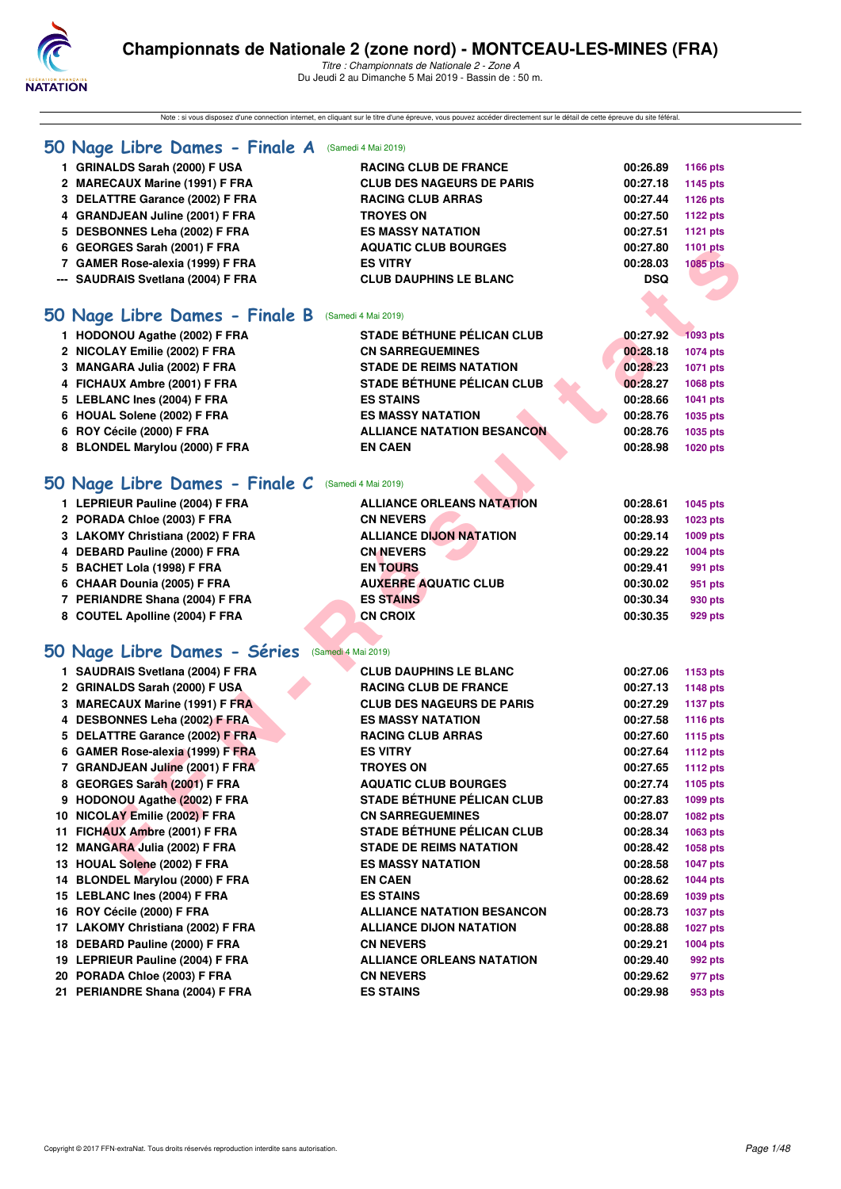# Championnats de Nationale 2 (zone nord) - MONTCEAU-LES-MINES (FRA)

*Titre : Championnats de Nationale 2 - Zone A*
Du Jeudi 2 au Dimanche 5 Mai 2019 - Bassin de : 50 m.

Note : si vous disposez d'une connexion internet, en cliquant sur le titre d'une épreuve, vous pouvez accéder directement sur le détail de cette épreuve du site féféral.

## 50 Nage Libre Dames - Finale A (Samedi 4 Mai 2019)

| | | | | |
|---|---|---|---|---|
| 1 | GRINALDS Sarah (2000) F USA | RACING CLUB DE FRANCE | 00:26.89 | 1166 pts |
| 2 | MARECAUX Marine (1991) F FRA | CLUB DES NAGEURS DE PARIS | 00:27.18 | 1145 pts |
| 3 | DELATTRE Garance (2002) F FRA | RACING CLUB ARRAS | 00:27.44 | 1126 pts |
| 4 | GRANDJEAN Juline (2001) F FRA | TROYES ON | 00:27.50 | 1122 pts |
| 5 | DESBONNES Leha (2002) F FRA | ES MASSY NATATION | 00:27.51 | 1121 pts |
| 6 | GEORGES Sarah (2001) F FRA | AQUATIC CLUB BOURGES | 00:27.80 | 1101 pts |
| 7 | GAMER Rose-alexia (1999) F FRA | ES VITRY | 00:28.03 | 1085 pts |
| --- | SAUDRAIS Svetlana (2004) F FRA | CLUB DAUPHINS LE BLANC | DSQ | |

## 50 Nage Libre Dames - Finale B (Samedi 4 Mai 2019)

| | | | | |
|---|---|---|---|---|
| 1 | HODONOU Agathe (2002) F FRA | STADE BÉTHUNE PÉLICAN CLUB | 00:27.92 | 1093 pts |
| 2 | NICOLAY Emilie (2002) F FRA | CN SARREGUEMINES | 00:28.18 | 1074 pts |
| 3 | MANGARA Julia (2002) F FRA | STADE DE REIMS NATATION | 00:28.23 | 1071 pts |
| 4 | FICHAUX Ambre (2001) F FRA | STADE BÉTHUNE PÉLICAN CLUB | 00:28.27 | 1068 pts |
| 5 | LEBLANC Ines (2004) F FRA | ES STAINS | 00:28.66 | 1041 pts |
| 6 | HOUAL Solene (2002) F FRA | ES MASSY NATATION | 00:28.76 | 1035 pts |
| 6 | ROY Cécile (2000) F FRA | ALLIANCE NATATION BESANCON | 00:28.76 | 1035 pts |
| 8 | BLONDEL Marylou (2000) F FRA | EN CAEN | 00:28.98 | 1020 pts |

## 50 Nage Libre Dames - Finale C (Samedi 4 Mai 2019)

| | | | | |
|---|---|---|---|---|
| 1 | LEPRIEUR Pauline (2004) F FRA | ALLIANCE ORLEANS NATATION | 00:28.61 | 1045 pts |
| 2 | PORADA Chloe (2003) F FRA | CN NEVERS | 00:28.93 | 1023 pts |
| 3 | LAKOMY Christiana (2002) F FRA | ALLIANCE DIJON NATATION | 00:29.14 | 1009 pts |
| 4 | DEBARD Pauline (2000) F FRA | CN NEVERS | 00:29.22 | 1004 pts |
| 5 | BACHET Lola (1998) F FRA | EN TOURS | 00:29.41 | 991 pts |
| 6 | CHAAR Dounia (2005) F FRA | AUXERRE AQUATIC CLUB | 00:30.02 | 951 pts |
| 7 | PERIANDRE Shana (2004) F FRA | ES STAINS | 00:30.34 | 930 pts |
| 8 | COUTEL Apolline (2004) F FRA | CN CROIX | 00:30.35 | 929 pts |

## 50 Nage Libre Dames - Séries (Samedi 4 Mai 2019)

| | | | | |
|---|---|---|---|---|
| 1 | SAUDRAIS Svetlana (2004) F FRA | CLUB DAUPHINS LE BLANC | 00:27.06 | 1153 pts |
| 2 | GRINALDS Sarah (2000) F USA | RACING CLUB DE FRANCE | 00:27.13 | 1148 pts |
| 3 | MARECAUX Marine (1991) F FRA | CLUB DES NAGEURS DE PARIS | 00:27.29 | 1137 pts |
| 4 | DESBONNES Leha (2002) F FRA | ES MASSY NATATION | 00:27.58 | 1116 pts |
| 5 | DELATTRE Garance (2002) F FRA | RACING CLUB ARRAS | 00:27.60 | 1115 pts |
| 6 | GAMER Rose-alexia (1999) F FRA | ES VITRY | 00:27.64 | 1112 pts |
| 7 | GRANDJEAN Juline (2001) F FRA | TROYES ON | 00:27.65 | 1112 pts |
| 8 | GEORGES Sarah (2001) F FRA | AQUATIC CLUB BOURGES | 00:27.74 | 1105 pts |
| 9 | HODONOU Agathe (2002) F FRA | STADE BÉTHUNE PÉLICAN CLUB | 00:27.83 | 1099 pts |
| 10 | NICOLAY Emilie (2002) F FRA | CN SARREGUEMINES | 00:28.07 | 1082 pts |
| 11 | FICHAUX Ambre (2001) F FRA | STADE BÉTHUNE PÉLICAN CLUB | 00:28.34 | 1063 pts |
| 12 | MANGARA Julia (2002) F FRA | STADE DE REIMS NATATION | 00:28.42 | 1058 pts |
| 13 | HOUAL Solene (2002) F FRA | ES MASSY NATATION | 00:28.58 | 1047 pts |
| 14 | BLONDEL Marylou (2000) F FRA | EN CAEN | 00:28.62 | 1044 pts |
| 15 | LEBLANC Ines (2004) F FRA | ES STAINS | 00:28.69 | 1039 pts |
| 16 | ROY Cécile (2000) F FRA | ALLIANCE NATATION BESANCON | 00:28.73 | 1037 pts |
| 17 | LAKOMY Christiana (2002) F FRA | ALLIANCE DIJON NATATION | 00:28.88 | 1027 pts |
| 18 | DEBARD Pauline (2000) F FRA | CN NEVERS | 00:29.21 | 1004 pts |
| 19 | LEPRIEUR Pauline (2004) F FRA | ALLIANCE ORLEANS NATATION | 00:29.40 | 992 pts |
| 20 | PORADA Chloe (2003) F FRA | CN NEVERS | 00:29.62 | 977 pts |
| 21 | PERIANDRE Shana (2004) F FRA | ES STAINS | 00:29.98 | 953 pts |

Copyright © 2017 FFN-extraNat. Tous droits réservés reproduction interdite sans autorisation.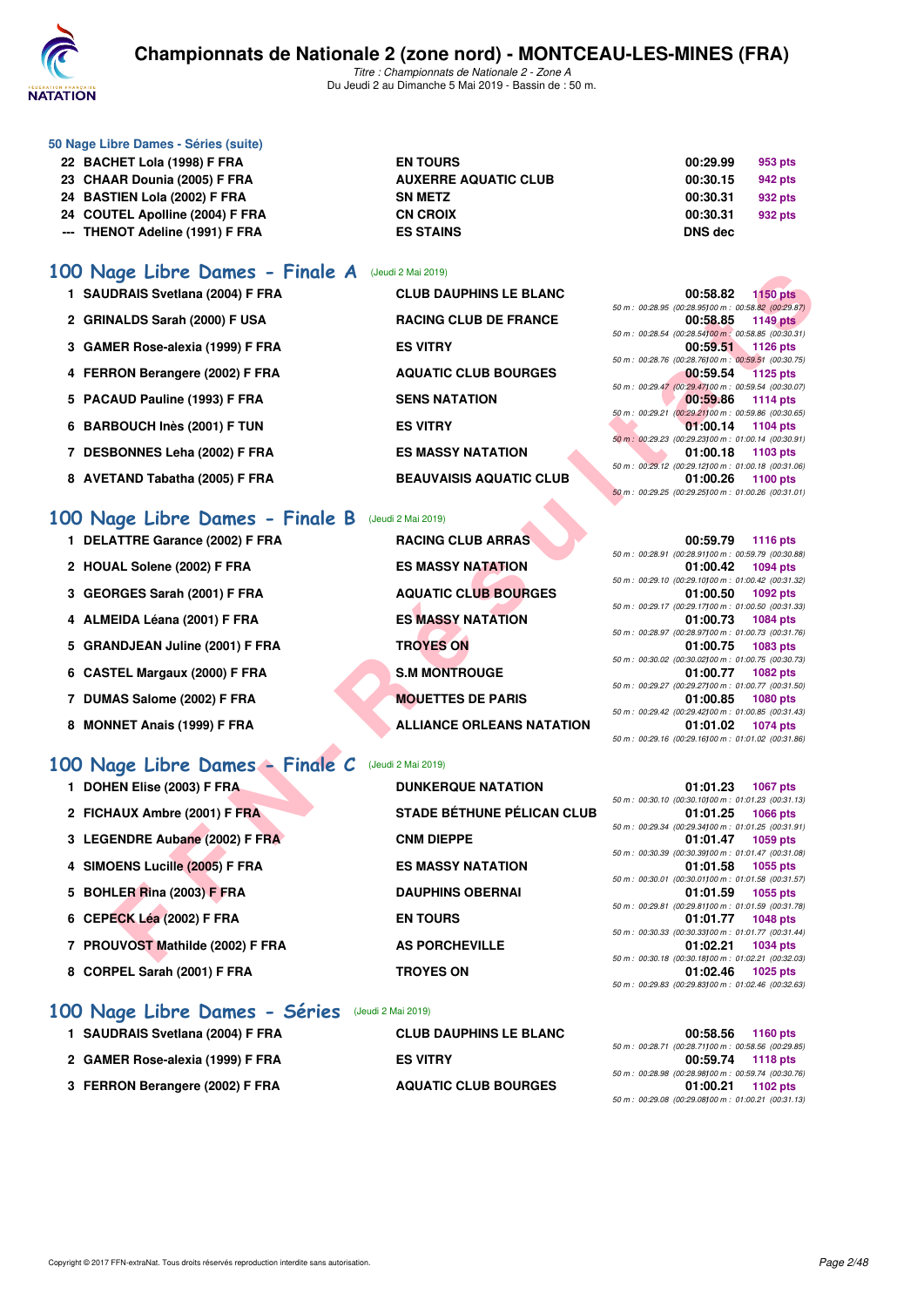### 50 Nage Libre Dames - Séries (suite)

| | | | | |
|---|---|---|---|---|
| 22 | BACHET Lola (1998) F FRA | EN TOURS | 00:29.99 | 953 pts |
| 23 | CHAAR Dounia (2005) F FRA | AUXERRE AQUATIC CLUB | 00:30.15 | 942 pts |
| 24 | BASTIEN Lola (2002) F FRA | SN METZ | 00:30.31 | 932 pts |
| 24 | COUTEL Apolline (2004) F FRA | CN CROIX | 00:30.31 | 932 pts |
| --- | THENOT Adeline (1991) F FRA | ES STAINS | DNS dec | |

## 100 Nage Libre Dames - Finale A (Jeudi 2 Mai 2019)

| | | | | | |
|---|---|---|---|---|---|
| 1 | SAUDRAIS Svetlana (2004) F FRA | CLUB DAUPHINS LE BLANC | 00:58.82 | 1150 pts | 50 m : 00:28.95 (00:28.95) 100 m : 00:58.82 (00:29.87) |
| 2 | GRINALDS Sarah (2000) F USA | RACING CLUB DE FRANCE | 00:58.85 | 1149 pts | 50 m : 00:28.54 (00:28.54) 100 m : 00:58.85 (00:30.31) |
| 3 | GAMER Rose-alexia (1999) F FRA | ES VITRY | 00:59.51 | 1126 pts | 50 m : 00:28.76 (00:28.76) 100 m : 00:59.51 (00:30.75) |
| 4 | FERRON Berangere (2002) F FRA | AQUATIC CLUB BOURGES | 00:59.54 | 1125 pts | 50 m : 00:29.47 (00:29.47) 100 m : 00:59.54 (00:30.07) |
| 5 | PACAUD Pauline (1993) F FRA | SENS NATATION | 00:59.86 | 1114 pts | 50 m : 00:29.21 (00:29.21) 100 m : 00:59.86 (00:30.65) |
| 6 | BARBOUCH Inès (2001) F TUN | ES VITRY | 01:00.14 | 1104 pts | 50 m : 00:29.23 (00:29.23) 100 m : 01:00.14 (00:30.91) |
| 7 | DESBONNES Leha (2002) F FRA | ES MASSY NATATION | 01:00.18 | 1103 pts | 50 m : 00:29.12 (00:29.12) 100 m : 01:00.18 (00:31.06) |
| 8 | AVETAND Tabatha (2005) F FRA | BEAUVAISIS AQUATIC CLUB | 01:00.26 | 1100 pts | 50 m : 00:29.25 (00:29.25) 100 m : 01:00.26 (00:31.01) |

## 100 Nage Libre Dames - Finale B (Jeudi 2 Mai 2019)

| | | | | | |
|---|---|---|---|---|---|
| 1 | DELATTRE Garance (2002) F FRA | RACING CLUB ARRAS | 00:59.79 | 1116 pts | 50 m : 00:28.91 (00:28.91) 100 m : 00:59.79 (00:30.88) |
| 2 | HOUAL Solene (2002) F FRA | ES MASSY NATATION | 01:00.42 | 1094 pts | 50 m : 00:29.10 (00:29.10) 100 m : 01:00.42 (00:31.32) |
| 3 | GEORGES Sarah (2001) F FRA | AQUATIC CLUB BOURGES | 01:00.50 | 1092 pts | 50 m : 00:29.17 (00:29.17) 100 m : 01:00.50 (00:31.33) |
| 4 | ALMEIDA Léana (2001) F FRA | ES MASSY NATATION | 01:00.73 | 1084 pts | 50 m : 00:28.97 (00:28.97) 100 m : 01:00.73 (00:31.76) |
| 5 | GRANDJEAN Juline (2001) F FRA | TROYES ON | 01:00.75 | 1083 pts | 50 m : 00:30.02 (00:30.02) 100 m : 01:00.75 (00:30.73) |
| 6 | CASTEL Margaux (2000) F FRA | S.M MONTROUGE | 01:00.77 | 1082 pts | 50 m : 00:29.27 (00:29.27) 100 m : 01:00.77 (00:31.50) |
| 7 | DUMAS Salome (2002) F FRA | MOUETTES DE PARIS | 01:00.85 | 1080 pts | 50 m : 00:29.42 (00:29.42) 100 m : 01:00.85 (00:31.43) |
| 8 | MONNET Anais (1999) F FRA | ALLIANCE ORLEANS NATATION | 01:01.02 | 1074 pts | 50 m : 00:29.16 (00:29.16) 100 m : 01:01.02 (00:31.86) |

## 100 Nage Libre Dames - Finale C (Jeudi 2 Mai 2019)

| | | | | | |
|---|---|---|---|---|---|
| 1 | DOHEN Elise (2003) F FRA | DUNKERQUE NATATION | 01:01.23 | 1067 pts | 50 m : 00:30.10 (00:30.10) 100 m : 01:01.23 (00:31.13) |
| 2 | FICHAUX Ambre (2001) F FRA | STADE BÉTHUNE PÉLICAN CLUB | 01:01.25 | 1066 pts | 50 m : 00:29.34 (00:29.34) 100 m : 01:01.25 (00:31.91) |
| 3 | LEGENDRE Aubane (2002) F FRA | CNM DIEPPE | 01:01.47 | 1059 pts | 50 m : 00:30.39 (00:30.39) 100 m : 01:01.47 (00:31.08) |
| 4 | SIMOENS Lucille (2005) F FRA | ES MASSY NATATION | 01:01.58 | 1055 pts | 50 m : 00:30.01 (00:30.01) 100 m : 01:01.58 (00:31.57) |
| 5 | BOHLER Rina (2003) F FRA | DAUPHINS OBERNAI | 01:01.59 | 1055 pts | 50 m : 00:29.81 (00:29.81) 100 m : 01:01.59 (00:31.78) |
| 6 | CEPECK Léa (2002) F FRA | EN TOURS | 01:01.77 | 1048 pts | 50 m : 00:30.33 (00:30.33) 100 m : 01:01.77 (00:31.44) |
| 7 | PROUVOST Mathilde (2002) F FRA | AS PORCHEVILLE | 01:02.21 | 1034 pts | 50 m : 00:30.18 (00:30.18) 100 m : 01:02.21 (00:32.03) |
| 8 | CORPEL Sarah (2001) F FRA | TROYES ON | 01:02.46 | 1025 pts | 50 m : 00:29.83 (00:29.83) 100 m : 01:02.46 (00:32.63) |

## 100 Nage Libre Dames - Séries (Jeudi 2 Mai 2019)

| | | | | | |
|---|---|---|---|---|---|
| 1 | SAUDRAIS Svetlana (2004) F FRA | CLUB DAUPHINS LE BLANC | 00:58.56 | 1160 pts | 50 m : 00:28.71 (00:28.71) 100 m : 00:58.56 (00:29.85) |
| 2 | GAMER Rose-alexia (1999) F FRA | ES VITRY | 00:59.74 | 1118 pts | 50 m : 00:28.98 (00:28.98) 100 m : 00:59.74 (00:30.76) |
| 3 | FERRON Berangere (2002) F FRA | AQUATIC CLUB BOURGES | 01:00.21 | 1102 pts | 50 m : 00:29.08 (00:29.08) 100 m : 01:00.21 (00:31.13) |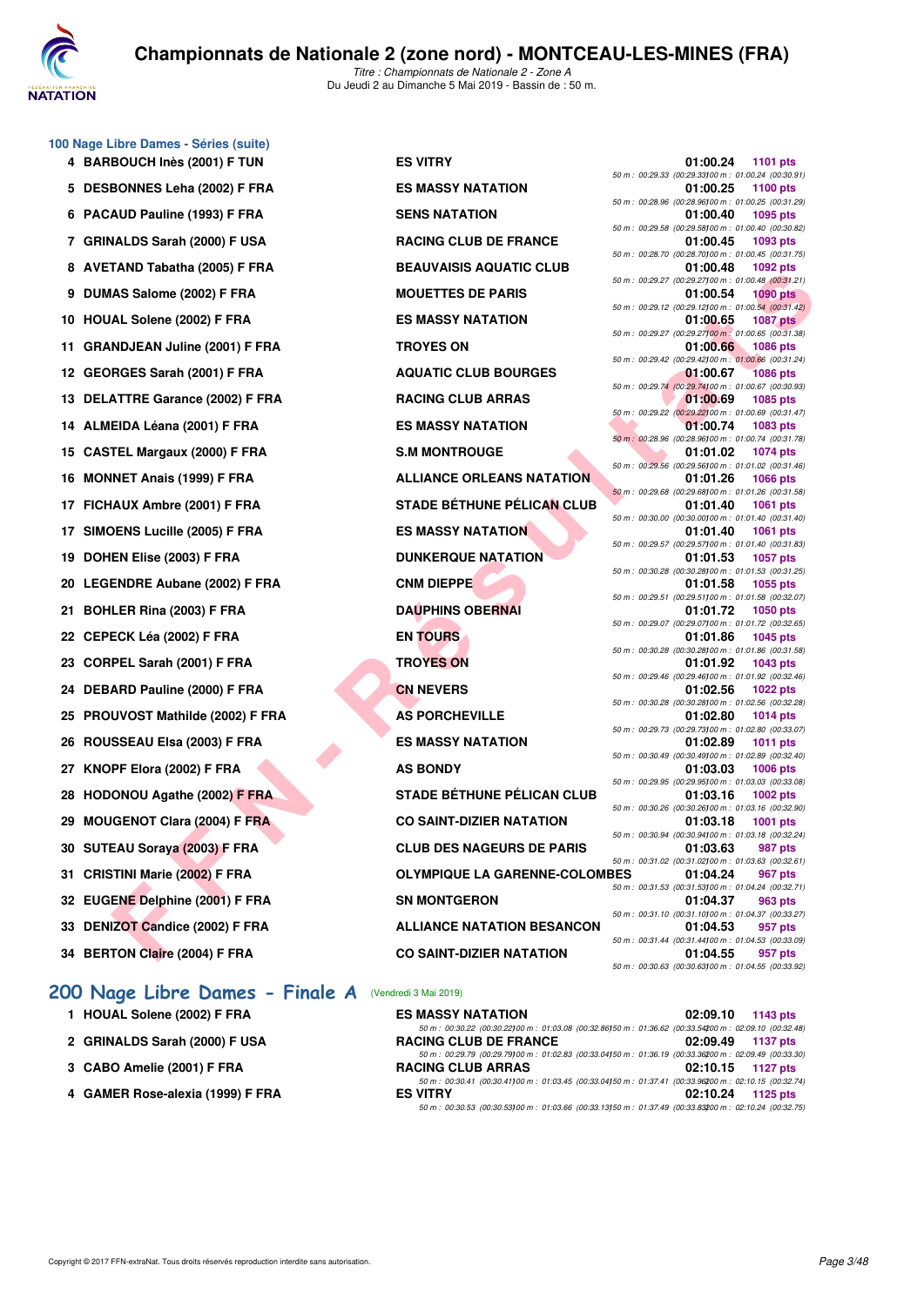## 100 Nage Libre Dames - Séries (suite)

| Rang | Nom | Club | Temps | Points | Splits |
|---|---|---|---|---|---|
| 4 | BARBOUCH Inès (2001) F TUN | ES VITRY | 01:00.24 | 1101 pts | 50 m : 00:29.33 (00:29.33) 100 m : 01:00.24 (00:30.91) |
| 5 | DESBONNES Leha (2002) F FRA | ES MASSY NATATION | 01:00.25 | 1100 pts | 50 m : 00:28.96 (00:28.96) 100 m : 01:00.25 (00:31.29) |
| 6 | PACAUD Pauline (1993) F FRA | SENS NATATION | 01:00.40 | 1095 pts | 50 m : 00:29.58 (00:29.58) 100 m : 01:00.40 (00:30.82) |
| 7 | GRINALDS Sarah (2000) F USA | RACING CLUB DE FRANCE | 01:00.45 | 1093 pts | 50 m : 00:28.70 (00:28.70) 100 m : 01:00.45 (00:31.75) |
| 8 | AVETAND Tabatha (2005) F FRA | BEAUVAISIS AQUATIC CLUB | 01:00.48 | 1092 pts | 50 m : 00:29.27 (00:29.27) 100 m : 01:00.48 (00:31.21) |
| 9 | DUMAS Salome (2002) F FRA | MOUETTES DE PARIS | 01:00.54 | 1090 pts | 50 m : 00:29.12 (00:29.12) 100 m : 01:00.54 (00:31.42) |
| 10 | HOUAL Solene (2002) F FRA | ES MASSY NATATION | 01:00.65 | 1087 pts | 50 m : 00:29.27 (00:29.27) 100 m : 01:00.65 (00:31.38) |
| 11 | GRANDJEAN Juline (2001) F FRA | TROYES ON | 01:00.66 | 1086 pts | 50 m : 00:29.42 (00:29.42) 100 m : 01:00.66 (00:31.24) |
| 12 | GEORGES Sarah (2001) F FRA | AQUATIC CLUB BOURGES | 01:00.67 | 1086 pts | 50 m : 00:29.74 (00:29.74) 100 m : 01:00.67 (00:30.93) |
| 13 | DELATTRE Garance (2002) F FRA | RACING CLUB ARRAS | 01:00.69 | 1085 pts | 50 m : 00:29.22 (00:29.22) 100 m : 01:00.69 (00:31.47) |
| 14 | ALMEIDA Léana (2001) F FRA | ES MASSY NATATION | 01:00.74 | 1083 pts | 50 m : 00:28.96 (00:28.96) 100 m : 01:00.74 (00:31.78) |
| 15 | CASTEL Margaux (2000) F FRA | S.M MONTROUGE | 01:01.02 | 1074 pts | 50 m : 00:29.56 (00:29.56) 100 m : 01:01.02 (00:31.46) |
| 16 | MONNET Anais (1999) F FRA | ALLIANCE ORLEANS NATATION | 01:01.26 | 1066 pts | 50 m : 00:29.68 (00:29.68) 100 m : 01:01.26 (00:31.58) |
| 17 | FICHAUX Ambre (2001) F FRA | STADE BÉTHUNE PÉLICAN CLUB | 01:01.40 | 1061 pts | 50 m : 00:30.00 (00:30.00) 100 m : 01:01.40 (00:31.40) |
| 17 | SIMOENS Lucille (2005) F FRA | ES MASSY NATATION | 01:01.40 | 1061 pts | 50 m : 00:29.57 (00:29.57) 100 m : 01:01.40 (00:31.83) |
| 19 | DOHEN Elise (2003) F FRA | DUNKERQUE NATATION | 01:01.53 | 1057 pts | 50 m : 00:30.28 (00:30.28) 100 m : 01:01.53 (00:31.25) |
| 20 | LEGENDRE Aubane (2002) F FRA | CNM DIEPPE | 01:01.58 | 1055 pts | 50 m : 00:29.51 (00:29.51) 100 m : 01:01.58 (00:32.07) |
| 21 | BOHLER Rina (2003) F FRA | DAUPHINS OBERNAI | 01:01.72 | 1050 pts | 50 m : 00:29.07 (00:29.07) 100 m : 01:01.72 (00:32.65) |
| 22 | CEPECK Léa (2002) F FRA | EN TOURS | 01:01.86 | 1045 pts | 50 m : 00:30.28 (00:30.28) 100 m : 01:01.86 (00:31.58) |
| 23 | CORPEL Sarah (2001) F FRA | TROYES ON | 01:01.92 | 1043 pts | 50 m : 00:29.46 (00:29.46) 100 m : 01:01.92 (00:32.46) |
| 24 | DEBARD Pauline (2000) F FRA | CN NEVERS | 01:02.56 | 1022 pts | 50 m : 00:30.28 (00:30.28) 100 m : 01:02.56 (00:32.28) |
| 25 | PROUVOST Mathilde (2002) F FRA | AS PORCHEVILLE | 01:02.80 | 1014 pts | 50 m : 00:29.73 (00:29.73) 100 m : 01:02.80 (00:33.07) |
| 26 | ROUSSEAU Elsa (2003) F FRA | ES MASSY NATATION | 01:02.89 | 1011 pts | 50 m : 00:30.49 (00:30.49) 100 m : 01:02.89 (00:32.40) |
| 27 | KNOPF Elora (2002) F FRA | AS BONDY | 01:03.03 | 1006 pts | 50 m : 00:29.95 (00:29.95) 100 m : 01:03.03 (00:33.08) |
| 28 | HODONOU Agathe (2002) F FRA | STADE BÉTHUNE PÉLICAN CLUB | 01:03.16 | 1002 pts | 50 m : 00:30.26 (00:30.26) 100 m : 01:03.16 (00:32.90) |
| 29 | MOUGENOT Clara (2004) F FRA | CO SAINT-DIZIER NATATION | 01:03.18 | 1001 pts | 50 m : 00:30.94 (00:30.94) 100 m : 01:03.18 (00:32.24) |
| 30 | SUTEAU Soraya (2003) F FRA | CLUB DES NAGEURS DE PARIS | 01:03.63 | 987 pts | 50 m : 00:31.02 (00:31.02) 100 m : 01:03.63 (00:32.61) |
| 31 | CRISTINI Marie (2002) F FRA | OLYMPIQUE LA GARENNE-COLOMBES | 01:04.24 | 967 pts | 50 m : 00:31.53 (00:31.53) 100 m : 01:04.24 (00:32.71) |
| 32 | EUGENE Delphine (2001) F FRA | SN MONTGERON | 01:04.37 | 963 pts | 50 m : 00:31.10 (00:31.10) 100 m : 01:04.37 (00:33.27) |
| 33 | DENIZOT Candice (2002) F FRA | ALLIANCE NATATION BESANCON | 01:04.53 | 957 pts | 50 m : 00:31.44 (00:31.44) 100 m : 01:04.53 (00:33.09) |
| 34 | BERTON Claire (2004) F FRA | CO SAINT-DIZIER NATATION | 01:04.55 | 957 pts | 50 m : 00:30.63 (00:30.63) 100 m : 01:04.55 (00:33.92) |

## 200 Nage Libre Dames - Finale A (Vendredi 3 Mai 2019)

| Rang | Nom | Club | Temps | Points | Splits |
|---|---|---|---|---|---|
| 1 | HOUAL Solene (2002) F FRA | ES MASSY NATATION | 02:09.10 | 1143 pts | 50 m : 00:30.22 (00:30.22) 100 m : 01:03.08 (00:32.86) 150 m : 01:36.62 (00:33.54) 200 m : 02:09.10 (00:32.48) |
| 2 | GRINALDS Sarah (2000) F USA | RACING CLUB DE FRANCE | 02:09.49 | 1137 pts | 50 m : 00:29.79 (00:29.79) 100 m : 01:02.83 (00:33.04) 150 m : 01:36.19 (00:33.36) 200 m : 02:09.49 (00:33.30) |
| 3 | CABO Amelie (2001) F FRA | RACING CLUB ARRAS | 02:10.15 | 1127 pts | 50 m : 00:30.41 (00:30.41) 100 m : 01:03.45 (00:33.04) 150 m : 01:37.41 (00:33.96) 200 m : 02:10.15 (00:32.74) |
| 4 | GAMER Rose-alexia (1999) F FRA | ES VITRY | 02:10.24 | 1125 pts | 50 m : 00:30.53 (00:30.53) 100 m : 01:03.66 (00:33.13) 150 m : 01:37.49 (00:33.83) 200 m : 02:10.24 (00:32.75) |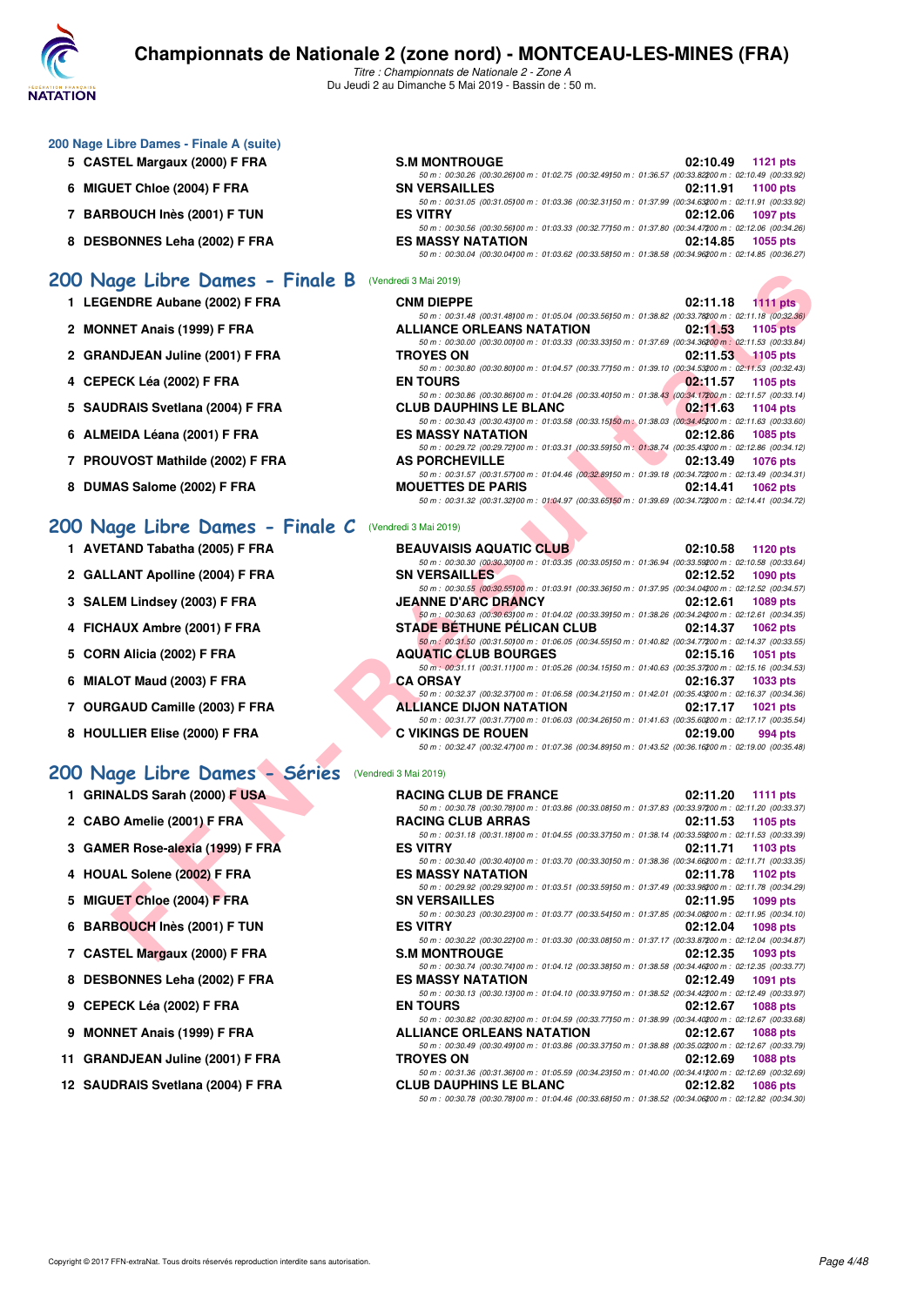## 200 Nage Libre Dames - Finale A (suite)

| Rang | Nom | Club | Temps | Points |
|---|---|---|---|---|
| 5 | CASTEL Margaux (2000) F FRA | S.M MONTROUGE | 02:10.49 | 1121 pts |
| | | 50 m : 00:30.26 (00:30.26) 100 m : 01:02.75 (00:32.49) 150 m : 01:36.57 (00:33.82) 200 m : 02:10.49 (00:33.92) | | |
| 6 | MIGUET Chloe (2004) F FRA | SN VERSAILLES | 02:11.91 | 1100 pts |
| | | 50 m : 00:31.05 (00:31.05) 100 m : 01:03.36 (00:32.31) 150 m : 01:37.99 (00:34.63) 200 m : 02:11.91 (00:33.92) | | |
| 7 | BARBOUCH Inès (2001) F TUN | ES VITRY | 02:12.06 | 1097 pts |
| | | 50 m : 00:30.56 (00:30.56) 100 m : 01:03.33 (00:32.77) 150 m : 01:37.80 (00:34.47) 200 m : 02:12.06 (00:34.26) | | |
| 8 | DESBONNES Leha (2002) F FRA | ES MASSY NATATION | 02:14.85 | 1055 pts |
| | | 50 m : 00:30.04 (00:30.04) 100 m : 01:03.62 (00:33.58) 150 m : 01:38.58 (00:34.96) 200 m : 02:14.85 (00:36.27) | | |

## 200 Nage Libre Dames - Finale B (Vendredi 3 Mai 2019)

| Rang | Nom | Club | Temps | Points |
|---|---|---|---|---|
| 1 | LEGENDRE Aubane (2002) F FRA | CNM DIEPPE | 02:11.18 | 1111 pts |
| | | 50 m : 00:31.48 (00:31.48) 100 m : 01:05.04 (00:33.56) 150 m : 01:38.82 (00:33.78) 200 m : 02:11.18 (00:32.36) | | |
| 2 | MONNET Anais (1999) F FRA | ALLIANCE ORLEANS NATATION | 02:11.53 | 1105 pts |
| | | 50 m : 00:30.00 (00:30.00) 100 m : 01:03.33 (00:33.33) 150 m : 01:37.69 (00:34.36) 200 m : 02:11.53 (00:33.84) | | |
| 2 | GRANDJEAN Juline (2001) F FRA | TROYES ON | 02:11.53 | 1105 pts |
| | | 50 m : 00:30.80 (00:30.80) 100 m : 01:04.57 (00:33.77) 150 m : 01:39.10 (00:34.53) 200 m : 02:11.53 (00:32.43) | | |
| 4 | CEPECK Léa (2002) F FRA | EN TOURS | 02:11.57 | 1105 pts |
| | | 50 m : 00:30.86 (00:30.86) 100 m : 01:04.26 (00:33.40) 150 m : 01:38.43 (00:34.17) 200 m : 02:11.57 (00:33.14) | | |
| 5 | SAUDRAIS Svetlana (2004) F FRA | CLUB DAUPHINS LE BLANC | 02:11.63 | 1104 pts |
| | | 50 m : 00:30.43 (00:30.43) 100 m : 01:03.58 (00:33.15) 150 m : 01:38.03 (00:34.45) 200 m : 02:11.63 (00:33.60) | | |
| 6 | ALMEIDA Léana (2001) F FRA | ES MASSY NATATION | 02:12.86 | 1085 pts |
| | | 50 m : 00:29.72 (00:29.72) 100 m : 01:03.31 (00:33.59) 150 m : 01:38.74 (00:35.43) 200 m : 02:12.86 (00:34.12) | | |
| 7 | PROUVOST Mathilde (2002) F FRA | AS PORCHEVILLE | 02:13.49 | 1076 pts |
| | | 50 m : 00:31.57 (00:31.57) 100 m : 01:04.46 (00:32.89) 150 m : 01:39.18 (00:34.72) 200 m : 02:13.49 (00:34.31) | | |
| 8 | DUMAS Salome (2002) F FRA | MOUETTES DE PARIS | 02:14.41 | 1062 pts |
| | | 50 m : 00:31.32 (00:31.32) 100 m : 01:04.97 (00:33.65) 150 m : 01:39.69 (00:34.72) 200 m : 02:14.41 (00:34.72) | | |

## 200 Nage Libre Dames - Finale C (Vendredi 3 Mai 2019)

| Rang | Nom | Club | Temps | Points |
|---|---|---|---|---|
| 1 | AVETAND Tabatha (2005) F FRA | BEAUVAISIS AQUATIC CLUB | 02:10.58 | 1120 pts |
| | | 50 m : 00:30.30 (00:30.30) 100 m : 01:03.35 (00:33.05) 150 m : 01:36.94 (00:33.59) 200 m : 02:10.58 (00:33.64) | | |
| 2 | GALLANT Apolline (2004) F FRA | SN VERSAILLES | 02:12.52 | 1090 pts |
| | | 50 m : 00:30.55 (00:30.55) 100 m : 01:03.91 (00:33.36) 150 m : 01:37.95 (00:34.04) 200 m : 02:12.52 (00:34.57) | | |
| 3 | SALEM Lindsey (2003) F FRA | JEANNE D'ARC DRANCY | 02:12.61 | 1089 pts |
| | | 50 m : 00:30.63 (00:30.63) 100 m : 01:04.02 (00:33.39) 150 m : 01:38.26 (00:34.24) 200 m : 02:12.61 (00:34.35) | | |
| 4 | FICHAUX Ambre (2001) F FRA | STADE BÉTHUNE PÉLICAN CLUB | 02:14.37 | 1062 pts |
| | | 50 m : 00:31.50 (00:31.50) 100 m : 01:06.05 (00:34.55) 150 m : 01:40.82 (00:34.77) 200 m : 02:14.37 (00:33.55) | | |
| 5 | CORN Alicia (2002) F FRA | AQUATIC CLUB BOURGES | 02:15.16 | 1051 pts |
| | | 50 m : 00:31.11 (00:31.11) 100 m : 01:05.26 (00:34.15) 150 m : 01:40.63 (00:35.37) 200 m : 02:15.16 (00:34.53) | | |
| 6 | MIALOT Maud (2003) F FRA | CA ORSAY | 02:16.37 | 1033 pts |
| | | 50 m : 00:32.37 (00:32.37) 100 m : 01:06.58 (00:34.21) 150 m : 01:42.01 (00:35.43) 200 m : 02:16.37 (00:34.36) | | |
| 7 | OURGAUD Camille (2003) F FRA | ALLIANCE DIJON NATATION | 02:17.17 | 1021 pts |
| | | 50 m : 00:31.77 (00:31.77) 100 m : 01:06.03 (00:34.26) 150 m : 01:41.63 (00:35.60) 200 m : 02:17.17 (00:35.54) | | |
| 8 | HOULLIER Elise (2000) F FRA | C VIKINGS DE ROUEN | 02:19.00 | 994 pts |
| | | 50 m : 00:32.47 (00:32.47) 100 m : 01:07.36 (00:34.89) 150 m : 01:43.52 (00:36.16) 200 m : 02:19.00 (00:35.48) | | |

## 200 Nage Libre Dames - Séries (Vendredi 3 Mai 2019)

| Rang | Nom | Club | Temps | Points |
|---|---|---|---|---|
| 1 | GRINALDS Sarah (2000) F USA | RACING CLUB DE FRANCE | 02:11.20 | 1111 pts |
| | | 50 m : 00:30.78 (00:30.78) 100 m : 01:03.86 (00:33.08) 150 m : 01:37.83 (00:33.97) 200 m : 02:11.20 (00:33.37) | | |
| 2 | CABO Amelie (2001) F FRA | RACING CLUB ARRAS | 02:11.53 | 1105 pts |
| | | 50 m : 00:31.18 (00:31.18) 100 m : 01:04.55 (00:33.37) 150 m : 01:38.14 (00:33.59) 200 m : 02:11.53 (00:33.39) | | |
| 3 | GAMER Rose-alexia (1999) F FRA | ES VITRY | 02:11.71 | 1103 pts |
| | | 50 m : 00:30.40 (00:30.40) 100 m : 01:03.70 (00:33.30) 150 m : 01:38.36 (00:34.66) 200 m : 02:11.71 (00:33.35) | | |
| 4 | HOUAL Solene (2002) F FRA | ES MASSY NATATION | 02:11.78 | 1102 pts |
| | | 50 m : 00:29.92 (00:29.92) 100 m : 01:03.51 (00:33.59) 150 m : 01:37.49 (00:33.98) 200 m : 02:11.78 (00:34.29) | | |
| 5 | MIGUET Chloe (2004) F FRA | SN VERSAILLES | 02:11.95 | 1099 pts |
| | | 50 m : 00:30.23 (00:30.23) 100 m : 01:03.77 (00:33.54) 150 m : 01:37.85 (00:34.08) 200 m : 02:11.95 (00:34.10) | | |
| 6 | BARBOUCH Inès (2001) F TUN | ES VITRY | 02:12.04 | 1098 pts |
| | | 50 m : 00:30.22 (00:30.22) 100 m : 01:03.30 (00:33.08) 150 m : 01:37.17 (00:33.87) 200 m : 02:12.04 (00:34.87) | | |
| 7 | CASTEL Margaux (2000) F FRA | S.M MONTROUGE | 02:12.35 | 1093 pts |
| | | 50 m : 00:30.74 (00:30.74) 100 m : 01:04.12 (00:33.38) 150 m : 01:38.58 (00:34.46) 200 m : 02:12.35 (00:33.77) | | |
| 8 | DESBONNES Leha (2002) F FRA | ES MASSY NATATION | 02:12.49 | 1091 pts |
| | | 50 m : 00:30.13 (00:30.13) 100 m : 01:04.10 (00:33.97) 150 m : 01:38.52 (00:34.42) 200 m : 02:12.49 (00:33.97) | | |
| 9 | CEPECK Léa (2002) F FRA | EN TOURS | 02:12.67 | 1088 pts |
| | | 50 m : 00:30.82 (00:30.82) 100 m : 01:04.59 (00:33.77) 150 m : 01:38.99 (00:34.40) 200 m : 02:12.67 (00:33.68) | | |
| 9 | MONNET Anais (1999) F FRA | ALLIANCE ORLEANS NATATION | 02:12.67 | 1088 pts |
| | | 50 m : 00:30.49 (00:30.49) 100 m : 01:03.86 (00:33.37) 150 m : 01:38.88 (00:35.02) 200 m : 02:12.67 (00:33.79) | | |
| 11 | GRANDJEAN Juline (2001) F FRA | TROYES ON | 02:12.69 | 1088 pts |
| | | 50 m : 00:31.36 (00:31.36) 100 m : 01:05.59 (00:34.23) 150 m : 01:40.00 (00:34.41) 200 m : 02:12.69 (00:32.69) | | |
| 12 | SAUDRAIS Svetlana (2004) F FRA | CLUB DAUPHINS LE BLANC | 02:12.82 | 1086 pts |
| | | 50 m : 00:30.78 (00:30.78) 100 m : 01:04.46 (00:33.68) 150 m : 01:38.52 (00:34.06) 200 m : 02:12.82 (00:34.30) | | |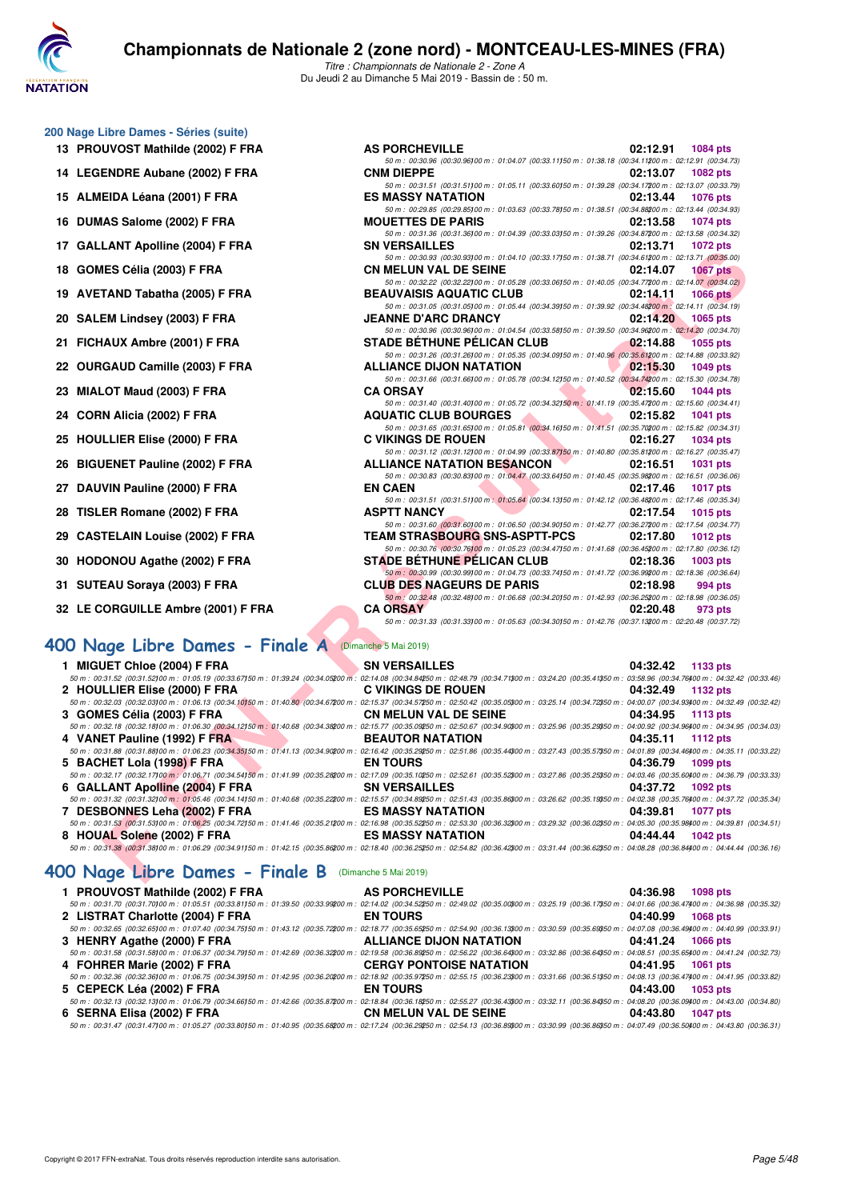# Championnats de Nationale 2 (zone nord) - MONTCEAU-LES-MINES (FRA)

*Titre : Championnats de Nationale 2 - Zone A*

Du Jeudi 2 au Dimanche 5 Mai 2019 - Bassin de : 50 m.

## 200 Nage Libre Dames - Séries (suite)

| Rg | Nom | Club | Temps | Points |
|---|---|---|---|---|
| 13 | PROUVOST Mathilde (2002) F FRA | AS PORCHEVILLE | 02:12.91 | 1084 pts |
| | 50 m : 00:30.96 (00:30.96) 100 m : 01:04.07 (00:33.11) 150 m : 01:38.18 (00:34.11) 200 m : 02:12.91 (00:34.73) | | | |
| 14 | LEGENDRE Aubane (2002) F FRA | CNM DIEPPE | 02:13.07 | 1082 pts |
| | 50 m : 00:31.51 (00:31.51) 100 m : 01:05.11 (00:33.60) 150 m : 01:39.28 (00:34.17) 200 m : 02:13.07 (00:33.79) | | | |
| 15 | ALMEIDA Léana (2001) F FRA | ES MASSY NATATION | 02:13.44 | 1076 pts |
| | 50 m : 00:29.85 (00:29.85) 100 m : 01:03.63 (00:33.78) 150 m : 01:38.51 (00:34.88) 200 m : 02:13.44 (00:34.93) | | | |
| 16 | DUMAS Salome (2002) F FRA | MOUETTES DE PARIS | 02:13.58 | 1074 pts |
| | 50 m : 00:31.36 (00:31.36) 100 m : 01:04.39 (00:33.03) 150 m : 01:39.26 (00:34.87) 200 m : 02:13.58 (00:34.32) | | | |
| 17 | GALLANT Apolline (2004) F FRA | SN VERSAILLES | 02:13.71 | 1072 pts |
| | 50 m : 00:30.93 (00:30.93) 100 m : 01:04.10 (00:33.17) 150 m : 01:38.71 (00:34.61) 200 m : 02:13.71 (00:35.00) | | | |
| 18 | GOMES Célia (2003) F FRA | CN MELUN VAL DE SEINE | 02:14.07 | 1067 pts |
| | 50 m : 00:32.22 (00:32.22) 100 m : 01:05.28 (00:33.06) 150 m : 01:40.05 (00:34.77) 200 m : 02:14.07 (00:34.02) | | | |
| 19 | AVETAND Tabatha (2005) F FRA | BEAUVAISIS AQUATIC CLUB | 02:14.11 | 1066 pts |
| | 50 m : 00:31.05 (00:31.05) 100 m : 01:05.44 (00:34.39) 150 m : 01:39.92 (00:34.48) 200 m : 02:14.11 (00:34.19) | | | |
| 20 | SALEM Lindsey (2003) F FRA | JEANNE D'ARC DRANCY | 02:14.20 | 1065 pts |
| | 50 m : 00:30.96 (00:30.96) 100 m : 01:04.54 (00:33.58) 150 m : 01:39.50 (00:34.96) 200 m : 02:14.20 (00:34.70) | | | |
| 21 | FICHAUX Ambre (2001) F FRA | STADE BÉTHUNE PÉLICAN CLUB | 02:14.88 | 1055 pts |
| | 50 m : 00:31.26 (00:31.26) 100 m : 01:05.35 (00:34.09) 150 m : 01:40.96 (00:35.61) 200 m : 02:14.88 (00:33.92) | | | |
| 22 | OURGAUD Camille (2003) F FRA | ALLIANCE DIJON NATATION | 02:15.30 | 1049 pts |
| | 50 m : 00:31.66 (00:31.66) 100 m : 01:05.78 (00:34.12) 150 m : 01:40.52 (00:34.74) 200 m : 02:15.30 (00:34.78) | | | |
| 23 | MIALOT Maud (2003) F FRA | CA ORSAY | 02:15.60 | 1044 pts |
| | 50 m : 00:31.40 (00:31.40) 100 m : 01:05.72 (00:34.32) 150 m : 01:41.19 (00:35.47) 200 m : 02:15.60 (00:34.41) | | | |
| 24 | CORN Alicia (2002) F FRA | AQUATIC CLUB BOURGES | 02:15.82 | 1041 pts |
| | 50 m : 00:31.65 (00:31.65) 100 m : 01:05.81 (00:34.16) 150 m : 01:41.51 (00:35.70) 200 m : 02:15.82 (00:34.31) | | | |
| 25 | HOULLIER Elise (2000) F FRA | C VIKINGS DE ROUEN | 02:16.27 | 1034 pts |
| | 50 m : 00:31.12 (00:31.12) 100 m : 01:04.99 (00:33.87) 150 m : 01:40.80 (00:35.81) 200 m : 02:16.27 (00:35.47) | | | |
| 26 | BIGUENET Pauline (2002) F FRA | ALLIANCE NATATION BESANCON | 02:16.51 | 1031 pts |
| | 50 m : 00:30.83 (00:30.83) 100 m : 01:04.47 (00:33.64) 150 m : 01:40.45 (00:35.98) 200 m : 02:16.51 (00:36.06) | | | |
| 27 | DAUVIN Pauline (2000) F FRA | EN CAEN | 02:17.46 | 1017 pts |
| | 50 m : 00:31.51 (00:31.51) 100 m : 01:05.64 (00:34.13) 150 m : 01:42.12 (00:36.48) 200 m : 02:17.46 (00:35.34) | | | |
| 28 | TISLER Romane (2002) F FRA | ASPTT NANCY | 02:17.54 | 1015 pts |
| | 50 m : 00:31.60 (00:31.60) 100 m : 01:06.50 (00:34.90) 150 m : 01:42.77 (00:36.27) 200 m : 02:17.54 (00:34.77) | | | |
| 29 | CASTELAIN Louise (2002) F FRA | TEAM STRASBOURG SNS-ASPTT-PCS | 02:17.80 | 1012 pts |
| | 50 m : 00:30.76 (00:30.76) 100 m : 01:05.23 (00:34.47) 150 m : 01:41.68 (00:36.45) 200 m : 02:17.80 (00:36.12) | | | |
| 30 | HODONOU Agathe (2002) F FRA | STADE BÉTHUNE PÉLICAN CLUB | 02:18.36 | 1003 pts |
| | 50 m : 00:30.99 (00:30.99) 100 m : 01:04.73 (00:33.74) 150 m : 01:41.72 (00:36.99) 200 m : 02:18.36 (00:36.64) | | | |
| 31 | SUTEAU Soraya (2003) F FRA | CLUB DES NAGEURS DE PARIS | 02:18.98 | 994 pts |
| | 50 m : 00:32.48 (00:32.48) 100 m : 01:06.68 (00:34.20) 150 m : 01:42.93 (00:36.25) 200 m : 02:18.98 (00:36.05) | | | |
| 32 | LE CORGUILLE Ambre (2001) F FRA | CA ORSAY | 02:20.48 | 973 pts |
| | 50 m : 00:31.33 (00:31.33) 100 m : 01:05.63 (00:34.30) 150 m : 01:42.76 (00:37.13) 200 m : 02:20.48 (00:37.72) | | | |

## 400 Nage Libre Dames - Finale A (Dimanche 5 Mai 2019)

| Rg | Nom | Club | Temps | Points |
|---|---|---|---|---|
| 1 | MIGUET Chloe (2004) F FRA | SN VERSAILLES | 04:32.42 | 1133 pts |
| | 50 m : 00:31.52 (00:31.52) 100 m : 01:05.19 (00:33.67) 150 m : 01:39.24 (00:34.05) 200 m : 02:14.08 (00:34.84) 250 m : 02:48.79 (00:34.71) 300 m : 03:24.20 (00:35.41) 350 m : 03:58.96 (00:34.76) 400 m : 04:32.42 (00:33.46) | | | |
| 2 | HOULLIER Elise (2000) F FRA | C VIKINGS DE ROUEN | 04:32.49 | 1132 pts |
| | 50 m : 00:32.03 (00:32.03) 100 m : 01:06.13 (00:34.10) 150 m : 01:40.80 (00:34.67) 200 m : 02:15.37 (00:34.57) 250 m : 02:50.42 (00:35.05) 300 m : 03:25.14 (00:34.72) 350 m : 04:00.07 (00:34.93) 400 m : 04:32.49 (00:32.42) | | | |
| 3 | GOMES Célia (2003) F FRA | CN MELUN VAL DE SEINE | 04:34.95 | 1113 pts |
| | 50 m : 00:32.18 (00:32.18) 100 m : 01:06.30 (00:34.12) 150 m : 01:40.68 (00:34.38) 200 m : 02:15.77 (00:35.09) 250 m : 02:50.67 (00:34.90) 300 m : 03:25.96 (00:35.29) 350 m : 04:00.92 (00:34.96) 400 m : 04:34.95 (00:34.03) | | | |
| 4 | VANET Pauline (1992) F FRA | BEAUTOR NATATION | 04:35.11 | 1112 pts |
| | 50 m : 00:31.88 (00:31.88) 100 m : 01:06.23 (00:34.35) 150 m : 01:41.13 (00:34.90) 200 m : 02:16.42 (00:35.29) 250 m : 02:51.86 (00:35.44) 300 m : 03:27.43 (00:35.57) 350 m : 04:01.89 (00:34.46) 400 m : 04:35.11 (00:33.22) | | | |
| 5 | BACHET Lola (1998) F FRA | EN TOURS | 04:36.79 | 1099 pts |
| | 50 m : 00:32.17 (00:32.17) 100 m : 01:06.71 (00:34.54) 150 m : 01:41.99 (00:35.28) 200 m : 02:17.09 (00:35.10) 250 m : 02:52.61 (00:35.52) 300 m : 03:27.86 (00:35.25) 350 m : 04:03.46 (00:35.60) 400 m : 04:36.79 (00:33.33) | | | |
| 6 | GALLANT Apolline (2004) F FRA | SN VERSAILLES | 04:37.72 | 1092 pts |
| | 50 m : 00:31.32 (00:31.32) 100 m : 01:05.46 (00:34.14) 150 m : 01:40.68 (00:35.22) 200 m : 02:15.57 (00:34.89) 250 m : 02:51.43 (00:35.86) 300 m : 03:26.62 (00:35.19) 350 m : 04:02.38 (00:35.76) 400 m : 04:37.72 (00:35.34) | | | |
| 7 | DESBONNES Leha (2002) F FRA | ES MASSY NATATION | 04:39.81 | 1077 pts |
| | 50 m : 00:31.53 (00:31.53) 100 m : 01:06.25 (00:34.72) 150 m : 01:41.46 (00:35.21) 200 m : 02:16.98 (00:35.52) 250 m : 02:53.30 (00:36.32) 300 m : 03:29.32 (00:36.02) 350 m : 04:05.30 (00:35.98) 400 m : 04:39.81 (00:34.51) | | | |
| 8 | HOUAL Solene (2002) F FRA | ES MASSY NATATION | 04:44.44 | 1042 pts |
| | 50 m : 00:31.38 (00:31.38) 100 m : 01:06.29 (00:34.91) 150 m : 01:42.15 (00:35.86) 200 m : 02:18.40 (00:36.25) 250 m : 02:54.82 (00:36.42) 300 m : 03:31.44 (00:36.62) 350 m : 04:08.28 (00:36.84) 400 m : 04:44.44 (00:36.16) | | | |

## 400 Nage Libre Dames - Finale B (Dimanche 5 Mai 2019)

| Rg | Nom | Club | Temps | Points |
|---|---|---|---|---|
| 1 | PROUVOST Mathilde (2002) F FRA | AS PORCHEVILLE | 04:36.98 | 1098 pts |
| | 50 m : 00:31.70 (00:31.70) 100 m : 01:05.51 (00:33.81) 150 m : 01:39.50 (00:33.99) 200 m : 02:14.02 (00:34.52) 250 m : 02:49.02 (00:35.00) 300 m : 03:25.19 (00:36.17) 350 m : 04:01.66 (00:36.47) 400 m : 04:36.98 (00:35.32) | | | |
| 2 | LISTRAT Charlotte (2004) F FRA | EN TOURS | 04:40.99 | 1068 pts |
| | 50 m : 00:32.65 (00:32.65) 100 m : 01:07.40 (00:34.75) 150 m : 01:43.12 (00:35.72) 200 m : 02:18.77 (00:35.65) 250 m : 02:54.90 (00:36.13) 300 m : 03:30.59 (00:35.69) 350 m : 04:07.08 (00:36.49) 400 m : 04:40.99 (00:33.91) | | | |
| 3 | HENRY Agathe (2000) F FRA | ALLIANCE DIJON NATATION | 04:41.24 | 1066 pts |
| | 50 m : 00:31.58 (00:31.58) 100 m : 01:06.37 (00:34.79) 150 m : 01:42.69 (00:36.32) 200 m : 02:19.58 (00:36.89) 250 m : 02:56.22 (00:36.64) 300 m : 03:32.86 (00:36.64) 350 m : 04:08.51 (00:35.65) 400 m : 04:41.24 (00:32.73) | | | |
| 4 | FOHRER Marie (2002) F FRA | CERGY PONTOISE NATATION | 04:41.95 | 1061 pts |
| | 50 m : 00:32.36 (00:32.36) 100 m : 01:06.75 (00:34.39) 150 m : 01:42.95 (00:36.20) 200 m : 02:18.92 (00:35.97) 250 m : 02:55.15 (00:36.23) 300 m : 03:31.66 (00:36.51) 350 m : 04:08.13 (00:36.47) 400 m : 04:41.95 (00:33.82) | | | |
| 5 | CEPECK Léa (2002) F FRA | EN TOURS | 04:43.00 | 1053 pts |
| | 50 m : 00:32.13 (00:32.13) 100 m : 01:06.79 (00:34.66) 150 m : 01:42.66 (00:35.87) 200 m : 02:18.84 (00:36.18) 250 m : 02:55.27 (00:36.43) 300 m : 03:32.11 (00:36.84) 350 m : 04:08.20 (00:36.09) 400 m : 04:43.00 (00:34.80) | | | |
| 6 | SERNA Elisa (2002) F FRA | CN MELUN VAL DE SEINE | 04:43.80 | 1047 pts |
| | 50 m : 00:31.47 (00:31.47) 100 m : 01:05.27 (00:33.80) 150 m : 01:40.95 (00:35.68) 200 m : 02:17.24 (00:36.29) 250 m : 02:54.13 (00:36.89) 300 m : 03:30.99 (00:36.86) 350 m : 04:07.49 (00:36.50) 400 m : 04:43.80 (00:36.31) | | | |

Copyright © 2017 FFN-extraNat. Tous droits réservés reproduction interdite sans autorisation.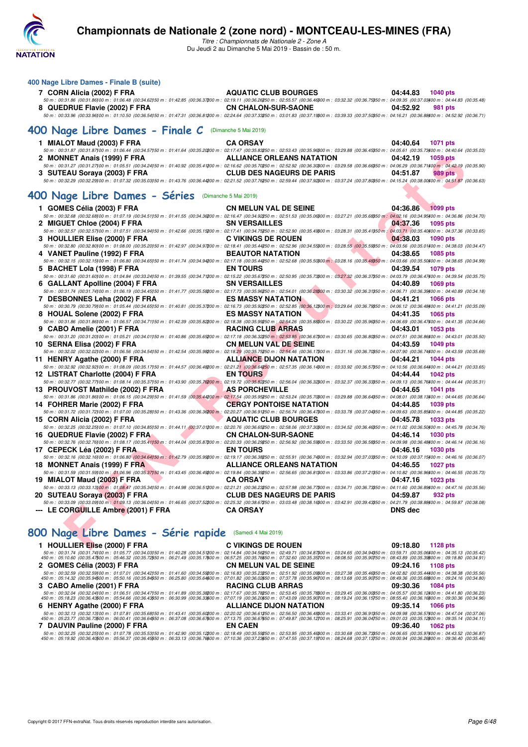# Championnats de Nationale 2 (zone nord) - MONTCEAU-LES-MINES (FRA)

*Titre : Championnats de Nationale 2 - Zone A*
Du Jeudi 2 au Dimanche 5 Mai 2019 - Bassin de : 50 m.

### 400 Nage Libre Dames - Finale B (suite)

| | | | | |
|---|---|---|---|---|
| 7 | CORN Alicia (2002) F FRA | AQUATIC CLUB BOURGES | 04:44.83 | 1040 pts |

50 m : 00:31.86 (00:31.86) 100 m : 01:06.48 (00:34.62) 150 m : 01:42.85 (00:36.37) 200 m : 02:19.11 (00:36.26) 250 m : 02:55.57 (00:36.46) 300 m : 03:32.32 (00:36.75) 350 m : 04:09.35 (00:37.03) 400 m : 04:44.83 (00:35.48)

| | | | | |
|---|---|---|---|---|
| 8 | QUEDRUE Flavie (2002) F FRA | CN CHALON-SUR-SAONE | 04:52.92 | 981 pts |

50 m : 00:33.96 (00:33.96) 100 m : 01:10.50 (00:36.54) 150 m : 01:47.31 (00:36.81) 200 m : 02:24.64 (00:37.33) 250 m : 03:01.83 (00:37.19) 300 m : 03:39.33 (00:37.50) 350 m : 04:16.21 (00:36.88) 400 m : 04:52.92 (00:36.71)

## 400 Nage Libre Dames - Finale C (Dimanche 5 Mai 2019)

1. MIALOT Maud (2003) F FRA — CA ORSAY — 04:40.64 — 1071 pts
   50 m : 00:31.87 (00:31.87) 100 m : 01:06.44 (00:34.57) 150 m : 01:41.64 (00:35.20) 200 m : 02:17.47 (00:35.83) 250 m : 02:53.43 (00:35.96) 300 m : 03:29.88 (00:36.45) 350 m : 04:05.61 (00:35.73) 400 m : 04:40.64 (00:35.03)
2. MONNET Anais (1999) F FRA — ALLIANCE ORLEANS NATATION — 04:42.19 — 1059 pts
   50 m : 00:31.27 (00:31.27) 100 m : 01:05.51 (00:34.24) 150 m : 01:40.92 (00:35.41) 200 m : 02:16.62 (00:35.70) 250 m : 02:52.92 (00:36.30) 300 m : 03:29.58 (00:36.66) 350 m : 04:06.29 (00:36.71) 400 m : 04:42.19 (00:35.90)
3. SUTEAU Soraya (2003) F FRA — CLUB DES NAGEURS DE PARIS — 04:51.87 — 989 pts
   50 m : 00:32.29 (00:32.29) 100 m : 01:07.32 (00:35.03) 150 m : 01:43.76 (00:36.44) 200 m : 02:21.52 (00:37.76) 250 m : 02:59.44 (00:37.92) 300 m : 03:37.24 (00:37.80) 350 m : 04:15.24 (00:38.00) 400 m : 04:51.87 (00:36.63)

## 400 Nage Libre Dames - Séries (Dimanche 5 Mai 2019)

1. GOMES Célia (2003) F FRA — CN MELUN VAL DE SEINE — 04:36.86 — 1099 pts
   50 m : 00:32.68 (00:32.68) 100 m : 01:07.19 (00:34.51) 150 m : 01:41.55 (00:34.36) 200 m : 02:16.47 (00:34.92) 250 m : 02:51.53 (00:35.06) 300 m : 03:27.21 (00:35.68) 350 m : 04:02.16 (00:34.95) 400 m : 04:36.86 (00:34.70)
2. MIGUET Chloe (2004) F FRA — SN VERSAILLES — 04:37.36 — 1095 pts
   50 m : 00:32.57 (00:32.57) 100 m : 01:07.51 (00:34.94) 150 m : 01:42.66 (00:35.15) 200 m : 02:17.41 (00:34.75) 250 m : 02:52.90 (00:35.49) 300 m : 03:28.31 (00:35.41) 350 m : 04:03.71 (00:35.40) 400 m : 04:37.36 (00:33.65)
3. HOULLIER Elise (2000) F FRA — C VIKINGS DE ROUEN — 04:38.03 — 1090 pts
   50 m : 00:32.80 (00:32.80) 100 m : 01:08.00 (00:35.20) 150 m : 01:42.97 (00:34.97) 200 m : 02:18.41 (00:35.44) 250 m : 02:52.96 (00:34.55) 300 m : 03:28.55 (00:35.59) 350 m : 04:03.56 (00:35.01) 400 m : 04:38.03 (00:34.47)
4. VANET Pauline (1992) F FRA — BEAUTOR NATATION — 04:38.65 — 1085 pts
   50 m : 00:32.15 (00:32.15) 100 m : 01:06.80 (00:34.65) 150 m : 01:41.74 (00:34.94) 200 m : 02:17.18 (00:35.44) 250 m : 02:52.68 (00:35.50) 300 m : 03:28.16 (00:35.48) 350 m : 04:03.66 (00:35.50) 400 m : 04:38.65 (00:34.99)
5. BACHET Lola (1998) F FRA — EN TOURS — 04:39.54 — 1079 pts
   50 m : 00:31.60 (00:31.60) 100 m : 01:04.84 (00:33.24) 150 m : 01:39.55 (00:34.71) 200 m : 02:15.22 (00:35.67) 250 m : 02:50.95 (00:35.73) 300 m : 03:27.32 (00:36.37) 350 m : 04:03.79 (00:36.47) 400 m : 04:39.54 (00:35.75)
6. GALLANT Apolline (2004) F FRA — SN VERSAILLES — 04:40.89 — 1069 pts
   50 m : 00:31.74 (00:31.74) 100 m : 01:06.19 (00:34.45) 150 m : 01:41.77 (00:35.58) 200 m : 02:17.73 (00:35.96) 250 m : 02:54.01 (00:36.28) 300 m : 03:30.32 (00:36.31) 350 m : 04:06.71 (00:36.39) 400 m : 04:40.89 (00:34.18)
7. DESBONNES Leha (2002) F FRA — ES MASSY NATATION — 04:41.21 — 1066 pts
   50 m : 00:30.79 (00:30.79) 100 m : 01:05.44 (00:34.65) 150 m : 01:40.81 (00:35.37) 200 m : 02:16.73 (00:35.92) 250 m : 02:52.85 (00:36.12) 300 m : 03:29.64 (00:36.79) 350 m : 04:06.12 (00:36.48) 400 m : 04:41.21 (00:35.09)
8. HOUAL Solene (2002) F FRA — ES MASSY NATATION — 04:41.35 — 1065 pts
   50 m : 00:31.86 (00:31.86) 100 m : 01:06.57 (00:34.71) 150 m : 01:42.39 (00:35.82) 200 m : 02:18.38 (00:35.99) 250 m : 02:54.26 (00:35.88) 300 m : 03:30.22 (00:35.96) 350 m : 04:06.69 (00:36.47) 400 m : 04:41.35 (00:34.66)
9. CABO Amelie (2001) F FRA — RACING CLUB ARRAS — 04:43.01 — 1053 pts
   50 m : 00:31.20 (00:31.20) 100 m : 01:05.21 (00:34.01) 150 m : 01:40.86 (00:35.65) 200 m : 02:17.18 (00:36.32) 250 m : 02:53.85 (00:36.67) 300 m : 03:30.65 (00:36.80) 350 m : 04:07.51 (00:36.86) 400 m : 04:43.01 (00:35.50)
10. SERNA Elisa (2002) F FRA — CN MELUN VAL DE SEINE — 04:43.59 — 1049 pts
    50 m : 00:32.02 (00:32.02) 100 m : 01:06.56 (00:34.54) 150 m : 01:42.54 (00:35.98) 200 m : 02:18.29 (00:35.75) 250 m : 02:54.46 (00:36.17) 300 m : 03:31.16 (00:36.70) 350 m : 04:07.90 (00:36.74) 400 m : 04:43.59 (00:35.69)
11. HENRY Agathe (2000) F FRA — ALLIANCE DIJON NATATION — 04:44.21 — 1044 pts
    50 m : 00:32.92 (00:32.92) 100 m : 01:08.09 (00:35.17) 150 m : 01:44.57 (00:36.48) 200 m : 02:21.21 (00:36.64) 250 m : 02:57.35 (00:36.14) 300 m : 03:33.92 (00:36.57) 350 m : 04:10.56 (00:36.64) 400 m : 04:44.21 (00:33.65)
12. LISTRAT Charlotte (2004) F FRA — EN TOURS — 04:44.44 — 1042 pts
    50 m : 00:32.77 (00:32.77) 100 m : 01:08.14 (00:35.37) 150 m : 01:43.90 (00:35.76) 200 m : 02:19.72 (00:35.82) 250 m : 02:56.04 (00:36.32) 300 m : 03:32.37 (00:36.33) 350 m : 04:09.13 (00:36.76) 400 m : 04:44.44 (00:35.31)
13. PROUVOST Mathilde (2002) F FRA — AS PORCHEVILLE — 04:44.65 — 1041 pts
    50 m : 00:31.86 (00:31.86) 100 m : 01:06.15 (00:34.29) 150 m : 01:41.59 (00:35.44) 200 m : 02:17.54 (00:35.95) 250 m : 02:53.24 (00:35.70) 300 m : 03:29.88 (00:36.64) 350 m : 04:08.01 (00:38.13) 400 m : 04:44.65 (00:36.64)
14. FOHRER Marie (2002) F FRA — CERGY PONTOISE NATATION — 04:44.85 — 1039 pts
    50 m : 00:31.72 (00:31.72) 100 m : 01:07.00 (00:35.28) 150 m : 01:43.36 (00:36.36) 200 m : 02:20.27 (00:36.91) 250 m : 02:56.74 (00:36.47) 300 m : 03:33.78 (00:37.04) 350 m : 04:09.63 (00:35.85) 400 m : 04:44.85 (00:35.22)
15. CORN Alicia (2002) F FRA — AQUATIC CLUB BOURGES — 04:45.78 — 1033 pts
    50 m : 00:32.25 (00:32.25) 100 m : 01:07.10 (00:34.85) 150 m : 01:44.11 (00:37.01) 200 m : 02:20.76 (00:36.65) 250 m : 02:58.06 (00:37.30) 300 m : 03:34.52 (00:36.46) 350 m : 04:11.02 (00:36.50) 400 m : 04:45.78 (00:34.76)
16. QUEDRUE Flavie (2002) F FRA — CN CHALON-SUR-SAONE — 04:46.14 — 1030 pts
    50 m : 00:32.76 (00:32.76) 100 m : 01:08.17 (00:35.41) 150 m : 01:44.04 (00:35.87) 200 m : 02:20.33 (00:36.29) 250 m : 02:56.92 (00:36.59) 300 m : 03:33.50 (00:36.58) 350 m : 04:09.98 (00:36.48) 400 m : 04:46.14 (00:36.16)
17. CEPECK Léa (2002) F FRA — EN TOURS — 04:46.16 — 1030 pts
    50 m : 00:32.16 (00:32.16) 100 m : 01:06.80 (00:34.64) 150 m : 01:42.79 (00:35.99) 200 m : 02:19.17 (00:36.38) 250 m : 02:55.91 (00:36.74) 300 m : 03:32.94 (00:37.03) 350 m : 04:10.09 (00:37.15) 400 m : 04:46.16 (00:36.07)
18. MONNET Anais (1999) F FRA — ALLIANCE ORLEANS NATATION — 04:46.55 — 1027 pts
    50 m : 00:31.59 (00:31.59) 100 m : 01:06.96 (00:35.37) 150 m : 01:43.45 (00:36.49) 200 m : 02:19.84 (00:36.39) 250 m : 02:56.65 (00:36.81) 300 m : 03:33.86 (00:37.21) 350 m : 04:10.82 (00:36.96) 400 m : 04:46.55 (00:35.73)
19. MIALOT Maud (2003) F FRA — CA ORSAY — 04:47.16 — 1023 pts
    50 m : 00:33.13 (00:33.13) 100 m : 01:08.47 (00:35.34) 150 m : 01:44.98 (00:36.51) 200 m : 02:21.21 (00:36.23) 250 m : 02:57.98 (00:36.77) 300 m : 03:34.71 (00:36.73) 350 m : 04:11.60 (00:36.89) 400 m : 04:47.16 (00:35.56)
20. SUTEAU Soraya (2003) F FRA — CLUB DES NAGEURS DE PARIS — 04:59.87 — 932 pts
    50 m : 00:33.09 (00:33.09) 100 m : 01:09.13 (00:36.04) 150 m : 01:46.65 (00:37.52) 200 m : 02:25.32 (00:38.67) 250 m : 03:03.48 (00:38.16) 300 m : 03:42.91 (00:39.43) 350 m : 04:21.79 (00:38.88) 400 m : 04:59.87 (00:38.08)

--- LE CORGUILLE Ambre (2001) F FRA — CA ORSAY — DNS dec

## 800 Nage Libre Dames - Série rapide (Samedi 4 Mai 2019)

1. HOULLIER Elise (2000) F FRA — C VIKINGS DE ROUEN — 09:18.80 — 1128 pts
   50 m : 00:31.74 (00:31.74) 100 m : 01:05.77 (00:34.03) 150 m : 01:40.28 (00:34.51) 200 m : 02:14.84 (00:34.56) 250 m : 02:49.71 (00:34.87) 300 m : 03:24.65 (00:34.94) 350 m : 03:59.71 (00:35.06) 400 m : 04:35.13 (00:35.42)
   450 m : 05:10.60 (00:35.47) 500 m : 05:46.32 (00:35.72) 550 m : 06:21.49 (00:35.17) 600 m : 06:57.25 (00:35.76) 650 m : 07:32.60 (00:35.35) 700 m : 08:08.50 (00:35.90) 750 m : 08:43.89 (00:35.39) 800 m : 09:18.80 (00:34.91)
2. GOMES Célia (2003) F FRA — CN MELUN VAL DE SEINE — 09:24.16 — 1108 pts
   50 m : 00:32.59 (00:32.59) 100 m : 01:07.01 (00:34.42) 150 m : 01:41.60 (00:34.59) 200 m : 02:16.83 (00:35.23) 250 m : 02:51.92 (00:35.09) 300 m : 03:27.38 (00:35.46) 350 m : 04:02.82 (00:35.44) 400 m : 04:38.38 (00:35.56)
   450 m : 05:14.32 (00:35.94) 500 m : 05:50.16 (00:35.84) 550 m : 06:25.80 (00:35.64) 600 m : 07:01.82 (00:36.02) 650 m : 07:37.78 (00:35.96) 700 m : 08:13.68 (00:35.90) 750 m : 08:49.36 (00:35.68) 800 m : 09:24.16 (00:34.80)
3. CABO Amelie (2001) F FRA — RACING CLUB ARRAS — 09:30.36 — 1084 pts
   50 m : 00:32.04 (00:32.04) 100 m : 01:06.51 (00:34.47) 150 m : 01:41.89 (00:35.38) 200 m : 02:17.67 (00:35.78) 250 m : 02:53.45 (00:35.78) 300 m : 03:29.45 (00:36.00) 350 m : 04:05.57 (00:36.12) 400 m : 04:41.80 (00:36.23)
   450 m : 05:18.23 (00:36.43) 500 m : 05:54.66 (00:36.43) 550 m : 06:30.99 (00:36.33) 600 m : 07:07.19 (00:36.20) 650 m : 07:43.09 (00:35.90) 700 m : 08:19.24 (00:36.15) 750 m : 08:55.40 (00:36.16) 800 m : 09:30.36 (00:34.96)
6. HENRY Agathe (2000) F FRA — ALLIANCE DIJON NATATION — 09:35.14 — 1066 pts
   50 m : 00:32.13 (00:32.13) 100 m : 01:07.81 (00:35.68) 150 m : 01:43.41 (00:35.60) 200 m : 02:20.02 (00:36.61) 250 m : 02:56.50 (00:36.48) 300 m : 03:33.41 (00:36.91) 350 m : 04:09.98 (00:36.57) 400 m : 04:47.04 (00:37.06)
   450 m : 05:23.77 (00:36.73) 500 m : 06:00.41 (00:36.64) 550 m : 06:37.08 (00:36.67) 600 m : 07:13.75 (00:36.67) 650 m : 07:49.87 (00:36.12) 700 m : 08:25.91 (00:36.04) 750 m : 09:01.03 (00:35.12) 800 m : 09:35.14 (00:34.11)
7. DAUVIN Pauline (2000) F FRA — EN CAEN — 09:36.40 — 1062 pts
   50 m : 00:32.25 (00:32.25) 100 m : 01:07.78 (00:35.53) 150 m : 01:42.90 (00:35.12) 200 m : 02:18.49 (00:35.59) 250 m : 02:53.95 (00:35.46) 300 m : 03:30.68 (00:36.73) 350 m : 04:06.65 (00:35.97) 400 m : 04:43.52 (00:36.87)
   450 m : 05:19.92 (00:36.40) 500 m : 05:56.37 (00:36.45) 550 m : 06:33.13 (00:36.76) 600 m : 07:10.36 (00:37.23) 650 m : 07:47.55 (00:37.19) 700 m : 08:24.68 (00:37.13) 750 m : 09:00.94 (00:36.26) 800 m : 09:36.40 (00:35.46)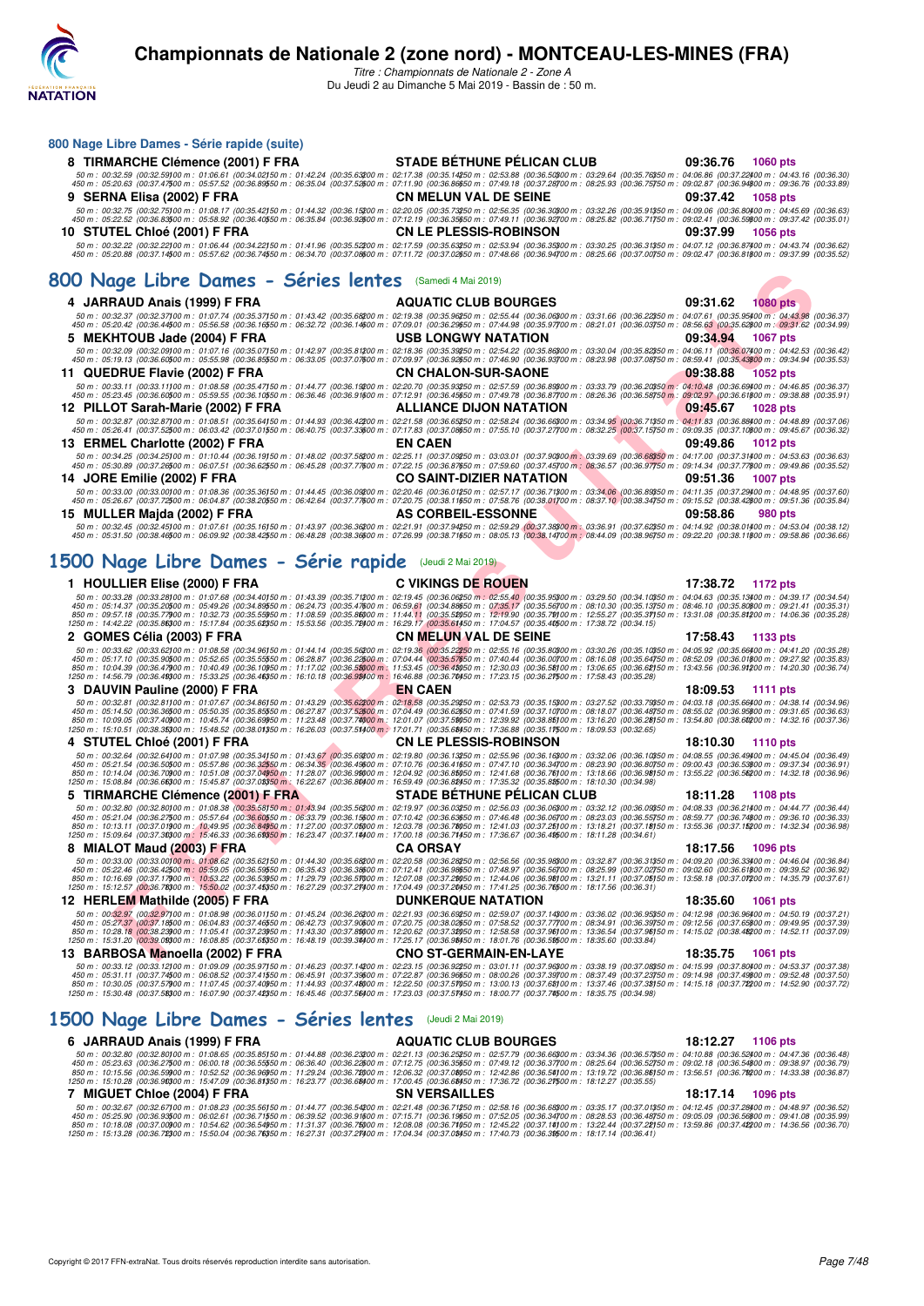# Championnats de Nationale 2 (zone nord) - MONTCEAU-LES-MINES (FRA)

*Titre : Championnats de Nationale 2 - Zone A*

Du Jeudi 2 au Dimanche 5 Mai 2019 - Bassin de : 50 m.

### 800 Nage Libre Dames - Série rapide (suite)

**8 TIRMARCHE Clémence (2001) F FRA** — STADE BÉTHUNE PÉLICAN CLUB — 09:36.76 — 1060 pts

50 m : 00:32.59 (00:32.59) 100 m : 01:06.61 (00:34.02) 150 m : 01:42.24 (00:35.63) 200 m : 02:17.38 (00:35.14) 250 m : 02:53.88 (00:36.50) 300 m : 03:29.64 (00:35.76) 350 m : 04:06.86 (00:37.22) 400 m : 04:43.16 (00:36.30)
450 m : 05:20.63 (00:37.47) 500 m : 05:57.52 (00:36.89) 550 m : 06:35.04 (00:37.52) 600 m : 07:11.90 (00:36.86) 650 m : 07:49.18 (00:37.28) 700 m : 08:25.93 (00:36.75) 750 m : 09:02.87 (00:36.94) 800 m : 09:36.76 (00:33.89)

**9 SERNA Elisa (2002) F FRA** — CN MELUN VAL DE SEINE — 09:37.42 — 1058 pts

50 m : 00:32.75 (00:32.75) 100 m : 01:08.17 (00:35.42) 150 m : 01:44.32 (00:36.15) 200 m : 02:20.05 (00:35.73) 250 m : 02:56.35 (00:36.30) 300 m : 03:32.26 (00:35.91) 350 m : 04:09.06 (00:36.80) 400 m : 04:45.69 (00:36.63)
450 m : 05:22.52 (00:36.83) 500 m : 05:58.92 (00:36.40) 550 m : 06:35.84 (00:36.92) 600 m : 07:12.19 (00:36.35) 650 m : 07:49.11 (00:36.92) 700 m : 08:25.82 (00:36.71) 750 m : 09:02.41 (00:36.59) 800 m : 09:37.42 (00:35.01)

**10 STUTEL Chloé (2001) F FRA** — CN LE PLESSIS-ROBINSON — 09:37.99 — 1056 pts

50 m : 00:32.22 (00:32.22) 100 m : 01:06.44 (00:34.22) 150 m : 01:41.96 (00:35.52) 200 m : 02:17.59 (00:35.63) 250 m : 02:53.94 (00:36.35) 300 m : 03:30.25 (00:36.31) 350 m : 04:07.12 (00:36.87) 400 m : 04:43.74 (00:36.62)
450 m : 05:20.88 (00:37.14) 500 m : 05:57.62 (00:36.74) 550 m : 06:34.70 (00:37.08) 600 m : 07:11.72 (00:37.02) 650 m : 07:48.66 (00:36.94) 700 m : 08:25.66 (00:37.00) 750 m : 09:02.47 (00:36.81) 800 m : 09:37.99 (00:35.52)

## 800 Nage Libre Dames - Séries lentes (Samedi 4 Mai 2019)

**4 JARRAUD Anais (1999) F FRA** — AQUATIC CLUB BOURGES — 09:31.62 — 1080 pts

50 m : 00:32.37 (00:32.37) 100 m : 01:07.74 (00:35.37) 150 m : 01:43.42 (00:35.68) 200 m : 02:19.38 (00:35.96) 250 m : 02:55.44 (00:36.06) 300 m : 03:31.66 (00:36.22) 350 m : 04:07.61 (00:35.95) 400 m : 04:43.98 (00:36.37)
450 m : 05:20.42 (00:36.44) 500 m : 05:56.58 (00:36.16) 550 m : 06:32.72 (00:36.14) 600 m : 07:09.01 (00:36.29) 650 m : 07:44.98 (00:35.97) 700 m : 08:21.01 (00:36.03) 750 m : 08:56.63 (00:35.62) 800 m : 09:31.62 (00:34.99)

**5 MEKHTOUB Jade (2004) F FRA** — USB LONGWY NATATION — 09:34.94 — 1067 pts

50 m : 00:32.09 (00:32.09) 100 m : 01:07.16 (00:35.07) 150 m : 01:42.97 (00:35.81) 200 m : 02:18.36 (00:35.39) 250 m : 02:54.22 (00:35.86) 300 m : 03:30.04 (00:35.82) 350 m : 04:06.11 (00:36.07) 400 m : 04:42.53 (00:36.42)
450 m : 05:19.13 (00:36.60) 500 m : 05:55.98 (00:36.85) 550 m : 06:33.05 (00:37.07) 600 m : 07:09.97 (00:36.92) 650 m : 07:46.90 (00:36.93) 700 m : 08:23.98 (00:37.08) 750 m : 08:59.41 (00:35.43) 800 m : 09:34.94 (00:35.53)

**11 QUEDRUE Flavie (2002) F FRA** — CN CHALON-SUR-SAONE — 09:38.88 — 1052 pts

50 m : 00:33.11 (00:33.11) 100 m : 01:08.58 (00:35.47) 150 m : 01:44.77 (00:36.19) 200 m : 02:20.70 (00:35.93) 250 m : 02:57.59 (00:36.89) 300 m : 03:33.79 (00:36.20) 350 m : 04:10.48 (00:36.69) 400 m : 04:46.85 (00:36.37)
450 m : 05:23.45 (00:36.60) 500 m : 05:59.55 (00:36.10) 550 m : 06:36.46 (00:36.91) 600 m : 07:12.91 (00:36.45) 650 m : 07:49.78 (00:36.87) 700 m : 08:26.36 (00:36.58) 750 m : 09:02.97 (00:36.61) 800 m : 09:38.88 (00:35.91)

**12 PILLOT Sarah-Marie (2002) F FRA** — ALLIANCE DIJON NATATION — 09:45.67 — 1028 pts

50 m : 00:32.87 (00:32.87) 100 m : 01:08.51 (00:35.64) 150 m : 01:44.93 (00:36.42) 200 m : 02:21.58 (00:36.65) 250 m : 02:58.24 (00:36.66) 300 m : 03:34.95 (00:36.71) 350 m : 04:11.83 (00:36.88) 400 m : 04:48.89 (00:37.06)
450 m : 05:26.41 (00:37.52) 500 m : 06:03.42 (00:37.01) 550 m : 06:40.75 (00:37.33) 600 m : 07:17.83 (00:37.08) 650 m : 07:55.10 (00:37.27) 700 m : 08:32.25 (00:37.15) 750 m : 09:09.35 (00:37.10) 800 m : 09:45.67 (00:36.32)

**13 ERMEL Charlotte (2002) F FRA** — EN CAEN — 09:49.86 — 1012 pts

50 m : 00:34.25 (00:34.25) 100 m : 01:10.44 (00:36.19) 150 m : 01:48.02 (00:37.58) 200 m : 02:25.11 (00:37.09) 250 m : 03:03.01 (00:37.90) 300 m : 03:39.69 (00:36.68) 350 m : 04:17.00 (00:37.31) 400 m : 04:53.63 (00:36.63)
450 m : 05:30.89 (00:37.26) 500 m : 06:07.51 (00:36.62) 550 m : 06:45.28 (00:37.77) 600 m : 07:22.15 (00:36.87) 650 m : 07:59.60 (00:37.45) 700 m : 08:36.57 (00:36.97) 750 m : 09:14.34 (00:37.77) 800 m : 09:49.86 (00:35.52)

**14 JORE Emilie (2002) F FRA** — CO SAINT-DIZIER NATATION — 09:51.36 — 1007 pts

50 m : 00:33.00 (00:33.00) 100 m : 01:08.36 (00:35.36) 150 m : 01:44.45 (00:36.09) 200 m : 02:20.46 (00:36.01) 250 m : 02:57.17 (00:36.71) 300 m : 03:34.06 (00:36.89) 350 m : 04:11.35 (00:37.29) 400 m : 04:48.95 (00:37.60)
450 m : 05:26.67 (00:37.72) 500 m : 06:04.87 (00:38.20) 550 m : 06:42.64 (00:37.77) 600 m : 07:20.75 (00:38.11) 650 m : 07:58.76 (00:38.01) 700 m : 08:37.10 (00:38.34) 750 m : 09:15.52 (00:38.42) 800 m : 09:51.36 (00:35.84)

**15 MULLER Majda (2002) F FRA** — AS CORBEIL-ESSONNE — 09:58.86 — 980 pts

50 m : 00:32.45 (00:32.45) 100 m : 01:07.61 (00:35.16) 150 m : 01:43.97 (00:36.36) 200 m : 02:21.91 (00:37.94) 250 m : 02:59.29 (00:37.38) 300 m : 03:36.91 (00:37.62) 350 m : 04:14.92 (00:38.01) 400 m : 04:53.04 (00:38.12)
450 m : 05:31.50 (00:38.46) 500 m : 06:09.92 (00:38.42) 550 m : 06:48.28 (00:38.36) 600 m : 07:26.99 (00:38.71) 650 m : 08:05.13 (00:38.14) 700 m : 08:44.09 (00:38.96) 750 m : 09:22.20 (00:38.11) 800 m : 09:58.86 (00:36.66)

## 1500 Nage Libre Dames - Série rapide (Jeudi 2 Mai 2019)

**1 HOULLIER Elise (2000) F FRA** — C VIKINGS DE ROUEN — 17:38.72 — 1172 pts

50 m : 00:33.28 (00:33.28) 100 m : 01:07.68 (00:34.40) 150 m : 01:43.39 (00:35.71) 200 m : 02:19.45 (00:36.06) 250 m : 02:55.40 (00:35.95) 300 m : 03:29.50 (00:34.10) 350 m : 04:04.63 (00:35.13) 400 m : 04:39.17 (00:34.54)
450 m : 05:14.37 (00:35.20) 500 m : 05:49.26 (00:34.89) 550 m : 06:24.73 (00:35.47) 600 m : 06:59.61 (00:34.88) 650 m : 07:35.17 (00:35.56) 700 m : 08:10.30 (00:35.13) 750 m : 08:46.10 (00:35.80) 800 m : 09:21.41 (00:35.31)
850 m : 09:57.18 (00:35.77) 900 m : 10:32.73 (00:35.55) 950 m : 11:08.59 (00:35.86) 1000 m : 11:44.11 (00:35.52) 1050 m : 12:19.90 (00:35.79) 1100 m : 12:55.27 (00:35.37) 1150 m : 13:31.08 (00:35.81) 1200 m : 14:06.36 (00:35.28)
1250 m : 14:42.22 (00:35.86) 1300 m : 15:17.84 (00:35.62) 1350 m : 15:53.56 (00:35.72) 1400 m : 16:29.17 (00:35.61) 1450 m : 17:04.57 (00:35.40) 1500 m : 17:38.72 (00:34.15)

**2 GOMES Célia (2003) F FRA** — CN MELUN VAL DE SEINE — 17:58.43 — 1133 pts

50 m : 00:33.62 (00:33.62) 100 m : 01:08.58 (00:34.96) 150 m : 01:44.14 (00:35.56) 200 m : 02:19.36 (00:35.22) 250 m : 02:55.16 (00:35.80) 300 m : 03:30.26 (00:35.10) 350 m : 04:05.92 (00:35.66) 400 m : 04:41.20 (00:35.28)
450 m : 05:17.10 (00:35.90) 500 m : 05:52.65 (00:35.55) 550 m : 06:28.87 (00:36.22) 600 m : 07:04.44 (00:35.57) 650 m : 07:40.44 (00:36.00) 700 m : 08:16.08 (00:35.64) 750 m : 08:52.09 (00:36.01) 800 m : 09:27.92 (00:35.83)
850 m : 10:04.39 (00:36.47) 900 m : 10:40.49 (00:36.10) 950 m : 11:17.02 (00:36.53) 1000 m : 11:53.45 (00:36.43) 1050 m : 12:30.03 (00:36.58) 1100 m : 13:06.65 (00:36.62) 1150 m : 13:43.56 (00:36.91) 1200 m : 14:20.30 (00:36.74)
1250 m : 14:56.79 (00:36.49) 1300 m : 15:33.25 (00:36.46) 1350 m : 16:10.18 (00:36.93) 1400 m : 16:46.88 (00:36.70) 1450 m : 17:23.15 (00:36.27) 1500 m : 17:58.43 (00:35.28)

**3 DAUVIN Pauline (2000) F FRA** — EN CAEN — 18:09.53 — 1111 pts

50 m : 00:32.81 (00:32.81) 100 m : 01:07.67 (00:34.86) 150 m : 01:43.29 (00:35.62) 200 m : 02:18.58 (00:35.29) 250 m : 02:53.73 (00:35.15) 300 m : 03:27.52 (00:33.79) 350 m : 04:03.18 (00:35.66) 400 m : 04:38.14 (00:34.96)
450 m : 05:14.50 (00:36.36) 500 m : 05:50.35 (00:35.85) 550 m : 06:27.87 (00:37.52) 600 m : 07:04.49 (00:36.62) 650 m : 07:41.59 (00:37.10) 700 m : 08:18.07 (00:36.48) 750 m : 08:55.02 (00:36.95) 800 m : 09:31.65 (00:36.63)
850 m : 10:09.05 (00:37.40) 900 m : 10:45.74 (00:36.69) 950 m : 11:23.48 (00:37.74) 1000 m : 12:01.07 (00:37.59) 1050 m : 12:39.92 (00:38.85) 1100 m : 13:16.20 (00:36.28) 1150 m : 13:54.80 (00:38.60) 1200 m : 14:32.16 (00:37.36)
1250 m : 15:10.51 (00:38.35) 1300 m : 15:48.52 (00:38.01) 1350 m : 16:26.03 (00:37.51) 1400 m : 17:01.71 (00:35.68) 1450 m : 17:36.88 (00:35.17) 1500 m : 18:09.53 (00:32.65)

**4 STUTEL Chloé (2001) F FRA** — CN LE PLESSIS-ROBINSON — 18:10.30 — 1110 pts

50 m : 00:32.64 (00:32.64) 100 m : 01:07.98 (00:35.34) 150 m : 01:43.67 (00:35.69) 200 m : 02:19.80 (00:36.13) 250 m : 02:55.96 (00:36.16) 300 m : 03:32.06 (00:36.10) 350 m : 04:08.55 (00:36.49) 400 m : 04:45.04 (00:36.49)
450 m : 05:21.54 (00:36.50) 500 m : 05:57.86 (00:36.32) 550 m : 06:34.35 (00:36.49) 600 m : 07:10.76 (00:36.41) 650 m : 07:47.10 (00:36.34) 700 m : 08:23.90 (00:36.80) 750 m : 09:00.43 (00:36.53) 800 m : 09:37.34 (00:36.91)
850 m : 10:14.04 (00:36.70) 900 m : 10:51.08 (00:37.04) 950 m : 11:28.07 (00:36.99) 1000 m : 12:04.92 (00:36.85) 1050 m : 12:41.68 (00:36.76) 1100 m : 13:18.66 (00:36.98) 1150 m : 13:55.22 (00:36.56) 1200 m : 14:32.18 (00:36.96)
1250 m : 15:08.84 (00:36.66) 1300 m : 15:45.87 (00:37.03) 1350 m : 16:22.67 (00:36.80) 1400 m : 16:59.49 (00:36.82) 1450 m : 17:35.32 (00:35.83) 1500 m : 18:10.30 (00:34.98)

**5 TIRMARCHE Clémence (2001) F FRA** — STADE BÉTHUNE PÉLICAN CLUB — 18:11.28 — 1108 pts

50 m : 00:32.80 (00:32.80) 100 m : 01:08.38 (00:35.58) 150 m : 01:43.94 (00:35.56) 200 m : 02:19.97 (00:36.03) 250 m : 02:56.03 (00:36.06) 300 m : 03:32.12 (00:36.09) 350 m : 04:08.33 (00:36.21) 400 m : 04:44.77 (00:36.44)
450 m : 05:21.04 (00:36.27) 500 m : 05:57.64 (00:36.60) 550 m : 06:33.79 (00:36.15) 600 m : 07:10.42 (00:36.63) 650 m : 07:46.48 (00:36.06) 700 m : 08:23.03 (00:36.55) 750 m : 08:59.77 (00:36.74) 800 m : 09:36.10 (00:36.33)
850 m : 10:13.11 (00:37.01) 900 m : 10:49.95 (00:36.84) 950 m : 11:27.00 (00:37.05) 1000 m : 12:03.78 (00:36.78) 1050 m : 12:41.03 (00:37.25) 1100 m : 13:18.21 (00:37.18) 1150 m : 13:55.36 (00:37.15) 1200 m : 14:32.34 (00:36.98)
1250 m : 15:09.64 (00:37.30) 1300 m : 15:46.33 (00:36.69) 1350 m : 16:23.47 (00:37.14) 1400 m : 17:00.18 (00:36.71) 1450 m : 17:36.67 (00:36.49) 1500 m : 18:11.28 (00:34.61)

**8 MIALOT Maud (2003) F FRA** — CA ORSAY — 18:17.56 — 1096 pts

50 m : 00:33.00 (00:33.00) 100 m : 01:08.62 (00:35.62) 150 m : 01:44.30 (00:35.68) 200 m : 02:20.58 (00:36.28) 250 m : 02:56.56 (00:35.98) 300 m : 03:32.87 (00:36.31) 350 m : 04:09.20 (00:36.33) 400 m : 04:46.04 (00:36.84)
450 m : 05:22.46 (00:36.42) 500 m : 05:59.05 (00:36.59) 550 m : 06:35.43 (00:36.38) 600 m : 07:12.41 (00:36.98) 650 m : 07:48.97 (00:36.56) 700 m : 08:25.99 (00:37.02) 750 m : 09:02.60 (00:36.61) 800 m : 09:39.52 (00:36.92)
850 m : 10:16.69 (00:37.17) 900 m : 10:53.22 (00:36.53) 950 m : 11:29.79 (00:36.57) 1000 m : 12:07.08 (00:37.29) 1050 m : 12:44.06 (00:36.98) 1100 m : 13:21.11 (00:37.05) 1150 m : 13:58.18 (00:37.07) 1200 m : 14:35.79 (00:37.61)
1250 m : 15:12.57 (00:36.78) 1300 m : 15:50.02 (00:37.45) 1350 m : 16:27.29 (00:37.27) 1400 m : 17:04.49 (00:37.20) 1450 m : 17:41.25 (00:36.76) 1500 m : 18:17.56 (00:36.31)

**12 HERLEM Mathilde (2005) F FRA** — DUNKERQUE NATATION — 18:35.60 — 1061 pts

50 m : 00:32.97 (00:32.97) 100 m : 01:08.98 (00:36.01) 150 m : 01:45.24 (00:36.26) 200 m : 02:21.93 (00:36.69) 250 m : 02:59.07 (00:37.14) 300 m : 03:36.02 (00:36.95) 350 m : 04:12.98 (00:36.96) 400 m : 04:50.19 (00:37.21)
450 m : 05:27.37 (00:37.18) 500 m : 06:04.83 (00:37.46) 550 m : 06:42.73 (00:37.90) 600 m : 07:20.75 (00:38.02) 650 m : 07:58.52 (00:37.77) 700 m : 08:34.91 (00:36.39) 750 m : 09:12.56 (00:37.65) 800 m : 09:49.95 (00:37.39)
850 m : 10:28.18 (00:38.23) 900 m : 11:05.41 (00:37.23) 950 m : 11:43.30 (00:37.89) 1000 m : 12:20.62 (00:37.32) 1050 m : 12:58.58 (00:37.96) 1100 m : 13:36.54 (00:37.96) 1150 m : 14:15.02 (00:38.48) 1200 m : 14:52.11 (00:37.09)
1250 m : 15:31.20 (00:39.09) 1300 m : 16:08.85 (00:37.65) 1350 m : 16:48.19 (00:39.34) 1400 m : 17:25.17 (00:36.98) 1450 m : 18:01.76 (00:36.59) 1500 m : 18:35.60 (00:33.84)

**13 BARBOSA Manoella (2002) F FRA** — CNO ST-GERMAIN-EN-LAYE — 18:35.75 — 1061 pts

50 m : 00:33.12 (00:33.12) 100 m : 01:09.09 (00:35.97) 150 m : 01:46.23 (00:37.14) 200 m : 02:23.15 (00:36.92) 250 m : 03:01.11 (00:37.96) 300 m : 03:38.19 (00:37.08) 350 m : 04:15.99 (00:37.80) 400 m : 04:53.37 (00:37.38)
450 m : 05:31.11 (00:37.74) 500 m : 06:07.61 (00:36.50) 550 m : 06:45.91 (00:38.30) 600 m : 07:22.87 (00:36.96) 650 m : 08:00.26 (00:37.39) 700 m : 08:37.49 (00:37.23) 750 m : 09:14.98 (00:37.49) 800 m : 09:52.48 (00:37.50)
850 m : 10:30.05 (00:37.57) 900 m : 11:07.45 (00:37.40) 950 m : 11:44.93 (00:37.48) 1000 m : 12:22.50 (00:37.57) 1050 m : 13:00.13 (00:37.63) 1100 m : 13:37.46 (00:37.33) 1150 m : 14:15.18 (00:37.72) 1200 m : 14:52.90 (00:37.72)
1250 m : 15:30.48 (00:37.58) 1300 m : 16:07.90 (00:37.42) 1350 m : 16:45.46 (00:37.56) 1400 m : 17:23.03 (00:37.57) 1450 m : 18:00.77 (00:37.74) 1500 m : 18:35.75 (00:34.98)

## 1500 Nage Libre Dames - Séries lentes (Jeudi 2 Mai 2019)

**6 JARRAUD Anais (1999) F FRA** — AQUATIC CLUB BOURGES — 18:12.27 — 1106 pts

50 m : 00:32.80 (00:32.80) 100 m : 01:08.65 (00:35.85) 150 m : 01:44.88 (00:36.23) 200 m : 02:21.13 (00:36.25) 250 m : 02:57.79 (00:36.66) 300 m : 03:34.36 (00:36.57) 350 m : 04:10.88 (00:36.52) 400 m : 04:47.36 (00:36.48)
450 m : 05:23.63 (00:36.27) 500 m : 06:00.18 (00:36.55) 550 m : 06:36.40 (00:36.22) 600 m : 07:12.75 (00:36.35) 650 m : 07:49.12 (00:36.37) 700 m : 08:25.64 (00:36.52) 750 m : 09:02.18 (00:36.54) 800 m : 09:38.97 (00:36.79)
850 m : 10:15.56 (00:36.59) 900 m : 10:52.52 (00:36.96) 950 m : 11:29.24 (00:36.72) 1000 m : 12:06.32 (00:37.08) 1050 m : 12:42.86 (00:36.54) 1100 m : 13:19.72 (00:36.86) 1150 m : 13:56.51 (00:36.79) 1200 m : 14:33.38 (00:36.87)
1250 m : 15:10.28 (00:36.90) 1300 m : 15:47.09 (00:36.81) 1350 m : 16:23.77 (00:36.68) 1400 m : 17:00.45 (00:36.68) 1450 m : 17:36.72 (00:36.27) 1500 m : 18:12.27 (00:35.55)

**7 MIGUET Chloe (2004) F FRA** — SN VERSAILLES — 18:17.14 — 1096 pts

50 m : 00:32.67 (00:32.67) 100 m : 01:08.23 (00:35.56) 150 m : 01:44.77 (00:36.54) 200 m : 02:21.48 (00:36.71) 250 m : 02:58.16 (00:36.68) 300 m : 03:35.17 (00:37.01) 350 m : 04:12.45 (00:37.28) 400 m : 04:48.97 (00:36.52)
450 m : 05:25.90 (00:36.93) 500 m : 06:02.61 (00:36.71) 550 m : 06:39.52 (00:36.91) 600 m : 07:15.71 (00:36.19) 650 m : 07:52.05 (00:36.34) 700 m : 08:28.53 (00:36.48) 750 m : 09:05.09 (00:36.56) 800 m : 09:41.08 (00:35.99)
850 m : 10:18.08 (00:37.00) 900 m : 10:54.62 (00:36.54) 950 m : 11:31.37 (00:36.75) 1000 m : 12:08.08 (00:36.71) 1050 m : 12:45.22 (00:37.14) 1100 m : 13:22.44 (00:37.22) 1150 m : 13:59.86 (00:37.42) 1200 m : 14:36.56 (00:36.70)
1250 m : 15:13.28 (00:36.72) 1300 m : 15:50.04 (00:36.76) 1350 m : 16:27.31 (00:37.27) 1400 m : 17:04.34 (00:37.03) 1450 m : 17:40.73 (00:36.39) 1500 m : 18:17.14 (00:36.41)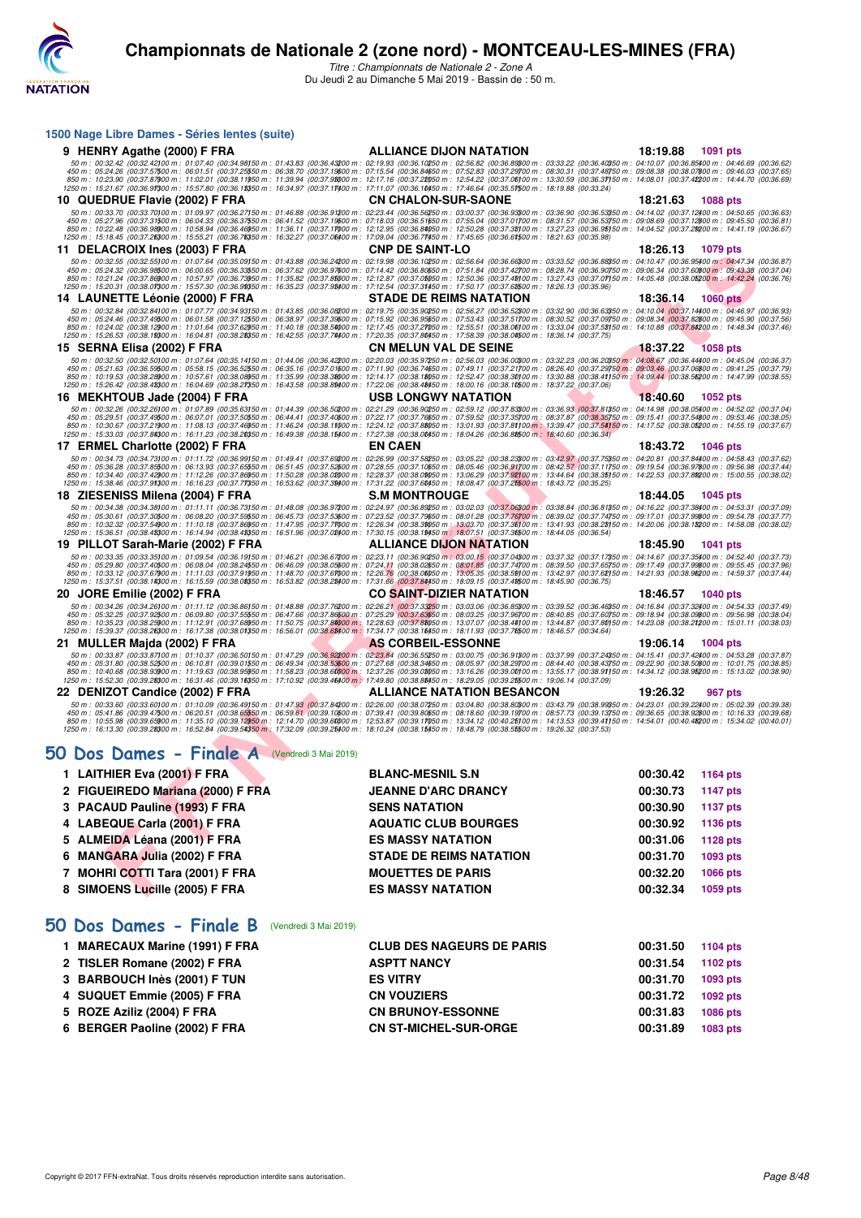# Championnats de Nationale 2 (zone nord) - MONTCEAU-LES-MINES (FRA)

*Titre : Championnats de Nationale 2 - Zone A*
Du Jeudi 2 au Dimanche 5 Mai 2019 - Bassin de : 50 m.

## 1500 Nage Libre Dames - Séries lentes (suite)

| | | | | |
|---|---|---|---|---|
| 9 | HENRY Agathe (2000) F FRA | ALLIANCE DIJON NATATION | 18:19.88 | 1091 pts |
| 10 | QUEDRUE Flavie (2002) F FRA | CN CHALON-SUR-SAONE | 18:21.63 | 1088 pts |
| 11 | DELACROIX Ines (2003) F FRA | CNP DE SAINT-LO | 18:26.13 | 1079 pts |
| 14 | LAUNETTE Léonie (2000) F FRA | STADE DE REIMS NATATION | 18:36.14 | 1060 pts |
| 15 | SERNA Elisa (2002) F FRA | CN MELUN VAL DE SEINE | 18:37.22 | 1058 pts |
| 16 | MEKHTOUB Jade (2004) F FRA | USB LONGWY NATATION | 18:40.60 | 1052 pts |
| 17 | ERMEL Charlotte (2002) F FRA | EN CAEN | 18:43.72 | 1046 pts |
| 18 | ZIESENISS Milena (2004) F FRA | S.M MONTROUGE | 18:44.05 | 1045 pts |
| 19 | PILLOT Sarah-Marie (2002) F FRA | ALLIANCE DIJON NATATION | 18:45.90 | 1041 pts |
| 20 | JORE Emilie (2002) F FRA | CO SAINT-DIZIER NATATION | 18:46.57 | 1040 pts |
| 21 | MULLER Majda (2002) F FRA | AS CORBEIL-ESSONNE | 19:06.14 | 1004 pts |
| 22 | DENIZOT Candice (2002) F FRA | ALLIANCE NATATION BESANCON | 19:26.32 | 967 pts |

## 50 Dos Dames - Finale A (Vendredi 3 Mai 2019)

| | | | | |
|---|---|---|---|---|
| 1 | LAITHIER Eva (2001) F FRA | BLANC-MESNIL S.N | 00:30.42 | 1164 pts |
| 2 | FIGUEIREDO Mariana (2000) F FRA | JEANNE D'ARC DRANCY | 00:30.73 | 1147 pts |
| 3 | PACAUD Pauline (1993) F FRA | SENS NATATION | 00:30.90 | 1137 pts |
| 4 | LABEQUE Carla (2001) F FRA | AQUATIC CLUB BOURGES | 00:30.92 | 1136 pts |
| 5 | ALMEIDA Léana (2001) F FRA | ES MASSY NATATION | 00:31.06 | 1128 pts |
| 6 | MANGARA Julia (2002) F FRA | STADE DE REIMS NATATION | 00:31.70 | 1093 pts |
| 7 | MOHRI COTTI Tara (2001) F FRA | MOUETTES DE PARIS | 00:32.20 | 1066 pts |
| 8 | SIMOENS Lucille (2005) F FRA | ES MASSY NATATION | 00:32.34 | 1059 pts |

## 50 Dos Dames - Finale B (Vendredi 3 Mai 2019)

| | | | | |
|---|---|---|---|---|
| 1 | MARECAUX Marine (1991) F FRA | CLUB DES NAGEURS DE PARIS | 00:31.50 | 1104 pts |
| 2 | TISLER Romane (2002) F FRA | ASPTT NANCY | 00:31.54 | 1102 pts |
| 3 | BARBOUCH Inès (2001) F TUN | ES VITRY | 00:31.70 | 1093 pts |
| 4 | SUQUET Emmie (2005) F FRA | CN VOUZIERS | 00:31.72 | 1092 pts |
| 5 | ROZE Aziliz (2004) F FRA | CN BRUNOY-ESSONNE | 00:31.83 | 1086 pts |
| 6 | BERGER Paoline (2002) F FRA | CN ST-MICHEL-SUR-ORGE | 00:31.89 | 1083 pts |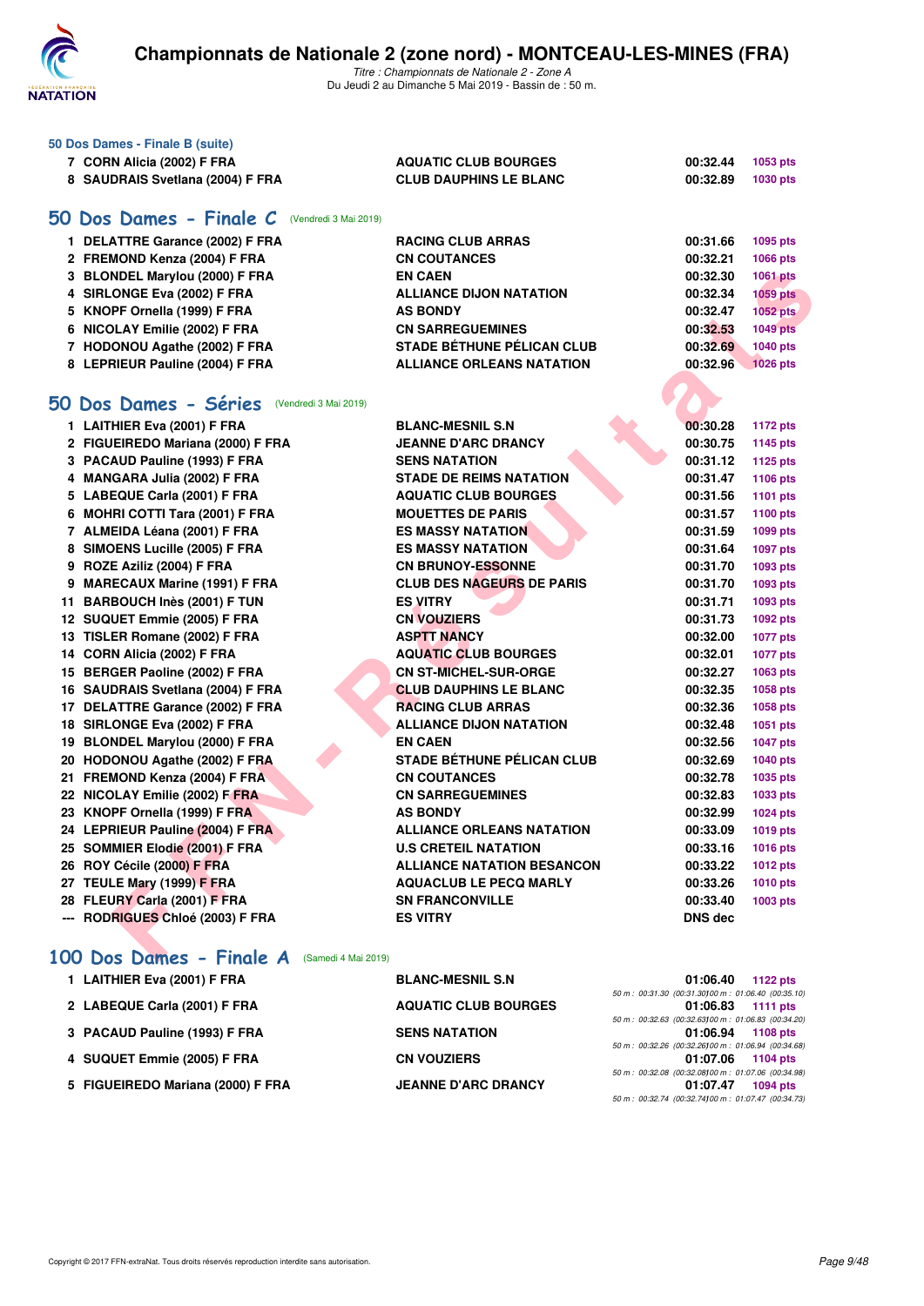### 50 Dos Dames - Finale B (suite)

| | | | | |
|---|---|---|---|---|
| 7 | CORN Alicia (2002) F FRA | AQUATIC CLUB BOURGES | 00:32.44 | 1053 pts |
| 8 | SAUDRAIS Svetlana (2004) F FRA | CLUB DAUPHINS LE BLANC | 00:32.89 | 1030 pts |

## 50 Dos Dames - Finale C (Vendredi 3 Mai 2019)

| | | | | |
|---|---|---|---|---|
| 1 | DELATTRE Garance (2002) F FRA | RACING CLUB ARRAS | 00:31.66 | 1095 pts |
| 2 | FREMOND Kenza (2004) F FRA | CN COUTANCES | 00:32.21 | 1066 pts |
| 3 | BLONDEL Marylou (2000) F FRA | EN CAEN | 00:32.30 | 1061 pts |
| 4 | SIRLONGE Eva (2002) F FRA | ALLIANCE DIJON NATATION | 00:32.34 | 1059 pts |
| 5 | KNOPF Ornella (1999) F FRA | AS BONDY | 00:32.47 | 1052 pts |
| 6 | NICOLAY Emilie (2002) F FRA | CN SARREGUEMINES | 00:32.53 | 1049 pts |
| 7 | HODONOU Agathe (2002) F FRA | STADE BÉTHUNE PÉLICAN CLUB | 00:32.69 | 1040 pts |
| 8 | LEPRIEUR Pauline (2004) F FRA | ALLIANCE ORLEANS NATATION | 00:32.96 | 1026 pts |

## 50 Dos Dames - Séries (Vendredi 3 Mai 2019)

| | | | | |
|---|---|---|---|---|
| 1 | LAITHIER Eva (2001) F FRA | BLANC-MESNIL S.N | 00:30.28 | 1172 pts |
| 2 | FIGUEIREDO Mariana (2000) F FRA | JEANNE D'ARC DRANCY | 00:30.75 | 1145 pts |
| 3 | PACAUD Pauline (1993) F FRA | SENS NATATION | 00:31.12 | 1125 pts |
| 4 | MANGARA Julia (2002) F FRA | STADE DE REIMS NATATION | 00:31.47 | 1106 pts |
| 5 | LABEQUE Carla (2001) F FRA | AQUATIC CLUB BOURGES | 00:31.56 | 1101 pts |
| 6 | MOHRI COTTI Tara (2001) F FRA | MOUETTES DE PARIS | 00:31.57 | 1100 pts |
| 7 | ALMEIDA Léana (2001) F FRA | ES MASSY NATATION | 00:31.59 | 1099 pts |
| 8 | SIMOENS Lucille (2005) F FRA | ES MASSY NATATION | 00:31.64 | 1097 pts |
| 9 | ROZE Aziliz (2004) F FRA | CN BRUNOY-ESSONNE | 00:31.70 | 1093 pts |
| 9 | MARECAUX Marine (1991) F FRA | CLUB DES NAGEURS DE PARIS | 00:31.70 | 1093 pts |
| 11 | BARBOUCH Inès (2001) F TUN | ES VITRY | 00:31.71 | 1093 pts |
| 12 | SUQUET Emmie (2005) F FRA | CN VOUZIERS | 00:31.73 | 1092 pts |
| 13 | TISLER Romane (2002) F FRA | ASPTT NANCY | 00:32.00 | 1077 pts |
| 14 | CORN Alicia (2002) F FRA | AQUATIC CLUB BOURGES | 00:32.01 | 1077 pts |
| 15 | BERGER Paoline (2002) F FRA | CN ST-MICHEL-SUR-ORGE | 00:32.27 | 1063 pts |
| 16 | SAUDRAIS Svetlana (2004) F FRA | CLUB DAUPHINS LE BLANC | 00:32.35 | 1058 pts |
| 17 | DELATTRE Garance (2002) F FRA | RACING CLUB ARRAS | 00:32.36 | 1058 pts |
| 18 | SIRLONGE Eva (2002) F FRA | ALLIANCE DIJON NATATION | 00:32.48 | 1051 pts |
| 19 | BLONDEL Marylou (2000) F FRA | EN CAEN | 00:32.56 | 1047 pts |
| 20 | HODONOU Agathe (2002) F FRA | STADE BÉTHUNE PÉLICAN CLUB | 00:32.69 | 1040 pts |
| 21 | FREMOND Kenza (2004) F FRA | CN COUTANCES | 00:32.78 | 1035 pts |
| 22 | NICOLAY Emilie (2002) F FRA | CN SARREGUEMINES | 00:32.83 | 1033 pts |
| 23 | KNOPF Ornella (1999) F FRA | AS BONDY | 00:32.99 | 1024 pts |
| 24 | LEPRIEUR Pauline (2004) F FRA | ALLIANCE ORLEANS NATATION | 00:33.09 | 1019 pts |
| 25 | SOMMIER Elodie (2001) F FRA | U.S CRETEIL NATATION | 00:33.16 | 1016 pts |
| 26 | ROY Cécile (2000) F FRA | ALLIANCE NATATION BESANCON | 00:33.22 | 1012 pts |
| 27 | TEULE Mary (1999) F FRA | AQUACLUB LE PECQ MARLY | 00:33.26 | 1010 pts |
| 28 | FLEURY Carla (2001) F FRA | SN FRANCONVILLE | 00:33.40 | 1003 pts |
| --- | RODRIGUES Chloé (2003) F FRA | ES VITRY | DNS dec | |

## 100 Dos Dames - Finale A (Samedi 4 Mai 2019)

| | | | | |
|---|---|---|---|---|
| 1 | LAITHIER Eva (2001) F FRA | BLANC-MESNIL S.N | 01:06.40 | 1122 pts |
| | | | 50 m : 00:31.30 (00:31.30) 100 m : 01:06.40 (00:35.10) | |
| 2 | LABEQUE Carla (2001) F FRA | AQUATIC CLUB BOURGES | 01:06.83 | 1111 pts |
| | | | 50 m : 00:32.63 (00:32.63) 100 m : 01:06.83 (00:34.20) | |
| 3 | PACAUD Pauline (1993) F FRA | SENS NATATION | 01:06.94 | 1108 pts |
| | | | 50 m : 00:32.26 (00:32.26) 100 m : 01:06.94 (00:34.68) | |
| 4 | SUQUET Emmie (2005) F FRA | CN VOUZIERS | 01:07.06 | 1104 pts |
| | | | 50 m : 00:32.08 (00:32.08) 100 m : 01:07.06 (00:34.98) | |
| 5 | FIGUEIREDO Mariana (2000) F FRA | JEANNE D'ARC DRANCY | 01:07.47 | 1094 pts |
| | | | 50 m : 00:32.74 (00:32.74) 100 m : 01:07.47 (00:34.73) | |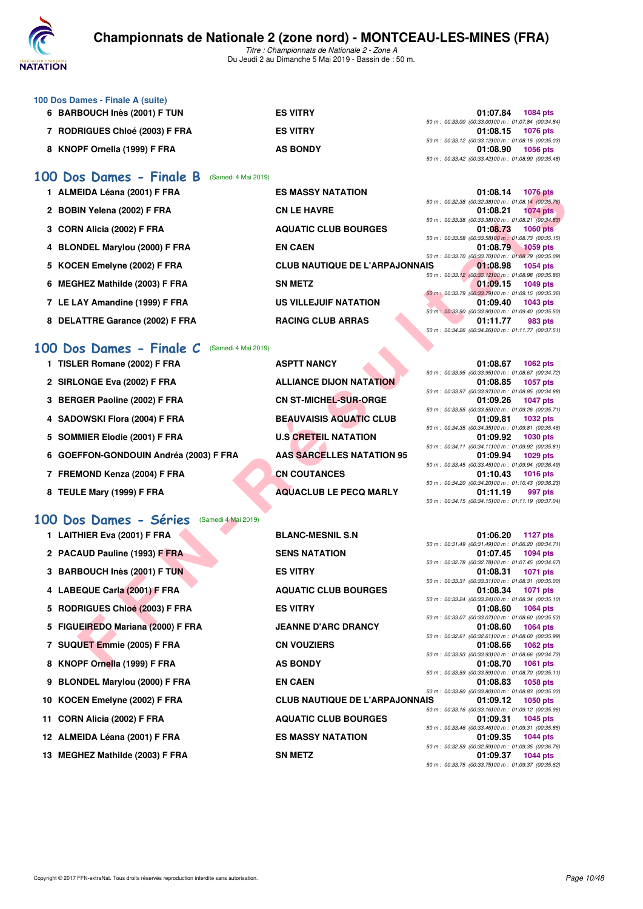# Championnats de Nationale 2 (zone nord) - MONTCEAU-LES-MINES (FRA)

*Titre : Championnats de Nationale 2 - Zone A*

Du Jeudi 2 au Dimanche 5 Mai 2019 - Bassin de : 50 m.

### 100 Dos Dames - Finale A (suite)

| | Nom | Club | Temps | Points | Splits |
|---|---|---|---|---|---|
| 6 | BARBOUCH Inès (2001) F TUN | ES VITRY | 01:07.84 | 1084 pts | 50 m : 00:33.00 (00:33.00) 100 m : 01:07.84 (00:34.84) |
| 7 | RODRIGUES Chloé (2003) F FRA | ES VITRY | 01:08.15 | 1076 pts | 50 m : 00:33.12 (00:33.12) 100 m : 01:08.15 (00:35.03) |
| 8 | KNOPF Ornella (1999) F FRA | AS BONDY | 01:08.90 | 1056 pts | 50 m : 00:33.42 (00:33.42) 100 m : 01:08.90 (00:35.48) |

## 100 Dos Dames - Finale B (Samedi 4 Mai 2019)

| | Nom | Club | Temps | Points | Splits |
|---|---|---|---|---|---|
| 1 | ALMEIDA Léana (2001) F FRA | ES MASSY NATATION | 01:08.14 | 1076 pts | 50 m : 00:32.38 (00:32.38) 100 m : 01:08.14 (00:35.76) |
| 2 | BOBIN Yelena (2002) F FRA | CN LE HAVRE | 01:08.21 | 1074 pts | 50 m : 00:33.38 (00:33.38) 100 m : 01:08.21 (00:34.83) |
| 3 | CORN Alicia (2002) F FRA | AQUATIC CLUB BOURGES | 01:08.73 | 1060 pts | 50 m : 00:33.58 (00:33.58) 100 m : 01:08.73 (00:35.15) |
| 4 | BLONDEL Marylou (2000) F FRA | EN CAEN | 01:08.79 | 1059 pts | 50 m : 00:33.70 (00:33.70) 100 m : 01:08.79 (00:35.09) |
| 5 | KOCEN Emelyne (2002) F FRA | CLUB NAUTIQUE DE L'ARPAJONNAIS | 01:08.98 | 1054 pts | 50 m : 00:33.12 (00:33.12) 100 m : 01:08.98 (00:35.86) |
| 6 | MEGHEZ Mathilde (2003) F FRA | SN METZ | 01:09.15 | 1049 pts | 50 m : 00:33.79 (00:33.79) 100 m : 01:09.15 (00:35.36) |
| 7 | LE LAY Amandine (1999) F FRA | US VILLEJUIF NATATION | 01:09.40 | 1043 pts | 50 m : 00:33.90 (00:33.90) 100 m : 01:09.40 (00:35.50) |
| 8 | DELATTRE Garance (2002) F FRA | RACING CLUB ARRAS | 01:11.77 | 983 pts | 50 m : 00:34.26 (00:34.26) 100 m : 01:11.77 (00:37.51) |

## 100 Dos Dames - Finale C (Samedi 4 Mai 2019)

| | Nom | Club | Temps | Points | Splits |
|---|---|---|---|---|---|
| 1 | TISLER Romane (2002) F FRA | ASPTT NANCY | 01:08.67 | 1062 pts | 50 m : 00:33.95 (00:33.95) 100 m : 01:08.67 (00:34.72) |
| 2 | SIRLONGE Eva (2002) F FRA | ALLIANCE DIJON NATATION | 01:08.85 | 1057 pts | 50 m : 00:33.97 (00:33.97) 100 m : 01:08.85 (00:34.88) |
| 3 | BERGER Paoline (2002) F FRA | CN ST-MICHEL-SUR-ORGE | 01:09.26 | 1047 pts | 50 m : 00:33.55 (00:33.55) 100 m : 01:09.26 (00:35.71) |
| 4 | SADOWSKI Flora (2004) F FRA | BEAUVAISIS AQUATIC CLUB | 01:09.81 | 1032 pts | 50 m : 00:34.35 (00:34.35) 100 m : 01:09.81 (00:35.46) |
| 5 | SOMMIER Elodie (2001) F FRA | U.S CRETEIL NATATION | 01:09.92 | 1030 pts | 50 m : 00:34.11 (00:34.11) 100 m : 01:09.92 (00:35.81) |
| 6 | GOEFFON-GONDOUIN Andréa (2003) F FRA | AAS SARCELLES NATATION 95 | 01:09.94 | 1029 pts | 50 m : 00:33.45 (00:33.45) 100 m : 01:09.94 (00:36.49) |
| 7 | FREMOND Kenza (2004) F FRA | CN COUTANCES | 01:10.43 | 1016 pts | 50 m : 00:34.20 (00:34.20) 100 m : 01:10.43 (00:36.23) |
| 8 | TEULE Mary (1999) F FRA | AQUACLUB LE PECQ MARLY | 01:11.19 | 997 pts | 50 m : 00:34.15 (00:34.15) 100 m : 01:11.19 (00:37.04) |

## 100 Dos Dames - Séries (Samedi 4 Mai 2019)

| | Nom | Club | Temps | Points | Splits |
|---|---|---|---|---|---|
| 1 | LAITHIER Eva (2001) F FRA | BLANC-MESNIL S.N | 01:06.20 | 1127 pts | 50 m : 00:31.49 (00:31.49) 100 m : 01:06.20 (00:34.71) |
| 2 | PACAUD Pauline (1993) F FRA | SENS NATATION | 01:07.45 | 1094 pts | 50 m : 00:32.78 (00:32.78) 100 m : 01:07.45 (00:34.67) |
| 3 | BARBOUCH Inès (2001) F TUN | ES VITRY | 01:08.31 | 1071 pts | 50 m : 00:33.31 (00:33.31) 100 m : 01:08.31 (00:35.00) |
| 4 | LABEQUE Carla (2001) F FRA | AQUATIC CLUB BOURGES | 01:08.34 | 1071 pts | 50 m : 00:33.24 (00:33.24) 100 m : 01:08.34 (00:35.10) |
| 5 | RODRIGUES Chloé (2003) F FRA | ES VITRY | 01:08.60 | 1064 pts | 50 m : 00:33.07 (00:33.07) 100 m : 01:08.60 (00:35.53) |
| 5 | FIGUEIREDO Mariana (2000) F FRA | JEANNE D'ARC DRANCY | 01:08.60 | 1064 pts | 50 m : 00:32.61 (00:32.61) 100 m : 01:08.60 (00:35.99) |
| 7 | SUQUET Emmie (2005) F FRA | CN VOUZIERS | 01:08.66 | 1062 pts | 50 m : 00:33.93 (00:33.93) 100 m : 01:08.66 (00:34.73) |
| 8 | KNOPF Ornella (1999) F FRA | AS BONDY | 01:08.70 | 1061 pts | 50 m : 00:33.59 (00:33.59) 100 m : 01:08.70 (00:35.11) |
| 9 | BLONDEL Marylou (2000) F FRA | EN CAEN | 01:08.83 | 1058 pts | 50 m : 00:33.80 (00:33.80) 100 m : 01:08.83 (00:35.03) |
| 10 | KOCEN Emelyne (2002) F FRA | CLUB NAUTIQUE DE L'ARPAJONNAIS | 01:09.12 | 1050 pts | 50 m : 00:33.16 (00:33.16) 100 m : 01:09.12 (00:35.96) |
| 11 | CORN Alicia (2002) F FRA | AQUATIC CLUB BOURGES | 01:09.31 | 1045 pts | 50 m : 00:33.46 (00:33.46) 100 m : 01:09.31 (00:35.85) |
| 12 | ALMEIDA Léana (2001) F FRA | ES MASSY NATATION | 01:09.35 | 1044 pts | 50 m : 00:32.59 (00:32.59) 100 m : 01:09.35 (00:36.76) |
| 13 | MEGHEZ Mathilde (2003) F FRA | SN METZ | 01:09.37 | 1044 pts | 50 m : 00:33.75 (00:33.75) 100 m : 01:09.37 (00:35.62) |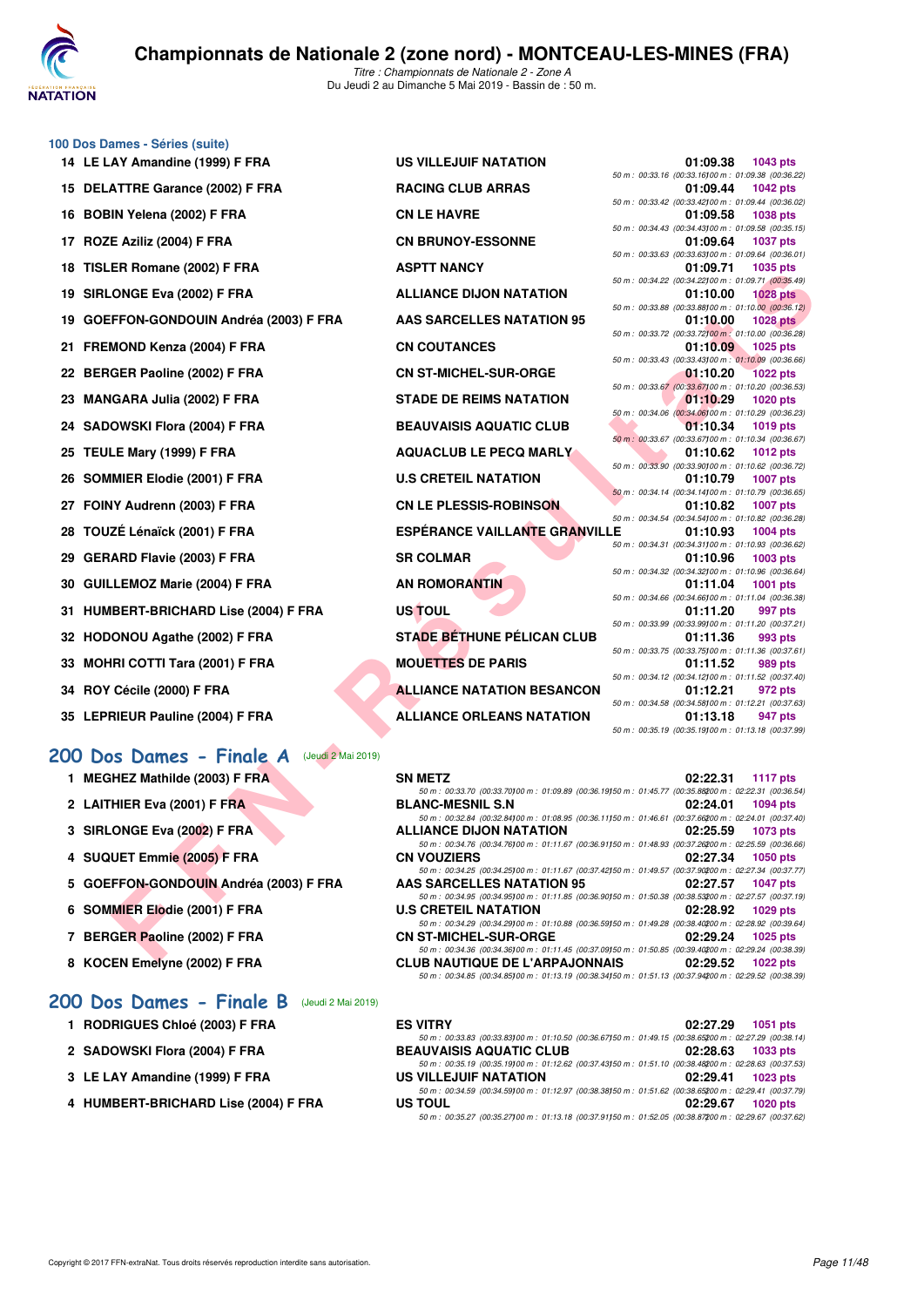## 100 Dos Dames - Séries (suite)

| Rang | Nom | Club | Temps | Points | Splits |
|---|---|---|---|---|---|
| 14 | LE LAY Amandine (1999) F FRA | US VILLEJUIF NATATION | 01:09.38 | 1043 pts | 50 m : 00:33.16 (00:33.16) 100 m : 01:09.38 (00:36.22) |
| 15 | DELATTRE Garance (2002) F FRA | RACING CLUB ARRAS | 01:09.44 | 1042 pts | 50 m : 00:33.42 (00:33.42) 100 m : 01:09.44 (00:36.02) |
| 16 | BOBIN Yelena (2002) F FRA | CN LE HAVRE | 01:09.58 | 1038 pts | 50 m : 00:34.43 (00:34.43) 100 m : 01:09.58 (00:35.15) |
| 17 | ROZE Aziliz (2004) F FRA | CN BRUNOY-ESSONNE | 01:09.64 | 1037 pts | 50 m : 00:33.63 (00:33.63) 100 m : 01:09.64 (00:36.01) |
| 18 | TISLER Romane (2002) F FRA | ASPTT NANCY | 01:09.71 | 1035 pts | 50 m : 00:34.22 (00:34.22) 100 m : 01:09.71 (00:35.49) |
| 19 | SIRLONGE Eva (2002) F FRA | ALLIANCE DIJON NATATION | 01:10.00 | 1028 pts | 50 m : 00:33.88 (00:33.88) 100 m : 01:10.00 (00:36.12) |
| 19 | GOEFFON-GONDOUIN Andréa (2003) F FRA | AAS SARCELLES NATATION 95 | 01:10.00 | 1028 pts | 50 m : 00:33.72 (00:33.72) 100 m : 01:10.00 (00:36.28) |
| 21 | FREMOND Kenza (2004) F FRA | CN COUTANCES | 01:10.09 | 1025 pts | 50 m : 00:33.43 (00:33.43) 100 m : 01:10.09 (00:36.66) |
| 22 | BERGER Paoline (2002) F FRA | CN ST-MICHEL-SUR-ORGE | 01:10.20 | 1022 pts | 50 m : 00:33.67 (00:33.67) 100 m : 01:10.20 (00:36.53) |
| 23 | MANGARA Julia (2002) F FRA | STADE DE REIMS NATATION | 01:10.29 | 1020 pts | 50 m : 00:34.06 (00:34.06) 100 m : 01:10.29 (00:36.23) |
| 24 | SADOWSKI Flora (2004) F FRA | BEAUVAISIS AQUATIC CLUB | 01:10.34 | 1019 pts | 50 m : 00:33.67 (00:33.67) 100 m : 01:10.34 (00:36.67) |
| 25 | TEULE Mary (1999) F FRA | AQUACLUB LE PECQ MARLY | 01:10.62 | 1012 pts | 50 m : 00:33.90 (00:33.90) 100 m : 01:10.62 (00:36.72) |
| 26 | SOMMIER Elodie (2001) F FRA | U.S CRETEIL NATATION | 01:10.79 | 1007 pts | 50 m : 00:34.14 (00:34.14) 100 m : 01:10.79 (00:36.65) |
| 27 | FOINY Audrenn (2003) F FRA | CN LE PLESSIS-ROBINSON | 01:10.82 | 1007 pts | 50 m : 00:34.54 (00:34.54) 100 m : 01:10.82 (00:36.28) |
| 28 | TOUZÉ Lénaïck (2001) F FRA | ESPÉRANCE VAILLANTE GRANVILLE | 01:10.93 | 1004 pts | 50 m : 00:34.31 (00:34.31) 100 m : 01:10.93 (00:36.62) |
| 29 | GERARD Flavie (2003) F FRA | SR COLMAR | 01:10.96 | 1003 pts | 50 m : 00:34.32 (00:34.32) 100 m : 01:10.96 (00:36.64) |
| 30 | GUILLEMOZ Marie (2004) F FRA | AN ROMORANTIN | 01:11.04 | 1001 pts | 50 m : 00:34.66 (00:34.66) 100 m : 01:11.04 (00:36.38) |
| 31 | HUMBERT-BRICHARD Lise (2004) F FRA | US TOUL | 01:11.20 | 997 pts | 50 m : 00:33.99 (00:33.99) 100 m : 01:11.20 (00:37.21) |
| 32 | HODONOU Agathe (2002) F FRA | STADE BÉTHUNE PÉLICAN CLUB | 01:11.36 | 993 pts | 50 m : 00:33.75 (00:33.75) 100 m : 01:11.36 (00:37.61) |
| 33 | MOHRI COTTI Tara (2001) F FRA | MOUETTES DE PARIS | 01:11.52 | 989 pts | 50 m : 00:34.12 (00:34.12) 100 m : 01:11.52 (00:37.40) |
| 34 | ROY Cécile (2000) F FRA | ALLIANCE NATATION BESANCON | 01:12.21 | 972 pts | 50 m : 00:34.58 (00:34.58) 100 m : 01:12.21 (00:37.63) |
| 35 | LEPRIEUR Pauline (2004) F FRA | ALLIANCE ORLEANS NATATION | 01:13.18 | 947 pts | 50 m : 00:35.19 (00:35.19) 100 m : 01:13.18 (00:37.99) |

## 200 Dos Dames - Finale A (Jeudi 2 Mai 2019)

| Rang | Nom | Club | Temps | Points | Splits |
|---|---|---|---|---|---|
| 1 | MEGHEZ Mathilde (2003) F FRA | SN METZ | 02:22.31 | 1117 pts | 50 m : 00:33.70 (00:33.70) 100 m : 01:09.89 (00:36.19) 150 m : 01:45.77 (00:35.88) 200 m : 02:22.31 (00:36.54) |
| 2 | LAITHIER Eva (2001) F FRA | BLANC-MESNIL S.N | 02:24.01 | 1094 pts | 50 m : 00:32.84 (00:32.84) 100 m : 01:08.95 (00:36.11) 150 m : 01:46.61 (00:37.66) 200 m : 02:24.01 (00:37.40) |
| 3 | SIRLONGE Eva (2002) F FRA | ALLIANCE DIJON NATATION | 02:25.59 | 1073 pts | 50 m : 00:34.76 (00:34.76) 100 m : 01:11.67 (00:36.91) 150 m : 01:48.93 (00:37.26) 200 m : 02:25.59 (00:36.66) |
| 4 | SUQUET Emmie (2005) F FRA | CN VOUZIERS | 02:27.34 | 1050 pts | 50 m : 00:34.25 (00:34.25) 100 m : 01:11.67 (00:37.42) 150 m : 01:49.57 (00:37.90) 200 m : 02:27.34 (00:37.77) |
| 5 | GOEFFON-GONDOUIN Andréa (2003) F FRA | AAS SARCELLES NATATION 95 | 02:27.57 | 1047 pts | 50 m : 00:34.95 (00:34.95) 100 m : 01:11.85 (00:36.90) 150 m : 01:50.38 (00:38.53) 200 m : 02:27.57 (00:37.19) |
| 6 | SOMMIER Elodie (2001) F FRA | U.S CRETEIL NATATION | 02:28.92 | 1029 pts | 50 m : 00:34.29 (00:34.29) 100 m : 01:10.88 (00:36.59) 150 m : 01:49.28 (00:38.40) 200 m : 02:28.92 (00:39.64) |
| 7 | BERGER Paoline (2002) F FRA | CN ST-MICHEL-SUR-ORGE | 02:29.24 | 1025 pts | 50 m : 00:34.36 (00:34.36) 100 m : 01:11.45 (00:37.09) 150 m : 01:50.85 (00:39.40) 200 m : 02:29.24 (00:38.39) |
| 8 | KOCEN Emelyne (2002) F FRA | CLUB NAUTIQUE DE L'ARPAJONNAIS | 02:29.52 | 1022 pts | 50 m : 00:34.85 (00:34.85) 100 m : 01:13.19 (00:38.34) 150 m : 01:51.13 (00:37.94) 200 m : 02:29.52 (00:38.39) |

## 200 Dos Dames - Finale B (Jeudi 2 Mai 2019)

| Rang | Nom | Club | Temps | Points | Splits |
|---|---|---|---|---|---|
| 1 | RODRIGUES Chloé (2003) F FRA | ES VITRY | 02:27.29 | 1051 pts | 50 m : 00:33.83 (00:33.83) 100 m : 01:10.50 (00:36.67) 150 m : 01:49.15 (00:38.65) 200 m : 02:27.29 (00:38.14) |
| 2 | SADOWSKI Flora (2004) F FRA | BEAUVAISIS AQUATIC CLUB | 02:28.63 | 1033 pts | 50 m : 00:35.19 (00:35.19) 100 m : 01:12.62 (00:37.43) 150 m : 01:51.10 (00:38.48) 200 m : 02:28.63 (00:37.53) |
| 3 | LE LAY Amandine (1999) F FRA | US VILLEJUIF NATATION | 02:29.41 | 1023 pts | 50 m : 00:34.59 (00:34.59) 100 m : 01:12.97 (00:38.38) 150 m : 01:51.62 (00:38.65) 200 m : 02:29.41 (00:37.79) |
| 4 | HUMBERT-BRICHARD Lise (2004) F FRA | US TOUL | 02:29.67 | 1020 pts | 50 m : 00:35.27 (00:35.27) 100 m : 01:13.18 (00:37.91) 150 m : 01:52.05 (00:38.87) 200 m : 02:29.67 (00:37.62) |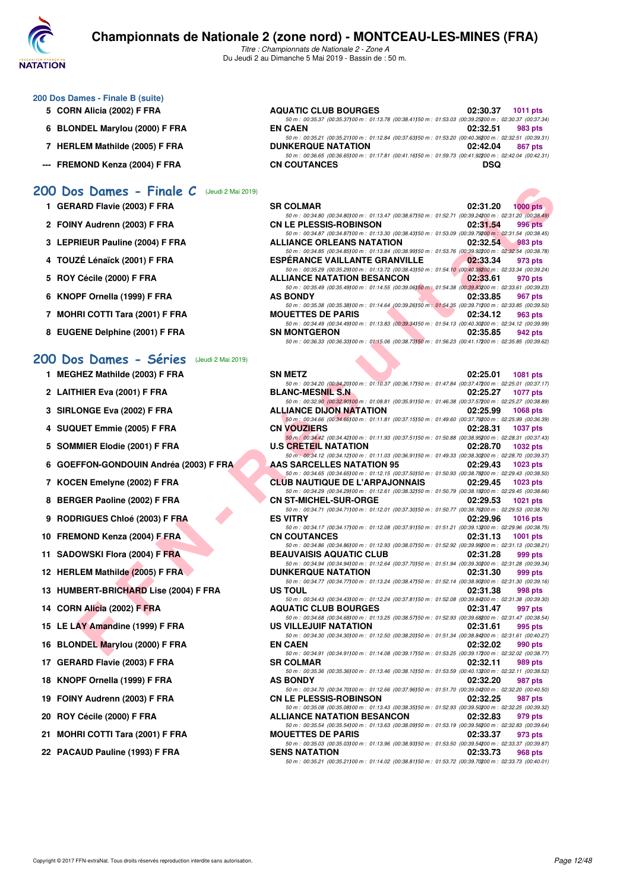# Championnats de Nationale 2 (zone nord) - MONTCEAU-LES-MINES (FRA)

*Titre : Championnats de Nationale 2 - Zone A*
Du Jeudi 2 au Dimanche 5 Mai 2019 - Bassin de : 50 m.

## 200 Dos Dames - Finale B (suite)

| Rang | Nageur | Club | Temps | Points |
|---|---|---|---|---|
| 5 | CORN Alicia (2002) F FRA | AQUATIC CLUB BOURGES | 02:30.37 | 1011 pts |
| | | 50 m : 00:35.37 (00:35.37) 100 m : 01:13.78 (00:38.41) 150 m : 01:53.03 (00:39.25) 200 m : 02:30.37 (00:37.34) | | |
| 6 | BLONDEL Marylou (2000) F FRA | EN CAEN | 02:32.51 | 983 pts |
| | | 50 m : 00:35.21 (00:35.21) 100 m : 01:12.84 (00:37.63) 150 m : 01:53.20 (00:40.36) 200 m : 02:32.51 (00:39.31) | | |
| 7 | HERLEM Mathilde (2005) F FRA | DUNKERQUE NATATION | 02:42.04 | 867 pts |
| | | 50 m : 00:36.65 (00:36.65) 100 m : 01:17.81 (00:41.16) 150 m : 01:59.73 (00:41.92) 200 m : 02:42.04 (00:42.31) | | |
| --- | FREMOND Kenza (2004) F FRA | CN COUTANCES | DSQ | |

## 200 Dos Dames - Finale C (Jeudi 2 Mai 2019)

| Rang | Nageur | Club | Temps | Points |
|---|---|---|---|---|
| 1 | GERARD Flavie (2003) F FRA | SR COLMAR | 02:31.20 | 1000 pts |
| | | 50 m : 00:34.80 (00:34.80) 100 m : 01:13.47 (00:38.67) 150 m : 01:52.71 (00:39.24) 200 m : 02:31.20 (00:38.49) | | |
| 2 | FOINY Audrenn (2003) F FRA | CN LE PLESSIS-ROBINSON | 02:31.54 | 996 pts |
| | | 50 m : 00:34.87 (00:34.87) 100 m : 01:13.30 (00:38.43) 150 m : 01:53.09 (00:39.79) 200 m : 02:31.54 (00:38.45) | | |
| 3 | LEPRIEUR Pauline (2004) F FRA | ALLIANCE ORLEANS NATATION | 02:32.54 | 983 pts |
| | | 50 m : 00:34.85 (00:34.85) 100 m : 01:13.84 (00:38.99) 150 m : 01:53.76 (00:39.92) 200 m : 02:32.54 (00:38.78) | | |
| 4 | TOUZÉ Lénaïck (2001) F FRA | ESPÉRANCE VAILLANTE GRANVILLE | 02:33.34 | 973 pts |
| | | 50 m : 00:35.29 (00:35.29) 100 m : 01:13.72 (00:38.43) 150 m : 01:54.10 (00:40.38) 200 m : 02:33.34 (00:39.24) | | |
| 5 | ROY Cécile (2000) F FRA | ALLIANCE NATATION BESANCON | 02:33.61 | 970 pts |
| | | 50 m : 00:35.49 (00:35.49) 100 m : 01:14.55 (00:39.06) 150 m : 01:54.38 (00:39.83) 200 m : 02:33.61 (00:39.23) | | |
| 6 | KNOPF Ornella (1999) F FRA | AS BONDY | 02:33.85 | 967 pts |
| | | 50 m : 00:35.38 (00:35.38) 100 m : 01:14.64 (00:39.26) 150 m : 01:54.35 (00:39.71) 200 m : 02:33.85 (00:39.50) | | |
| 7 | MOHRI COTTI Tara (2001) F FRA | MOUETTES DE PARIS | 02:34.12 | 963 pts |
| | | 50 m : 00:34.49 (00:34.49) 100 m : 01:13.83 (00:39.34) 150 m : 01:54.13 (00:40.30) 200 m : 02:34.12 (00:39.99) | | |
| 8 | EUGENE Delphine (2001) F FRA | SN MONTGERON | 02:35.85 | 942 pts |
| | | 50 m : 00:36.33 (00:36.33) 100 m : 01:15.06 (00:38.73) 150 m : 01:56.23 (00:41.17) 200 m : 02:35.85 (00:39.62) | | |

## 200 Dos Dames - Séries (Jeudi 2 Mai 2019)

| Rang | Nageur | Club | Temps | Points |
|---|---|---|---|---|
| 1 | MEGHEZ Mathilde (2003) F FRA | SN METZ | 02:25.01 | 1081 pts |
| | | 50 m : 00:34.20 (00:34.20) 100 m : 01:10.37 (00:36.17) 150 m : 01:47.84 (00:37.47) 200 m : 02:25.01 (00:37.17) | | |
| 2 | LAITHIER Eva (2001) F FRA | BLANC-MESNIL S.N | 02:25.27 | 1077 pts |
| | | 50 m : 00:32.90 (00:32.90) 100 m : 01:08.81 (00:35.91) 150 m : 01:46.38 (00:37.57) 200 m : 02:25.27 (00:38.89) | | |
| 3 | SIRLONGE Eva (2002) F FRA | ALLIANCE DIJON NATATION | 02:25.99 | 1068 pts |
| | | 50 m : 00:34.66 (00:34.66) 100 m : 01:11.81 (00:37.15) 150 m : 01:49.60 (00:37.79) 200 m : 02:25.99 (00:36.39) | | |
| 4 | SUQUET Emmie (2005) F FRA | CN VOUZIERS | 02:28.31 | 1037 pts |
| | | 50 m : 00:34.42 (00:34.42) 100 m : 01:11.93 (00:37.51) 150 m : 01:50.88 (00:38.95) 200 m : 02:28.31 (00:37.43) | | |
| 5 | SOMMIER Elodie (2001) F FRA | U.S CRETEIL NATATION | 02:28.70 | 1032 pts |
| | | 50 m : 00:34.12 (00:34.12) 100 m : 01:11.03 (00:36.91) 150 m : 01:49.33 (00:38.30) 200 m : 02:28.70 (00:39.37) | | |
| 6 | GOEFFON-GONDOUIN Andréa (2003) F FRA | AAS SARCELLES NATATION 95 | 02:29.43 | 1023 pts |
| | | 50 m : 00:34.65 (00:34.65) 100 m : 01:12.15 (00:37.50) 150 m : 01:50.93 (00:38.78) 200 m : 02:29.43 (00:38.50) | | |
| 7 | KOCEN Emelyne (2002) F FRA | CLUB NAUTIQUE DE L'ARPAJONNAIS | 02:29.45 | 1023 pts |
| | | 50 m : 00:34.29 (00:34.29) 100 m : 01:12.61 (00:38.32) 150 m : 01:50.79 (00:38.18) 200 m : 02:29.45 (00:38.66) | | |
| 8 | BERGER Paoline (2002) F FRA | CN ST-MICHEL-SUR-ORGE | 02:29.53 | 1021 pts |
| | | 50 m : 00:34.71 (00:34.71) 100 m : 01:12.01 (00:37.30) 150 m : 01:50.77 (00:38.76) 200 m : 02:29.53 (00:38.76) | | |
| 9 | RODRIGUES Chloé (2003) F FRA | ES VITRY | 02:29.96 | 1016 pts |
| | | 50 m : 00:34.17 (00:34.17) 100 m : 01:12.08 (00:37.91) 150 m : 01:51.21 (00:39.13) 200 m : 02:29.96 (00:38.75) | | |
| 10 | FREMOND Kenza (2004) F FRA | CN COUTANCES | 02:31.13 | 1001 pts |
| | | 50 m : 00:34.86 (00:34.86) 100 m : 01:12.93 (00:38.07) 150 m : 01:52.92 (00:39.99) 200 m : 02:31.13 (00:38.21) | | |
| 11 | SADOWSKI Flora (2004) F FRA | BEAUVAISIS AQUATIC CLUB | 02:31.28 | 999 pts |
| | | 50 m : 00:34.94 (00:34.94) 100 m : 01:12.64 (00:37.70) 150 m : 01:51.94 (00:39.30) 200 m : 02:31.28 (00:39.34) | | |
| 12 | HERLEM Mathilde (2005) F FRA | DUNKERQUE NATATION | 02:31.30 | 999 pts |
| | | 50 m : 00:34.77 (00:34.77) 100 m : 01:13.24 (00:38.47) 150 m : 01:52.14 (00:38.90) 200 m : 02:31.30 (00:39.16) | | |
| 13 | HUMBERT-BRICHARD Lise (2004) F FRA | US TOUL | 02:31.38 | 998 pts |
| | | 50 m : 00:34.43 (00:34.43) 100 m : 01:12.24 (00:37.81) 150 m : 01:52.08 (00:39.84) 200 m : 02:31.38 (00:39.30) | | |
| 14 | CORN Alicia (2002) F FRA | AQUATIC CLUB BOURGES | 02:31.47 | 997 pts |
| | | 50 m : 00:34.68 (00:34.68) 100 m : 01:13.25 (00:38.57) 150 m : 01:52.93 (00:39.68) 200 m : 02:31.47 (00:38.54) | | |
| 15 | LE LAY Amandine (1999) F FRA | US VILLEJUIF NATATION | 02:31.61 | 995 pts |
| | | 50 m : 00:34.30 (00:34.30) 100 m : 01:12.50 (00:38.20) 150 m : 01:51.34 (00:38.84) 200 m : 02:31.61 (00:40.27) | | |
| 16 | BLONDEL Marylou (2000) F FRA | EN CAEN | 02:32.02 | 990 pts |
| | | 50 m : 00:34.91 (00:34.91) 100 m : 01:14.08 (00:39.17) 150 m : 01:53.25 (00:39.17) 200 m : 02:32.02 (00:38.77) | | |
| 17 | GERARD Flavie (2003) F FRA | SR COLMAR | 02:32.11 | 989 pts |
| | | 50 m : 00:35.36 (00:35.36) 100 m : 01:13.46 (00:38.10) 150 m : 01:53.59 (00:40.13) 200 m : 02:32.11 (00:38.52) | | |
| 18 | KNOPF Ornella (1999) F FRA | AS BONDY | 02:32.20 | 987 pts |
| | | 50 m : 00:34.70 (00:34.70) 100 m : 01:12.66 (00:37.96) 150 m : 01:51.70 (00:39.04) 200 m : 02:32.20 (00:40.50) | | |
| 19 | FOINY Audrenn (2003) F FRA | CN LE PLESSIS-ROBINSON | 02:32.25 | 987 pts |
| | | 50 m : 00:35.08 (00:35.08) 100 m : 01:13.43 (00:38.35) 150 m : 01:52.93 (00:39.50) 200 m : 02:32.25 (00:39.32) | | |
| 20 | ROY Cécile (2000) F FRA | ALLIANCE NATATION BESANCON | 02:32.83 | 979 pts |
| | | 50 m : 00:35.54 (00:35.54) 100 m : 01:13.63 (00:38.09) 150 m : 01:53.19 (00:39.56) 200 m : 02:32.83 (00:39.64) | | |
| 21 | MOHRI COTTI Tara (2001) F FRA | MOUETTES DE PARIS | 02:33.37 | 973 pts |
| | | 50 m : 00:35.03 (00:35.03) 100 m : 01:13.96 (00:38.93) 150 m : 01:53.50 (00:39.54) 200 m : 02:33.37 (00:39.87) | | |
| 22 | PACAUD Pauline (1993) F FRA | SENS NATATION | 02:33.73 | 968 pts |
| | | 50 m : 00:35.21 (00:35.21) 100 m : 01:14.02 (00:38.81) 150 m : 01:53.72 (00:39.70) 200 m : 02:33.73 (00:40.01) | | |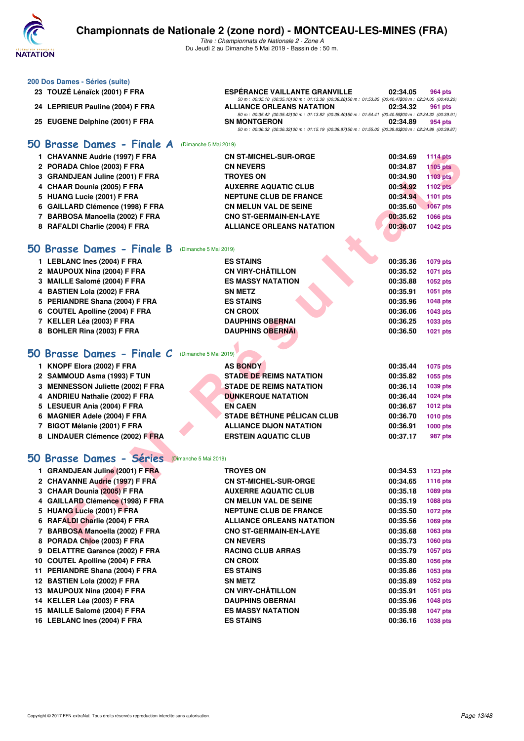## 200 Dos Dames - Séries (suite)

| Rang | Nom | Club | Temps | Points |
|---|---|---|---|---|
| 23 | TOUZÉ Lénaïck (2001) F FRA | ESPÉRANCE VAILLANTE GRANVILLE | 02:34.05 | 964 pts |
| | | 50 m : 00:35.10 (00:35.10) 100 m : 01:13.38 (00:38.28) 150 m : 01:53.85 (00:40.47) 200 m : 02:34.05 (00:40.20) | | |
| 24 | LEPRIEUR Pauline (2004) F FRA | ALLIANCE ORLEANS NATATION | 02:34.32 | 961 pts |
| | | 50 m : 00:35.42 (00:35.42) 100 m : 01:13.82 (00:38.40) 150 m : 01:54.41 (00:40.59) 200 m : 02:34.32 (00:39.91) | | |
| 25 | EUGENE Delphine (2001) F FRA | SN MONTGERON | 02:34.89 | 954 pts |
| | | 50 m : 00:36.32 (00:36.32) 100 m : 01:15.19 (00:38.87) 150 m : 01:55.02 (00:39.83) 200 m : 02:34.89 (00:39.87) | | |

## 50 Brasse Dames - Finale A (Dimanche 5 Mai 2019)

| Rang | Nom | Club | Temps | Points |
|---|---|---|---|---|
| 1 | CHAVANNE Audrie (1997) F FRA | CN ST-MICHEL-SUR-ORGE | 00:34.69 | 1114 pts |
| 2 | PORADA Chloe (2003) F FRA | CN NEVERS | 00:34.87 | 1105 pts |
| 3 | GRANDJEAN Juline (2001) F FRA | TROYES ON | 00:34.90 | 1103 pts |
| 4 | CHAAR Dounia (2005) F FRA | AUXERRE AQUATIC CLUB | 00:34.92 | 1102 pts |
| 5 | HUANG Lucie (2001) F FRA | NEPTUNE CLUB DE FRANCE | 00:34.94 | 1101 pts |
| 6 | GAILLARD Clémence (1998) F FRA | CN MELUN VAL DE SEINE | 00:35.60 | 1067 pts |
| 7 | BARBOSA Manoella (2002) F FRA | CNO ST-GERMAIN-EN-LAYE | 00:35.62 | 1066 pts |
| 8 | RAFALDI Charlie (2004) F FRA | ALLIANCE ORLEANS NATATION | 00:36.07 | 1042 pts |

## 50 Brasse Dames - Finale B (Dimanche 5 Mai 2019)

| Rang | Nom | Club | Temps | Points |
|---|---|---|---|---|
| 1 | LEBLANC Ines (2004) F FRA | ES STAINS | 00:35.36 | 1079 pts |
| 2 | MAUPOUX Nina (2004) F FRA | CN VIRY-CHÂTILLON | 00:35.52 | 1071 pts |
| 3 | MAILLE Salomé (2004) F FRA | ES MASSY NATATION | 00:35.88 | 1052 pts |
| 4 | BASTIEN Lola (2002) F FRA | SN METZ | 00:35.91 | 1051 pts |
| 5 | PERIANDRE Shana (2004) F FRA | ES STAINS | 00:35.96 | 1048 pts |
| 6 | COUTEL Apolline (2004) F FRA | CN CROIX | 00:36.06 | 1043 pts |
| 7 | KELLER Léa (2003) F FRA | DAUPHINS OBERNAI | 00:36.25 | 1033 pts |
| 8 | BOHLER Rina (2003) F FRA | DAUPHINS OBERNAI | 00:36.50 | 1021 pts |

## 50 Brasse Dames - Finale C (Dimanche 5 Mai 2019)

| Rang | Nom | Club | Temps | Points |
|---|---|---|---|---|
| 1 | KNOPF Elora (2002) F FRA | AS BONDY | 00:35.44 | 1075 pts |
| 2 | SAMMOUD Asma (1993) F TUN | STADE DE REIMS NATATION | 00:35.82 | 1055 pts |
| 3 | MENNESSON Juliette (2002) F FRA | STADE DE REIMS NATATION | 00:36.14 | 1039 pts |
| 4 | ANDRIEU Nathalie (2002) F FRA | DUNKERQUE NATATION | 00:36.44 | 1024 pts |
| 5 | LESUEUR Ania (2004) F FRA | EN CAEN | 00:36.67 | 1012 pts |
| 6 | MAGNIER Adele (2004) F FRA | STADE BÉTHUNE PÉLICAN CLUB | 00:36.70 | 1010 pts |
| 7 | BIGOT Mélanie (2001) F FRA | ALLIANCE DIJON NATATION | 00:36.91 | 1000 pts |
| 8 | LINDAUER Clémence (2002) F FRA | ERSTEIN AQUATIC CLUB | 00:37.17 | 987 pts |

## 50 Brasse Dames - Séries (Dimanche 5 Mai 2019)

| Rang | Nom | Club | Temps | Points |
|---|---|---|---|---|
| 1 | GRANDJEAN Juline (2001) F FRA | TROYES ON | 00:34.53 | 1123 pts |
| 2 | CHAVANNE Audrie (1997) F FRA | CN ST-MICHEL-SUR-ORGE | 00:34.65 | 1116 pts |
| 3 | CHAAR Dounia (2005) F FRA | AUXERRE AQUATIC CLUB | 00:35.18 | 1089 pts |
| 4 | GAILLARD Clémence (1998) F FRA | CN MELUN VAL DE SEINE | 00:35.19 | 1088 pts |
| 5 | HUANG Lucie (2001) F FRA | NEPTUNE CLUB DE FRANCE | 00:35.50 | 1072 pts |
| 6 | RAFALDI Charlie (2004) F FRA | ALLIANCE ORLEANS NATATION | 00:35.56 | 1069 pts |
| 7 | BARBOSA Manoella (2002) F FRA | CNO ST-GERMAIN-EN-LAYE | 00:35.68 | 1063 pts |
| 8 | PORADA Chloe (2003) F FRA | CN NEVERS | 00:35.73 | 1060 pts |
| 9 | DELATTRE Garance (2002) F FRA | RACING CLUB ARRAS | 00:35.79 | 1057 pts |
| 10 | COUTEL Apolline (2004) F FRA | CN CROIX | 00:35.80 | 1056 pts |
| 11 | PERIANDRE Shana (2004) F FRA | ES STAINS | 00:35.86 | 1053 pts |
| 12 | BASTIEN Lola (2002) F FRA | SN METZ | 00:35.89 | 1052 pts |
| 13 | MAUPOUX Nina (2004) F FRA | CN VIRY-CHÂTILLON | 00:35.91 | 1051 pts |
| 14 | KELLER Léa (2003) F FRA | DAUPHINS OBERNAI | 00:35.96 | 1048 pts |
| 15 | MAILLE Salomé (2004) F FRA | ES MASSY NATATION | 00:35.98 | 1047 pts |
| 16 | LEBLANC Ines (2004) F FRA | ES STAINS | 00:36.16 | 1038 pts |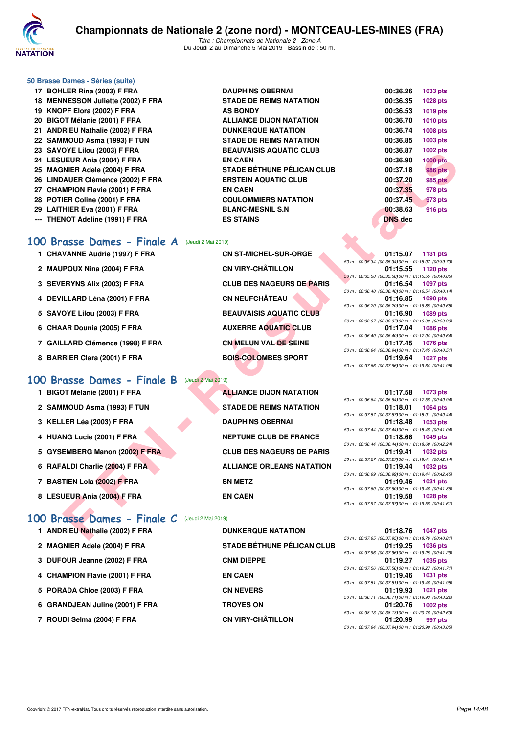### 50 Brasse Dames - Séries (suite)

| | | | | |
|---|---|---|---|---|
| 17 | BOHLER Rina (2003) F FRA | DAUPHINS OBERNAI | 00:36.26 | 1033 pts |
| 18 | MENNESSON Juliette (2002) F FRA | STADE DE REIMS NATATION | 00:36.35 | 1028 pts |
| 19 | KNOPF Elora (2002) F FRA | AS BONDY | 00:36.53 | 1019 pts |
| 20 | BIGOT Mélanie (2001) F FRA | ALLIANCE DIJON NATATION | 00:36.70 | 1010 pts |
| 21 | ANDRIEU Nathalie (2002) F FRA | DUNKERQUE NATATION | 00:36.74 | 1008 pts |
| 22 | SAMMOUD Asma (1993) F TUN | STADE DE REIMS NATATION | 00:36.85 | 1003 pts |
| 23 | SAVOYE Lilou (2003) F FRA | BEAUVAISIS AQUATIC CLUB | 00:36.87 | 1002 pts |
| 24 | LESUEUR Ania (2004) F FRA | EN CAEN | 00:36.90 | 1000 pts |
| 25 | MAGNIER Adele (2004) F FRA | STADE BÉTHUNE PÉLICAN CLUB | 00:37.18 | 986 pts |
| 26 | LINDAUER Clémence (2002) F FRA | ERSTEIN AQUATIC CLUB | 00:37.20 | 985 pts |
| 27 | CHAMPION Flavie (2001) F FRA | EN CAEN | 00:37.35 | 978 pts |
| 28 | POTIER Coline (2001) F FRA | COULOMMIERS NATATION | 00:37.45 | 973 pts |
| 29 | LAITHIER Eva (2001) F FRA | BLANC-MESNIL S.N | 00:38.63 | 916 pts |
| --- | THENOT Adeline (1991) F FRA | ES STAINS | DNS dec | |

## 100 Brasse Dames - Finale A (Jeudi 2 Mai 2019)

| | | | | | |
|---|---|---|---|---|---|
| 1 | CHAVANNE Audrie (1997) F FRA | CN ST-MICHEL-SUR-ORGE | 01:15.07 | 1131 pts | 50 m : 00:35.34 (00:35.34) 100 m : 01:15.07 (00:39.73) |
| 2 | MAUPOUX Nina (2004) F FRA | CN VIRY-CHÂTILLON | 01:15.55 | 1120 pts | 50 m : 00:35.50 (00:35.50) 100 m : 01:15.55 (00:40.05) |
| 3 | SEVERYNS Alix (2003) F FRA | CLUB DES NAGEURS DE PARIS | 01:16.54 | 1097 pts | 50 m : 00:36.40 (00:36.40) 100 m : 01:16.54 (00:40.14) |
| 4 | DEVILLARD Léna (2001) F FRA | CN NEUFCHÂTEAU | 01:16.85 | 1090 pts | 50 m : 00:36.20 (00:36.20) 100 m : 01:16.85 (00:40.65) |
| 5 | SAVOYE Lilou (2003) F FRA | BEAUVAISIS AQUATIC CLUB | 01:16.90 | 1089 pts | 50 m : 00:36.97 (00:36.97) 100 m : 01:16.90 (00:39.93) |
| 6 | CHAAR Dounia (2005) F FRA | AUXERRE AQUATIC CLUB | 01:17.04 | 1086 pts | 50 m : 00:36.40 (00:36.40) 100 m : 01:17.04 (00:40.64) |
| 7 | GAILLARD Clémence (1998) F FRA | CN MELUN VAL DE SEINE | 01:17.45 | 1076 pts | 50 m : 00:36.94 (00:36.94) 100 m : 01:17.45 (00:40.51) |
| 8 | BARRIER Clara (2001) F FRA | BOIS-COLOMBES SPORT | 01:19.64 | 1027 pts | 50 m : 00:37.66 (00:37.66) 100 m : 01:19.64 (00:41.98) |

## 100 Brasse Dames - Finale B (Jeudi 2 Mai 2019)

| | | | | | |
|---|---|---|---|---|---|
| 1 | BIGOT Mélanie (2001) F FRA | ALLIANCE DIJON NATATION | 01:17.58 | 1073 pts | 50 m : 00:36.64 (00:36.64) 100 m : 01:17.58 (00:40.94) |
| 2 | SAMMOUD Asma (1993) F TUN | STADE DE REIMS NATATION | 01:18.01 | 1064 pts | 50 m : 00:37.57 (00:37.57) 100 m : 01:18.01 (00:40.44) |
| 3 | KELLER Léa (2003) F FRA | DAUPHINS OBERNAI | 01:18.48 | 1053 pts | 50 m : 00:37.44 (00:37.44) 100 m : 01:18.48 (00:41.04) |
| 4 | HUANG Lucie (2001) F FRA | NEPTUNE CLUB DE FRANCE | 01:18.68 | 1049 pts | 50 m : 00:36.44 (00:36.44) 100 m : 01:18.68 (00:42.24) |
| 5 | GYSEMBERG Manon (2002) F FRA | CLUB DES NAGEURS DE PARIS | 01:19.41 | 1032 pts | 50 m : 00:37.27 (00:37.27) 100 m : 01:19.41 (00:42.14) |
| 6 | RAFALDI Charlie (2004) F FRA | ALLIANCE ORLEANS NATATION | 01:19.44 | 1032 pts | 50 m : 00:36.99 (00:36.99) 100 m : 01:19.44 (00:42.45) |
| 7 | BASTIEN Lola (2002) F FRA | SN METZ | 01:19.46 | 1031 pts | 50 m : 00:37.60 (00:37.60) 100 m : 01:19.46 (00:41.86) |
| 8 | LESUEUR Ania (2004) F FRA | EN CAEN | 01:19.58 | 1028 pts | 50 m : 00:37.97 (00:37.97) 100 m : 01:19.58 (00:41.61) |

## 100 Brasse Dames - Finale C (Jeudi 2 Mai 2019)

| | | | | | |
|---|---|---|---|---|---|
| 1 | ANDRIEU Nathalie (2002) F FRA | DUNKERQUE NATATION | 01:18.76 | 1047 pts | 50 m : 00:37.95 (00:37.95) 100 m : 01:18.76 (00:40.81) |
| 2 | MAGNIER Adele (2004) F FRA | STADE BÉTHUNE PÉLICAN CLUB | 01:19.25 | 1036 pts | 50 m : 00:37.96 (00:37.96) 100 m : 01:19.25 (00:41.29) |
| 3 | DUFOUR Jeanne (2002) F FRA | CNM DIEPPE | 01:19.27 | 1035 pts | 50 m : 00:37.56 (00:37.56) 100 m : 01:19.27 (00:41.71) |
| 4 | CHAMPION Flavie (2001) F FRA | EN CAEN | 01:19.46 | 1031 pts | 50 m : 00:37.51 (00:37.51) 100 m : 01:19.46 (00:41.95) |
| 5 | PORADA Chloe (2003) F FRA | CN NEVERS | 01:19.93 | 1021 pts | 50 m : 00:36.71 (00:36.71) 100 m : 01:19.93 (00:43.22) |
| 6 | GRANDJEAN Juline (2001) F FRA | TROYES ON | 01:20.76 | 1002 pts | 50 m : 00:38.13 (00:38.13) 100 m : 01:20.76 (00:42.63) |
| 7 | ROUDI Selma (2004) F FRA | CN VIRY-CHÂTILLON | 01:20.99 | 997 pts | 50 m : 00:37.94 (00:37.94) 100 m : 01:20.99 (00:43.05) |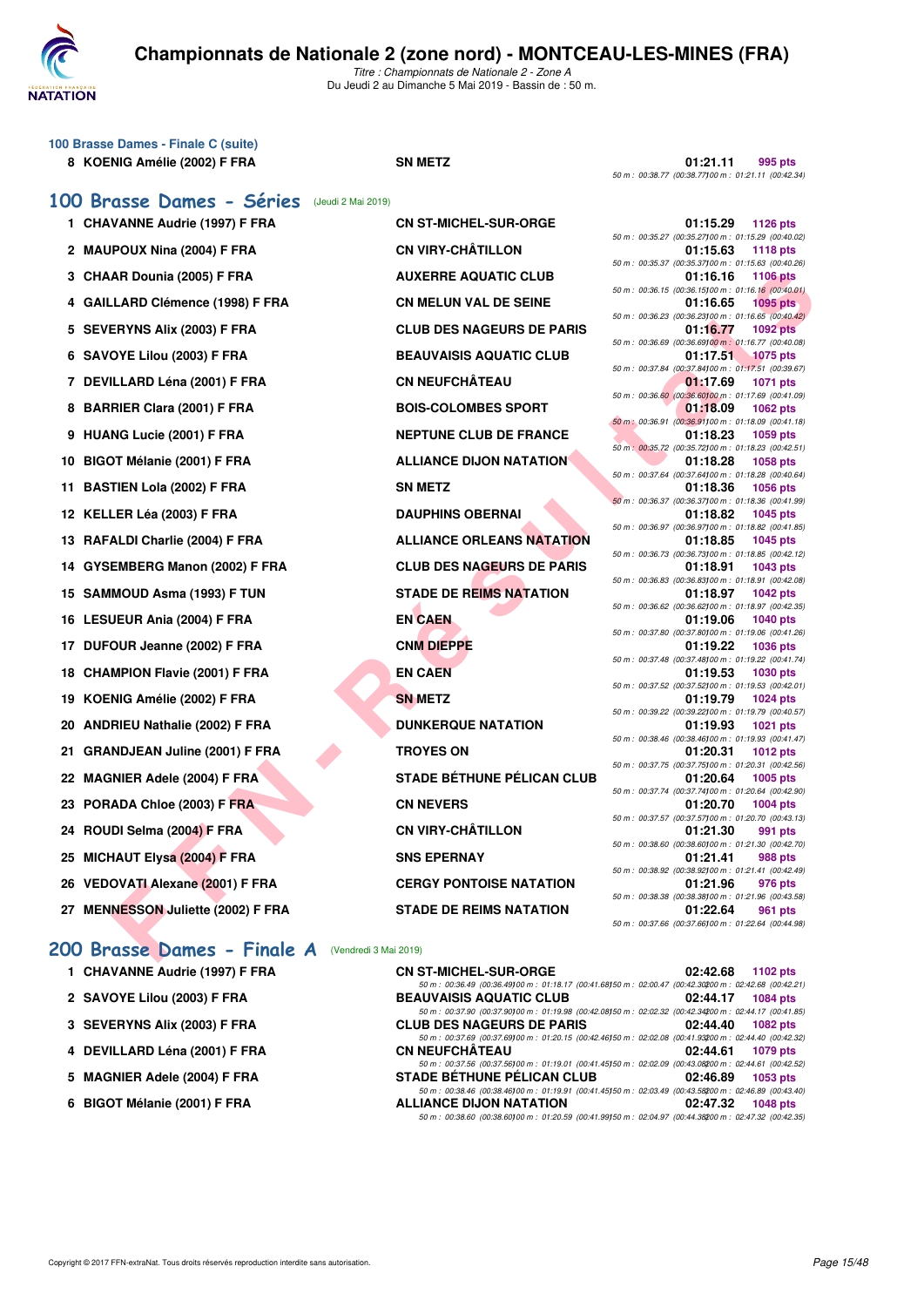## 100 Brasse Dames - Finale C (suite)

| Rang | Nom | Club | Temps | Points | Splits |
|---|---|---|---|---|---|
| 8 | KOENIG Amélie (2002) F FRA | SN METZ | 01:21.11 | 995 pts | 50 m : 00:38.77 (00:38.77) 100 m : 01:21.11 (00:42.34) |

## 100 Brasse Dames - Séries (Jeudi 2 Mai 2019)

| Rang | Nom | Club | Temps | Points | Splits |
|---|---|---|---|---|---|
| 1 | CHAVANNE Audrie (1997) F FRA | CN ST-MICHEL-SUR-ORGE | 01:15.29 | 1126 pts | 50 m : 00:35.27 (00:35.27) 100 m : 01:15.29 (00:40.02) |
| 2 | MAUPOUX Nina (2004) F FRA | CN VIRY-CHÂTILLON | 01:15.63 | 1118 pts | 50 m : 00:35.37 (00:35.37) 100 m : 01:15.63 (00:40.26) |
| 3 | CHAAR Dounia (2005) F FRA | AUXERRE AQUATIC CLUB | 01:16.16 | 1106 pts | 50 m : 00:36.15 (00:36.15) 100 m : 01:16.16 (00:40.01) |
| 4 | GAILLARD Clémence (1998) F FRA | CN MELUN VAL DE SEINE | 01:16.65 | 1095 pts | 50 m : 00:36.23 (00:36.23) 100 m : 01:16.65 (00:40.42) |
| 5 | SEVERYNS Alix (2003) F FRA | CLUB DES NAGEURS DE PARIS | 01:16.77 | 1092 pts | 50 m : 00:36.69 (00:36.69) 100 m : 01:16.77 (00:40.08) |
| 6 | SAVOYE Lilou (2003) F FRA | BEAUVAISIS AQUATIC CLUB | 01:17.51 | 1075 pts | 50 m : 00:37.84 (00:37.84) 100 m : 01:17.51 (00:39.67) |
| 7 | DEVILLARD Léna (2001) F FRA | CN NEUFCHÂTEAU | 01:17.69 | 1071 pts | 50 m : 00:36.60 (00:36.60) 100 m : 01:17.69 (00:41.09) |
| 8 | BARRIER Clara (2001) F FRA | BOIS-COLOMBES SPORT | 01:18.09 | 1062 pts | 50 m : 00:36.91 (00:36.91) 100 m : 01:18.09 (00:41.18) |
| 9 | HUANG Lucie (2001) F FRA | NEPTUNE CLUB DE FRANCE | 01:18.23 | 1059 pts | 50 m : 00:35.72 (00:35.72) 100 m : 01:18.23 (00:42.51) |
| 10 | BIGOT Mélanie (2001) F FRA | ALLIANCE DIJON NATATION | 01:18.28 | 1058 pts | 50 m : 00:37.64 (00:37.64) 100 m : 01:18.28 (00:40.64) |
| 11 | BASTIEN Lola (2002) F FRA | SN METZ | 01:18.36 | 1056 pts | 50 m : 00:36.37 (00:36.37) 100 m : 01:18.36 (00:41.99) |
| 12 | KELLER Léa (2003) F FRA | DAUPHINS OBERNAI | 01:18.82 | 1045 pts | 50 m : 00:36.97 (00:36.97) 100 m : 01:18.82 (00:41.85) |
| 13 | RAFALDI Charlie (2004) F FRA | ALLIANCE ORLEANS NATATION | 01:18.85 | 1045 pts | 50 m : 00:36.73 (00:36.73) 100 m : 01:18.85 (00:42.12) |
| 14 | GYSEMBERG Manon (2002) F FRA | CLUB DES NAGEURS DE PARIS | 01:18.91 | 1043 pts | 50 m : 00:36.83 (00:36.83) 100 m : 01:18.91 (00:42.08) |
| 15 | SAMMOUD Asma (1993) F TUN | STADE DE REIMS NATATION | 01:18.97 | 1042 pts | 50 m : 00:36.62 (00:36.62) 100 m : 01:18.97 (00:42.35) |
| 16 | LESUEUR Ania (2004) F FRA | EN CAEN | 01:19.06 | 1040 pts | 50 m : 00:37.80 (00:37.80) 100 m : 01:19.06 (00:41.26) |
| 17 | DUFOUR Jeanne (2002) F FRA | CNM DIEPPE | 01:19.22 | 1036 pts | 50 m : 00:37.48 (00:37.48) 100 m : 01:19.22 (00:41.74) |
| 18 | CHAMPION Flavie (2001) F FRA | EN CAEN | 01:19.53 | 1030 pts | 50 m : 00:37.52 (00:37.52) 100 m : 01:19.53 (00:42.01) |
| 19 | KOENIG Amélie (2002) F FRA | SN METZ | 01:19.79 | 1024 pts | 50 m : 00:39.22 (00:39.22) 100 m : 01:19.79 (00:40.57) |
| 20 | ANDRIEU Nathalie (2002) F FRA | DUNKERQUE NATATION | 01:19.93 | 1021 pts | 50 m : 00:38.46 (00:38.46) 100 m : 01:19.93 (00:41.47) |
| 21 | GRANDJEAN Juline (2001) F FRA | TROYES ON | 01:20.31 | 1012 pts | 50 m : 00:37.75 (00:37.75) 100 m : 01:20.31 (00:42.56) |
| 22 | MAGNIER Adele (2004) F FRA | STADE BÉTHUNE PÉLICAN CLUB | 01:20.64 | 1005 pts | 50 m : 00:37.74 (00:37.74) 100 m : 01:20.64 (00:42.90) |
| 23 | PORADA Chloe (2003) F FRA | CN NEVERS | 01:20.70 | 1004 pts | 50 m : 00:37.57 (00:37.57) 100 m : 01:20.70 (00:43.13) |
| 24 | ROUDI Selma (2004) F FRA | CN VIRY-CHÂTILLON | 01:21.30 | 991 pts | 50 m : 00:38.60 (00:38.60) 100 m : 01:21.30 (00:42.70) |
| 25 | MICHAUT Elysa (2004) F FRA | SNS EPERNAY | 01:21.41 | 988 pts | 50 m : 00:38.92 (00:38.92) 100 m : 01:21.41 (00:42.49) |
| 26 | VEDOVATI Alexane (2001) F FRA | CERGY PONTOISE NATATION | 01:21.96 | 976 pts | 50 m : 00:38.38 (00:38.38) 100 m : 01:21.96 (00:43.58) |
| 27 | MENNESSON Juliette (2002) F FRA | STADE DE REIMS NATATION | 01:22.64 | 961 pts | 50 m : 00:37.66 (00:37.66) 100 m : 01:22.64 (00:44.98) |

## 200 Brasse Dames - Finale A (Vendredi 3 Mai 2019)

| Rang | Nom | Club | Temps | Points | Splits |
|---|---|---|---|---|---|
| 1 | CHAVANNE Audrie (1997) F FRA | CN ST-MICHEL-SUR-ORGE | 02:42.68 | 1102 pts | 50 m : 00:36.49 (00:36.49) 100 m : 01:18.17 (00:41.68) 150 m : 02:00.47 (00:42.30) 200 m : 02:42.68 (00:42.21) |
| 2 | SAVOYE Lilou (2003) F FRA | BEAUVAISIS AQUATIC CLUB | 02:44.17 | 1084 pts | 50 m : 00:37.90 (00:37.90) 100 m : 01:19.98 (00:42.08) 150 m : 02:02.32 (00:42.34) 200 m : 02:44.17 (00:41.85) |
| 3 | SEVERYNS Alix (2003) F FRA | CLUB DES NAGEURS DE PARIS | 02:44.40 | 1082 pts | 50 m : 00:37.69 (00:37.69) 100 m : 01:20.15 (00:42.46) 150 m : 02:02.08 (00:41.93) 200 m : 02:44.40 (00:42.32) |
| 4 | DEVILLARD Léna (2001) F FRA | CN NEUFCHÂTEAU | 02:44.61 | 1079 pts | 50 m : 00:37.56 (00:37.56) 100 m : 01:19.01 (00:41.45) 150 m : 02:02.09 (00:43.08) 200 m : 02:44.61 (00:42.52) |
| 5 | MAGNIER Adele (2004) F FRA | STADE BÉTHUNE PÉLICAN CLUB | 02:46.89 | 1053 pts | 50 m : 00:38.46 (00:38.46) 100 m : 01:19.91 (00:41.45) 150 m : 02:03.49 (00:43.58) 200 m : 02:46.89 (00:43.40) |
| 6 | BIGOT Mélanie (2001) F FRA | ALLIANCE DIJON NATATION | 02:47.32 | 1048 pts | 50 m : 00:38.60 (00:38.60) 100 m : 01:20.59 (00:41.99) 150 m : 02:04.97 (00:44.38) 200 m : 02:47.32 (00:42.35) |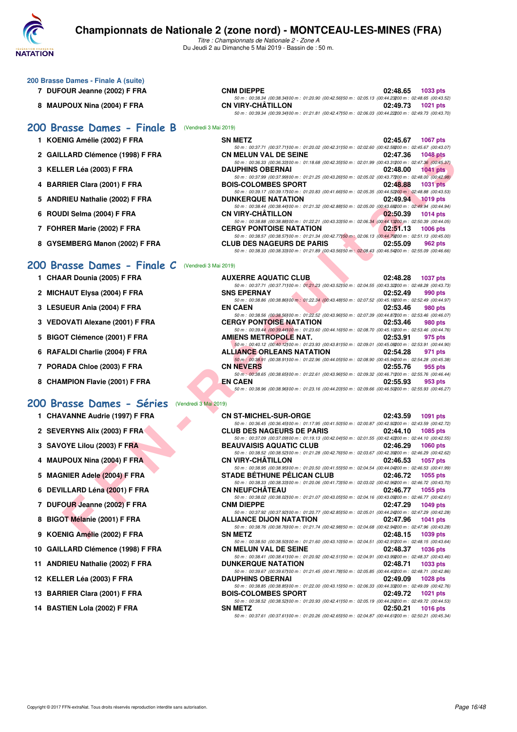# Championnats de Nationale 2 (zone nord) - MONTCEAU-LES-MINES (FRA)

*Titre : Championnats de Nationale 2 - Zone A*
Du Jeudi 2 au Dimanche 5 Mai 2019 - Bassin de : 50 m.

### 200 Brasse Dames - Finale A (suite)

| Pl. | Nom | Club | Temps | Points |
|---|---|---|---|---|
| 7 | DUFOUR Jeanne (2002) F FRA | CNM DIEPPE | 02:48.65 | 1033 pts |
| | | 50 m : 00:38.34 (00:38.34) 100 m : 01:20.90 (00:42.56) 150 m : 02:05.13 (00:44.23) 200 m : 02:48.65 (00:43.52) | | |
| 8 | MAUPOUX Nina (2004) F FRA | CN VIRY-CHÂTILLON | 02:49.73 | 1021 pts |
| | | 50 m : 00:39.34 (00:39.34) 100 m : 01:21.81 (00:42.47) 150 m : 02:06.03 (00:44.22) 200 m : 02:49.73 (00:43.70) | | |

## 200 Brasse Dames - Finale B (Vendredi 3 Mai 2019)

| Pl. | Nom | Club | Temps | Points |
|---|---|---|---|---|
| 1 | KOENIG Amélie (2002) F FRA | SN METZ | 02:45.67 | 1067 pts |
| | | 50 m : 00:37.71 (00:37.71) 100 m : 01:20.02 (00:42.31) 150 m : 02:02.60 (00:42.58) 200 m : 02:45.67 (00:43.07) | | |
| 2 | GAILLARD Clémence (1998) F FRA | CN MELUN VAL DE SEINE | 02:47.36 | 1048 pts |
| | | 50 m : 00:36.33 (00:36.33) 100 m : 01:18.68 (00:42.35) 150 m : 02:01.99 (00:43.31) 200 m : 02:47.36 (00:45.37) | | |
| 3 | KELLER Léa (2003) F FRA | DAUPHINS OBERNAI | 02:48.00 | 1041 pts |
| | | 50 m : 00:37.99 (00:37.99) 100 m : 01:21.25 (00:43.26) 150 m : 02:05.02 (00:43.77) 200 m : 02:48.00 (00:42.98) | | |
| 4 | BARRIER Clara (2001) F FRA | BOIS-COLOMBES SPORT | 02:48.88 | 1031 pts |
| | | 50 m : 00:39.17 (00:39.17) 100 m : 01:20.83 (00:41.66) 150 m : 02:05.35 (00:44.52) 200 m : 02:48.88 (00:43.53) | | |
| 5 | ANDRIEU Nathalie (2002) F FRA | DUNKERQUE NATATION | 02:49.94 | 1019 pts |
| | | 50 m : 00:38.44 (00:38.44) 100 m : 01:21.32 (00:42.88) 150 m : 02:05.00 (00:43.68) 200 m : 02:49.94 (00:44.94) | | |
| 6 | ROUDI Selma (2004) F FRA | CN VIRY-CHÂTILLON | 02:50.39 | 1014 pts |
| | | 50 m : 00:38.88 (00:38.88) 100 m : 01:22.21 (00:43.33) 150 m : 02:06.34 (00:44.13) 200 m : 02:50.39 (00:44.05) | | |
| 7 | FOHRER Marie (2002) F FRA | CERGY PONTOISE NATATION | 02:51.13 | 1006 pts |
| | | 50 m : 00:38.57 (00:38.57) 100 m : 01:21.34 (00:42.77) 150 m : 02:06.13 (00:44.79) 200 m : 02:51.13 (00:45.00) | | |
| 8 | GYSEMBERG Manon (2002) F FRA | CLUB DES NAGEURS DE PARIS | 02:55.09 | 962 pts |
| | | 50 m : 00:38.33 (00:38.33) 100 m : 01:21.89 (00:43.56) 150 m : 02:08.43 (00:46.54) 200 m : 02:55.09 (00:46.66) | | |

## 200 Brasse Dames - Finale C (Vendredi 3 Mai 2019)

| Pl. | Nom | Club | Temps | Points |
|---|---|---|---|---|
| 1 | CHAAR Dounia (2005) F FRA | AUXERRE AQUATIC CLUB | 02:48.28 | 1037 pts |
| | | 50 m : 00:37.71 (00:37.71) 100 m : 01:21.23 (00:43.52) 150 m : 02:04.55 (00:43.32) 200 m : 02:48.28 (00:43.73) | | |
| 2 | MICHAUT Elysa (2004) F FRA | SNS EPERNAY | 02:52.49 | 990 pts |
| | | 50 m : 00:38.86 (00:38.86) 100 m : 01:22.34 (00:43.48) 150 m : 02:07.52 (00:45.18) 200 m : 02:52.49 (00:44.97) | | |
| 3 | LESUEUR Ania (2004) F FRA | EN CAEN | 02:53.46 | 980 pts |
| | | 50 m : 00:38.56 (00:38.56) 100 m : 01:22.52 (00:43.96) 150 m : 02:07.39 (00:44.87) 200 m : 02:53.46 (00:46.07) | | |
| 3 | VEDOVATI Alexane (2001) F FRA | CERGY PONTOISE NATATION | 02:53.46 | 980 pts |
| | | 50 m : 00:39.44 (00:39.44) 100 m : 01:23.60 (00:44.16) 150 m : 02:08.70 (00:45.10) 200 m : 02:53.46 (00:44.76) | | |
| 5 | BIGOT Clémence (2001) F FRA | AMIENS METROPOLE NAT. | 02:53.91 | 975 pts |
| | | 50 m : 00:40.12 (00:40.12) 100 m : 01:23.93 (00:43.81) 150 m : 02:09.01 (00:45.08) 200 m : 02:53.91 (00:44.90) | | |
| 6 | RAFALDI Charlie (2004) F FRA | ALLIANCE ORLEANS NATATION | 02:54.28 | 971 pts |
| | | 50 m : 00:38.91 (00:38.91) 100 m : 01:22.96 (00:44.05) 150 m : 02:08.90 (00:45.94) 200 m : 02:54.28 (00:45.38) | | |
| 7 | PORADA Chloe (2003) F FRA | CN NEVERS | 02:55.76 | 955 pts |
| | | 50 m : 00:38.65 (00:38.65) 100 m : 01:22.61 (00:43.96) 150 m : 02:09.32 (00:46.71) 200 m : 02:55.76 (00:46.44) | | |
| 8 | CHAMPION Flavie (2001) F FRA | EN CAEN | 02:55.93 | 953 pts |
| | | 50 m : 00:38.96 (00:38.96) 100 m : 01:23.16 (00:44.20) 150 m : 02:09.66 (00:46.50) 200 m : 02:55.93 (00:46.27) | | |

## 200 Brasse Dames - Séries (Vendredi 3 Mai 2019)

| Pl. | Nom | Club | Temps | Points |
|---|---|---|---|---|
| 1 | CHAVANNE Audrie (1997) F FRA | CN ST-MICHEL-SUR-ORGE | 02:43.59 | 1091 pts |
| | | 50 m : 00:36.45 (00:36.45) 100 m : 01:17.95 (00:41.50) 150 m : 02:00.87 (00:42.92) 200 m : 02:43.59 (00:42.72) | | |
| 2 | SEVERYNS Alix (2003) F FRA | CLUB DES NAGEURS DE PARIS | 02:44.10 | 1085 pts |
| | | 50 m : 00:37.09 (00:37.09) 100 m : 01:19.13 (00:42.04) 150 m : 02:01.55 (00:42.42) 200 m : 02:44.10 (00:42.55) | | |
| 3 | SAVOYE Lilou (2003) F FRA | BEAUVAISIS AQUATIC CLUB | 02:46.29 | 1060 pts |
| | | 50 m : 00:38.52 (00:38.52) 100 m : 01:21.28 (00:42.76) 150 m : 02:03.67 (00:42.39) 200 m : 02:46.29 (00:42.62) | | |
| 4 | MAUPOUX Nina (2004) F FRA | CN VIRY-CHÂTILLON | 02:46.53 | 1057 pts |
| | | 50 m : 00:38.95 (00:38.95) 100 m : 01:20.50 (00:41.55) 150 m : 02:04.54 (00:44.04) 200 m : 02:46.53 (00:41.99) | | |
| 5 | MAGNIER Adele (2004) F FRA | STADE BÉTHUNE PÉLICAN CLUB | 02:46.72 | 1055 pts |
| | | 50 m : 00:38.33 (00:38.33) 100 m : 01:20.06 (00:41.73) 150 m : 02:03.02 (00:42.96) 200 m : 02:46.72 (00:43.70) | | |
| 6 | DEVILLARD Léna (2001) F FRA | CN NEUFCHÂTEAU | 02:46.77 | 1055 pts |
| | | 50 m : 00:38.02 (00:38.02) 100 m : 01:21.07 (00:43.05) 150 m : 02:04.16 (00:43.09) 200 m : 02:46.77 (00:42.61) | | |
| 7 | DUFOUR Jeanne (2002) F FRA | CNM DIEPPE | 02:47.29 | 1049 pts |
| | | 50 m : 00:37.92 (00:37.92) 100 m : 01:20.77 (00:42.85) 150 m : 02:05.01 (00:44.24) 200 m : 02:47.29 (00:42.28) | | |
| 8 | BIGOT Mélanie (2001) F FRA | ALLIANCE DIJON NATATION | 02:47.96 | 1041 pts |
| | | 50 m : 00:38.76 (00:38.76) 100 m : 01:21.74 (00:42.98) 150 m : 02:04.68 (00:42.94) 200 m : 02:47.96 (00:43.28) | | |
| 9 | KOENIG Amélie (2002) F FRA | SN METZ | 02:48.15 | 1039 pts |
| | | 50 m : 00:38.50 (00:38.50) 100 m : 01:21.60 (00:43.10) 150 m : 02:04.51 (00:42.91) 200 m : 02:48.15 (00:43.64) | | |
| 10 | GAILLARD Clémence (1998) F FRA | CN MELUN VAL DE SEINE | 02:48.37 | 1036 pts |
| | | 50 m : 00:38.41 (00:38.41) 100 m : 01:20.92 (00:42.51) 150 m : 02:04.91 (00:43.99) 200 m : 02:48.37 (00:43.46) | | |
| 11 | ANDRIEU Nathalie (2002) F FRA | DUNKERQUE NATATION | 02:48.71 | 1033 pts |
| | | 50 m : 00:39.67 (00:39.67) 100 m : 01:21.45 (00:41.78) 150 m : 02:05.85 (00:44.40) 200 m : 02:48.71 (00:42.86) | | |
| 12 | KELLER Léa (2003) F FRA | DAUPHINS OBERNAI | 02:49.09 | 1028 pts |
| | | 50 m : 00:38.85 (00:38.85) 100 m : 01:22.00 (00:43.15) 150 m : 02:06.33 (00:44.33) 200 m : 02:49.09 (00:42.76) | | |
| 13 | BARRIER Clara (2001) F FRA | BOIS-COLOMBES SPORT | 02:49.72 | 1021 pts |
| | | 50 m : 00:38.52 (00:38.52) 100 m : 01:20.93 (00:42.41) 150 m : 02:05.19 (00:44.26) 200 m : 02:49.72 (00:44.53) | | |
| 14 | BASTIEN Lola (2002) F FRA | SN METZ | 02:50.21 | 1016 pts |
| | | 50 m : 00:37.61 (00:37.61) 100 m : 01:20.26 (00:42.65) 150 m : 02:04.87 (00:44.61) 200 m : 02:50.21 (00:45.34) | | |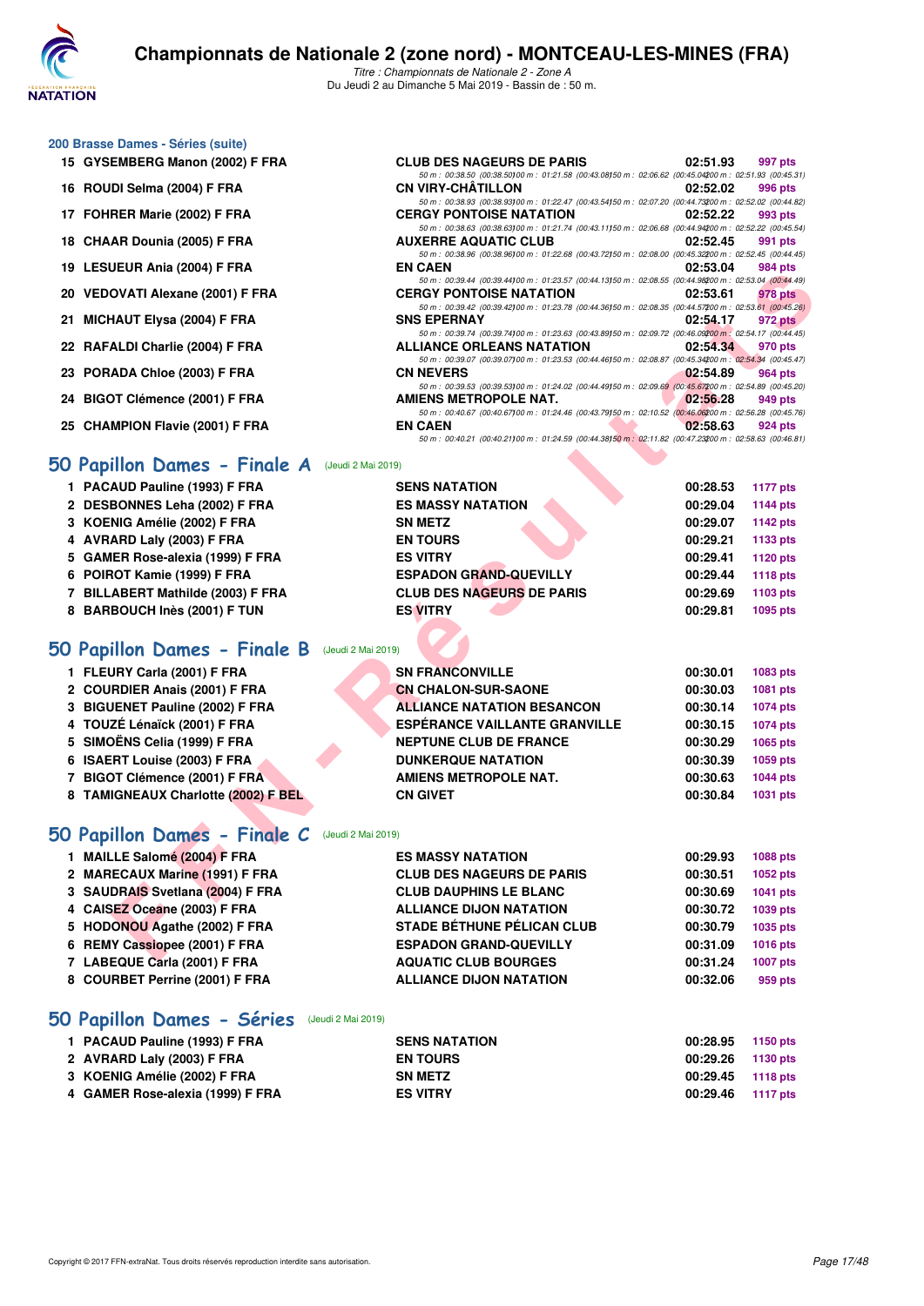# Championnats de Nationale 2 (zone nord) - MONTCEAU-LES-MINES (FRA)

*Titre : Championnats de Nationale 2 - Zone A*
Du Jeudi 2 au Dimanche 5 Mai 2019 - Bassin de : 50 m.

### 200 Brasse Dames - Séries (suite)

| | | | | |
|---|---|---|---|---|
| 15 | GYSEMBERG Manon (2002) F FRA | CLUB DES NAGEURS DE PARIS | 02:51.93 | 997 pts |
| | | 50 m : 00:38.50 (00:38.50) 100 m : 01:21.58 (00:43.08) 150 m : 02:06.62 (00:45.04) 200 m : 02:51.93 (00:45.31) | | |
| 16 | ROUDI Selma (2004) F FRA | CN VIRY-CHÂTILLON | 02:52.02 | 996 pts |
| | | 50 m : 00:38.93 (00:38.93) 100 m : 01:22.47 (00:43.54) 150 m : 02:07.20 (00:44.73) 200 m : 02:52.02 (00:44.82) | | |
| 17 | FOHRER Marie (2002) F FRA | CERGY PONTOISE NATATION | 02:52.22 | 993 pts |
| | | 50 m : 00:38.63 (00:38.63) 100 m : 01:21.74 (00:43.11) 150 m : 02:06.68 (00:44.94) 200 m : 02:52.22 (00:45.54) | | |
| 18 | CHAAR Dounia (2005) F FRA | AUXERRE AQUATIC CLUB | 02:52.45 | 991 pts |
| | | 50 m : 00:38.96 (00:38.96) 100 m : 01:22.68 (00:43.72) 150 m : 02:08.00 (00:45.32) 200 m : 02:52.45 (00:44.45) | | |
| 19 | LESUEUR Ania (2004) F FRA | EN CAEN | 02:53.04 | 984 pts |
| | | 50 m : 00:39.44 (00:39.44) 100 m : 01:23.57 (00:44.13) 150 m : 02:08.55 (00:44.98) 200 m : 02:53.04 (00:44.49) | | |
| 20 | VEDOVATI Alexane (2001) F FRA | CERGY PONTOISE NATATION | 02:53.61 | 978 pts |
| | | 50 m : 00:39.42 (00:39.42) 100 m : 01:23.78 (00:44.36) 150 m : 02:08.35 (00:44.57) 200 m : 02:53.61 (00:45.26) | | |
| 21 | MICHAUT Elysa (2004) F FRA | SNS EPERNAY | 02:54.17 | 972 pts |
| | | 50 m : 00:39.74 (00:39.74) 100 m : 01:23.63 (00:43.89) 150 m : 02:09.72 (00:46.09) 200 m : 02:54.17 (00:44.45) | | |
| 22 | RAFALDI Charlie (2004) F FRA | ALLIANCE ORLEANS NATATION | 02:54.34 | 970 pts |
| | | 50 m : 00:39.07 (00:39.07) 100 m : 01:23.53 (00:44.46) 150 m : 02:08.87 (00:45.34) 200 m : 02:54.34 (00:45.47) | | |
| 23 | PORADA Chloe (2003) F FRA | CN NEVERS | 02:54.89 | 964 pts |
| | | 50 m : 00:39.53 (00:39.53) 100 m : 01:24.02 (00:44.49) 150 m : 02:09.69 (00:45.67) 200 m : 02:54.89 (00:45.20) | | |
| 24 | BIGOT Clémence (2001) F FRA | AMIENS METROPOLE NAT. | 02:56.28 | 949 pts |
| | | 50 m : 00:40.67 (00:40.67) 100 m : 01:24.46 (00:43.79) 150 m : 02:10.52 (00:46.06) 200 m : 02:56.28 (00:45.76) | | |
| 25 | CHAMPION Flavie (2001) F FRA | EN CAEN | 02:58.63 | 924 pts |
| | | 50 m : 00:40.21 (00:40.21) 100 m : 01:24.59 (00:44.38) 150 m : 02:11.82 (00:47.23) 200 m : 02:58.63 (00:46.81) | | |

## 50 Papillon Dames - Finale A (Jeudi 2 Mai 2019)

| | | | | |
|---|---|---|---|---|
| 1 | PACAUD Pauline (1993) F FRA | SENS NATATION | 00:28.53 | 1177 pts |
| 2 | DESBONNES Leha (2002) F FRA | ES MASSY NATATION | 00:29.04 | 1144 pts |
| 3 | KOENIG Amélie (2002) F FRA | SN METZ | 00:29.07 | 1142 pts |
| 4 | AVRARD Laly (2003) F FRA | EN TOURS | 00:29.21 | 1133 pts |
| 5 | GAMER Rose-alexia (1999) F FRA | ES VITRY | 00:29.41 | 1120 pts |
| 6 | POIROT Kamie (1999) F FRA | ESPADON GRAND-QUEVILLY | 00:29.44 | 1118 pts |
| 7 | BILLABERT Mathilde (2003) F FRA | CLUB DES NAGEURS DE PARIS | 00:29.69 | 1103 pts |
| 8 | BARBOUCH Inès (2001) F TUN | ES VITRY | 00:29.81 | 1095 pts |

## 50 Papillon Dames - Finale B (Jeudi 2 Mai 2019)

| | | | | |
|---|---|---|---|---|
| 1 | FLEURY Carla (2001) F FRA | SN FRANCONVILLE | 00:30.01 | 1083 pts |
| 2 | COURDIER Anais (2001) F FRA | CN CHALON-SUR-SAONE | 00:30.03 | 1081 pts |
| 3 | BIGUENET Pauline (2002) F FRA | ALLIANCE NATATION BESANCON | 00:30.14 | 1074 pts |
| 4 | TOUZÉ Lénaïck (2001) F FRA | ESPÉRANCE VAILLANTE GRANVILLE | 00:30.15 | 1074 pts |
| 5 | SIMOËNS Celia (1999) F FRA | NEPTUNE CLUB DE FRANCE | 00:30.29 | 1065 pts |
| 6 | ISAERT Louise (2003) F FRA | DUNKERQUE NATATION | 00:30.39 | 1059 pts |
| 7 | BIGOT Clémence (2001) F FRA | AMIENS METROPOLE NAT. | 00:30.63 | 1044 pts |
| 8 | TAMIGNEAUX Charlotte (2002) F BEL | CN GIVET | 00:30.84 | 1031 pts |

## 50 Papillon Dames - Finale C (Jeudi 2 Mai 2019)

| | | | | |
|---|---|---|---|---|
| 1 | MAILLE Salomé (2004) F FRA | ES MASSY NATATION | 00:29.93 | 1088 pts |
| 2 | MARECAUX Marine (1991) F FRA | CLUB DES NAGEURS DE PARIS | 00:30.51 | 1052 pts |
| 3 | SAUDRAIS Svetlana (2004) F FRA | CLUB DAUPHINS LE BLANC | 00:30.69 | 1041 pts |
| 4 | CAISEZ Oceane (2003) F FRA | ALLIANCE DIJON NATATION | 00:30.72 | 1039 pts |
| 5 | HODONOU Agathe (2002) F FRA | STADE BÉTHUNE PÉLICAN CLUB | 00:30.79 | 1035 pts |
| 6 | REMY Cassiopee (2001) F FRA | ESPADON GRAND-QUEVILLY | 00:31.09 | 1016 pts |
| 7 | LABEQUE Carla (2001) F FRA | AQUATIC CLUB BOURGES | 00:31.24 | 1007 pts |
| 8 | COURBET Perrine (2001) F FRA | ALLIANCE DIJON NATATION | 00:32.06 | 959 pts |

## 50 Papillon Dames - Séries (Jeudi 2 Mai 2019)

| | | | | |
|---|---|---|---|---|
| 1 | PACAUD Pauline (1993) F FRA | SENS NATATION | 00:28.95 | 1150 pts |
| 2 | AVRARD Laly (2003) F FRA | EN TOURS | 00:29.26 | 1130 pts |
| 3 | KOENIG Amélie (2002) F FRA | SN METZ | 00:29.45 | 1118 pts |
| 4 | GAMER Rose-alexia (1999) F FRA | ES VITRY | 00:29.46 | 1117 pts |

Copyright © 2017 FFN-extraNat. Tous droits réservés reproduction interdite sans autorisation.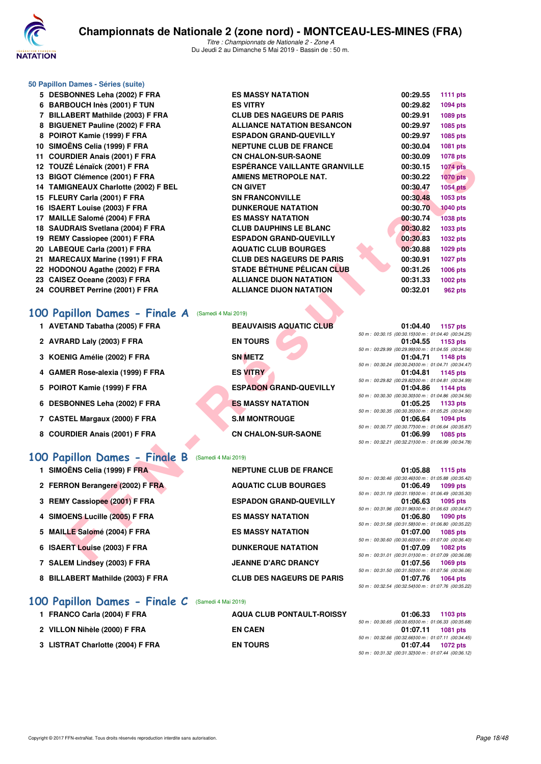# Championnats de Nationale 2 (zone nord) - MONTCEAU-LES-MINES (FRA)

*Titre : Championnats de Nationale 2 - Zone A*
Du Jeudi 2 au Dimanche 5 Mai 2019 - Bassin de : 50 m.

### 50 Papillon Dames - Séries (suite)

| Rang | Nom | Club | Temps | Points |
|---|---|---|---|---|
| 5 | DESBONNES Leha (2002) F FRA | ES MASSY NATATION | 00:29.55 | 1111 pts |
| 6 | BARBOUCH Inès (2001) F TUN | ES VITRY | 00:29.82 | 1094 pts |
| 7 | BILLABERT Mathilde (2003) F FRA | CLUB DES NAGEURS DE PARIS | 00:29.91 | 1089 pts |
| 8 | BIGUENET Pauline (2002) F FRA | ALLIANCE NATATION BESANCON | 00:29.97 | 1085 pts |
| 8 | POIROT Kamie (1999) F FRA | ESPADON GRAND-QUEVILLY | 00:29.97 | 1085 pts |
| 10 | SIMOËNS Celia (1999) F FRA | NEPTUNE CLUB DE FRANCE | 00:30.04 | 1081 pts |
| 11 | COURDIER Anais (2001) F FRA | CN CHALON-SUR-SAONE | 00:30.09 | 1078 pts |
| 12 | TOUZÉ Lénaïck (2001) F FRA | ESPÉRANCE VAILLANTE GRANVILLE | 00:30.15 | 1074 pts |
| 13 | BIGOT Clémence (2001) F FRA | AMIENS METROPOLE NAT. | 00:30.22 | 1070 pts |
| 14 | TAMIGNEAUX Charlotte (2002) F BEL | CN GIVET | 00:30.47 | 1054 pts |
| 15 | FLEURY Carla (2001) F FRA | SN FRANCONVILLE | 00:30.48 | 1053 pts |
| 16 | ISAERT Louise (2003) F FRA | DUNKERQUE NATATION | 00:30.70 | 1040 pts |
| 17 | MAILLE Salomé (2004) F FRA | ES MASSY NATATION | 00:30.74 | 1038 pts |
| 18 | SAUDRAIS Svetlana (2004) F FRA | CLUB DAUPHINS LE BLANC | 00:30.82 | 1033 pts |
| 19 | REMY Cassiopee (2001) F FRA | ESPADON GRAND-QUEVILLY | 00:30.83 | 1032 pts |
| 20 | LABEQUE Carla (2001) F FRA | AQUATIC CLUB BOURGES | 00:30.88 | 1029 pts |
| 21 | MARECAUX Marine (1991) F FRA | CLUB DES NAGEURS DE PARIS | 00:30.91 | 1027 pts |
| 22 | HODONOU Agathe (2002) F FRA | STADE BÉTHUNE PÉLICAN CLUB | 00:31.26 | 1006 pts |
| 23 | CAISEZ Oceane (2003) F FRA | ALLIANCE DIJON NATATION | 00:31.33 | 1002 pts |
| 24 | COURBET Perrine (2001) F FRA | ALLIANCE DIJON NATATION | 00:32.01 | 962 pts |

## 100 Papillon Dames - Finale A (Samedi 4 Mai 2019)

| Rang | Nom | Club | Temps | Points | Intermédiaires |
|---|---|---|---|---|---|
| 1 | AVETAND Tabatha (2005) F FRA | BEAUVAISIS AQUATIC CLUB | 01:04.40 | 1157 pts | 50 m : 00:30.15 (00:30.15) 100 m : 01:04.40 (00:34.25) |
| 2 | AVRARD Laly (2003) F FRA | EN TOURS | 01:04.55 | 1153 pts | 50 m : 00:29.99 (00:29.99) 100 m : 01:04.55 (00:34.56) |
| 3 | KOENIG Amélie (2002) F FRA | SN METZ | 01:04.71 | 1148 pts | 50 m : 00:30.24 (00:30.24) 100 m : 01:04.71 (00:34.47) |
| 4 | GAMER Rose-alexia (1999) F FRA | ES VITRY | 01:04.81 | 1145 pts | 50 m : 00:29.82 (00:29.82) 100 m : 01:04.81 (00:34.99) |
| 5 | POIROT Kamie (1999) F FRA | ESPADON GRAND-QUEVILLY | 01:04.86 | 1144 pts | 50 m : 00:30.30 (00:30.30) 100 m : 01:04.86 (00:34.56) |
| 6 | DESBONNES Leha (2002) F FRA | ES MASSY NATATION | 01:05.25 | 1133 pts | 50 m : 00:30.35 (00:30.35) 100 m : 01:05.25 (00:34.90) |
| 7 | CASTEL Margaux (2000) F FRA | S.M MONTROUGE | 01:06.64 | 1094 pts | 50 m : 00:30.77 (00:30.77) 100 m : 01:06.64 (00:35.87) |
| 8 | COURDIER Anais (2001) F FRA | CN CHALON-SUR-SAONE | 01:06.99 | 1085 pts | 50 m : 00:32.21 (00:32.21) 100 m : 01:06.99 (00:34.78) |

## 100 Papillon Dames - Finale B (Samedi 4 Mai 2019)

| Rang | Nom | Club | Temps | Points | Intermédiaires |
|---|---|---|---|---|---|
| 1 | SIMOËNS Celia (1999) F FRA | NEPTUNE CLUB DE FRANCE | 01:05.88 | 1115 pts | 50 m : 00:30.46 (00:30.46) 100 m : 01:05.88 (00:35.42) |
| 2 | FERRON Berangere (2002) F FRA | AQUATIC CLUB BOURGES | 01:06.49 | 1099 pts | 50 m : 00:31.19 (00:31.19) 100 m : 01:06.49 (00:35.30) |
| 3 | REMY Cassiopee (2001) F FRA | ESPADON GRAND-QUEVILLY | 01:06.63 | 1095 pts | 50 m : 00:31.96 (00:31.96) 100 m : 01:06.63 (00:34.67) |
| 4 | SIMOENS Lucille (2005) F FRA | ES MASSY NATATION | 01:06.80 | 1090 pts | 50 m : 00:31.58 (00:31.58) 100 m : 01:06.80 (00:35.22) |
| 5 | MAILLE Salomé (2004) F FRA | ES MASSY NATATION | 01:07.00 | 1085 pts | 50 m : 00:30.60 (00:30.60) 100 m : 01:07.00 (00:36.40) |
| 6 | ISAERT Louise (2003) F FRA | DUNKERQUE NATATION | 01:07.09 | 1082 pts | 50 m : 00:31.01 (00:31.01) 100 m : 01:07.09 (00:36.08) |
| 7 | SALEM Lindsey (2003) F FRA | JEANNE D'ARC DRANCY | 01:07.56 | 1069 pts | 50 m : 00:31.50 (00:31.50) 100 m : 01:07.56 (00:36.06) |
| 8 | BILLABERT Mathilde (2003) F FRA | CLUB DES NAGEURS DE PARIS | 01:07.76 | 1064 pts | 50 m : 00:32.54 (00:32.54) 100 m : 01:07.76 (00:35.22) |

## 100 Papillon Dames - Finale C (Samedi 4 Mai 2019)

| Rang | Nom | Club | Temps | Points | Intermédiaires |
|---|---|---|---|---|---|
| 1 | FRANCO Carla (2004) F FRA | AQUA CLUB PONTAULT-ROISSY | 01:06.33 | 1103 pts | 50 m : 00:30.65 (00:30.65) 100 m : 01:06.33 (00:35.68) |
| 2 | VILLON Nihèle (2000) F FRA | EN CAEN | 01:07.11 | 1081 pts | 50 m : 00:32.66 (00:32.66) 100 m : 01:07.11 (00:34.45) |
| 3 | LISTRAT Charlotte (2004) F FRA | EN TOURS | 01:07.44 | 1072 pts | 50 m : 00:31.32 (00:31.32) 100 m : 01:07.44 (00:36.12) |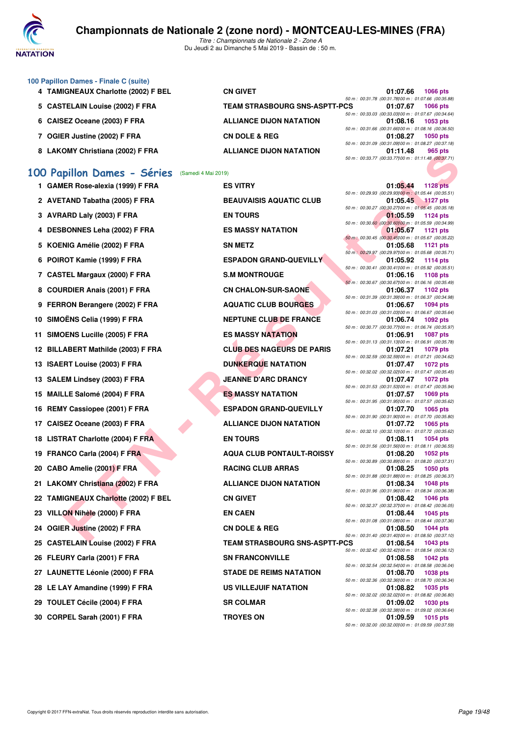### 100 Papillon Dames - Finale C (suite)

| | Nom | Club | Temps | Points |
|---|---|---|---|---|
| 4 | TAMIGNEAUX Charlotte (2002) F BEL | CN GIVET | 01:07.66 | 1066 pts |
| | | | 50 m : 00:31.78 (00:31.78) 100 m : 01:07.66 (00:35.88) | |
| 5 | CASTELAIN Louise (2002) F FRA | TEAM STRASBOURG SNS-ASPTT-PCS | 01:07.67 | 1066 pts |
| | | | 50 m : 00:33.03 (00:33.03) 100 m : 01:07.67 (00:34.64) | |
| 6 | CAISEZ Oceane (2003) F FRA | ALLIANCE DIJON NATATION | 01:08.16 | 1053 pts |
| | | | 50 m : 00:31.66 (00:31.66) 100 m : 01:08.16 (00:36.50) | |
| 7 | OGIER Justine (2002) F FRA | CN DOLE & REG | 01:08.27 | 1050 pts |
| | | | 50 m : 00:31.09 (00:31.09) 100 m : 01:08.27 (00:37.18) | |
| 8 | LAKOMY Christiana (2002) F FRA | ALLIANCE DIJON NATATION | 01:11.48 | 965 pts |
| | | | 50 m : 00:33.77 (00:33.77) 100 m : 01:11.48 (00:37.71) | |

## 100 Papillon Dames - Séries (Samedi 4 Mai 2019)

| | Nom | Club | Temps | Points |
|---|---|---|---|---|
| 1 | GAMER Rose-alexia (1999) F FRA | ES VITRY | 01:05.44 | 1128 pts |
| | | | 50 m : 00:29.93 (00:29.93) 100 m : 01:05.44 (00:35.51) | |
| 2 | AVETAND Tabatha (2005) F FRA | BEAUVAISIS AQUATIC CLUB | 01:05.45 | 1127 pts |
| | | | 50 m : 00:30.27 (00:30.27) 100 m : 01:05.45 (00:35.18) | |
| 3 | AVRARD Laly (2003) F FRA | EN TOURS | 01:05.59 | 1124 pts |
| | | | 50 m : 00:30.60 (00:30.60) 100 m : 01:05.59 (00:34.99) | |
| 4 | DESBONNES Leha (2002) F FRA | ES MASSY NATATION | 01:05.67 | 1121 pts |
| | | | 50 m : 00:30.45 (00:30.45) 100 m : 01:05.67 (00:35.22) | |
| 5 | KOENIG Amélie (2002) F FRA | SN METZ | 01:05.68 | 1121 pts |
| | | | 50 m : 00:29.97 (00:29.97) 100 m : 01:05.68 (00:35.71) | |
| 6 | POIROT Kamie (1999) F FRA | ESPADON GRAND-QUEVILLY | 01:05.92 | 1114 pts |
| | | | 50 m : 00:30.41 (00:30.41) 100 m : 01:05.92 (00:35.51) | |
| 7 | CASTEL Margaux (2000) F FRA | S.M MONTROUGE | 01:06.16 | 1108 pts |
| | | | 50 m : 00:30.67 (00:30.67) 100 m : 01:06.16 (00:35.49) | |
| 8 | COURDIER Anais (2001) F FRA | CN CHALON-SUR-SAONE | 01:06.37 | 1102 pts |
| | | | 50 m : 00:31.39 (00:31.39) 100 m : 01:06.37 (00:34.98) | |
| 9 | FERRON Berangere (2002) F FRA | AQUATIC CLUB BOURGES | 01:06.67 | 1094 pts |
| | | | 50 m : 00:31.03 (00:31.03) 100 m : 01:06.67 (00:35.64) | |
| 10 | SIMOËNS Celia (1999) F FRA | NEPTUNE CLUB DE FRANCE | 01:06.74 | 1092 pts |
| | | | 50 m : 00:30.77 (00:30.77) 100 m : 01:06.74 (00:35.97) | |
| 11 | SIMOENS Lucille (2005) F FRA | ES MASSY NATATION | 01:06.91 | 1087 pts |
| | | | 50 m : 00:31.13 (00:31.13) 100 m : 01:06.91 (00:35.78) | |
| 12 | BILLABERT Mathilde (2003) F FRA | CLUB DES NAGEURS DE PARIS | 01:07.21 | 1079 pts |
| | | | 50 m : 00:32.59 (00:32.59) 100 m : 01:07.21 (00:34.62) | |
| 13 | ISAERT Louise (2003) F FRA | DUNKERQUE NATATION | 01:07.47 | 1072 pts |
| | | | 50 m : 00:32.02 (00:32.02) 100 m : 01:07.47 (00:35.45) | |
| 13 | SALEM Lindsey (2003) F FRA | JEANNE D'ARC DRANCY | 01:07.47 | 1072 pts |
| | | | 50 m : 00:31.53 (00:31.53) 100 m : 01:07.47 (00:35.94) | |
| 15 | MAILLE Salomé (2004) F FRA | ES MASSY NATATION | 01:07.57 | 1069 pts |
| | | | 50 m : 00:31.95 (00:31.95) 100 m : 01:07.57 (00:35.62) | |
| 16 | REMY Cassiopee (2001) F FRA | ESPADON GRAND-QUEVILLY | 01:07.70 | 1065 pts |
| | | | 50 m : 00:31.90 (00:31.90) 100 m : 01:07.70 (00:35.80) | |
| 17 | CAISEZ Oceane (2003) F FRA | ALLIANCE DIJON NATATION | 01:07.72 | 1065 pts |
| | | | 50 m : 00:32.10 (00:32.10) 100 m : 01:07.72 (00:35.62) | |
| 18 | LISTRAT Charlotte (2004) F FRA | EN TOURS | 01:08.11 | 1054 pts |
| | | | 50 m : 00:31.56 (00:31.56) 100 m : 01:08.11 (00:36.55) | |
| 19 | FRANCO Carla (2004) F FRA | AQUA CLUB PONTAULT-ROISSY | 01:08.20 | 1052 pts |
| | | | 50 m : 00:30.89 (00:30.89) 100 m : 01:08.20 (00:37.31) | |
| 20 | CABO Amelie (2001) F FRA | RACING CLUB ARRAS | 01:08.25 | 1050 pts |
| | | | 50 m : 00:31.88 (00:31.88) 100 m : 01:08.25 (00:36.37) | |
| 21 | LAKOMY Christiana (2002) F FRA | ALLIANCE DIJON NATATION | 01:08.34 | 1048 pts |
| | | | 50 m : 00:31.96 (00:31.96) 100 m : 01:08.34 (00:36.38) | |
| 22 | TAMIGNEAUX Charlotte (2002) F BEL | CN GIVET | 01:08.42 | 1046 pts |
| | | | 50 m : 00:32.37 (00:32.37) 100 m : 01:08.42 (00:36.05) | |
| 23 | VILLON Nihèle (2000) F FRA | EN CAEN | 01:08.44 | 1045 pts |
| | | | 50 m : 00:31.08 (00:31.08) 100 m : 01:08.44 (00:37.36) | |
| 24 | OGIER Justine (2002) F FRA | CN DOLE & REG | 01:08.50 | 1044 pts |
| | | | 50 m : 00:31.40 (00:31.40) 100 m : 01:08.50 (00:37.10) | |
| 25 | CASTELAIN Louise (2002) F FRA | TEAM STRASBOURG SNS-ASPTT-PCS | 01:08.54 | 1043 pts |
| | | | 50 m : 00:32.42 (00:32.42) 100 m : 01:08.54 (00:36.12) | |
| 26 | FLEURY Carla (2001) F FRA | SN FRANCONVILLE | 01:08.58 | 1042 pts |
| | | | 50 m : 00:32.54 (00:32.54) 100 m : 01:08.58 (00:36.04) | |
| 27 | LAUNETTE Léonie (2000) F FRA | STADE DE REIMS NATATION | 01:08.70 | 1038 pts |
| | | | 50 m : 00:32.36 (00:32.36) 100 m : 01:08.70 (00:36.34) | |
| 28 | LE LAY Amandine (1999) F FRA | US VILLEJUIF NATATION | 01:08.82 | 1035 pts |
| | | | 50 m : 00:32.02 (00:32.02) 100 m : 01:08.82 (00:36.80) | |
| 29 | TOULET Cécile (2004) F FRA | SR COLMAR | 01:09.02 | 1030 pts |
| | | | 50 m : 00:32.38 (00:32.38) 100 m : 01:09.02 (00:36.64) | |
| 30 | CORPEL Sarah (2001) F FRA | TROYES ON | 01:09.59 | 1015 pts |
| | | | 50 m : 00:32.00 (00:32.00) 100 m : 01:09.59 (00:37.59) | |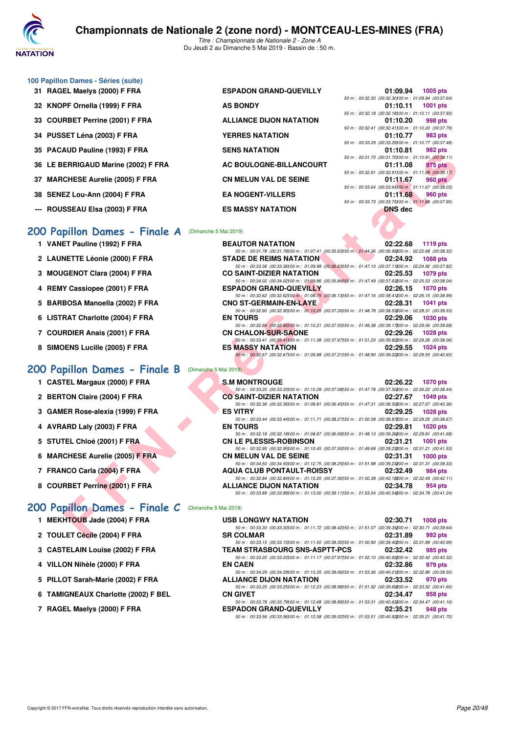## 100 Papillon Dames - Séries (suite)

| Rg | Nom | Club | Temps | Points |
|---|---|---|---|---|
| 31 | RAGEL Maelys (2000) F FRA | ESPADON GRAND-QUEVILLY | 01:09.94 | 1005 pts |
| | | 50 m : 00:32.30 (00:32.30) 100 m : 01:09.94 (00:37.64) | | |
| 32 | KNOPF Ornella (1999) F FRA | AS BONDY | 01:10.11 | 1001 pts |
| | | 50 m : 00:32.18 (00:32.18) 100 m : 01:10.11 (00:37.93) | | |
| 33 | COURBET Perrine (2001) F FRA | ALLIANCE DIJON NATATION | 01:10.20 | 998 pts |
| | | 50 m : 00:32.41 (00:32.41) 100 m : 01:10.20 (00:37.79) | | |
| 34 | PUSSET Léna (2003) F FRA | YERRES NATATION | 01:10.77 | 983 pts |
| | | 50 m : 00:33.29 (00:33.29) 100 m : 01:10.77 (00:37.48) | | |
| 35 | PACAUD Pauline (1993) F FRA | SENS NATATION | 01:10.81 | 982 pts |
| | | 50 m : 00:31.70 (00:31.70) 100 m : 01:10.81 (00:39.11) | | |
| 36 | LE BERRIGAUD Marine (2002) F FRA | AC BOULOGNE-BILLANCOURT | 01:11.08 | 975 pts |
| | | 50 m : 00:32.91 (00:32.91) 100 m : 01:11.08 (00:38.17) | | |
| 37 | MARCHESE Aurelie (2005) F FRA | CN MELUN VAL DE SEINE | 01:11.67 | 960 pts |
| | | 50 m : 00:33.64 (00:33.64) 100 m : 01:11.67 (00:38.03) | | |
| 38 | SENEZ Lou-Ann (2004) F FRA | EA NOGENT-VILLERS | 01:11.68 | 960 pts |
| | | 50 m : 00:33.73 (00:33.73) 100 m : 01:11.68 (00:37.95) | | |
| --- | ROUSSEAU Elsa (2003) F FRA | ES MASSY NATATION | DNS dec | |

## 200 Papillon Dames - Finale A (Dimanche 5 Mai 2019)

| Rg | Nom | Club | Temps | Points |
|---|---|---|---|---|
| 1 | VANET Pauline (1992) F FRA | BEAUTOR NATATION | 02:22.68 | 1119 pts |
| | | 50 m : 00:31.78 (00:31.78) 100 m : 01:07.41 (00:35.63) 150 m : 01:44.36 (00:36.95) 200 m : 02:22.68 (00:38.32) | | |
| 2 | LAUNETTE Léonie (2000) F FRA | STADE DE REIMS NATATION | 02:24.92 | 1088 pts |
| | | 50 m : 00:33.36 (00:33.36) 100 m : 01:09.99 (00:36.63) 150 m : 01:47.10 (00:37.11) 200 m : 02:24.92 (00:37.82) | | |
| 3 | MOUGENOT Clara (2004) F FRA | CO SAINT-DIZIER NATATION | 02:25.53 | 1079 pts |
| | | 50 m : 00:34.02 (00:34.02) 100 m : 01:09.86 (00:35.84) 150 m : 01:47.49 (00:37.63) 200 m : 02:25.53 (00:38.04) | | |
| 4 | REMY Cassiopee (2001) F FRA | ESPADON GRAND-QUEVILLY | 02:26.15 | 1070 pts |
| | | 50 m : 00:32.62 (00:32.62) 100 m : 01:08.75 (00:36.13) 150 m : 01:47.16 (00:38.41) 200 m : 02:26.15 (00:38.99) | | |
| 5 | BARBOSA Manoella (2002) F FRA | CNO ST-GERMAIN-EN-LAYE | 02:28.31 | 1041 pts |
| | | 50 m : 00:32.90 (00:32.90) 100 m : 01:10.25 (00:37.35) 150 m : 01:48.78 (00:38.53) 200 m : 02:28.31 (00:39.53) | | |
| 6 | LISTRAT Charlotte (2004) F FRA | EN TOURS | 02:29.06 | 1030 pts |
| | | 50 m : 00:32.66 (00:32.66) 100 m : 01:10.21 (00:37.55) 150 m : 01:49.38 (00:39.17) 200 m : 02:29.06 (00:39.68) | | |
| 7 | COURDIER Anais (2001) F FRA | CN CHALON-SUR-SAONE | 02:29.26 | 1028 pts |
| | | 50 m : 00:33.41 (00:33.41) 100 m : 01:11.38 (00:37.97) 150 m : 01:51.20 (00:39.82) 200 m : 02:29.26 (00:38.06) | | |
| 8 | SIMOENS Lucille (2005) F FRA | ES MASSY NATATION | 02:29.55 | 1024 pts |
| | | 50 m : 00:32.67 (00:32.67) 100 m : 01:09.88 (00:37.21) 150 m : 01:48.90 (00:39.02) 200 m : 02:29.55 (00:40.65) | | |

## 200 Papillon Dames - Finale B (Dimanche 5 Mai 2019)

| Rg | Nom | Club | Temps | Points |
|---|---|---|---|---|
| 1 | CASTEL Margaux (2000) F FRA | S.M MONTROUGE | 02:26.22 | 1070 pts |
| | | 50 m : 00:33.20 (00:33.20) 100 m : 01:10.28 (00:37.08) 150 m : 01:47.78 (00:37.50) 200 m : 02:26.22 (00:38.44) | | |
| 2 | BERTON Claire (2004) F FRA | CO SAINT-DIZIER NATATION | 02:27.67 | 1049 pts |
| | | 50 m : 00:32.36 (00:32.36) 100 m : 01:08.81 (00:36.45) 150 m : 01:47.31 (00:38.50) 200 m : 02:27.67 (00:40.36) | | |
| 3 | GAMER Rose-alexia (1999) F FRA | ES VITRY | 02:29.25 | 1028 pts |
| | | 50 m : 00:33.44 (00:33.44) 100 m : 01:11.71 (00:38.27) 150 m : 01:50.58 (00:38.87) 200 m : 02:29.25 (00:38.67) | | |
| 4 | AVRARD Laly (2003) F FRA | EN TOURS | 02:29.81 | 1020 pts |
| | | 50 m : 00:32.18 (00:32.18) 100 m : 01:08.87 (00:36.69) 150 m : 01:48.13 (00:39.26) 200 m : 02:29.81 (00:41.68) | | |
| 5 | STUTEL Chloé (2001) F FRA | CN LE PLESSIS-ROBINSON | 02:31.21 | 1001 pts |
| | | 50 m : 00:32.95 (00:32.95) 100 m : 01:10.45 (00:37.50) 150 m : 01:49.68 (00:39.23) 200 m : 02:31.21 (00:41.53) | | |
| 6 | MARCHESE Aurelie (2005) F FRA | CN MELUN VAL DE SEINE | 02:31.31 | 1000 pts |
| | | 50 m : 00:34.50 (00:34.50) 100 m : 01:12.75 (00:38.25) 150 m : 01:51.98 (00:39.23) 200 m : 02:31.31 (00:39.33) | | |
| 7 | FRANCO Carla (2004) F FRA | AQUA CLUB PONTAULT-ROISSY | 02:32.49 | 984 pts |
| | | 50 m : 00:32.84 (00:32.84) 100 m : 01:10.20 (00:37.36) 150 m : 01:50.38 (00:40.18) 200 m : 02:32.49 (00:42.11) | | |
| 8 | COURBET Perrine (2001) F FRA | ALLIANCE DIJON NATATION | 02:34.78 | 954 pts |
| | | 50 m : 00:33.89 (00:33.89) 100 m : 01:13.00 (00:39.11) 150 m : 01:53.54 (00:40.54) 200 m : 02:34.78 (00:41.24) | | |

## 200 Papillon Dames - Finale C (Dimanche 5 Mai 2019)

| Rg | Nom | Club | Temps | Points |
|---|---|---|---|---|
| 1 | MEKHTOUB Jade (2004) F FRA | USB LONGWY NATATION | 02:30.71 | 1008 pts |
| | | 50 m : 00:33.30 (00:33.30) 100 m : 01:11.72 (00:38.42) 150 m : 01:51.07 (00:39.35) 200 m : 02:30.71 (00:39.64) | | |
| 2 | TOULET Cécile (2004) F FRA | SR COLMAR | 02:31.89 | 992 pts |
| | | 50 m : 00:33.15 (00:33.15) 100 m : 01:11.50 (00:38.35) 150 m : 01:50.90 (00:39.40) 200 m : 02:31.89 (00:40.99) | | |
| 3 | CASTELAIN Louise (2002) F FRA | TEAM STRASBOURG SNS-ASPTT-PCS | 02:32.42 | 985 pts |
| | | 50 m : 00:33.20 (00:33.20) 100 m : 01:11.17 (00:37.97) 150 m : 01:52.10 (00:40.93) 200 m : 02:32.42 (00:40.32) | | |
| 4 | VILLON Nihèle (2000) F FRA | EN CAEN | 02:32.86 | 979 pts |
| | | 50 m : 00:34.29 (00:34.29) 100 m : 01:13.35 (00:39.06) 150 m : 01:53.36 (00:40.01) 200 m : 02:32.86 (00:39.50) | | |
| 5 | PILLOT Sarah-Marie (2002) F FRA | ALLIANCE DIJON NATATION | 02:33.52 | 970 pts |
| | | 50 m : 00:33.25 (00:33.25) 100 m : 01:12.23 (00:38.98) 150 m : 01:51.92 (00:39.69) 200 m : 02:33.52 (00:41.60) | | |
| 6 | TAMIGNEAUX Charlotte (2002) F BEL | CN GIVET | 02:34.47 | 958 pts |
| | | 50 m : 00:33.79 (00:33.79) 100 m : 01:12.68 (00:38.89) 150 m : 01:53.31 (00:40.63) 200 m : 02:34.47 (00:41.16) | | |
| 7 | RAGEL Maelys (2000) F FRA | ESPADON GRAND-QUEVILLY | 02:35.21 | 948 pts |
| | | 50 m : 00:33.56 (00:33.56) 100 m : 01:12.58 (00:39.02) 150 m : 01:53.51 (00:40.93) 200 m : 02:35.21 (00:41.70) | | |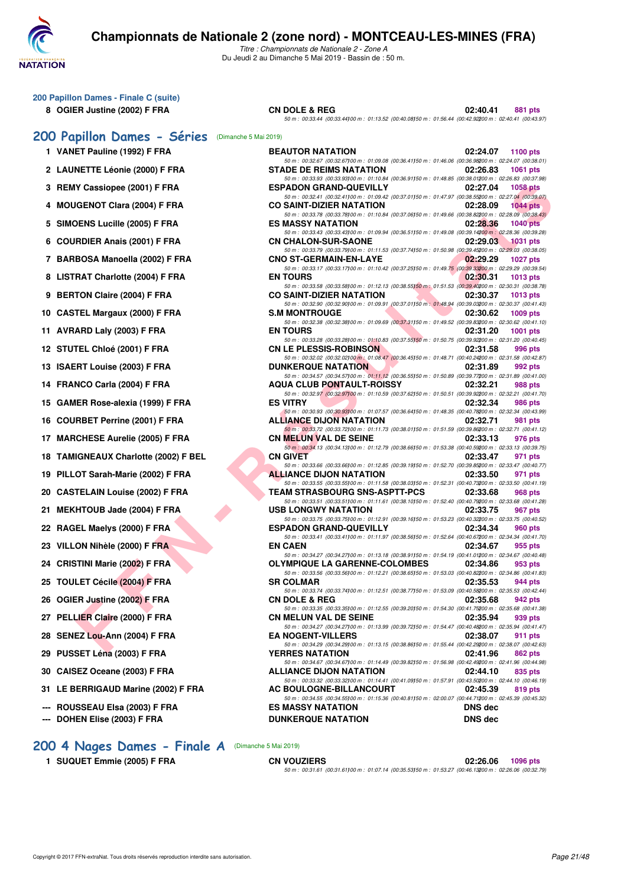## 200 Papillon Dames - Finale C (suite)

| Rg | Nom | Club | Temps | Points |
|---|---|---|---|---|
| 8 | OGIER Justine (2002) F FRA | CN DOLE & REG | 02:40.41 | 881 pts |
| | | 50 m : 00:33.44 (00:33.44) 100 m : 01:13.52 (00:40.08) 150 m : 01:56.44 (00:42.92) 200 m : 02:40.41 (00:43.97) | | |

## 200 Papillon Dames - Séries (Dimanche 5 Mai 2019)

| Rg | Nom | Club | Temps | Points |
|---|---|---|---|---|
| 1 | VANET Pauline (1992) F FRA | BEAUTOR NATATION | 02:24.07 | 1100 pts |
| | | 50 m : 00:32.67 (00:32.67) 100 m : 01:09.08 (00:36.41) 150 m : 01:46.06 (00:36.98) 200 m : 02:24.07 (00:38.01) | | |
| 2 | LAUNETTE Léonie (2000) F FRA | STADE DE REIMS NATATION | 02:26.83 | 1061 pts |
| | | 50 m : 00:33.93 (00:33.93) 100 m : 01:10.84 (00:36.91) 150 m : 01:48.85 (00:38.01) 200 m : 02:26.83 (00:37.98) | | |
| 3 | REMY Cassiopee (2001) F FRA | ESPADON GRAND-QUEVILLY | 02:27.04 | 1058 pts |
| | | 50 m : 00:32.41 (00:32.41) 100 m : 01:09.42 (00:37.01) 150 m : 01:47.97 (00:38.55) 200 m : 02:27.04 (00:39.07) | | |
| 4 | MOUGENOT Clara (2004) F FRA | CO SAINT-DIZIER NATATION | 02:28.09 | 1044 pts |
| | | 50 m : 00:33.78 (00:33.78) 100 m : 01:10.84 (00:37.06) 150 m : 01:49.66 (00:38.82) 200 m : 02:28.09 (00:38.43) | | |
| 5 | SIMOENS Lucille (2005) F FRA | ES MASSY NATATION | 02:28.36 | 1040 pts |
| | | 50 m : 00:33.43 (00:33.43) 100 m : 01:09.94 (00:36.51) 150 m : 01:49.08 (00:39.14) 200 m : 02:28.36 (00:39.28) | | |
| 6 | COURDIER Anais (2001) F FRA | CN CHALON-SUR-SAONE | 02:29.03 | 1031 pts |
| | | 50 m : 00:33.79 (00:33.79) 100 m : 01:11.53 (00:37.74) 150 m : 01:50.98 (00:39.45) 200 m : 02:29.03 (00:38.05) | | |
| 7 | BARBOSA Manoella (2002) F FRA | CNO ST-GERMAIN-EN-LAYE | 02:29.29 | 1027 pts |
| | | 50 m : 00:33.17 (00:33.17) 100 m : 01:10.42 (00:37.25) 150 m : 01:49.75 (00:39.33) 200 m : 02:29.29 (00:39.54) | | |
| 8 | LISTRAT Charlotte (2004) F FRA | EN TOURS | 02:30.31 | 1013 pts |
| | | 50 m : 00:33.58 (00:33.58) 100 m : 01:12.13 (00:38.55) 150 m : 01:51.53 (00:39.40) 200 m : 02:30.31 (00:38.78) | | |
| 9 | BERTON Claire (2004) F FRA | CO SAINT-DIZIER NATATION | 02:30.37 | 1013 pts |
| | | 50 m : 00:32.90 (00:32.90) 100 m : 01:09.91 (00:37.01) 150 m : 01:48.94 (00:39.03) 200 m : 02:30.37 (00:41.43) | | |
| 10 | CASTEL Margaux (2000) F FRA | S.M MONTROUGE | 02:30.62 | 1009 pts |
| | | 50 m : 00:32.38 (00:32.38) 100 m : 01:09.69 (00:37.31) 150 m : 01:49.52 (00:39.83) 200 m : 02:30.62 (00:41.10) | | |
| 11 | AVRARD Laly (2003) F FRA | EN TOURS | 02:31.20 | 1001 pts |
| | | 50 m : 00:33.28 (00:33.28) 100 m : 01:10.83 (00:37.55) 150 m : 01:50.75 (00:39.92) 200 m : 02:31.20 (00:40.45) | | |
| 12 | STUTEL Chloé (2001) F FRA | CN LE PLESSIS-ROBINSON | 02:31.58 | 996 pts |
| | | 50 m : 00:32.02 (00:32.02) 100 m : 01:08.47 (00:36.45) 150 m : 01:48.71 (00:40.24) 200 m : 02:31.58 (00:42.87) | | |
| 13 | ISAERT Louise (2003) F FRA | DUNKERQUE NATATION | 02:31.89 | 992 pts |
| | | 50 m : 00:34.57 (00:34.57) 100 m : 01:11.12 (00:36.55) 150 m : 01:50.89 (00:39.77) 200 m : 02:31.89 (00:41.00) | | |
| 14 | FRANCO Carla (2004) F FRA | AQUA CLUB PONTAULT-ROISSY | 02:32.21 | 988 pts |
| | | 50 m : 00:32.97 (00:32.97) 100 m : 01:10.59 (00:37.62) 150 m : 01:50.51 (00:39.92) 200 m : 02:32.21 (00:41.70) | | |
| 15 | GAMER Rose-alexia (1999) F FRA | ES VITRY | 02:32.34 | 986 pts |
| | | 50 m : 00:30.93 (00:30.93) 100 m : 01:07.57 (00:36.64) 150 m : 01:48.35 (00:40.78) 200 m : 02:32.34 (00:43.99) | | |
| 16 | COURBET Perrine (2001) F FRA | ALLIANCE DIJON NATATION | 02:32.71 | 981 pts |
| | | 50 m : 00:33.72 (00:33.72) 100 m : 01:11.73 (00:38.01) 150 m : 01:51.59 (00:39.86) 200 m : 02:32.71 (00:41.12) | | |
| 17 | MARCHESE Aurelie (2005) F FRA | CN MELUN VAL DE SEINE | 02:33.13 | 976 pts |
| | | 50 m : 00:34.13 (00:34.13) 100 m : 01:12.79 (00:38.66) 150 m : 01:53.38 (00:40.59) 200 m : 02:33.13 (00:39.75) | | |
| 18 | TAMIGNEAUX Charlotte (2002) F BEL | CN GIVET | 02:33.47 | 971 pts |
| | | 50 m : 00:33.66 (00:33.66) 100 m : 01:12.85 (00:39.19) 150 m : 01:52.70 (00:39.85) 200 m : 02:33.47 (00:40.77) | | |
| 19 | PILLOT Sarah-Marie (2002) F FRA | ALLIANCE DIJON NATATION | 02:33.50 | 971 pts |
| | | 50 m : 00:33.55 (00:33.55) 100 m : 01:11.58 (00:38.03) 150 m : 01:52.31 (00:40.73) 200 m : 02:33.50 (00:41.19) | | |
| 20 | CASTELAIN Louise (2002) F FRA | TEAM STRASBOURG SNS-ASPTT-PCS | 02:33.68 | 968 pts |
| | | 50 m : 00:33.51 (00:33.51) 100 m : 01:11.61 (00:38.10) 150 m : 01:52.40 (00:40.79) 200 m : 02:33.68 (00:41.28) | | |
| 21 | MEKHTOUB Jade (2004) F FRA | USB LONGWY NATATION | 02:33.75 | 967 pts |
| | | 50 m : 00:33.75 (00:33.75) 100 m : 01:12.91 (00:39.16) 150 m : 01:53.23 (00:40.32) 200 m : 02:33.75 (00:40.52) | | |
| 22 | RAGEL Maelys (2000) F FRA | ESPADON GRAND-QUEVILLY | 02:34.34 | 960 pts |
| | | 50 m : 00:33.41 (00:33.41) 100 m : 01:11.97 (00:38.56) 150 m : 01:52.64 (00:40.67) 200 m : 02:34.34 (00:41.70) | | |
| 23 | VILLON Nihèle (2000) F FRA | EN CAEN | 02:34.67 | 955 pts |
| | | 50 m : 00:34.27 (00:34.27) 100 m : 01:13.18 (00:38.91) 150 m : 01:54.19 (00:41.01) 200 m : 02:34.67 (00:40.48) | | |
| 24 | CRISTINI Marie (2002) F FRA | OLYMPIQUE LA GARENNE-COLOMBES | 02:34.86 | 953 pts |
| | | 50 m : 00:33.56 (00:33.56) 100 m : 01:12.21 (00:38.65) 150 m : 01:53.03 (00:40.82) 200 m : 02:34.86 (00:41.83) | | |
| 25 | TOULET Cécile (2004) F FRA | SR COLMAR | 02:35.53 | 944 pts |
| | | 50 m : 00:33.74 (00:33.74) 100 m : 01:12.51 (00:38.77) 150 m : 01:53.09 (00:40.58) 200 m : 02:35.53 (00:42.44) | | |
| 26 | OGIER Justine (2002) F FRA | CN DOLE & REG | 02:35.68 | 942 pts |
| | | 50 m : 00:33.35 (00:33.35) 100 m : 01:12.55 (00:39.20) 150 m : 01:54.30 (00:41.75) 200 m : 02:35.68 (00:41.38) | | |
| 27 | PELLIER Claire (2000) F FRA | CN MELUN VAL DE SEINE | 02:35.94 | 939 pts |
| | | 50 m : 00:34.27 (00:34.27) 100 m : 01:13.99 (00:39.72) 150 m : 01:54.47 (00:40.48) 200 m : 02:35.94 (00:41.47) | | |
| 28 | SENEZ Lou-Ann (2004) F FRA | EA NOGENT-VILLERS | 02:38.07 | 911 pts |
| | | 50 m : 00:34.29 (00:34.29) 100 m : 01:13.15 (00:38.86) 150 m : 01:55.44 (00:42.29) 200 m : 02:38.07 (00:42.63) | | |
| 29 | PUSSET Léna (2003) F FRA | YERRES NATATION | 02:41.96 | 862 pts |
| | | 50 m : 00:34.67 (00:34.67) 100 m : 01:14.49 (00:39.82) 150 m : 01:56.98 (00:42.49) 200 m : 02:41.96 (00:44.98) | | |
| 30 | CAISEZ Oceane (2003) F FRA | ALLIANCE DIJON NATATION | 02:44.10 | 835 pts |
| | | 50 m : 00:33.32 (00:33.32) 100 m : 01:14.41 (00:41.09) 150 m : 01:57.91 (00:43.50) 200 m : 02:44.10 (00:46.19) | | |
| 31 | LE BERRIGAUD Marine (2002) F FRA | AC BOULOGNE-BILLANCOURT | 02:45.39 | 819 pts |
| | | 50 m : 00:34.55 (00:34.55) 100 m : 01:15.36 (00:40.81) 150 m : 02:00.07 (00:44.71) 200 m : 02:45.39 (00:45.32) | | |
| --- | ROUSSEAU Elsa (2003) F FRA | ES MASSY NATATION | DNS dec | |
| --- | DOHEN Elise (2003) F FRA | DUNKERQUE NATATION | DNS dec | |

## 200 4 Nages Dames - Finale A (Dimanche 5 Mai 2019)

| Rg | Nom | Club | Temps | Points |
|---|---|---|---|---|
| 1 | SUQUET Emmie (2005) F FRA | CN VOUZIERS | 02:26.06 | 1096 pts |
| | | 50 m : 00:31.61 (00:31.61) 100 m : 01:07.14 (00:35.53) 150 m : 01:53.27 (00:46.13) 200 m : 02:26.06 (00:32.79) | | |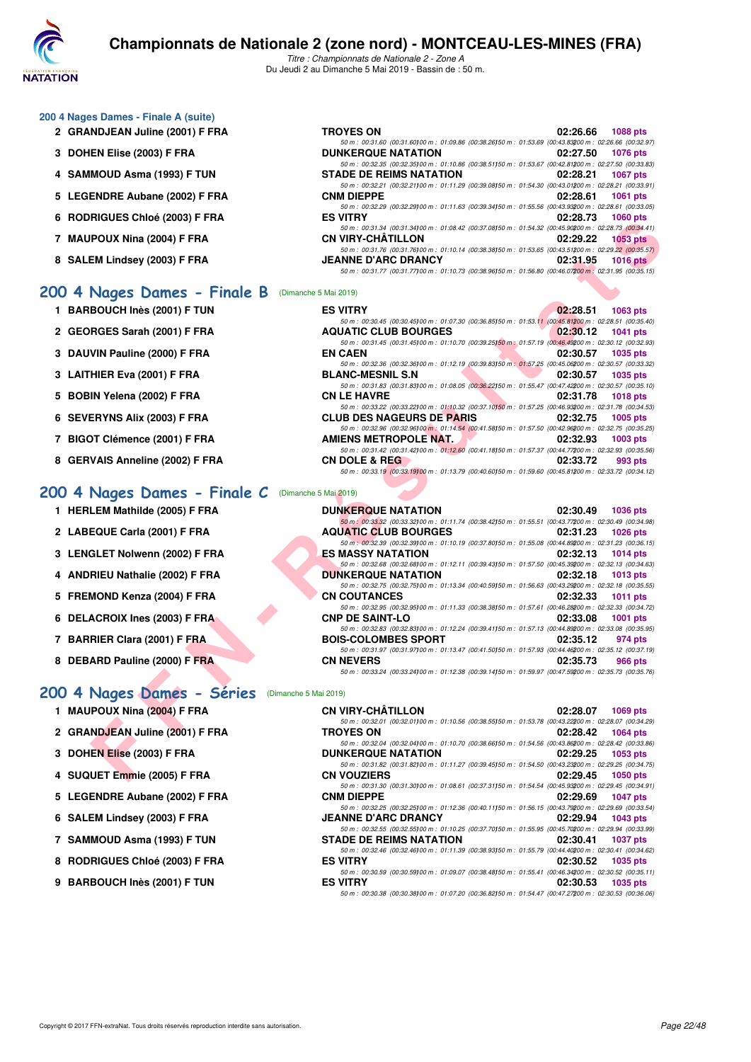## 200 4 Nages Dames - Finale A (suite)

| Rang | Nom | Club | Temps | Points |
|---|---|---|---|---|
| 2 | GRANDJEAN Juline (2001) F FRA | TROYES ON | 02:26.66 | 1088 pts |
| | 50 m : 00:31.60 (00:31.60) 100 m : 01:09.86 (00:38.26) 150 m : 01:53.69 (00:43.83) 200 m : 02:26.66 (00:32.97) | | | |
| 3 | DOHEN Elise (2003) F FRA | DUNKERQUE NATATION | 02:27.50 | 1076 pts |
| | 50 m : 00:32.35 (00:32.35) 100 m : 01:10.86 (00:38.51) 150 m : 01:53.67 (00:42.81) 200 m : 02:27.50 (00:33.83) | | | |
| 4 | SAMMOUD Asma (1993) F TUN | STADE DE REIMS NATATION | 02:28.21 | 1067 pts |
| | 50 m : 00:32.21 (00:32.21) 100 m : 01:11.29 (00:39.08) 150 m : 01:54.30 (00:43.01) 200 m : 02:28.21 (00:33.91) | | | |
| 5 | LEGENDRE Aubane (2002) F FRA | CNM DIEPPE | 02:28.61 | 1061 pts |
| | 50 m : 00:32.29 (00:32.29) 100 m : 01:11.63 (00:39.34) 150 m : 01:55.56 (00:43.93) 200 m : 02:28.61 (00:33.05) | | | |
| 6 | RODRIGUES Chloé (2003) F FRA | ES VITRY | 02:28.73 | 1060 pts |
| | 50 m : 00:31.34 (00:31.34) 100 m : 01:08.42 (00:37.08) 150 m : 01:54.32 (00:45.90) 200 m : 02:28.73 (00:34.41) | | | |
| 7 | MAUPOUX Nina (2004) F FRA | CN VIRY-CHÂTILLON | 02:29.22 | 1053 pts |
| | 50 m : 00:31.76 (00:31.76) 100 m : 01:10.14 (00:38.38) 150 m : 01:53.65 (00:43.51) 200 m : 02:29.22 (00:35.57) | | | |
| 8 | SALEM Lindsey (2003) F FRA | JEANNE D'ARC DRANCY | 02:31.95 | 1016 pts |
| | 50 m : 00:31.77 (00:31.77) 100 m : 01:10.73 (00:38.96) 150 m : 01:56.80 (00:46.07) 200 m : 02:31.95 (00:35.15) | | | |

## 200 4 Nages Dames - Finale B (Dimanche 5 Mai 2019)

| Rang | Nom | Club | Temps | Points |
|---|---|---|---|---|
| 1 | BARBOUCH Inès (2001) F TUN | ES VITRY | 02:28.51 | 1063 pts |
| | 50 m : 00:30.45 (00:30.45) 100 m : 01:07.30 (00:36.85) 150 m : 01:53.11 (00:45.81) 200 m : 02:28.51 (00:35.40) | | | |
| 2 | GEORGES Sarah (2001) F FRA | AQUATIC CLUB BOURGES | 02:30.12 | 1041 pts |
| | 50 m : 00:31.45 (00:31.45) 100 m : 01:10.70 (00:39.25) 150 m : 01:57.19 (00:46.49) 200 m : 02:30.12 (00:32.93) | | | |
| 3 | DAUVIN Pauline (2000) F FRA | EN CAEN | 02:30.57 | 1035 pts |
| | 50 m : 00:32.36 (00:32.36) 100 m : 01:12.19 (00:39.83) 150 m : 01:57.25 (00:45.06) 200 m : 02:30.57 (00:33.32) | | | |
| 3 | LAITHIER Eva (2001) F FRA | BLANC-MESNIL S.N | 02:30.57 | 1035 pts |
| | 50 m : 00:31.83 (00:31.83) 100 m : 01:08.05 (00:36.22) 150 m : 01:55.47 (00:47.42) 200 m : 02:30.57 (00:35.10) | | | |
| 5 | BOBIN Yelena (2002) F FRA | CN LE HAVRE | 02:31.78 | 1018 pts |
| | 50 m : 00:33.22 (00:33.22) 100 m : 01:10.32 (00:37.10) 150 m : 01:57.25 (00:46.93) 200 m : 02:31.78 (00:34.53) | | | |
| 6 | SEVERYNS Alix (2003) F FRA | CLUB DES NAGEURS DE PARIS | 02:32.75 | 1005 pts |
| | 50 m : 00:32.96 (00:32.96) 100 m : 01:14.54 (00:41.58) 150 m : 01:57.50 (00:42.96) 200 m : 02:32.75 (00:35.25) | | | |
| 7 | BIGOT Clémence (2001) F FRA | AMIENS METROPOLE NAT. | 02:32.93 | 1003 pts |
| | 50 m : 00:31.42 (00:31.42) 100 m : 01:12.60 (00:41.18) 150 m : 01:57.37 (00:44.77) 200 m : 02:32.93 (00:35.56) | | | |
| 8 | GERVAIS Anneline (2002) F FRA | CN DOLE & REG | 02:33.72 | 993 pts |
| | 50 m : 00:33.19 (00:33.19) 100 m : 01:13.79 (00:40.60) 150 m : 01:59.60 (00:45.81) 200 m : 02:33.72 (00:34.12) | | | |

## 200 4 Nages Dames - Finale C (Dimanche 5 Mai 2019)

| Rang | Nom | Club | Temps | Points |
|---|---|---|---|---|
| 1 | HERLEM Mathilde (2005) F FRA | DUNKERQUE NATATION | 02:30.49 | 1036 pts |
| | 50 m : 00:33.32 (00:33.32) 100 m : 01:11.74 (00:38.42) 150 m : 01:55.51 (00:43.77) 200 m : 02:30.49 (00:34.98) | | | |
| 2 | LABEQUE Carla (2001) F FRA | AQUATIC CLUB BOURGES | 02:31.23 | 1026 pts |
| | 50 m : 00:32.39 (00:32.39) 100 m : 01:10.19 (00:37.80) 150 m : 01:55.08 (00:44.89) 200 m : 02:31.23 (00:36.15) | | | |
| 3 | LENGLET Nolwenn (2002) F FRA | ES MASSY NATATION | 02:32.13 | 1014 pts |
| | 50 m : 00:32.68 (00:32.68) 100 m : 01:12.11 (00:39.43) 150 m : 01:57.50 (00:45.39) 200 m : 02:32.13 (00:34.63) | | | |
| 4 | ANDRIEU Nathalie (2002) F FRA | DUNKERQUE NATATION | 02:32.18 | 1013 pts |
| | 50 m : 00:32.75 (00:32.75) 100 m : 01:13.34 (00:40.59) 150 m : 01:56.63 (00:43.29) 200 m : 02:32.18 (00:35.55) | | | |
| 5 | FREMOND Kenza (2004) F FRA | CN COUTANCES | 02:32.33 | 1011 pts |
| | 50 m : 00:32.95 (00:32.95) 100 m : 01:11.33 (00:38.38) 150 m : 01:57.61 (00:46.28) 200 m : 02:32.33 (00:34.72) | | | |
| 6 | DELACROIX Ines (2003) F FRA | CNP DE SAINT-LO | 02:33.08 | 1001 pts |
| | 50 m : 00:32.83 (00:32.83) 100 m : 01:12.24 (00:39.41) 150 m : 01:57.13 (00:44.89) 200 m : 02:33.08 (00:35.95) | | | |
| 7 | BARRIER Clara (2001) F FRA | BOIS-COLOMBES SPORT | 02:35.12 | 974 pts |
| | 50 m : 00:31.97 (00:31.97) 100 m : 01:13.47 (00:41.50) 150 m : 01:57.93 (00:44.46) 200 m : 02:35.12 (00:37.19) | | | |
| 8 | DEBARD Pauline (2000) F FRA | CN NEVERS | 02:35.73 | 966 pts |
| | 50 m : 00:33.24 (00:33.24) 100 m : 01:12.38 (00:39.14) 150 m : 01:59.97 (00:47.59) 200 m : 02:35.73 (00:35.76) | | | |

## 200 4 Nages Dames - Séries (Dimanche 5 Mai 2019)

| Rang | Nom | Club | Temps | Points |
|---|---|---|---|---|
| 1 | MAUPOUX Nina (2004) F FRA | CN VIRY-CHÂTILLON | 02:28.07 | 1069 pts |
| | 50 m : 00:32.01 (00:32.01) 100 m : 01:10.56 (00:38.55) 150 m : 01:53.78 (00:43.22) 200 m : 02:28.07 (00:34.29) | | | |
| 2 | GRANDJEAN Juline (2001) F FRA | TROYES ON | 02:28.42 | 1064 pts |
| | 50 m : 00:32.04 (00:32.04) 100 m : 01:10.70 (00:38.66) 150 m : 01:54.56 (00:43.86) 200 m : 02:28.42 (00:33.86) | | | |
| 3 | DOHEN Elise (2003) F FRA | DUNKERQUE NATATION | 02:29.25 | 1053 pts |
| | 50 m : 00:31.82 (00:31.82) 100 m : 01:11.27 (00:39.45) 150 m : 01:54.50 (00:43.23) 200 m : 02:29.25 (00:34.75) | | | |
| 4 | SUQUET Emmie (2005) F FRA | CN VOUZIERS | 02:29.45 | 1050 pts |
| | 50 m : 00:31.30 (00:31.30) 100 m : 01:08.61 (00:37.31) 150 m : 01:54.54 (00:45.93) 200 m : 02:29.45 (00:34.91) | | | |
| 5 | LEGENDRE Aubane (2002) F FRA | CNM DIEPPE | 02:29.69 | 1047 pts |
| | 50 m : 00:32.25 (00:32.25) 100 m : 01:12.36 (00:40.11) 150 m : 01:56.15 (00:43.79) 200 m : 02:29.69 (00:33.54) | | | |
| 6 | SALEM Lindsey (2003) F FRA | JEANNE D'ARC DRANCY | 02:29.94 | 1043 pts |
| | 50 m : 00:32.55 (00:32.55) 100 m : 01:10.25 (00:37.70) 150 m : 01:55.95 (00:45.70) 200 m : 02:29.94 (00:33.99) | | | |
| 7 | SAMMOUD Asma (1993) F TUN | STADE DE REIMS NATATION | 02:30.41 | 1037 pts |
| | 50 m : 00:32.46 (00:32.46) 100 m : 01:11.39 (00:38.93) 150 m : 01:55.79 (00:44.40) 200 m : 02:30.41 (00:34.62) | | | |
| 8 | RODRIGUES Chloé (2003) F FRA | ES VITRY | 02:30.52 | 1035 pts |
| | 50 m : 00:30.59 (00:30.59) 100 m : 01:09.07 (00:38.48) 150 m : 01:55.41 (00:46.34) 200 m : 02:30.52 (00:35.11) | | | |
| 9 | BARBOUCH Inès (2001) F TUN | ES VITRY | 02:30.53 | 1035 pts |
| | 50 m : 00:30.38 (00:30.38) 100 m : 01:07.20 (00:36.82) 150 m : 01:54.47 (00:47.27) 200 m : 02:30.53 (00:36.06) | | | |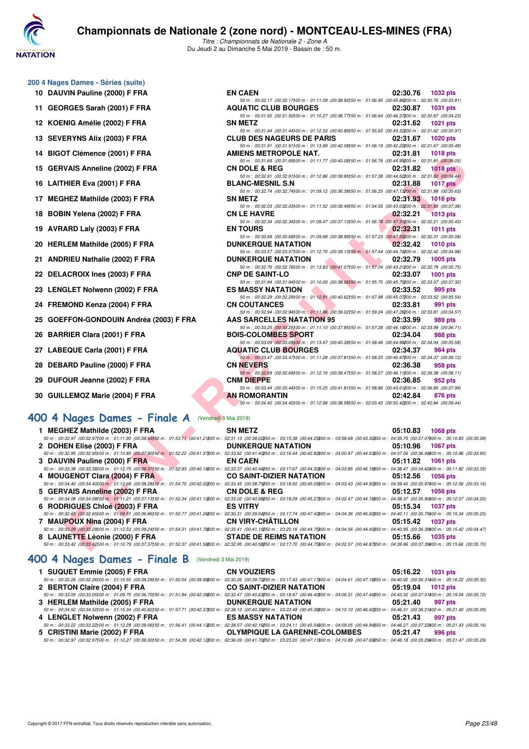# Championnats de Nationale 2 (zone nord) - MONTCEAU-LES-MINES (FRA)

*Titre : Championnats de Nationale 2 - Zone A*
Du Jeudi 2 au Dimanche 5 Mai 2019 - Bassin de : 50 m.

## 200 4 Nages Dames - Séries (suite)

| Rang | Nom | Club | Temps | Points |
|---|---|---|---|---|
| 10 | DAUVIN Pauline (2000) F FRA | EN CAEN | 02:30.76 | 1032 pts |
| | 50 m : 00:32.17 (00:32.17) 100 m : 01:11.09 (00:38.92) 150 m : 01:56.95 (00:45.86) 200 m : 02:30.76 (00:33.81) | | | |
| 11 | GEORGES Sarah (2001) F FRA | AQUATIC CLUB BOURGES | 02:30.87 | 1031 pts |
| | 50 m : 00:31.50 (00:31.50) 100 m : 01:10.27 (00:38.77) 150 m : 01:56.64 (00:46.37) 200 m : 02:30.87 (00:34.23) | | | |
| 12 | KOENIG Amélie (2002) F FRA | SN METZ | 02:31.62 | 1021 pts |
| | 50 m : 00:31.44 (00:31.44) 100 m : 01:12.33 (00:40.89) 150 m : 01:55.65 (00:43.32) 200 m : 02:31.62 (00:35.97) | | | |
| 13 | SEVERYNS Alix (2003) F FRA | CLUB DES NAGEURS DE PARIS | 02:31.67 | 1020 pts |
| | 50 m : 00:31.91 (00:31.91) 100 m : 01:13.99 (00:42.08) 150 m : 01:56.19 (00:42.20) 200 m : 02:31.67 (00:35.48) | | | |
| 14 | BIGOT Clémence (2001) F FRA | AMIENS METROPOLE NAT. | 02:31.81 | 1018 pts |
| | 50 m : 00:31.69 (00:31.69) 100 m : 01:11.77 (00:40.08) 150 m : 01:56.76 (00:44.99) 200 m : 02:31.81 (00:35.05) | | | |
| 15 | GERVAIS Anneline (2002) F FRA | CN DOLE & REG | 02:31.82 | 1018 pts |
| | 50 m : 00:32.91 (00:32.91) 100 m : 01:12.86 (00:39.95) 150 m : 01:57.38 (00:44.52) 200 m : 02:31.82 (00:34.44) | | | |
| 16 | LAITHIER Eva (2001) F FRA | BLANC-MESNIL S.N | 02:31.88 | 1017 pts |
| | 50 m : 00:32.74 (00:32.74) 100 m : 01:09.12 (00:36.38) 150 m : 01:56.25 (00:47.13) 200 m : 02:31.88 (00:35.63) | | | |
| 17 | MEGHEZ Mathilde (2003) F FRA | SN METZ | 02:31.93 | 1016 pts |
| | 50 m : 00:32.03 (00:32.03) 100 m : 01:11.52 (00:39.49) 150 m : 01:54.55 (00:43.03) 200 m : 02:31.93 (00:37.38) | | | |
| 18 | BOBIN Yelena (2002) F FRA | CN LE HAVRE | 02:32.21 | 1013 pts |
| | 50 m : 00:32.34 (00:32.34) 100 m : 01:09.47 (00:37.13) 150 m : 01:56.78 (00:47.31) 200 m : 02:32.21 (00:35.43) | | | |
| 19 | AVRARD Laly (2003) F FRA | EN TOURS | 02:32.31 | 1011 pts |
| | 50 m : 00:30.69 (00:30.69) 100 m : 01:09.68 (00:38.99) 150 m : 01:57.23 (00:47.55) 200 m : 02:32.31 (00:35.08) | | | |
| 20 | HERLEM Mathilde (2005) F FRA | DUNKERQUE NATATION | 02:32.42 | 1010 pts |
| | 50 m : 00:33.57 (00:33.57) 100 m : 01:12.70 (00:39.13) 150 m : 01:57.44 (00:44.74) 200 m : 02:32.42 (00:34.98) | | | |
| 21 | ANDRIEU Nathalie (2002) F FRA | DUNKERQUE NATATION | 02:32.79 | 1005 pts |
| | 50 m : 00:32.76 (00:32.76) 100 m : 01:13.83 (00:41.07) 150 m : 01:57.04 (00:43.21) 200 m : 02:32.79 (00:35.75) | | | |
| 22 | DELACROIX Ines (2003) F FRA | CNP DE SAINT-LO | 02:33.07 | 1001 pts |
| | 50 m : 00:31.94 (00:31.94) 100 m : 01:10.00 (00:38.06) 150 m : 01:55.75 (00:45.75) 200 m : 02:33.07 (00:37.32) | | | |
| 23 | LENGLET Nolwenn (2002) F FRA | ES MASSY NATATION | 02:33.52 | 995 pts |
| | 50 m : 00:32.29 (00:32.29) 100 m : 01:12.91 (00:40.62) 150 m : 01:57.98 (00:45.07) 200 m : 02:33.52 (00:35.54) | | | |
| 24 | FREMOND Kenza (2004) F FRA | CN COUTANCES | 02:33.81 | 991 pts |
| | 50 m : 00:32.94 (00:32.94) 100 m : 01:11.96 (00:39.02) 150 m : 01:59.24 (00:47.28) 200 m : 02:33.81 (00:34.57) | | | |
| 25 | GOEFFON-GONDOUIN Andréa (2003) F FRA | AAS SARCELLES NATATION 95 | 02:33.99 | 989 pts |
| | 50 m : 00:33.25 (00:33.25) 100 m : 01:11.10 (00:37.85) 150 m : 01:57.28 (00:46.18) 200 m : 02:33.99 (00:36.71) | | | |
| 26 | BARRIER Clara (2001) F FRA | BOIS-COLOMBES SPORT | 02:34.04 | 988 pts |
| | 50 m : 00:33.09 (00:33.09) 100 m : 01:13.47 (00:40.38) 150 m : 01:58.46 (00:44.99) 200 m : 02:34.04 (00:35.58) | | | |
| 27 | LABEQUE Carla (2001) F FRA | AQUATIC CLUB BOURGES | 02:34.37 | 984 pts |
| | 50 m : 00:33.47 (00:33.47) 100 m : 01:11.28 (00:37.81) 150 m : 01:58.25 (00:46.97) 200 m : 02:34.37 (00:36.12) | | | |
| 28 | DEBARD Pauline (2000) F FRA | CN NEVERS | 02:36.38 | 958 pts |
| | 50 m : 00:32.69 (00:32.69) 100 m : 01:12.16 (00:39.47) 150 m : 01:58.27 (00:46.11) 200 m : 02:36.38 (00:38.11) | | | |
| 29 | DUFOUR Jeanne (2002) F FRA | CNM DIEPPE | 02:36.85 | 952 pts |
| | 50 m : 00:33.44 (00:33.44) 100 m : 01:15.25 (00:41.81) 150 m : 01:58.86 (00:43.61) 200 m : 02:36.85 (00:37.99) | | | |
| 30 | GUILLEMOZ Marie (2004) F FRA | AN ROMORANTIN | 02:42.84 | 876 pts |
| | 50 m : 00:34.40 (00:34.40) 100 m : 01:12.98 (00:38.58) 150 m : 02:03.40 (00:50.42) 200 m : 02:42.84 (00:39.44) | | | |

## 400 4 Nages Dames - Finale A (Vendredi 3 Mai 2019)

| Rang | Nom | Club | Temps | Points |
|---|---|---|---|---|
| 1 | MEGHEZ Mathilde (2003) F FRA | SN METZ | 05:10.83 | 1068 pts |
| | 50 m : 00:32.97 (00:32.97) 100 m : 01:11.90 (00:38.93) 150 m : 01:53.11 (00:41.21) 200 m : 02:31.13 (00:38.02) 250 m : 03:15.38 (00:44.25) 300 m : 03:58.68 (00:43.30) 350 m : 04:35.75 (00:37.07) 400 m : 05:10.83 (00:35.08) | | | |
| 2 | DOHEN Elise (2003) F FRA | DUNKERQUE NATATION | 05:10.96 | 1067 pts |
| | 50 m : 00:32.95 (00:32.95) 100 m : 01:10.85 (00:37.90) 150 m : 01:52.22 (00:41.37) 200 m : 02:33.62 (00:41.40) 250 m : 03:16.44 (00:42.82) 300 m : 04:00.97 (00:44.53) 350 m : 04:37.06 (00:36.09) 400 m : 05:10.96 (00:33.90) | | | |
| 3 | DAUVIN Pauline (2000) F FRA | EN CAEN | 05:11.82 | 1061 pts |
| | 50 m : 00:33.38 (00:33.38) 100 m : 01:12.75 (00:39.37) 150 m : 01:52.93 (00:40.18) 200 m : 02:33.37 (00:40.44) 250 m : 03:17.67 (00:44.30) 300 m : 04:03.85 (00:46.18) 350 m : 04:38.47 (00:34.62) 400 m : 05:11.82 (00:33.35) | | | |
| 4 | MOUGENOT Clara (2004) F FRA | CO SAINT-DIZIER NATATION | 05:12.56 | 1056 pts |
| | 50 m : 00:34.40 (00:34.40) 100 m : 01:12.68 (00:38.28) 150 m : 01:54.70 (00:42.02) 200 m : 02:33.45 (00:38.75) 250 m : 03:18.50 (00:45.05) 300 m : 04:03.43 (00:44.93) 350 m : 04:39.40 (00:35.97) 400 m : 05:12.56 (00:33.16) | | | |
| 5 | GERVAIS Anneline (2002) F FRA | CN DOLE & REG | 05:12.57 | 1056 pts |
| | 50 m : 00:34.08 (00:34.08) 100 m : 01:11.21 (00:37.13) 150 m : 01:52.34 (00:41.13) 200 m : 02:33.02 (00:40.68) 250 m : 03:18.29 (00:45.27) 300 m : 04:02.47 (00:44.18) 350 m : 04:38.37 (00:35.90) 400 m : 05:12.57 (00:34.20) | | | |
| 6 | RODRIGUES Chloé (2003) F FRA | ES VITRY | 05:15.34 | 1037 pts |
| | 50 m : 00:32.65 (00:32.65) 100 m : 01:09.51 (00:36.86) 150 m : 01:50.77 (00:41.26) 200 m : 02:30.31 (00:39.54) 250 m : 03:17.74 (00:47.43) 300 m : 04:04.36 (00:46.62) 350 m : 04:40.11 (00:35.75) 400 m : 05:15.34 (00:35.23) | | | |
| 7 | MAUPOUX Nina (2004) F FRA | CN VIRY-CHÂTILLON | 05:15.42 | 1037 pts |
| | 50 m : 00:33.29 (00:33.29) 100 m : 01:12.53 (00:39.24) 150 m : 01:54.31 (00:41.78) 200 m : 02:35.41 (00:41.10) 250 m : 03:20.16 (00:44.75) 300 m : 04:04.56 (00:44.40) 350 m : 04:40.95 (00:36.39) 400 m : 05:15.42 (00:34.47) | | | |
| 8 | LAUNETTE Léonie (2000) F FRA | STADE DE REIMS NATATION | 05:15.66 | 1035 pts |
| | 50 m : 00:33.42 (00:33.42) 100 m : 01:10.79 (00:37.37) 150 m : 01:52.37 (00:41.58) 200 m : 02:32.95 (00:40.58) 250 m : 03:17.70 (00:44.75) 300 m : 04:02.57 (00:44.87) 350 m : 04:39.96 (00:37.39) 400 m : 05:15.66 (00:35.70) | | | |

## 400 4 Nages Dames - Finale B (Vendredi 3 Mai 2019)

| Rang | Nom | Club | Temps | Points |
|---|---|---|---|---|
| 1 | SUQUET Emmie (2005) F FRA | CN VOUZIERS | 05:16.22 | 1031 pts |
| | 50 m : 00:32.26 (00:32.26) 100 m : 01:10.55 (00:38.29) 150 m : 01:50.54 (00:39.99) 200 m : 02:30.26 (00:39.72) 250 m : 03:17.43 (00:47.17) 300 m : 04:04.61 (00:47.18) 350 m : 04:40.92 (00:36.31) 400 m : 05:16.22 (00:35.30) | | | |
| 2 | BERTON Claire (2004) F FRA | CO SAINT-DIZIER NATATION | 05:19.04 | 1012 pts |
| | 50 m : 00:33.05 (00:33.05) 100 m : 01:09.75 (00:36.70) 150 m : 01:51.84 (00:42.09) 200 m : 02:32.47 (00:40.63) 250 m : 03:18.87 (00:46.40) 300 m : 04:06.31 (00:47.44) 350 m : 04:43.32 (00:37.01) 400 m : 05:19.04 (00:35.72) | | | |
| 3 | HERLEM Mathilde (2005) F FRA | DUNKERQUE NATATION | 05:21.40 | 997 pts |
| | 50 m : 00:34.52 (00:34.52) 100 m : 01:15.34 (00:40.82) 150 m : 01:57.71 (00:42.37) 200 m : 02:38.10 (00:40.39) 250 m : 03:23.48 (00:45.38) 300 m : 04:10.10 (00:46.62) 350 m : 04:46.31 (00:36.21) 400 m : 05:21.40 (00:35.09) | | | |
| 4 | LENGLET Nolwenn (2002) F FRA | ES MASSY NATATION | 05:21.43 | 997 pts |
| | 50 m : 00:33.22 (00:33.22) 100 m : 01:12.28 (00:39.06) 150 m : 01:56.41 (00:44.13) 200 m : 02:38.57 (00:42.16) 250 m : 03:24.11 (00:45.54) 300 m : 04:09.05 (00:44.94) 350 m : 04:46.27 (00:37.22) 400 m : 05:21.43 (00:35.16) | | | |
| 5 | CRISTINI Marie (2002) F FRA | OLYMPIQUE LA GARENNE-COLOMBES | 05:21.47 | 996 pts |
| | 50 m : 00:32.97 (00:32.97) 100 m : 01:12.27 (00:39.30) 150 m : 01:54.39 (00:42.12) 200 m : 02:36.09 (00:41.70) 250 m : 03:23.20 (00:47.11) 300 m : 04:10.89 (00:47.69) 350 m : 04:46.18 (00:35.29) 400 m : 05:21.47 (00:35.29) | | | |

Copyright © 2017 FFN-extraNat. Tous droits réservés reproduction interdite sans autorisation.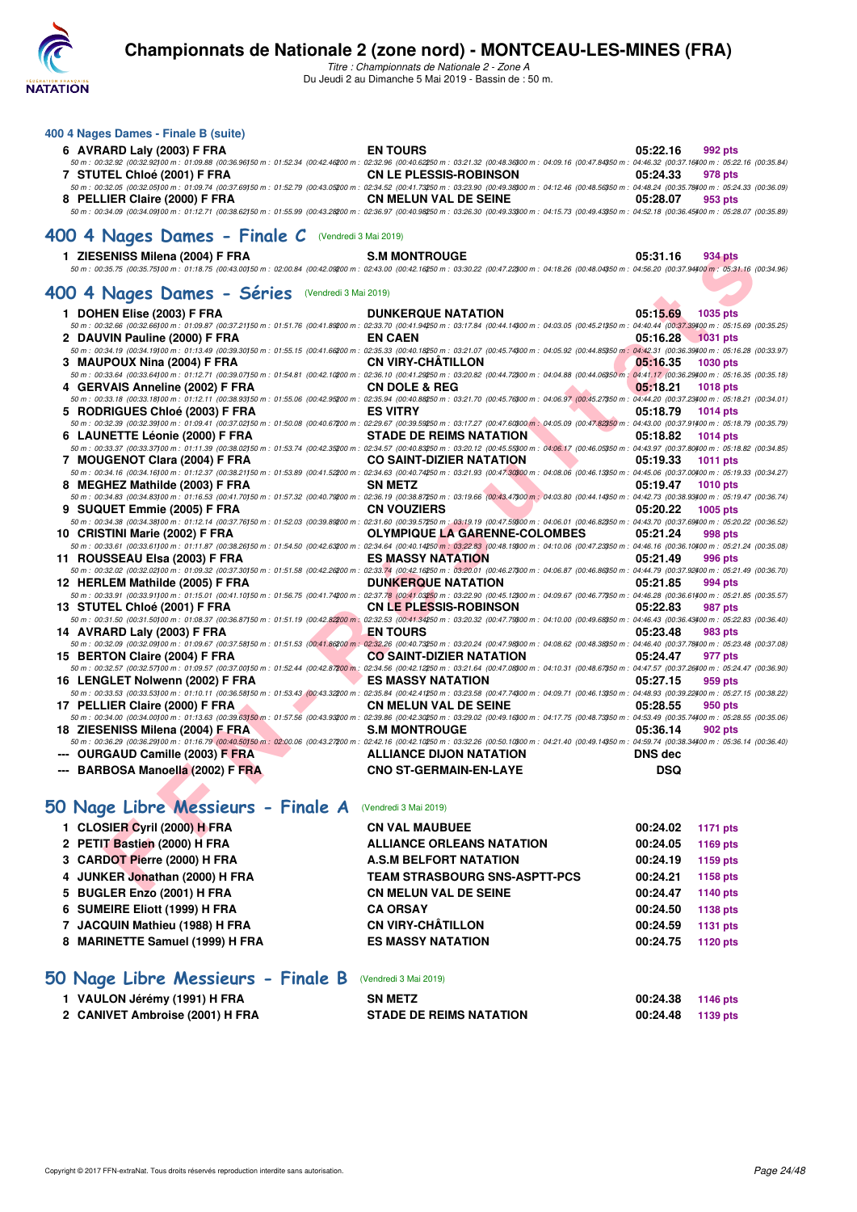# Championnats de Nationale 2 (zone nord) - MONTCEAU-LES-MINES (FRA)

*Titre : Championnats de Nationale 2 - Zone A*
Du Jeudi 2 au Dimanche 5 Mai 2019 - Bassin de : 50 m.

### 400 4 Nages Dames - Finale B (suite)

| | Nom | Club | Temps | Points |
|---|---|---|---|---|
| 6 | AVRARD Laly (2003) F FRA | EN TOURS | 05:22.16 | 992 pts |
| | 50 m : 00:32.92 (00:32.92) 100 m : 01:09.88 (00:36.96) 150 m : 01:52.34 (00:42.46) 200 m : 02:32.96 (00:40.62) 250 m : 03:21.32 (00:48.36) 300 m : 04:09.16 (00:47.84) 350 m : 04:46.32 (00:37.16) 400 m : 05:22.16 (00:35.84) | | | |
| 7 | STUTEL Chloé (2001) F FRA | CN LE PLESSIS-ROBINSON | 05:24.33 | 978 pts |
| | 50 m : 00:32.05 (00:32.05) 100 m : 01:09.74 (00:37.69) 150 m : 01:52.79 (00:43.05) 200 m : 02:34.52 (00:41.73) 250 m : 03:23.90 (00:49.38) 300 m : 04:12.46 (00:48.56) 350 m : 04:48.24 (00:35.78) 400 m : 05:24.33 (00:36.09) | | | |
| 8 | PELLIER Claire (2000) F FRA | CN MELUN VAL DE SEINE | 05:28.07 | 953 pts |
| | 50 m : 00:34.09 (00:34.09) 100 m : 01:12.71 (00:38.62) 150 m : 01:55.99 (00:43.28) 200 m : 02:36.97 (00:40.98) 250 m : 03:26.30 (00:49.33) 300 m : 04:15.73 (00:49.43) 350 m : 04:52.18 (00:36.45) 400 m : 05:28.07 (00:35.89) | | | |

## 400 4 Nages Dames - Finale C (Vendredi 3 Mai 2019)

| | Nom | Club | Temps | Points |
|---|---|---|---|---|
| 1 | ZIESENISS Milena (2004) F FRA | S.M MONTROUGE | 05:31.16 | 934 pts |
| | 50 m : 00:35.75 (00:35.75) 100 m : 01:18.75 (00:43.00) 150 m : 02:00.84 (00:42.09) 200 m : 02:43.00 (00:42.16) 250 m : 03:30.22 (00:47.22) 300 m : 04:18.26 (00:48.04) 350 m : 04:56.20 (00:37.94) 400 m : 05:31.16 (00:34.96) | | | |

## 400 4 Nages Dames - Séries (Vendredi 3 Mai 2019)

| | Nom | Club | Temps | Points |
|---|---|---|---|---|
| 1 | DOHEN Elise (2003) F FRA | DUNKERQUE NATATION | 05:15.69 | 1035 pts |
| | 50 m : 00:32.66 (00:32.66) 100 m : 01:09.87 (00:37.21) 150 m : 01:51.76 (00:41.89) 200 m : 02:33.70 (00:41.94) 250 m : 03:17.84 (00:44.14) 300 m : 04:03.05 (00:45.21) 350 m : 04:40.44 (00:37.39) 400 m : 05:15.69 (00:35.25) | | | |
| 2 | DAUVIN Pauline (2000) F FRA | EN CAEN | 05:16.28 | 1031 pts |
| | 50 m : 00:34.19 (00:34.19) 100 m : 01:13.49 (00:39.30) 150 m : 01:55.15 (00:41.66) 200 m : 02:35.33 (00:40.18) 250 m : 03:21.07 (00:45.74) 300 m : 04:05.92 (00:44.85) 350 m : 04:42.31 (00:36.39) 400 m : 05:16.28 (00:33.97) | | | |
| 3 | MAUPOUX Nina (2004) F FRA | CN VIRY-CHÂTILLON | 05:16.35 | 1030 pts |
| | 50 m : 00:33.64 (00:33.64) 100 m : 01:12.71 (00:39.07) 150 m : 01:54.81 (00:42.10) 200 m : 02:36.10 (00:41.29) 250 m : 03:20.82 (00:44.72) 300 m : 04:04.88 (00:44.06) 350 m : 04:41.17 (00:36.29) 400 m : 05:16.35 (00:35.18) | | | |
| 4 | GERVAIS Anneline (2002) F FRA | CN DOLE & REG | 05:18.21 | 1018 pts |
| | 50 m : 00:33.18 (00:33.18) 100 m : 01:12.11 (00:38.93) 150 m : 01:55.06 (00:42.95) 200 m : 02:35.94 (00:40.88) 250 m : 03:21.70 (00:45.76) 300 m : 04:06.97 (00:45.27) 350 m : 04:44.20 (00:37.23) 400 m : 05:18.21 (00:34.01) | | | |
| 5 | RODRIGUES Chloé (2003) F FRA | ES VITRY | 05:18.79 | 1014 pts |
| | 50 m : 00:32.39 (00:32.39) 100 m : 01:09.41 (00:37.02) 150 m : 01:50.08 (00:40.67) 200 m : 02:29.67 (00:39.59) 250 m : 03:17.27 (00:47.60) 300 m : 04:05.09 (00:47.82) 350 m : 04:43.00 (00:37.91) 400 m : 05:18.79 (00:35.79) | | | |
| 6 | LAUNETTE Léonie (2000) F FRA | STADE DE REIMS NATATION | 05:18.82 | 1014 pts |
| | 50 m : 00:33.37 (00:33.37) 100 m : 01:11.39 (00:38.02) 150 m : 01:53.74 (00:42.35) 200 m : 02:34.57 (00:40.83) 250 m : 03:20.12 (00:45.55) 300 m : 04:06.17 (00:46.05) 350 m : 04:43.97 (00:37.80) 400 m : 05:18.82 (00:34.85) | | | |
| 7 | MOUGENOT Clara (2004) F FRA | CO SAINT-DIZIER NATATION | 05:19.33 | 1011 pts |
| | 50 m : 00:34.16 (00:34.16) 100 m : 01:12.37 (00:38.21) 150 m : 01:53.89 (00:41.52) 200 m : 02:34.63 (00:40.74) 250 m : 03:21.93 (00:47.30) 300 m : 04:08.06 (00:46.13) 350 m : 04:45.06 (00:37.00) 400 m : 05:19.33 (00:34.27) | | | |
| 8 | MEGHEZ Mathilde (2003) F FRA | SN METZ | 05:19.47 | 1010 pts |
| | 50 m : 00:34.83 (00:34.83) 100 m : 01:16.53 (00:41.70) 150 m : 01:57.32 (00:40.79) 200 m : 02:36.19 (00:38.87) 250 m : 03:19.66 (00:43.47) 300 m : 04:03.80 (00:44.14) 350 m : 04:42.73 (00:38.93) 400 m : 05:19.47 (00:36.74) | | | |
| 9 | SUQUET Emmie (2005) F FRA | CN VOUZIERS | 05:20.22 | 1005 pts |
| | 50 m : 00:34.38 (00:34.38) 100 m : 01:12.14 (00:37.76) 150 m : 01:52.03 (00:39.89) 200 m : 02:31.60 (00:39.57) 250 m : 03:19.19 (00:47.59) 300 m : 04:06.01 (00:46.82) 350 m : 04:43.70 (00:37.69) 400 m : 05:20.22 (00:36.52) | | | |
| 10 | CRISTINI Marie (2002) F FRA | OLYMPIQUE LA GARENNE-COLOMBES | 05:21.24 | 998 pts |
| | 50 m : 00:33.61 (00:33.61) 100 m : 01:11.87 (00:38.26) 150 m : 01:54.50 (00:42.63) 200 m : 02:34.64 (00:40.14) 250 m : 03:22.83 (00:48.19) 300 m : 04:10.06 (00:47.23) 350 m : 04:46.16 (00:36.10) 400 m : 05:21.24 (00:35.08) | | | |
| 11 | ROUSSEAU Elsa (2003) F FRA | ES MASSY NATATION | 05:21.49 | 996 pts |
| | 50 m : 00:32.02 (00:32.02) 100 m : 01:09.32 (00:37.30) 150 m : 01:51.58 (00:42.26) 200 m : 02:33.74 (00:42.16) 250 m : 03:20.01 (00:46.27) 300 m : 04:06.87 (00:46.86) 350 m : 04:44.79 (00:37.92) 400 m : 05:21.49 (00:36.70) | | | |
| 12 | HERLEM Mathilde (2005) F FRA | DUNKERQUE NATATION | 05:21.85 | 994 pts |
| | 50 m : 00:33.91 (00:33.91) 100 m : 01:15.01 (00:41.10) 150 m : 01:56.75 (00:41.74) 200 m : 02:37.78 (00:41.03) 250 m : 03:22.90 (00:45.12) 300 m : 04:09.67 (00:46.77) 350 m : 04:46.28 (00:36.61) 400 m : 05:21.85 (00:35.57) | | | |
| 13 | STUTEL Chloé (2001) F FRA | CN LE PLESSIS-ROBINSON | 05:22.83 | 987 pts |
| | 50 m : 00:31.50 (00:31.50) 100 m : 01:08.37 (00:36.87) 150 m : 01:51.19 (00:42.82) 200 m : 02:32.53 (00:41.34) 250 m : 03:20.32 (00:47.79) 300 m : 04:10.00 (00:49.68) 350 m : 04:46.43 (00:36.43) 400 m : 05:22.83 (00:36.40) | | | |
| 14 | AVRARD Laly (2003) F FRA | EN TOURS | 05:23.48 | 983 pts |
| | 50 m : 00:32.09 (00:32.09) 100 m : 01:09.67 (00:37.58) 150 m : 01:51.53 (00:41.86) 200 m : 02:32.26 (00:40.73) 250 m : 03:20.24 (00:47.98) 300 m : 04:08.62 (00:48.38) 350 m : 04:46.40 (00:37.78) 400 m : 05:23.48 (00:37.08) | | | |
| 15 | BERTON Claire (2004) F FRA | CO SAINT-DIZIER NATATION | 05:24.47 | 977 pts |
| | 50 m : 00:32.57 (00:32.57) 100 m : 01:09.57 (00:37.00) 150 m : 01:52.44 (00:42.87) 200 m : 02:34.56 (00:42.12) 250 m : 03:21.64 (00:47.08) 300 m : 04:10.31 (00:48.67) 350 m : 04:47.57 (00:37.26) 400 m : 05:24.47 (00:36.90) | | | |
| 16 | LENGLET Nolwenn (2002) F FRA | ES MASSY NATATION | 05:27.15 | 959 pts |
| | 50 m : 00:33.53 (00:33.53) 100 m : 01:10.11 (00:36.58) 150 m : 01:53.43 (00:43.32) 200 m : 02:35.84 (00:42.41) 250 m : 03:23.58 (00:47.74) 300 m : 04:09.71 (00:46.13) 350 m : 04:48.93 (00:39.22) 400 m : 05:27.15 (00:38.22) | | | |
| 17 | PELLIER Claire (2000) F FRA | CN MELUN VAL DE SEINE | 05:28.55 | 950 pts |
| | 50 m : 00:34.00 (00:34.00) 100 m : 01:13.63 (00:39.63) 150 m : 01:57.56 (00:43.93) 200 m : 02:39.86 (00:42.30) 250 m : 03:29.02 (00:49.16) 300 m : 04:17.75 (00:48.73) 350 m : 04:53.49 (00:35.74) 400 m : 05:28.55 (00:35.06) | | | |
| 18 | ZIESENISS Milena (2004) F FRA | S.M MONTROUGE | 05:36.14 | 902 pts |
| | 50 m : 00:36.29 (00:36.29) 100 m : 01:16.79 (00:40.50) 150 m : 02:00.06 (00:43.27) 200 m : 02:42.16 (00:42.10) 250 m : 03:32.26 (00:50.10) 300 m : 04:21.40 (00:49.14) 350 m : 04:59.74 (00:38.34) 400 m : 05:36.14 (00:36.40) | | | |
| --- | OURGAUD Camille (2003) F FRA | ALLIANCE DIJON NATATION | DNS dec | |
| --- | BARBOSA Manoella (2002) F FRA | CNO ST-GERMAIN-EN-LAYE | DSQ | |

## 50 Nage Libre Messieurs - Finale A (Vendredi 3 Mai 2019)

| | Nom | Club | Temps | Points |
|---|---|---|---|---|
| 1 | CLOSIER Cyril (2000) H FRA | CN VAL MAUBUEE | 00:24.02 | 1171 pts |
| 2 | PETIT Bastien (2000) H FRA | ALLIANCE ORLEANS NATATION | 00:24.05 | 1169 pts |
| 3 | CARDOT Pierre (2000) H FRA | A.S.M BELFORT NATATION | 00:24.19 | 1159 pts |
| 4 | JUNKER Jonathan (2000) H FRA | TEAM STRASBOURG SNS-ASPTT-PCS | 00:24.21 | 1158 pts |
| 5 | BUGLER Enzo (2001) H FRA | CN MELUN VAL DE SEINE | 00:24.47 | 1140 pts |
| 6 | SUMEIRE Eliott (1999) H FRA | CA ORSAY | 00:24.50 | 1138 pts |
| 7 | JACQUIN Mathieu (1988) H FRA | CN VIRY-CHÂTILLON | 00:24.59 | 1131 pts |
| 8 | MARINETTE Samuel (1999) H FRA | ES MASSY NATATION | 00:24.75 | 1120 pts |

## 50 Nage Libre Messieurs - Finale B (Vendredi 3 Mai 2019)

| | Nom | Club | Temps | Points |
|---|---|---|---|---|
| 1 | VAULON Jérémy (1991) H FRA | SN METZ | 00:24.38 | 1146 pts |
| 2 | CANIVET Ambroise (2001) H FRA | STADE DE REIMS NATATION | 00:24.48 | 1139 pts |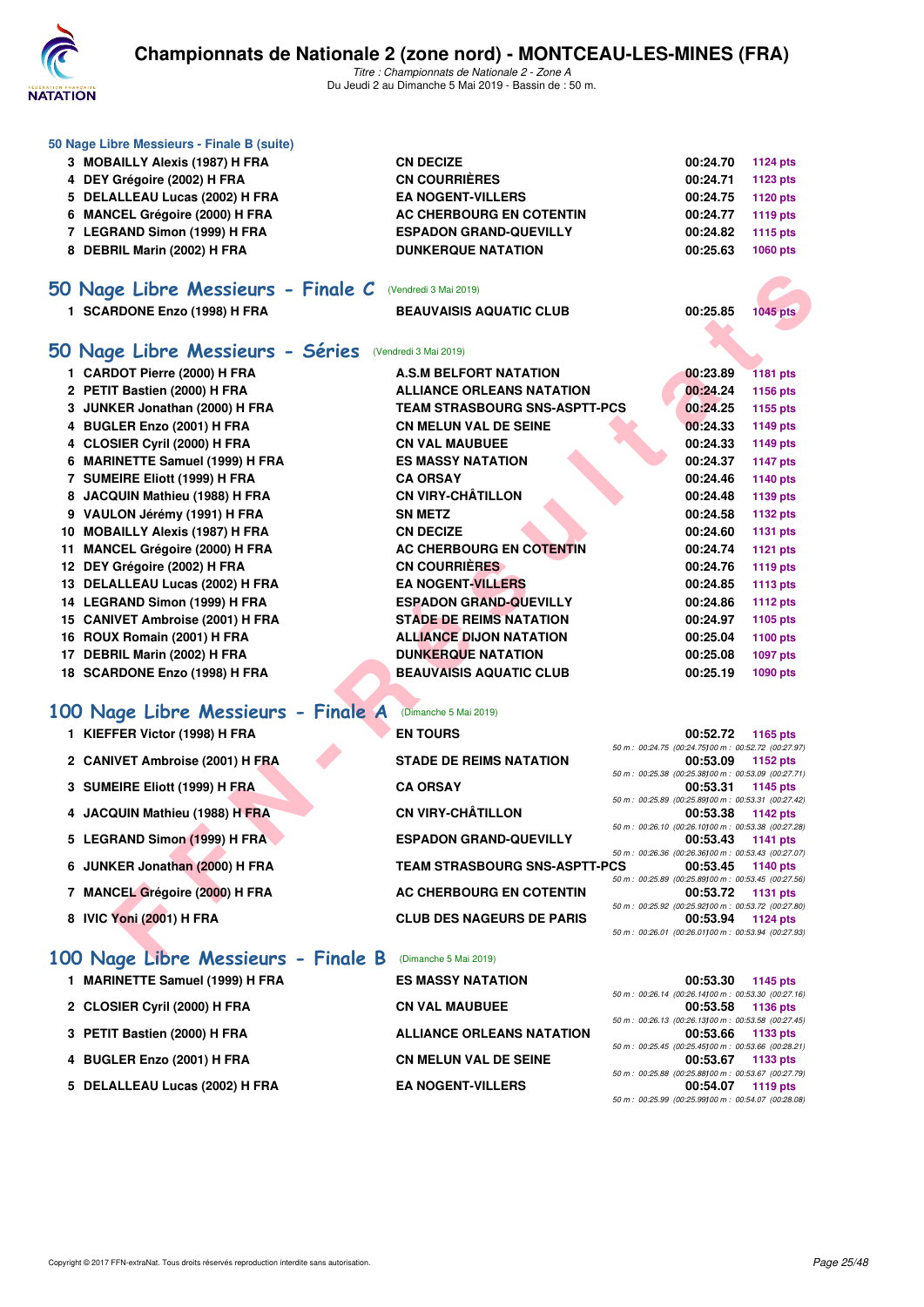### 50 Nage Libre Messieurs - Finale B (suite)

| | | | | |
|---|---|---|---|---|
| 3 | MOBAILLY Alexis (1987) H FRA | CN DECIZE | 00:24.70 | 1124 pts |
| 4 | DEY Grégoire (2002) H FRA | CN COURRIÈRES | 00:24.71 | 1123 pts |
| 5 | DELALLEAU Lucas (2002) H FRA | EA NOGENT-VILLERS | 00:24.75 | 1120 pts |
| 6 | MANCEL Grégoire (2000) H FRA | AC CHERBOURG EN COTENTIN | 00:24.77 | 1119 pts |
| 7 | LEGRAND Simon (1999) H FRA | ESPADON GRAND-QUEVILLY | 00:24.82 | 1115 pts |
| 8 | DEBRIL Marin (2002) H FRA | DUNKERQUE NATATION | 00:25.63 | 1060 pts |

## 50 Nage Libre Messieurs - Finale C (Vendredi 3 Mai 2019)

| | | | | |
|---|---|---|---|---|
| 1 | SCARDONE Enzo (1998) H FRA | BEAUVAISIS AQUATIC CLUB | 00:25.85 | 1045 pts |

## 50 Nage Libre Messieurs - Séries (Vendredi 3 Mai 2019)

| | | | | |
|---|---|---|---|---|
| 1 | CARDOT Pierre (2000) H FRA | A.S.M BELFORT NATATION | 00:23.89 | 1181 pts |
| 2 | PETIT Bastien (2000) H FRA | ALLIANCE ORLEANS NATATION | 00:24.24 | 1156 pts |
| 3 | JUNKER Jonathan (2000) H FRA | TEAM STRASBOURG SNS-ASPTT-PCS | 00:24.25 | 1155 pts |
| 4 | BUGLER Enzo (2001) H FRA | CN MELUN VAL DE SEINE | 00:24.33 | 1149 pts |
| 4 | CLOSIER Cyril (2000) H FRA | CN VAL MAUBUEE | 00:24.33 | 1149 pts |
| 6 | MARINETTE Samuel (1999) H FRA | ES MASSY NATATION | 00:24.37 | 1147 pts |
| 7 | SUMEIRE Eliott (1999) H FRA | CA ORSAY | 00:24.46 | 1140 pts |
| 8 | JACQUIN Mathieu (1988) H FRA | CN VIRY-CHÂTILLON | 00:24.48 | 1139 pts |
| 9 | VAULON Jérémy (1991) H FRA | SN METZ | 00:24.58 | 1132 pts |
| 10 | MOBAILLY Alexis (1987) H FRA | CN DECIZE | 00:24.60 | 1131 pts |
| 11 | MANCEL Grégoire (2000) H FRA | AC CHERBOURG EN COTENTIN | 00:24.74 | 1121 pts |
| 12 | DEY Grégoire (2002) H FRA | CN COURRIÈRES | 00:24.76 | 1119 pts |
| 13 | DELALLEAU Lucas (2002) H FRA | EA NOGENT-VILLERS | 00:24.85 | 1113 pts |
| 14 | LEGRAND Simon (1999) H FRA | ESPADON GRAND-QUEVILLY | 00:24.86 | 1112 pts |
| 15 | CANIVET Ambroise (2001) H FRA | STADE DE REIMS NATATION | 00:24.97 | 1105 pts |
| 16 | ROUX Romain (2001) H FRA | ALLIANCE DIJON NATATION | 00:25.04 | 1100 pts |
| 17 | DEBRIL Marin (2002) H FRA | DUNKERQUE NATATION | 00:25.08 | 1097 pts |
| 18 | SCARDONE Enzo (1998) H FRA | BEAUVAISIS AQUATIC CLUB | 00:25.19 | 1090 pts |

## 100 Nage Libre Messieurs - Finale A (Dimanche 5 Mai 2019)

| | | | | | |
|---|---|---|---|---|---|
| 1 | KIEFFER Victor (1998) H FRA | EN TOURS | 00:52.72 | 1165 pts | 50 m : 00:24.75 (00:24.75) 100 m : 00:52.72 (00:27.97) |
| 2 | CANIVET Ambroise (2001) H FRA | STADE DE REIMS NATATION | 00:53.09 | 1152 pts | 50 m : 00:25.38 (00:25.38) 100 m : 00:53.09 (00:27.71) |
| 3 | SUMEIRE Eliott (1999) H FRA | CA ORSAY | 00:53.31 | 1145 pts | 50 m : 00:25.89 (00:25.89) 100 m : 00:53.31 (00:27.42) |
| 4 | JACQUIN Mathieu (1988) H FRA | CN VIRY-CHÂTILLON | 00:53.38 | 1142 pts | 50 m : 00:26.10 (00:26.10) 100 m : 00:53.38 (00:27.28) |
| 5 | LEGRAND Simon (1999) H FRA | ESPADON GRAND-QUEVILLY | 00:53.43 | 1141 pts | 50 m : 00:26.36 (00:26.36) 100 m : 00:53.43 (00:27.07) |
| 6 | JUNKER Jonathan (2000) H FRA | TEAM STRASBOURG SNS-ASPTT-PCS | 00:53.45 | 1140 pts | 50 m : 00:25.89 (00:25.89) 100 m : 00:53.45 (00:27.56) |
| 7 | MANCEL Grégoire (2000) H FRA | AC CHERBOURG EN COTENTIN | 00:53.72 | 1131 pts | 50 m : 00:25.92 (00:25.92) 100 m : 00:53.72 (00:27.80) |
| 8 | IVIC Yoni (2001) H FRA | CLUB DES NAGEURS DE PARIS | 00:53.94 | 1124 pts | 50 m : 00:26.01 (00:26.01) 100 m : 00:53.94 (00:27.93) |

## 100 Nage Libre Messieurs - Finale B (Dimanche 5 Mai 2019)

| | | | | | |
|---|---|---|---|---|---|
| 1 | MARINETTE Samuel (1999) H FRA | ES MASSY NATATION | 00:53.30 | 1145 pts | 50 m : 00:26.14 (00:26.14) 100 m : 00:53.30 (00:27.16) |
| 2 | CLOSIER Cyril (2000) H FRA | CN VAL MAUBUEE | 00:53.58 | 1136 pts | 50 m : 00:26.13 (00:26.13) 100 m : 00:53.58 (00:27.45) |
| 3 | PETIT Bastien (2000) H FRA | ALLIANCE ORLEANS NATATION | 00:53.66 | 1133 pts | 50 m : 00:25.45 (00:25.45) 100 m : 00:53.66 (00:28.21) |
| 4 | BUGLER Enzo (2001) H FRA | CN MELUN VAL DE SEINE | 00:53.67 | 1133 pts | 50 m : 00:25.88 (00:25.88) 100 m : 00:53.67 (00:27.79) |
| 5 | DELALLEAU Lucas (2002) H FRA | EA NOGENT-VILLERS | 00:54.07 | 1119 pts | 50 m : 00:25.99 (00:25.99) 100 m : 00:54.07 (00:28.08) |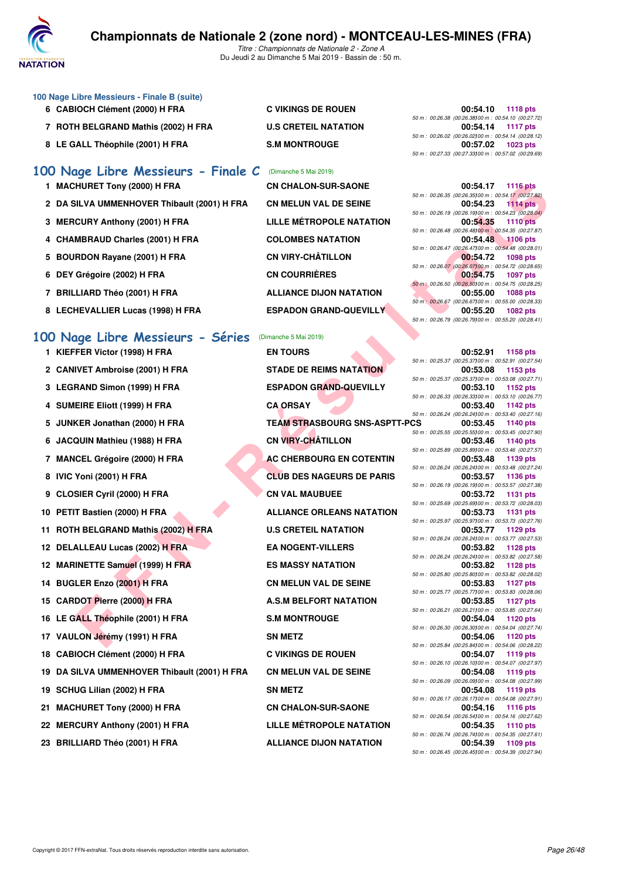### 100 Nage Libre Messieurs - Finale B (suite)

| Rang | Nom | Club | Temps | Points | Passages |
|---|---|---|---|---|---|
| 6 | CABIOCH Clément (2000) H FRA | C VIKINGS DE ROUEN | 00:54.10 | 1118 pts | 50 m : 00:26.38 (00:26.38) 100 m : 00:54.10 (00:27.72) |
| 7 | ROTH BELGRAND Mathis (2002) H FRA | U.S CRETEIL NATATION | 00:54.14 | 1117 pts | 50 m : 00:26.02 (00:26.02) 100 m : 00:54.14 (00:28.12) |
| 8 | LE GALL Théophile (2001) H FRA | S.M MONTROUGE | 00:57.02 | 1023 pts | 50 m : 00:27.33 (00:27.33) 100 m : 00:57.02 (00:29.69) |

## 100 Nage Libre Messieurs - Finale C (Dimanche 5 Mai 2019)

| Rang | Nom | Club | Temps | Points | Passages |
|---|---|---|---|---|---|
| 1 | MACHURET Tony (2000) H FRA | CN CHALON-SUR-SAONE | 00:54.17 | 1116 pts | 50 m : 00:26.35 (00:26.35) 100 m : 00:54.17 (00:27.82) |
| 2 | DA SILVA UMMENHOVER Thibault (2001) H FRA | CN MELUN VAL DE SEINE | 00:54.23 | 1114 pts | 50 m : 00:26.19 (00:26.19) 100 m : 00:54.23 (00:28.04) |
| 3 | MERCURY Anthony (2001) H FRA | LILLE MÉTROPOLE NATATION | 00:54.35 | 1110 pts | 50 m : 00:26.48 (00:26.48) 100 m : 00:54.35 (00:27.87) |
| 4 | CHAMBRAUD Charles (2001) H FRA | COLOMBES NATATION | 00:54.48 | 1106 pts | 50 m : 00:26.47 (00:26.47) 100 m : 00:54.48 (00:28.01) |
| 5 | BOURDON Rayane (2001) H FRA | CN VIRY-CHÂTILLON | 00:54.72 | 1098 pts | 50 m : 00:26.07 (00:26.07) 100 m : 00:54.72 (00:28.65) |
| 6 | DEY Grégoire (2002) H FRA | CN COURRIÈRES | 00:54.75 | 1097 pts | 50 m : 00:26.50 (00:26.50) 100 m : 00:54.75 (00:28.25) |
| 7 | BRILLIARD Théo (2001) H FRA | ALLIANCE DIJON NATATION | 00:55.00 | 1088 pts | 50 m : 00:26.67 (00:26.67) 100 m : 00:55.00 (00:28.33) |
| 8 | LECHEVALLIER Lucas (1998) H FRA | ESPADON GRAND-QUEVILLY | 00:55.20 | 1082 pts | 50 m : 00:26.79 (00:26.79) 100 m : 00:55.20 (00:28.41) |

## 100 Nage Libre Messieurs - Séries (Dimanche 5 Mai 2019)

| Rang | Nom | Club | Temps | Points | Passages |
|---|---|---|---|---|---|
| 1 | KIEFFER Victor (1998) H FRA | EN TOURS | 00:52.91 | 1158 pts | 50 m : 00:25.37 (00:25.37) 100 m : 00:52.91 (00:27.54) |
| 2 | CANIVET Ambroise (2001) H FRA | STADE DE REIMS NATATION | 00:53.08 | 1153 pts | 50 m : 00:25.37 (00:25.37) 100 m : 00:53.08 (00:27.71) |
| 3 | LEGRAND Simon (1999) H FRA | ESPADON GRAND-QUEVILLY | 00:53.10 | 1152 pts | 50 m : 00:26.33 (00:26.33) 100 m : 00:53.10 (00:26.77) |
| 4 | SUMEIRE Eliott (1999) H FRA | CA ORSAY | 00:53.40 | 1142 pts | 50 m : 00:26.24 (00:26.24) 100 m : 00:53.40 (00:27.16) |
| 5 | JUNKER Jonathan (2000) H FRA | TEAM STRASBOURG SNS-ASPTT-PCS | 00:53.45 | 1140 pts | 50 m : 00:25.55 (00:25.55) 100 m : 00:53.45 (00:27.90) |
| 6 | JACQUIN Mathieu (1988) H FRA | CN VIRY-CHÂTILLON | 00:53.46 | 1140 pts | 50 m : 00:25.89 (00:25.89) 100 m : 00:53.46 (00:27.57) |
| 7 | MANCEL Grégoire (2000) H FRA | AC CHERBOURG EN COTENTIN | 00:53.48 | 1139 pts | 50 m : 00:26.24 (00:26.24) 100 m : 00:53.48 (00:27.24) |
| 8 | IVIC Yoni (2001) H FRA | CLUB DES NAGEURS DE PARIS | 00:53.57 | 1136 pts | 50 m : 00:26.19 (00:26.19) 100 m : 00:53.57 (00:27.38) |
| 9 | CLOSIER Cyril (2000) H FRA | CN VAL MAUBUEE | 00:53.72 | 1131 pts | 50 m : 00:25.69 (00:25.69) 100 m : 00:53.72 (00:28.03) |
| 10 | PETIT Bastien (2000) H FRA | ALLIANCE ORLEANS NATATION | 00:53.73 | 1131 pts | 50 m : 00:25.97 (00:25.97) 100 m : 00:53.73 (00:27.76) |
| 11 | ROTH BELGRAND Mathis (2002) H FRA | U.S CRETEIL NATATION | 00:53.77 | 1129 pts | 50 m : 00:26.24 (00:26.24) 100 m : 00:53.77 (00:27.53) |
| 12 | DELALLEAU Lucas (2002) H FRA | EA NOGENT-VILLERS | 00:53.82 | 1128 pts | 50 m : 00:26.24 (00:26.24) 100 m : 00:53.82 (00:27.58) |
| 12 | MARINETTE Samuel (1999) H FRA | ES MASSY NATATION | 00:53.82 | 1128 pts | 50 m : 00:25.80 (00:25.80) 100 m : 00:53.82 (00:28.02) |
| 14 | BUGLER Enzo (2001) H FRA | CN MELUN VAL DE SEINE | 00:53.83 | 1127 pts | 50 m : 00:25.77 (00:25.77) 100 m : 00:53.83 (00:28.06) |
| 15 | CARDOT Pierre (2000) H FRA | A.S.M BELFORT NATATION | 00:53.85 | 1127 pts | 50 m : 00:26.21 (00:26.21) 100 m : 00:53.85 (00:27.64) |
| 16 | LE GALL Théophile (2001) H FRA | S.M MONTROUGE | 00:54.04 | 1120 pts | 50 m : 00:26.30 (00:26.30) 100 m : 00:54.04 (00:27.74) |
| 17 | VAULON Jérémy (1991) H FRA | SN METZ | 00:54.06 | 1120 pts | 50 m : 00:25.84 (00:25.84) 100 m : 00:54.06 (00:28.22) |
| 18 | CABIOCH Clément (2000) H FRA | C VIKINGS DE ROUEN | 00:54.07 | 1119 pts | 50 m : 00:26.10 (00:26.10) 100 m : 00:54.07 (00:27.97) |
| 19 | DA SILVA UMMENHOVER Thibault (2001) H FRA | CN MELUN VAL DE SEINE | 00:54.08 | 1119 pts | 50 m : 00:26.09 (00:26.09) 100 m : 00:54.08 (00:27.99) |
| 19 | SCHUG Lilian (2002) H FRA | SN METZ | 00:54.08 | 1119 pts | 50 m : 00:26.17 (00:26.17) 100 m : 00:54.08 (00:27.91) |
| 21 | MACHURET Tony (2000) H FRA | CN CHALON-SUR-SAONE | 00:54.16 | 1116 pts | 50 m : 00:26.54 (00:26.54) 100 m : 00:54.16 (00:27.62) |
| 22 | MERCURY Anthony (2001) H FRA | LILLE MÉTROPOLE NATATION | 00:54.35 | 1110 pts | 50 m : 00:26.74 (00:26.74) 100 m : 00:54.35 (00:27.61) |
| 23 | BRILLIARD Théo (2001) H FRA | ALLIANCE DIJON NATATION | 00:54.39 | 1109 pts | 50 m : 00:26.45 (00:26.45) 100 m : 00:54.39 (00:27.94) |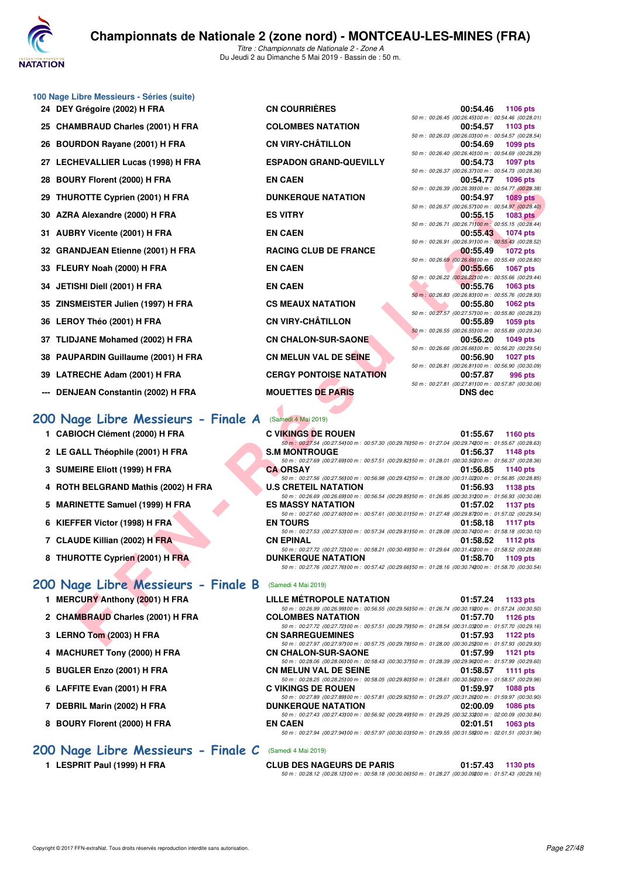## 100 Nage Libre Messieurs - Séries (suite)

| Rang | Nom | Club | Temps | Points |
|---|---|---|---|---|
| 24 | DEY Grégoire (2002) H FRA | CN COURRIÈRES | 00:54.46 | 1106 pts |
| | 50 m : 00:26.45 (00:26.45) 100 m : 00:54.46 (00:28.01) | | | |
| 25 | CHAMBRAUD Charles (2001) H FRA | COLOMBES NATATION | 00:54.57 | 1103 pts |
| | 50 m : 00:26.03 (00:26.03) 100 m : 00:54.57 (00:28.54) | | | |
| 26 | BOURDON Rayane (2001) H FRA | CN VIRY-CHÂTILLON | 00:54.69 | 1099 pts |
| | 50 m : 00:26.40 (00:26.40) 100 m : 00:54.69 (00:28.29) | | | |
| 27 | LECHEVALLIER Lucas (1998) H FRA | ESPADON GRAND-QUEVILLY | 00:54.73 | 1097 pts |
| | 50 m : 00:26.37 (00:26.37) 100 m : 00:54.73 (00:28.36) | | | |
| 28 | BOURY Florent (2000) H FRA | EN CAEN | 00:54.77 | 1096 pts |
| | 50 m : 00:26.39 (00:26.39) 100 m : 00:54.77 (00:28.38) | | | |
| 29 | THUROTTE Cyprien (2001) H FRA | DUNKERQUE NATATION | 00:54.97 | 1089 pts |
| | 50 m : 00:26.57 (00:26.57) 100 m : 00:54.97 (00:28.40) | | | |
| 30 | AZRA Alexandre (2000) H FRA | ES VITRY | 00:55.15 | 1083 pts |
| | 50 m : 00:26.71 (00:26.71) 100 m : 00:55.15 (00:28.44) | | | |
| 31 | AUBRY Vicente (2001) H FRA | EN CAEN | 00:55.43 | 1074 pts |
| | 50 m : 00:26.91 (00:26.91) 100 m : 00:55.43 (00:28.52) | | | |
| 32 | GRANDJEAN Etienne (2001) H FRA | RACING CLUB DE FRANCE | 00:55.49 | 1072 pts |
| | 50 m : 00:26.69 (00:26.69) 100 m : 00:55.49 (00:28.80) | | | |
| 33 | FLEURY Noah (2000) H FRA | EN CAEN | 00:55.66 | 1067 pts |
| | 50 m : 00:26.22 (00:26.22) 100 m : 00:55.66 (00:29.44) | | | |
| 34 | JETISHI Diell (2001) H FRA | EN CAEN | 00:55.76 | 1063 pts |
| | 50 m : 00:26.83 (00:26.83) 100 m : 00:55.76 (00:28.93) | | | |
| 35 | ZINSMEISTER Julien (1997) H FRA | CS MEAUX NATATION | 00:55.80 | 1062 pts |
| | 50 m : 00:27.57 (00:27.57) 100 m : 00:55.80 (00:28.23) | | | |
| 36 | LEROY Théo (2001) H FRA | CN VIRY-CHÂTILLON | 00:55.89 | 1059 pts |
| | 50 m : 00:26.55 (00:26.55) 100 m : 00:55.89 (00:29.34) | | | |
| 37 | TLIDJANE Mohamed (2002) H FRA | CN CHALON-SUR-SAONE | 00:56.20 | 1049 pts |
| | 50 m : 00:26.66 (00:26.66) 100 m : 00:56.20 (00:29.54) | | | |
| 38 | PAUPARDIN Guillaume (2001) H FRA | CN MELUN VAL DE SEINE | 00:56.90 | 1027 pts |
| | 50 m : 00:26.81 (00:26.81) 100 m : 00:56.90 (00:30.09) | | | |
| 39 | LATRECHE Adam (2001) H FRA | CERGY PONTOISE NATATION | 00:57.87 | 996 pts |
| | 50 m : 00:27.81 (00:27.81) 100 m : 00:57.87 (00:30.06) | | | |
| --- | DENJEAN Constantin (2002) H FRA | MOUETTES DE PARIS | DNS dec | |

## 200 Nage Libre Messieurs - Finale A (Samedi 4 Mai 2019)

| Rang | Nom | Club | Temps | Points |
|---|---|---|---|---|
| 1 | CABIOCH Clément (2000) H FRA | C VIKINGS DE ROUEN | 01:55.67 | 1160 pts |
| | 50 m : 00:27.54 (00:27.54) 100 m : 00:57.30 (00:29.76) 150 m : 01:27.04 (00:29.74) 200 m : 01:55.67 (00:28.63) | | | |
| 2 | LE GALL Théophile (2001) H FRA | S.M MONTROUGE | 01:56.37 | 1148 pts |
| | 50 m : 00:27.69 (00:27.69) 100 m : 00:57.51 (00:29.82) 150 m : 01:28.01 (00:30.50) 200 m : 01:56.37 (00:28.36) | | | |
| 3 | SUMEIRE Eliott (1999) H FRA | CA ORSAY | 01:56.85 | 1140 pts |
| | 50 m : 00:27.56 (00:27.56) 100 m : 00:56.98 (00:29.42) 150 m : 01:28.00 (00:31.02) 200 m : 01:56.85 (00:28.85) | | | |
| 4 | ROTH BELGRAND Mathis (2002) H FRA | U.S CRETEIL NATATION | 01:56.93 | 1138 pts |
| | 50 m : 00:26.69 (00:26.69) 100 m : 00:56.54 (00:29.85) 150 m : 01:26.85 (00:30.31) 200 m : 01:56.93 (00:30.08) | | | |
| 5 | MARINETTE Samuel (1999) H FRA | ES MASSY NATATION | 01:57.02 | 1137 pts |
| | 50 m : 00:27.60 (00:27.60) 100 m : 00:57.61 (00:30.01) 150 m : 01:27.48 (00:29.87) 200 m : 01:57.02 (00:29.54) | | | |
| 6 | KIEFFER Victor (1998) H FRA | EN TOURS | 01:58.18 | 1117 pts |
| | 50 m : 00:27.53 (00:27.53) 100 m : 00:57.34 (00:29.81) 150 m : 01:28.08 (00:30.74) 200 m : 01:58.18 (00:30.10) | | | |
| 7 | CLAUDE Killian (2002) H FRA | CN EPINAL | 01:58.52 | 1112 pts |
| | 50 m : 00:27.72 (00:27.72) 100 m : 00:58.21 (00:30.49) 150 m : 01:29.64 (00:31.43) 200 m : 01:58.52 (00:28.88) | | | |
| 8 | THUROTTE Cyprien (2001) H FRA | DUNKERQUE NATATION | 01:58.70 | 1109 pts |
| | 50 m : 00:27.76 (00:27.76) 100 m : 00:57.42 (00:29.66) 150 m : 01:28.16 (00:30.74) 200 m : 01:58.70 (00:30.54) | | | |

## 200 Nage Libre Messieurs - Finale B (Samedi 4 Mai 2019)

| Rang | Nom | Club | Temps | Points |
|---|---|---|---|---|
| 1 | MERCURY Anthony (2001) H FRA | LILLE MÉTROPOLE NATATION | 01:57.24 | 1133 pts |
| | 50 m : 00:26.99 (00:26.99) 100 m : 00:56.55 (00:29.56) 150 m : 01:26.74 (00:30.19) 200 m : 01:57.24 (00:30.50) | | | |
| 2 | CHAMBRAUD Charles (2001) H FRA | COLOMBES NATATION | 01:57.70 | 1126 pts |
| | 50 m : 00:27.72 (00:27.72) 100 m : 00:57.51 (00:29.79) 150 m : 01:28.54 (00:31.03) 200 m : 01:57.70 (00:29.16) | | | |
| 3 | LERNO Tom (2003) H FRA | CN SARREGUEMINES | 01:57.93 | 1122 pts |
| | 50 m : 00:27.97 (00:27.97) 100 m : 00:57.75 (00:29.78) 150 m : 01:28.00 (00:30.25) 200 m : 01:57.93 (00:29.93) | | | |
| 4 | MACHURET Tony (2000) H FRA | CN CHALON-SUR-SAONE | 01:57.99 | 1121 pts |
| | 50 m : 00:28.06 (00:28.06) 100 m : 00:58.43 (00:30.37) 150 m : 01:28.39 (00:29.96) 200 m : 01:57.99 (00:29.60) | | | |
| 5 | BUGLER Enzo (2001) H FRA | CN MELUN VAL DE SEINE | 01:58.57 | 1111 pts |
| | 50 m : 00:28.25 (00:28.25) 100 m : 00:58.05 (00:29.80) 150 m : 01:28.61 (00:30.56) 200 m : 01:58.57 (00:29.96) | | | |
| 6 | LAFFITE Evan (2001) H FRA | C VIKINGS DE ROUEN | 01:59.97 | 1088 pts |
| | 50 m : 00:27.89 (00:27.89) 100 m : 00:57.81 (00:29.92) 150 m : 01:29.07 (00:31.26) 200 m : 01:59.97 (00:30.90) | | | |
| 7 | DEBRIL Marin (2002) H FRA | DUNKERQUE NATATION | 02:00.09 | 1086 pts |
| | 50 m : 00:27.43 (00:27.43) 100 m : 00:56.92 (00:29.49) 150 m : 01:29.25 (00:32.33) 200 m : 02:00.09 (00:30.84) | | | |
| 8 | BOURY Florent (2000) H FRA | EN CAEN | 02:01.51 | 1063 pts |
| | 50 m : 00:27.94 (00:27.94) 100 m : 00:57.97 (00:30.03) 150 m : 01:29.55 (00:31.58) 200 m : 02:01.51 (00:31.96) | | | |

## 200 Nage Libre Messieurs - Finale C (Samedi 4 Mai 2019)

| Rang | Nom | Club | Temps | Points |
|---|---|---|---|---|
| 1 | LESPRIT Paul (1999) H FRA | CLUB DES NAGEURS DE PARIS | 01:57.43 | 1130 pts |
| | 50 m : 00:28.12 (00:28.12) 100 m : 00:58.18 (00:30.06) 150 m : 01:28.27 (00:30.09) 200 m : 01:57.43 (00:29.16) | | | |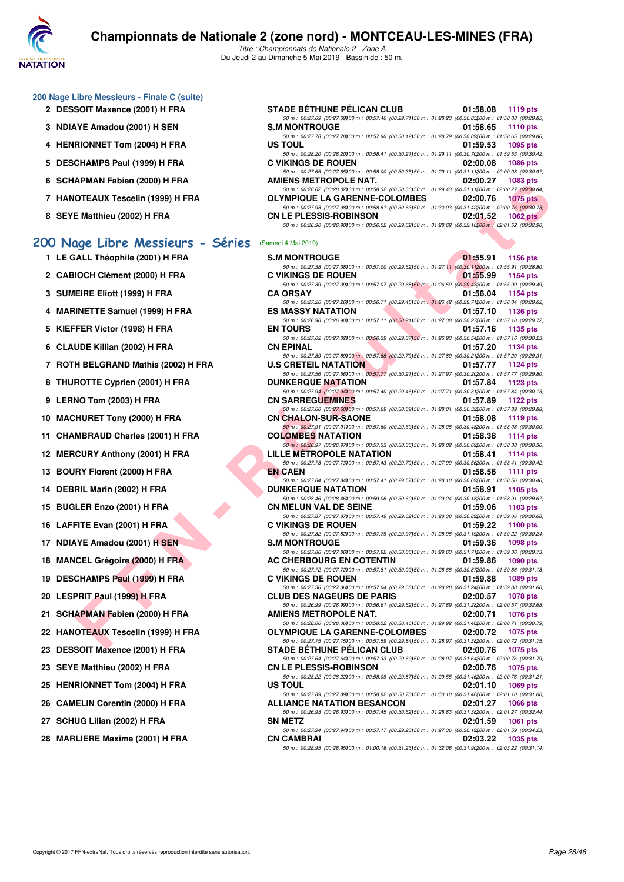### 200 Nage Libre Messieurs - Finale C (suite)

| Rg | Nom | Club | Temps | Points |
|---|---|---|---|---|
| 2 | DESSOIT Maxence (2001) H FRA | STADE BÉTHUNE PÉLICAN CLUB | 01:58.08 | 1119 pts |
| | | 50 m : 00:27.69 (00:27.69) 100 m : 00:57.40 (00:29.71) 150 m : 01:28.23 (00:30.83) 200 m : 01:58.08 (00:29.85) | | |
| 3 | NDIAYE Amadou (2001) H SEN | S.M MONTROUGE | 01:58.65 | 1110 pts |
| | | 50 m : 00:27.78 (00:27.78) 100 m : 00:57.90 (00:30.12) 150 m : 01:28.79 (00:30.89) 200 m : 01:58.65 (00:29.86) | | |
| 4 | HENRIONNET Tom (2004) H FRA | US TOUL | 01:59.53 | 1095 pts |
| | | 50 m : 00:28.20 (00:28.20) 100 m : 00:58.41 (00:30.21) 150 m : 01:29.11 (00:30.70) 200 m : 01:59.53 (00:30.42) | | |
| 5 | DESCHAMPS Paul (1999) H FRA | C VIKINGS DE ROUEN | 02:00.08 | 1086 pts |
| | | 50 m : 00:27.65 (00:27.65) 100 m : 00:58.00 (00:30.35) 150 m : 01:29.11 (00:31.11) 200 m : 02:00.08 (00:30.97) | | |
| 6 | SCHAPMAN Fabien (2000) H FRA | AMIENS METROPOLE NAT. | 02:00.27 | 1083 pts |
| | | 50 m : 00:28.02 (00:28.02) 100 m : 00:58.32 (00:30.30) 150 m : 01:29.43 (00:31.11) 200 m : 02:00.27 (00:30.84) | | |
| 7 | HANOTEAUX Tescelin (1999) H FRA | OLYMPIQUE LA GARENNE-COLOMBES | 02:00.76 | 1075 pts |
| | | 50 m : 00:27.98 (00:27.98) 100 m : 00:58.61 (00:30.63) 150 m : 01:30.03 (00:31.42) 200 m : 02:00.76 (00:30.73) | | |
| 8 | SEYE Matthieu (2002) H FRA | CN LE PLESSIS-ROBINSON | 02:01.52 | 1062 pts |
| | | 50 m : 00:26.90 (00:26.90) 100 m : 00:56.52 (00:29.62) 150 m : 01:28.62 (00:32.10) 200 m : 02:01.52 (00:32.90) | | |

## 200 Nage Libre Messieurs - Séries (Samedi 4 Mai 2019)

| Rg | Nom | Club | Temps | Points |
|---|---|---|---|---|
| 1 | LE GALL Théophile (2001) H FRA | S.M MONTROUGE | 01:55.91 | 1156 pts |
| | | 50 m : 00:27.38 (00:27.38) 100 m : 00:57.00 (00:29.62) 150 m : 01:27.11 (00:30.11) 200 m : 01:55.91 (00:28.80) | | |
| 2 | CABIOCH Clément (2000) H FRA | C VIKINGS DE ROUEN | 01:55.99 | 1154 pts |
| | | 50 m : 00:27.39 (00:27.39) 100 m : 00:57.07 (00:29.68) 150 m : 01:26.50 (00:29.43) 200 m : 01:55.99 (00:29.49) | | |
| 3 | SUMEIRE Eliott (1999) H FRA | CA ORSAY | 01:56.04 | 1154 pts |
| | | 50 m : 00:27.26 (00:27.26) 100 m : 00:56.71 (00:29.45) 150 m : 01:26.42 (00:29.71) 200 m : 01:56.04 (00:29.62) | | |
| 4 | MARINETTE Samuel (1999) H FRA | ES MASSY NATATION | 01:57.10 | 1136 pts |
| | | 50 m : 00:26.90 (00:26.90) 100 m : 00:57.11 (00:30.21) 150 m : 01:27.38 (00:30.27) 200 m : 01:57.10 (00:29.72) | | |
| 5 | KIEFFER Victor (1998) H FRA | EN TOURS | 01:57.16 | 1135 pts |
| | | 50 m : 00:27.02 (00:27.02) 100 m : 00:56.39 (00:29.37) 150 m : 01:26.93 (00:30.54) 200 m : 01:57.16 (00:30.23) | | |
| 6 | CLAUDE Killian (2002) H FRA | CN EPINAL | 01:57.20 | 1134 pts |
| | | 50 m : 00:27.89 (00:27.89) 100 m : 00:57.68 (00:29.79) 150 m : 01:27.89 (00:30.21) 200 m : 01:57.20 (00:29.31) | | |
| 7 | ROTH BELGRAND Mathis (2002) H FRA | U.S CRETEIL NATATION | 01:57.77 | 1124 pts |
| | | 50 m : 00:27.56 (00:27.56) 100 m : 00:57.77 (00:30.21) 150 m : 01:27.97 (00:30.20) 200 m : 01:57.77 (00:29.80) | | |
| 8 | THUROTTE Cyprien (2001) H FRA | DUNKERQUE NATATION | 01:57.84 | 1123 pts |
| | | 50 m : 00:27.94 (00:27.94) 100 m : 00:57.40 (00:29.46) 150 m : 01:27.71 (00:30.31) 200 m : 01:57.84 (00:30.13) | | |
| 9 | LERNO Tom (2003) H FRA | CN SARREGUEMINES | 01:57.89 | 1122 pts |
| | | 50 m : 00:27.60 (00:27.60) 100 m : 00:57.69 (00:30.09) 150 m : 01:28.01 (00:30.32) 200 m : 01:57.89 (00:29.88) | | |
| 10 | MACHURET Tony (2000) H FRA | CN CHALON-SUR-SAONE | 01:58.08 | 1119 pts |
| | | 50 m : 00:27.91 (00:27.91) 100 m : 00:57.60 (00:29.69) 150 m : 01:28.08 (00:30.48) 200 m : 01:58.08 (00:30.00) | | |
| 11 | CHAMBRAUD Charles (2001) H FRA | COLOMBES NATATION | 01:58.38 | 1114 pts |
| | | 50 m : 00:26.97 (00:26.97) 100 m : 00:57.33 (00:30.36) 150 m : 01:28.02 (00:30.69) 200 m : 01:58.38 (00:30.36) | | |
| 12 | MERCURY Anthony (2001) H FRA | LILLE METROPOLE NATATION | 01:58.41 | 1114 pts |
| | | 50 m : 00:27.73 (00:27.73) 100 m : 00:57.43 (00:29.70) 150 m : 01:27.99 (00:30.56) 200 m : 01:58.41 (00:30.42) | | |
| 13 | BOURY Florent (2000) H FRA | EN CAEN | 01:58.56 | 1111 pts |
| | | 50 m : 00:27.84 (00:27.84) 100 m : 00:57.41 (00:29.57) 150 m : 01:28.10 (00:30.69) 200 m : 01:58.56 (00:30.46) | | |
| 14 | DEBRIL Marin (2002) H FRA | DUNKERQUE NATATION | 01:58.91 | 1105 pts |
| | | 50 m : 00:28.46 (00:28.46) 100 m : 00:59.06 (00:30.60) 150 m : 01:29.24 (00:30.18) 200 m : 01:58.91 (00:29.67) | | |
| 15 | BUGLER Enzo (2001) H FRA | CN MELUN VAL DE SEINE | 01:59.06 | 1103 pts |
| | | 50 m : 00:27.87 (00:27.87) 100 m : 00:57.49 (00:29.62) 150 m : 01:28.38 (00:30.89) 200 m : 01:59.06 (00:30.68) | | |
| 16 | LAFFITE Evan (2001) H FRA | C VIKINGS DE ROUEN | 01:59.22 | 1100 pts |
| | | 50 m : 00:27.82 (00:27.82) 100 m : 00:57.79 (00:29.97) 150 m : 01:28.98 (00:31.19) 200 m : 01:59.22 (00:30.24) | | |
| 17 | NDIAYE Amadou (2001) H SEN | S.M MONTROUGE | 01:59.36 | 1098 pts |
| | | 50 m : 00:27.86 (00:27.86) 100 m : 00:57.92 (00:30.06) 150 m : 01:29.63 (00:31.71) 200 m : 01:59.36 (00:29.73) | | |
| 18 | MANCEL Grégoire (2000) H FRA | AC CHERBOURG EN COTENTIN | 01:59.86 | 1090 pts |
| | | 50 m : 00:27.72 (00:27.72) 100 m : 00:57.81 (00:30.09) 150 m : 01:28.68 (00:30.87) 200 m : 01:59.86 (00:31.18) | | |
| 19 | DESCHAMPS Paul (1999) H FRA | C VIKINGS DE ROUEN | 01:59.88 | 1089 pts |
| | | 50 m : 00:27.36 (00:27.36) 100 m : 00:57.04 (00:29.68) 150 m : 01:28.28 (00:31.24) 200 m : 01:59.88 (00:31.60) | | |
| 20 | LESPRIT Paul (1999) H FRA | CLUB DES NAGEURS DE PARIS | 02:00.57 | 1078 pts |
| | | 50 m : 00:26.99 (00:26.99) 100 m : 00:56.61 (00:29.62) 150 m : 01:27.89 (00:31.28) 200 m : 02:00.57 (00:32.68) | | |
| 21 | SCHAPMAN Fabien (2000) H FRA | AMIENS METROPOLE NAT. | 02:00.71 | 1076 pts |
| | | 50 m : 00:28.06 (00:28.06) 100 m : 00:58.52 (00:30.46) 150 m : 01:29.92 (00:31.40) 200 m : 02:00.71 (00:30.79) | | |
| 22 | HANOTEAUX Tescelin (1999) H FRA | OLYMPIQUE LA GARENNE-COLOMBES | 02:00.72 | 1075 pts |
| | | 50 m : 00:27.75 (00:27.75) 100 m : 00:57.59 (00:29.84) 150 m : 01:28.97 (00:31.38) 200 m : 02:00.72 (00:31.75) | | |
| 23 | DESSOIT Maxence (2001) H FRA | STADE BÉTHUNE PÉLICAN CLUB | 02:00.76 | 1075 pts |
| | | 50 m : 00:27.64 (00:27.64) 100 m : 00:57.33 (00:29.69) 150 m : 01:28.97 (00:31.64) 200 m : 02:00.76 (00:31.79) | | |
| 23 | SEYE Matthieu (2002) H FRA | CN LE PLESSIS-ROBINSON | 02:00.76 | 1075 pts |
| | | 50 m : 00:28.22 (00:28.22) 100 m : 00:58.09 (00:29.87) 150 m : 01:29.55 (00:31.46) 200 m : 02:00.76 (00:31.21) | | |
| 25 | HENRIONNET Tom (2004) H FRA | US TOUL | 02:01.10 | 1069 pts |
| | | 50 m : 00:27.89 (00:27.89) 100 m : 00:58.62 (00:30.73) 150 m : 01:30.10 (00:31.48) 200 m : 02:01.10 (00:31.00) | | |
| 26 | CAMELIN Corentin (2000) H FRA | ALLIANCE NATATION BESANCON | 02:01.27 | 1066 pts |
| | | 50 m : 00:26.93 (00:26.93) 100 m : 00:57.45 (00:30.52) 150 m : 01:28.83 (00:31.38) 200 m : 02:01.27 (00:32.44) | | |
| 27 | SCHUG Lilian (2002) H FRA | SN METZ | 02:01.59 | 1061 pts |
| | | 50 m : 00:27.94 (00:27.94) 100 m : 00:57.17 (00:29.23) 150 m : 01:27.36 (00:30.19) 200 m : 02:01.59 (00:34.23) | | |
| 28 | MARLIERE Maxime (2001) H FRA | CN CAMBRAI | 02:03.22 | 1035 pts |
| | | 50 m : 00:28.95 (00:28.95) 100 m : 01:00.18 (00:31.23) 150 m : 01:32.08 (00:31.90) 200 m : 02:03.22 (00:31.14) | | |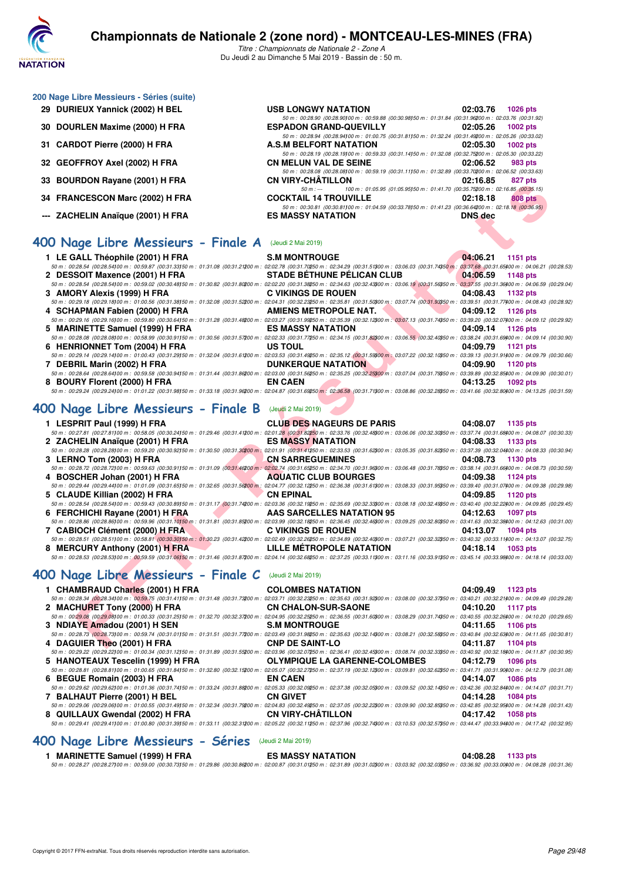# Championnats de Nationale 2 (zone nord) - MONTCEAU-LES-MINES (FRA)

*Titre : Championnats de Nationale 2 - Zone A*
Du Jeudi 2 au Dimanche 5 Mai 2019 - Bassin de : 50 m.

## 200 Nage Libre Messieurs - Séries (suite)

| | Nom | Club | Temps | Points |
|---|---|---|---|---|
| 29 | DURIEUX Yannick (2002) H BEL | USB LONGWY NATATION | 02:03.76 | 1026 pts |
| | | 50 m : 00:28.90 (00:28.90) 100 m : 00:59.88 (00:30.98) 150 m : 01:31.84 (00:31.96) 200 m : 02:03.76 (00:31.92) | | |
| 30 | DOURLEN Maxime (2000) H FRA | ESPADON GRAND-QUEVILLY | 02:05.26 | 1002 pts |
| | | 50 m : 00:28.94 (00:28.94) 100 m : 01:00.75 (00:31.81) 150 m : 01:32.24 (00:31.49) 200 m : 02:05.26 (00:33.02) | | |
| 31 | CARDOT Pierre (2000) H FRA | A.S.M BELFORT NATATION | 02:05.30 | 1002 pts |
| | | 50 m : 00:28.19 (00:28.19) 100 m : 00:59.33 (00:31.14) 150 m : 01:32.08 (00:32.75) 200 m : 02:05.30 (00:33.22) | | |
| 32 | GEOFFROY Axel (2002) H FRA | CN MELUN VAL DE SEINE | 02:06.52 | 983 pts |
| | | 50 m : 00:28.08 (00:28.08) 100 m : 00:59.19 (00:31.11) 150 m : 01:32.89 (00:33.70) 200 m : 02:06.52 (00:33.63) | | |
| 33 | BOURDON Rayane (2001) H FRA | CN VIRY-CHÂTILLON | 02:16.85 | 827 pts |
| | | 50 m : --- 100 m : 01:05.95 (01:05.95) 150 m : 01:41.70 (00:35.75) 200 m : 02:16.85 (00:35.15) | | |
| 34 | FRANCESCON Marc (2002) H FRA | COCKTAIL 14 TROUVILLE | 02:18.18 | 808 pts |
| | | 50 m : 00:30.81 (00:30.81) 100 m : 01:04.59 (00:33.78) 150 m : 01:41.23 (00:36.64) 200 m : 02:18.18 (00:36.95) | | |
| --- | ZACHELIN Anaïque (2001) H FRA | ES MASSY NATATION | DNS dec | |

## 400 Nage Libre Messieurs - Finale A (Jeudi 2 Mai 2019)

| | Nom | Club | Temps | Points |
|---|---|---|---|---|
| 1 | LE GALL Théophile (2001) H FRA | S.M MONTROUGE | 04:06.21 | 1151 pts |
| | | 50 m : 00:28.54 (00:28.54) 100 m : 00:59.87 (00:31.33) 150 m : 01:31.08 (00:31.21) 200 m : 02:02.78 (00:31.70) 250 m : 02:34.29 (00:31.51) 300 m : 03:06.03 (00:31.74) 350 m : 03:37.68 (00:31.65) 400 m : 04:06.21 (00:28.53) | | |
| 2 | DESSOIT Maxence (2001) H FRA | STADE BÉTHUNE PÉLICAN CLUB | 04:06.59 | 1148 pts |
| | | 50 m : 00:28.54 (00:28.54) 100 m : 00:59.02 (00:30.48) 150 m : 01:30.82 (00:31.80) 200 m : 02:02.20 (00:31.38) 250 m : 02:34.63 (00:32.43) 300 m : 03:06.19 (00:31.56) 350 m : 03:37.55 (00:31.36) 400 m : 04:06.59 (00:29.04) | | |
| 3 | AMORY Alexis (1999) H FRA | C VIKINGS DE ROUEN | 04:08.43 | 1132 pts |
| | | 50 m : 00:29.18 (00:29.18) 100 m : 01:00.56 (00:31.38) 150 m : 01:32.08 (00:31.52) 200 m : 02:04.31 (00:32.23) 250 m : 02:35.81 (00:31.50) 300 m : 03:07.74 (00:31.93) 350 m : 03:39.51 (00:31.77) 400 m : 04:08.43 (00:28.92) | | |
| 4 | SCHAPMAN Fabien (2000) H FRA | AMIENS METROPOLE NAT. | 04:09.12 | 1126 pts |
| | | 50 m : 00:29.16 (00:29.16) 100 m : 00:59.80 (00:30.64) 150 m : 01:31.28 (00:31.48) 200 m : 02:03.27 (00:31.99) 250 m : 02:35.39 (00:32.12) 300 m : 03:07.13 (00:31.74) 350 m : 03:39.20 (00:32.07) 400 m : 04:09.12 (00:29.92) | | |
| 5 | MARINETTE Samuel (1999) H FRA | ES MASSY NATATION | 04:09.14 | 1126 pts |
| | | 50 m : 00:28.08 (00:28.08) 100 m : 00:58.99 (00:30.91) 150 m : 01:30.56 (00:31.57) 200 m : 02:02.33 (00:31.77) 250 m : 02:34.15 (00:31.82) 300 m : 03:06.55 (00:32.40) 350 m : 03:38.24 (00:31.69) 400 m : 04:09.14 (00:30.90) | | |
| 6 | HENRIONNET Tom (2004) H FRA | US TOUL | 04:09.79 | 1121 pts |
| | | 50 m : 00:29.14 (00:29.14) 100 m : 01:00.43 (00:31.29) 150 m : 01:32.04 (00:31.61) 200 m : 02:03.53 (00:31.49) 250 m : 02:35.12 (00:31.59) 300 m : 03:07.22 (00:32.10) 350 m : 03:39.13 (00:31.91) 400 m : 04:09.79 (00:30.66) | | |
| 7 | DEBRIL Marin (2002) H FRA | DUNKERQUE NATATION | 04:09.90 | 1120 pts |
| | | 50 m : 00:28.64 (00:28.64) 100 m : 00:59.58 (00:30.94) 150 m : 01:31.44 (00:31.86) 200 m : 02:03.00 (00:31.56) 250 m : 02:35.25 (00:32.25) 300 m : 03:07.04 (00:31.79) 350 m : 03:39.89 (00:32.85) 400 m : 04:09.90 (00:30.01) | | |
| 8 | BOURY Florent (2000) H FRA | EN CAEN | 04:13.25 | 1092 pts |
| | | 50 m : 00:29.24 (00:29.24) 100 m : 01:01.22 (00:31.98) 150 m : 01:33.18 (00:31.96) 200 m : 02:04.87 (00:31.69) 250 m : 02:36.58 (00:31.71) 300 m : 03:08.86 (00:32.28) 350 m : 03:41.66 (00:32.80) 400 m : 04:13.25 (00:31.59) | | |

## 400 Nage Libre Messieurs - Finale B (Jeudi 2 Mai 2019)

| | Nom | Club | Temps | Points |
|---|---|---|---|---|
| 1 | LESPRIT Paul (1999) H FRA | CLUB DES NAGEURS DE PARIS | 04:08.07 | 1135 pts |
| | | 50 m : 00:27.81 (00:27.81) 100 m : 00:58.05 (00:30.24) 150 m : 01:29.46 (00:31.41) 200 m : 02:01.28 (00:31.82) 250 m : 02:33.76 (00:32.48) 300 m : 03:06.06 (00:32.30) 350 m : 03:37.74 (00:31.68) 400 m : 04:08.07 (00:30.33) | | |
| 2 | ZACHELIN Anaïque (2001) H FRA | ES MASSY NATATION | 04:08.33 | 1133 pts |
| | | 50 m : 00:28.28 (00:28.28) 100 m : 00:59.20 (00:30.92) 150 m : 01:30.50 (00:31.30) 200 m : 02:01.91 (00:31.41) 250 m : 02:33.53 (00:31.62) 300 m : 03:05.35 (00:31.82) 350 m : 03:37.39 (00:32.04) 400 m : 04:08.33 (00:30.94) | | |
| 3 | LERNO Tom (2003) H FRA | CN SARREGUEMINES | 04:08.73 | 1130 pts |
| | | 50 m : 00:28.72 (00:28.72) 100 m : 00:59.63 (00:30.91) 150 m : 01:31.09 (00:31.46) 200 m : 02:02.74 (00:31.65) 250 m : 02:34.70 (00:31.96) 300 m : 03:06.48 (00:31.78) 350 m : 03:38.14 (00:31.66) 400 m : 04:08.73 (00:30.59) | | |
| 4 | BOSCHER Johan (2001) H FRA | AQUATIC CLUB BOURGES | 04:09.38 | 1124 pts |
| | | 50 m : 00:29.44 (00:29.44) 100 m : 01:01.09 (00:31.65) 150 m : 01:32.65 (00:31.56) 200 m : 02:04.77 (00:32.12) 250 m : 02:36.38 (00:31.61) 300 m : 03:08.33 (00:31.95) 350 m : 03:39.40 (00:31.07) 400 m : 04:09.38 (00:29.98) | | |
| 5 | CLAUDE Killian (2002) H FRA | CN EPINAL | 04:09.85 | 1120 pts |
| | | 50 m : 00:28.54 (00:28.54) 100 m : 00:59.43 (00:30.89) 150 m : 01:31.17 (00:31.74) 200 m : 02:03.36 (00:32.19) 250 m : 02:35.69 (00:32.33) 300 m : 03:08.18 (00:32.49) 350 m : 03:40.40 (00:32.22) 400 m : 04:09.85 (00:29.45) | | |
| 6 | FERCHICHI Rayane (2001) H FRA | AAS SARCELLES NATATION 95 | 04:12.63 | 1097 pts |
| | | 50 m : 00:28.86 (00:28.86) 100 m : 00:59.96 (00:31.10) 150 m : 01:31.81 (00:31.85) 200 m : 02:03.99 (00:32.18) 250 m : 02:36.45 (00:32.46) 300 m : 03:09.25 (00:32.80) 350 m : 03:41.63 (00:32.38) 400 m : 04:12.63 (00:31.00) | | |
| 7 | CABIOCH Clément (2000) H FRA | C VIKINGS DE ROUEN | 04:13.07 | 1094 pts |
| | | 50 m : 00:28.51 (00:28.51) 100 m : 00:58.81 (00:30.30) 150 m : 01:30.23 (00:31.42) 200 m : 02:02.49 (00:32.26) 250 m : 02:34.89 (00:32.40) 300 m : 03:07.21 (00:32.32) 350 m : 03:40.32 (00:33.11) 400 m : 04:13.07 (00:32.75) | | |
| 8 | MERCURY Anthony (2001) H FRA | LILLE MÉTROPOLE NATATION | 04:18.14 | 1053 pts |
| | | 50 m : 00:28.53 (00:28.53) 100 m : 00:59.59 (00:31.06) 150 m : 01:31.46 (00:31.87) 200 m : 02:04.14 (00:32.68) 250 m : 02:37.25 (00:33.11) 300 m : 03:11.16 (00:33.91) 350 m : 03:45.14 (00:33.98) 400 m : 04:18.14 (00:33.00) | | |

## 400 Nage Libre Messieurs - Finale C (Jeudi 2 Mai 2019)

| | Nom | Club | Temps | Points |
|---|---|---|---|---|
| 1 | CHAMBRAUD Charles (2001) H FRA | COLOMBES NATATION | 04:09.49 | 1123 pts |
| | | 50 m : 00:28.34 (00:28.34) 100 m : 00:59.75 (00:31.41) 150 m : 01:31.48 (00:31.73) 200 m : 02:03.71 (00:32.23) 250 m : 02:35.63 (00:31.92) 300 m : 03:08.00 (00:32.37) 350 m : 03:40.21 (00:32.21) 400 m : 04:09.49 (00:29.28) | | |
| 2 | MACHURET Tony (2000) H FRA | CN CHALON-SUR-SAONE | 04:10.20 | 1117 pts |
| | | 50 m : 00:29.08 (00:29.08) 100 m : 01:00.33 (00:31.25) 150 m : 01:32.70 (00:32.37) 200 m : 02:04.95 (00:32.25) 250 m : 02:36.55 (00:31.60) 300 m : 03:08.29 (00:31.74) 350 m : 03:40.55 (00:32.26) 400 m : 04:10.20 (00:29.65) | | |
| 3 | NDIAYE Amadou (2001) H SEN | S.M MONTROUGE | 04:11.65 | 1106 pts |
| | | 50 m : 00:28.73 (00:28.73) 100 m : 00:59.74 (00:31.01) 150 m : 01:31.51 (00:31.77) 200 m : 02:03.49 (00:31.98) 250 m : 02:35.63 (00:32.14) 300 m : 03:08.21 (00:32.58) 350 m : 03:40.84 (00:32.63) 400 m : 04:11.65 (00:30.81) | | |
| 4 | DAGUIER Theo (2001) H FRA | CNP DE SAINT-LO | 04:11.87 | 1104 pts |
| | | 50 m : 00:29.22 (00:29.22) 100 m : 01:00.34 (00:31.12) 150 m : 01:31.89 (00:31.55) 200 m : 02:03.96 (00:32.07) 250 m : 02:36.41 (00:32.45) 300 m : 03:08.74 (00:32.33) 350 m : 03:40.92 (00:32.18) 400 m : 04:11.87 (00:30.95) | | |
| 5 | HANOTEAUX Tescelin (1999) H FRA | OLYMPIQUE LA GARENNE-COLOMBES | 04:12.79 | 1096 pts |
| | | 50 m : 00:28.81 (00:28.81) 100 m : 01:00.65 (00:31.84) 150 m : 01:32.80 (00:32.15) 200 m : 02:05.07 (00:32.27) 250 m : 02:37.19 (00:32.12) 300 m : 03:09.81 (00:32.62) 350 m : 03:41.71 (00:31.90) 400 m : 04:12.79 (00:31.08) | | |
| 6 | BEGUE Romain (2003) H FRA | EN CAEN | 04:14.07 | 1086 pts |
| | | 50 m : 00:29.62 (00:29.62) 100 m : 01:01.36 (00:31.74) 150 m : 01:33.24 (00:31.88) 200 m : 02:05.33 (00:32.09) 250 m : 02:37.38 (00:32.05) 300 m : 03:09.52 (00:32.14) 350 m : 03:42.36 (00:32.84) 400 m : 04:14.07 (00:31.71) | | |
| 7 | BALHAUT Pierre (2001) H BEL | CN GIVET | 04:14.28 | 1084 pts |
| | | 50 m : 00:29.06 (00:29.06) 100 m : 01:00.55 (00:31.49) 150 m : 01:32.34 (00:31.79) 200 m : 02:04.83 (00:32.49) 250 m : 02:37.05 (00:32.22) 300 m : 03:09.90 (00:32.85) 350 m : 03:42.85 (00:32.95) 400 m : 04:14.28 (00:31.43) | | |
| 8 | QUILLAUX Gwendal (2002) H FRA | CN VIRY-CHÂTILLON | 04:17.42 | 1058 pts |
| | | 50 m : 00:29.41 (00:29.41) 100 m : 01:00.80 (00:31.39) 150 m : 01:33.11 (00:32.31) 200 m : 02:05.22 (00:32.11) 250 m : 02:37.96 (00:32.74) 300 m : 03:10.53 (00:32.57) 350 m : 03:44.47 (00:33.94) 400 m : 04:17.42 (00:32.95) | | |

## 400 Nage Libre Messieurs - Séries (Jeudi 2 Mai 2019)

| | Nom | Club | Temps | Points |
|---|---|---|---|---|
| 1 | MARINETTE Samuel (1999) H FRA | ES MASSY NATATION | 04:08.28 | 1133 pts |
| | | 50 m : 00:28.27 (00:28.27) 100 m : 00:59.00 (00:30.73) 150 m : 01:29.86 (00:30.86) 200 m : 02:00.87 (00:31.01) 250 m : 02:31.89 (00:31.02) 300 m : 03:03.92 (00:32.03) 350 m : 03:36.92 (00:33.00) 400 m : 04:08.28 (00:31.36) | | |

Copyright © 2017 FFN-extraNat. Tous droits réservés reproduction interdite sans autorisation.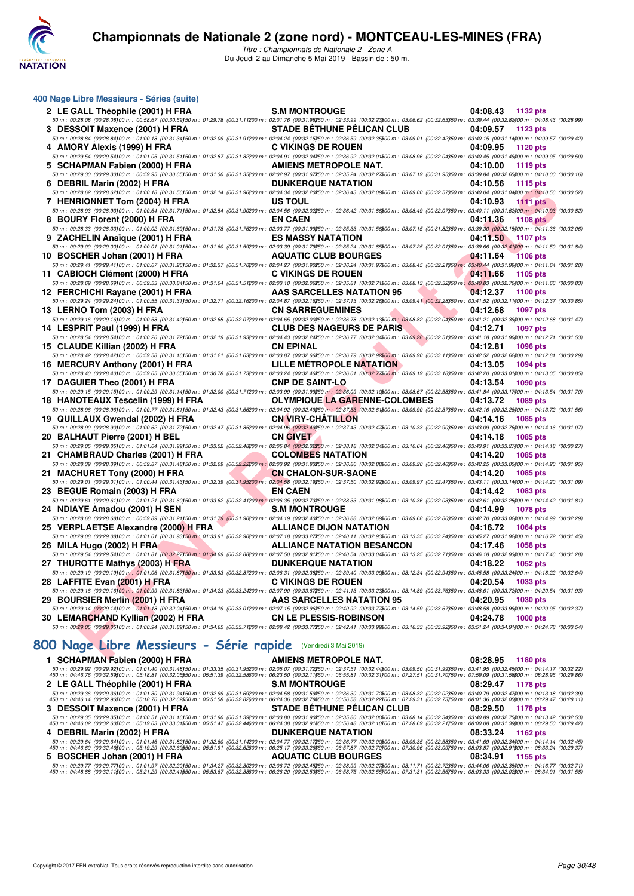## 400 Nage Libre Messieurs - Séries (suite)

| Rang | Nom | Club | Temps | Points |
|---|---|---|---|---|
| 2 | LE GALL Théophile (2001) H FRA | S.M MONTROUGE | 04:08.43 | 1132 pts |

50 m : 00:28.08 (00:28.08) 100 m : 00:58.67 (00:30.59) 150 m : 01:29.78 (00:31.11) 200 m : 02:01.76 (00:31.98) 250 m : 02:33.99 (00:32.23) 300 m : 03:06.62 (00:32.63) 350 m : 03:39.44 (00:32.82) 400 m : 04:08.43 (00:28.99)

| Rang | Nom | Club | Temps | Points |
|---|---|---|---|---|
| 3 | DESSOIT Maxence (2001) H FRA | STADE BÉTHUNE PÉLICAN CLUB | 04:09.57 | 1123 pts |

50 m : 00:28.84 (00:28.84) 100 m : 01:00.18 (00:31.34) 150 m : 01:32.09 (00:31.91) 200 m : 02:04.24 (00:32.15) 250 m : 02:36.59 (00:32.35) 300 m : 03:09.01 (00:32.42) 350 m : 03:40.15 (00:31.14) 400 m : 04:09.57 (00:29.42)

| Rang | Nom | Club | Temps | Points |
|---|---|---|---|---|
| 4 | AMORY Alexis (1999) H FRA | C VIKINGS DE ROUEN | 04:09.95 | 1120 pts |

50 m : 00:29.54 (00:29.54) 100 m : 01:01.05 (00:31.51) 150 m : 01:32.87 (00:31.82) 200 m : 02:04.91 (00:32.04) 250 m : 02:36.92 (00:32.01) 300 m : 03:08.96 (00:32.04) 350 m : 03:40.45 (00:31.49) 400 m : 04:09.95 (00:29.50)

| Rang | Nom | Club | Temps | Points |
|---|---|---|---|---|
| 5 | SCHAPMAN Fabien (2000) H FRA | AMIENS METROPOLE NAT. | 04:10.00 | 1119 pts |

50 m : 00:29.30 (00:29.30) 100 m : 00:59.95 (00:30.65) 150 m : 01:31.30 (00:31.35) 200 m : 02:02.97 (00:31.67) 250 m : 02:35.24 (00:32.27) 300 m : 03:07.19 (00:31.95) 350 m : 03:39.84 (00:32.65) 400 m : 04:10.00 (00:30.16)

| Rang | Nom | Club | Temps | Points |
|---|---|---|---|---|
| 6 | DEBRIL Marin (2002) H FRA | DUNKERQUE NATATION | 04:10.56 | 1115 pts |

50 m : 00:28.62 (00:28.62) 100 m : 01:00.18 (00:31.56) 150 m : 01:32.14 (00:31.96) 200 m : 02:04.34 (00:32.20) 250 m : 02:36.43 (00:32.09) 300 m : 03:09.00 (00:32.57) 350 m : 03:40.04 (00:31.04) 400 m : 04:10.56 (00:30.52)

| Rang | Nom | Club | Temps | Points |
|---|---|---|---|---|
| 7 | HENRIONNET Tom (2004) H FRA | US TOUL | 04:10.93 | 1111 pts |

50 m : 00:28.93 (00:28.93) 100 m : 01:00.64 (00:31.71) 150 m : 01:32.54 (00:31.90) 200 m : 02:04.56 (00:32.02) 250 m : 02:36.42 (00:31.86) 300 m : 03:08.49 (00:32.07) 350 m : 03:40.11 (00:31.62) 400 m : 04:10.93 (00:30.82)

| Rang | Nom | Club | Temps | Points |
|---|---|---|---|---|
| 8 | BOURY Florent (2000) H FRA | EN CAEN | 04:11.36 | 1108 pts |

50 m : 00:28.33 (00:28.33) 100 m : 01:00.02 (00:31.69) 150 m : 01:31.78 (00:31.76) 200 m : 02:03.77 (00:31.99) 250 m : 02:35.33 (00:31.56) 300 m : 03:07.15 (00:31.82) 350 m : 03:39.30 (00:32.15) 400 m : 04:11.36 (00:32.06)

| Rang | Nom | Club | Temps | Points |
|---|---|---|---|---|
| 9 | ZACHELIN Anaïque (2001) H FRA | ES MASSY NATATION | 04:11.50 | 1107 pts |

50 m : 00:29.00 (00:29.00) 100 m : 01:00.01 (00:31.01) 150 m : 01:31.60 (00:31.59) 200 m : 02:03.39 (00:31.79) 250 m : 02:35.24 (00:31.85) 300 m : 03:07.25 (00:32.01) 350 m : 03:39.66 (00:32.41) 400 m : 04:11.50 (00:31.84)

| Rang | Nom | Club | Temps | Points |
|---|---|---|---|---|
| 10 | BOSCHER Johan (2001) H FRA | AQUATIC CLUB BOURGES | 04:11.64 | 1106 pts |

50 m : 00:29.41 (00:29.41) 100 m : 01:00.67 (00:31.26) 150 m : 01:32.37 (00:31.70) 200 m : 02:04.27 (00:31.90) 250 m : 02:36.24 (00:31.97) 300 m : 03:08.45 (00:32.21) 350 m : 03:40.44 (00:31.99) 400 m : 04:11.64 (00:31.20)

| Rang | Nom | Club | Temps | Points |
|---|---|---|---|---|
| 11 | CABIOCH Clément (2000) H FRA | C VIKINGS DE ROUEN | 04:11.66 | 1105 pts |

50 m : 00:28.69 (00:28.69) 100 m : 00:59.53 (00:30.84) 150 m : 01:31.04 (00:31.51) 200 m : 02:03.10 (00:32.06) 250 m : 02:35.81 (00:32.71) 300 m : 03:08.13 (00:32.32) 350 m : 03:40.83 (00:32.70) 400 m : 04:11.66 (00:30.83)

| Rang | Nom | Club | Temps | Points |
|---|---|---|---|---|
| 12 | FERCHICHI Rayane (2001) H FRA | AAS SARCELLES NATATION 95 | 04:12.37 | 1100 pts |

50 m : 00:29.24 (00:29.24) 100 m : 01:00.55 (00:31.31) 150 m : 01:32.71 (00:32.16) 200 m : 02:04.87 (00:32.16) 250 m : 02:37.13 (00:32.26) 300 m : 03:09.41 (00:32.28) 350 m : 03:41.52 (00:32.11) 400 m : 04:12.37 (00:30.85)

| Rang | Nom | Club | Temps | Points |
|---|---|---|---|---|
| 13 | LERNO Tom (2003) H FRA | CN SARREGUEMINES | 04:12.68 | 1097 pts |

50 m : 00:29.16 (00:29.16) 100 m : 01:00.58 (00:31.42) 150 m : 01:32.65 (00:32.07) 200 m : 02:04.65 (00:32.00) 250 m : 02:36.78 (00:32.13) 300 m : 03:08.82 (00:32.04) 350 m : 03:41.21 (00:32.39) 400 m : 04:12.68 (00:31.47)

| Rang | Nom | Club | Temps | Points |
|---|---|---|---|---|
| 14 | LESPRIT Paul (1999) H FRA | CLUB DES NAGEURS DE PARIS | 04:12.71 | 1097 pts |

50 m : 00:28.54 (00:28.54) 100 m : 01:00.26 (00:31.72) 150 m : 01:32.19 (00:31.93) 200 m : 02:04.43 (00:32.24) 250 m : 02:36.77 (00:32.34) 300 m : 03:09.28 (00:32.51) 350 m : 03:41.18 (00:31.90) 400 m : 04:12.71 (00:31.53)

| Rang | Nom | Club | Temps | Points |
|---|---|---|---|---|
| 15 | CLAUDE Killian (2002) H FRA | CN EPINAL | 04:12.81 | 1096 pts |

50 m : 00:28.42 (00:28.42) 100 m : 00:59.58 (00:31.16) 150 m : 01:31.21 (00:31.63) 200 m : 02:03.87 (00:32.66) 250 m : 02:36.79 (00:32.92) 300 m : 03:09.90 (00:33.11) 350 m : 03:42.52 (00:32.62) 400 m : 04:12.81 (00:30.29)

| Rang | Nom | Club | Temps | Points |
|---|---|---|---|---|
| 16 | MERCURY Anthony (2001) H FRA | LILLE MÉTROPOLE NATATION | 04:13.05 | 1094 pts |

50 m : 00:28.40 (00:28.40) 100 m : 00:59.05 (00:30.65) 150 m : 01:30.78 (00:31.73) 200 m : 02:03.24 (00:32.46) 250 m : 02:36.01 (00:32.77) 300 m : 03:09.19 (00:33.18) 350 m : 03:42.20 (00:33.01) 400 m : 04:13.05 (00:30.85)

| Rang | Nom | Club | Temps | Points |
|---|---|---|---|---|
| 17 | DAGUIER Theo (2001) H FRA | CNP DE SAINT-LO | 04:13.54 | 1090 pts |

50 m : 00:29.15 (00:29.15) 100 m : 01:00.29 (00:31.14) 150 m : 01:32.00 (00:31.71) 200 m : 02:03.99 (00:31.99) 250 m : 02:36.09 (00:32.10) 300 m : 03:08.67 (00:32.58) 350 m : 03:41.84 (00:33.17) 400 m : 04:13.54 (00:31.70)

| Rang | Nom | Club | Temps | Points |
|---|---|---|---|---|
| 18 | HANOTEAUX Tescelin (1999) H FRA | OLYMPIQUE LA GARENNE-COLOMBES | 04:13.72 | 1089 pts |

50 m : 00:28.96 (00:28.96) 100 m : 01:00.77 (00:31.81) 150 m : 01:32.43 (00:31.66) 200 m : 02:04.92 (00:32.49) 250 m : 02:37.53 (00:32.61) 300 m : 03:09.90 (00:32.37) 350 m : 03:42.16 (00:32.26) 400 m : 04:13.72 (00:31.56)

| Rang | Nom | Club | Temps | Points |
|---|---|---|---|---|
| 19 | QUILLAUX Gwendal (2002) H FRA | CN VIRY-CHÂTILLON | 04:14.16 | 1085 pts |

50 m : 00:28.90 (00:28.90) 100 m : 01:00.62 (00:31.72) 150 m : 01:32.47 (00:31.85) 200 m : 02:04.96 (00:32.49) 250 m : 02:37.43 (00:32.47) 300 m : 03:10.33 (00:32.90) 350 m : 03:43.09 (00:32.76) 400 m : 04:14.16 (00:31.07)

| Rang | Nom | Club | Temps | Points |
|---|---|---|---|---|
| 20 | BALHAUT Pierre (2001) H BEL | CN GIVET | 04:14.18 | 1085 pts |

50 m : 00:29.05 (00:29.05) 100 m : 01:01.04 (00:31.99) 150 m : 01:33.52 (00:32.48) 200 m : 02:05.84 (00:32.32) 250 m : 02:38.18 (00:32.34) 300 m : 03:10.64 (00:32.46) 350 m : 03:43.91 (00:33.27) 400 m : 04:14.18 (00:30.27)

| Rang | Nom | Club | Temps | Points |
|---|---|---|---|---|
| 21 | CHAMBRAUD Charles (2001) H FRA | COLOMBES NATATION | 04:14.20 | 1085 pts |

50 m : 00:28.39 (00:28.39) 100 m : 00:59.87 (00:31.48) 150 m : 01:32.09 (00:32.22) 200 m : 02:03.92 (00:31.83) 250 m : 02:36.80 (00:32.88) 300 m : 03:09.20 (00:32.40) 350 m : 03:42.25 (00:33.05) 400 m : 04:14.20 (00:31.95)

| Rang | Nom | Club | Temps | Points |
|---|---|---|---|---|
| 21 | MACHURET Tony (2000) H FRA | CN CHALON-SUR-SAONE | 04:14.20 | 1085 pts |

50 m : 00:29.01 (00:29.01) 100 m : 01:00.44 (00:31.43) 150 m : 01:32.39 (00:31.95) 200 m : 02:04.58 (00:32.19) 250 m : 02:37.50 (00:32.92) 300 m : 03:09.97 (00:32.47) 350 m : 03:43.11 (00:33.14) 400 m : 04:14.20 (00:31.09)

| Rang | Nom | Club | Temps | Points |
|---|---|---|---|---|
| 23 | BEGUE Romain (2003) H FRA | EN CAEN | 04:14.42 | 1083 pts |

50 m : 00:29.61 (00:29.61) 100 m : 01:01.21 (00:31.60) 150 m : 01:33.62 (00:32.41) 200 m : 02:06.35 (00:32.73) 250 m : 02:38.33 (00:31.98) 300 m : 03:10.36 (00:32.03) 350 m : 03:42.61 (00:32.25) 400 m : 04:14.42 (00:31.81)

| Rang | Nom | Club | Temps | Points |
|---|---|---|---|---|
| 24 | NDIAYE Amadou (2001) H SEN | S.M MONTROUGE | 04:14.99 | 1078 pts |

50 m : 00:28.68 (00:28.68) 100 m : 00:59.89 (00:31.21) 150 m : 01:31.79 (00:31.90) 200 m : 02:04.19 (00:32.40) 250 m : 02:36.88 (00:32.69) 300 m : 03:09.68 (00:32.80) 350 m : 03:42.70 (00:33.02) 400 m : 04:14.99 (00:32.29)

| Rang | Nom | Club | Temps | Points |
|---|---|---|---|---|
| 25 | VERPLAETSE Alexandre (2000) H FRA | ALLIANCE DIJON NATATION | 04:16.72 | 1064 pts |

50 m : 00:29.08 (00:29.08) 100 m : 01:01.01 (00:31.93) 150 m : 01:33.91 (00:32.90) 200 m : 02:07.18 (00:33.27) 250 m : 02:40.11 (00:32.93) 300 m : 03:13.35 (00:33.24) 350 m : 03:45.27 (00:31.92) 400 m : 04:16.72 (00:31.45)

| Rang | Nom | Club | Temps | Points |
|---|---|---|---|---|
| 26 | MILA Hugo (2002) H FRA | ALLIANCE NATATION BESANCON | 04:17.46 | 1058 pts |

50 m : 00:29.54 (00:29.54) 100 m : 01:01.81 (00:32.27) 150 m : 01:34.69 (00:32.88) 200 m : 02:07.50 (00:32.81) 250 m : 02:40.54 (00:33.04) 300 m : 03:13.25 (00:32.71) 350 m : 03:46.18 (00:32.93) 400 m : 04:17.46 (00:31.28)

| Rang | Nom | Club | Temps | Points |
|---|---|---|---|---|
| 27 | THUROTTE Mathys (2003) H FRA | DUNKERQUE NATATION | 04:18.22 | 1052 pts |

50 m : 00:29.19 (00:29.19) 100 m : 01:01.06 (00:31.87) 150 m : 01:33.93 (00:32.87) 200 m : 02:06.31 (00:32.38) 250 m : 02:39.40 (00:33.09) 300 m : 03:12.34 (00:32.94) 350 m : 03:45.58 (00:33.24) 400 m : 04:18.22 (00:32.64)

| Rang | Nom | Club | Temps | Points |
|---|---|---|---|---|
| 28 | LAFFITE Evan (2001) H FRA | C VIKINGS DE ROUEN | 04:20.54 | 1033 pts |

50 m : 00:29.16 (00:29.16) 100 m : 01:00.99 (00:31.83) 150 m : 01:34.23 (00:33.24) 200 m : 02:07.90 (00:33.67) 250 m : 02:41.13 (00:33.23) 300 m : 03:14.89 (00:33.76) 350 m : 03:48.61 (00:33.72) 400 m : 04:20.54 (00:31.93)

| Rang | Nom | Club | Temps | Points |
|---|---|---|---|---|
| 29 | BOURSIER Merlin (2001) H FRA | AAS SARCELLES NATATION 95 | 04:20.95 | 1030 pts |

50 m : 00:29.14 (00:29.14) 100 m : 01:01.18 (00:32.04) 150 m : 01:34.19 (00:33.01) 200 m : 02:07.15 (00:32.96) 250 m : 02:40.92 (00:33.77) 300 m : 03:14.59 (00:33.67) 350 m : 03:48.58 (00:33.99) 400 m : 04:20.95 (00:32.37)

| Rang | Nom | Club | Temps | Points |
|---|---|---|---|---|
| 30 | LEMARCHAND Kyllian (2002) H FRA | CN LE PLESSIS-ROBINSON | 04:24.78 | 1000 pts |

50 m : 00:29.05 (00:29.05) 100 m : 01:00.94 (00:31.89) 150 m : 01:34.65 (00:33.71) 200 m : 02:08.42 (00:33.77) 250 m : 02:42.41 (00:33.99) 300 m : 03:16.33 (00:33.92) 350 m : 03:51.24 (00:34.91) 400 m : 04:24.78 (00:33.54)

## 800 Nage Libre Messieurs - Série rapide (Vendredi 3 Mai 2019)

| Rang | Nom | Club | Temps | Points |
|---|---|---|---|---|
| 1 | SCHAPMAN Fabien (2000) H FRA | AMIENS METROPOLE NAT. | 08:28.95 | 1180 pts |

50 m : 00:29.92 (00:29.92) 100 m : 01:01.40 (00:31.48) 150 m : 01:33.35 (00:31.95) 200 m : 02:05.07 (00:31.72) 250 m : 02:37.51 (00:32.44) 300 m : 03:09.50 (00:31.99) 350 m : 03:41.95 (00:32.45) 400 m : 04:14.17 (00:32.22)
450 m : 04:46.76 (00:32.59) 500 m : 05:18.81 (00:32.05) 550 m : 05:51.39 (00:32.58) 600 m : 06:23.50 (00:32.11) 650 m : 06:55.81 (00:32.31) 700 m : 07:27.51 (00:31.70) 750 m : 07:59.09 (00:31.58) 800 m : 08:28.95 (00:29.86)

| Rang | Nom | Club | Temps | Points |
|---|---|---|---|---|
| 2 | LE GALL Théophile (2001) H FRA | S.M MONTROUGE | 08:29.47 | 1178 pts |

50 m : 00:29.36 (00:29.36) 100 m : 01:01.30 (00:31.94) 150 m : 01:32.99 (00:31.69) 200 m : 02:04.58 (00:31.59) 250 m : 02:36.30 (00:31.72) 300 m : 03:08.32 (00:32.02) 350 m : 03:40.79 (00:32.47) 400 m : 04:13.18 (00:32.39)
450 m : 04:46.14 (00:32.96) 500 m : 05:18.76 (00:32.62) 550 m : 05:51.58 (00:32.82) 600 m : 06:24.36 (00:32.78) 650 m : 06:56.58 (00:32.22) 700 m : 07:29.31 (00:32.73) 750 m : 08:01.36 (00:32.05) 800 m : 08:29.47 (00:28.11)

| Rang | Nom | Club | Temps | Points |
|---|---|---|---|---|
| 3 | DESSOIT Maxence (2001) H FRA | STADE BÉTHUNE PÉLICAN CLUB | 08:29.50 | 1178 pts |

50 m : 00:29.35 (00:29.35) 100 m : 01:00.51 (00:31.16) 150 m : 01:31.90 (00:31.39) 200 m : 02:03.80 (00:31.90) 250 m : 02:35.80 (00:32.00) 300 m : 03:08.14 (00:32.34) 350 m : 03:40.89 (00:32.75) 400 m : 04:13.42 (00:32.53)
450 m : 04:46.02 (00:32.60) 500 m : 05:19.03 (00:33.01) 550 m : 05:51.47 (00:32.44) 600 m : 06:24.38 (00:32.91) 650 m : 06:56.48 (00:32.10) 700 m : 07:28.69 (00:32.21) 750 m : 08:00.08 (00:31.39) 800 m : 08:29.50 (00:29.42)

| Rang | Nom | Club | Temps | Points |
|---|---|---|---|---|
| 4 | DEBRIL Marin (2002) H FRA | DUNKERQUE NATATION | 08:33.24 | 1162 pts |

50 m : 00:29.64 (00:29.64) 100 m : 01:01.46 (00:31.82) 150 m : 01:32.60 (00:31.14) 200 m : 02:04.77 (00:32.17) 250 m : 02:36.77 (00:32.00) 300 m : 03:09.35 (00:32.58) 350 m : 03:41.69 (00:32.34) 400 m : 04:14.14 (00:32.45)
450 m : 04:46.60 (00:32.46) 500 m : 05:19.29 (00:32.69) 550 m : 05:51.91 (00:32.62) 600 m : 06:25.17 (00:33.26) 650 m : 06:57.87 (00:32.70) 700 m : 07:30.96 (00:33.09) 750 m : 08:03.87 (00:32.91) 800 m : 08:33.24 (00:29.37)

| Rang | Nom | Club | Temps | Points |
|---|---|---|---|---|
| 5 | BOSCHER Johan (2001) H FRA | AQUATIC CLUB BOURGES | 08:34.91 | 1155 pts |

50 m : 00:29.77 (00:29.77) 100 m : 01:01.97 (00:32.20) 150 m : 01:34.27 (00:32.30) 200 m : 02:06.72 (00:32.45) 250 m : 02:38.99 (00:32.27) 300 m : 03:11.71 (00:32.72) 350 m : 03:44.06 (00:32.35) 400 m : 04:16.77 (00:32.71)
450 m : 04:48.88 (00:32.11) 500 m : 05:21.29 (00:32.41) 550 m : 05:53.67 (00:32.38) 600 m : 06:26.20 (00:32.53) 650 m : 06:58.75 (00:32.55) 700 m : 07:31.31 (00:32.56) 750 m : 08:03.33 (00:32.02) 800 m : 08:34.91 (00:31.58)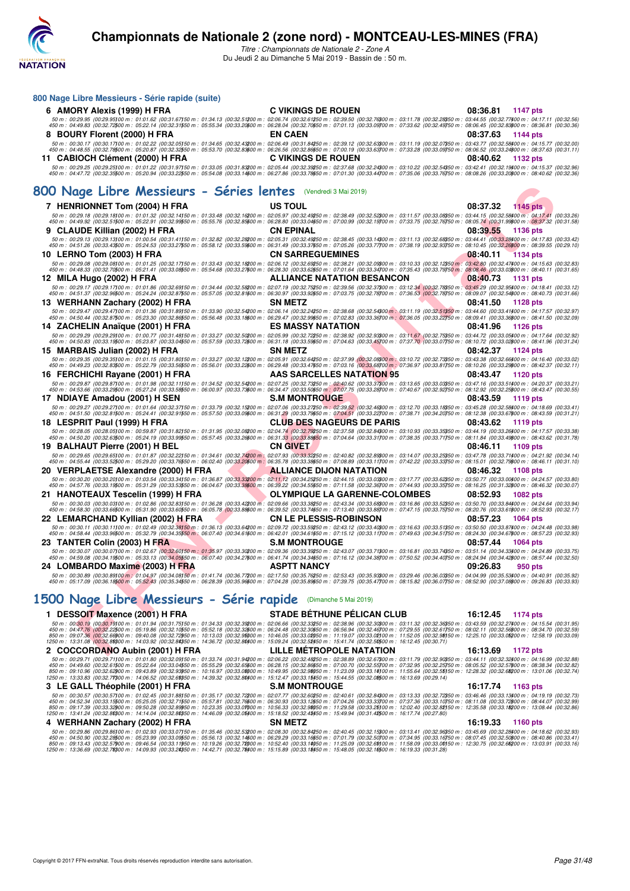# Championnats de Nationale 2 (zone nord) - MONTCEAU-LES-MINES (FRA)

*Titre : Championnats de Nationale 2 - Zone A*

Du Jeudi 2 au Dimanche 5 Mai 2019 - Bassin de : 50 m.

### 800 Nage Libre Messieurs - Série rapide (suite)

**6 AMORY Alexis (1999) H FRA** — C VIKINGS DE ROUEN — 08:36.81 — 1147 pts

50 m : 00:29.95 (00:29.95) 100 m : 01:01.62 (00:31.67) 150 m : 01:34.13 (00:32.51) 200 m : 02:06.74 (00:32.61) 250 m : 02:39.50 (00:32.76) 300 m : 03:11.78 (00:32.28) 350 m : 03:44.55 (00:32.77) 400 m : 04:17.11 (00:32.56)
450 m : 04:49.83 (00:32.72) 500 m : 05:22.14 (00:32.31) 550 m : 05:55.34 (00:33.20) 600 m : 06:28.04 (00:32.70) 650 m : 07:01.13 (00:33.09) 700 m : 07:33.62 (00:32.49) 750 m : 08:06.45 (00:32.83) 800 m : 08:36.81 (00:30.36)

**8 BOURY Florent (2000) H FRA** — EN CAEN — 08:37.63 — 1144 pts

50 m : 00:30.17 (00:30.17) 100 m : 01:02.22 (00:32.05) 150 m : 01:34.65 (00:32.43) 200 m : 02:06.49 (00:31.84) 250 m : 02:39.12 (00:32.63) 300 m : 03:11.19 (00:32.07) 350 m : 03:43.77 (00:32.58) 400 m : 04:15.77 (00:32.00)
450 m : 04:48.55 (00:32.78) 500 m : 05:20.87 (00:32.32) 550 m : 05:53.70 (00:32.83) 600 m : 06:26.56 (00:32.86) 650 m : 07:00.19 (00:33.63) 700 m : 07:33.28 (00:33.09) 750 m : 08:06.52 (00:33.24) 800 m : 08:37.63 (00:31.11)

**11 CABIOCH Clément (2000) H FRA** — C VIKINGS DE ROUEN — 08:40.62 — 1132 pts

50 m : 00:29.25 (00:29.25) 100 m : 01:01.22 (00:31.97) 150 m : 01:33.05 (00:31.83) 200 m : 02:05.44 (00:32.39) 250 m : 02:37.68 (00:32.24) 300 m : 03:10.22 (00:32.54) 350 m : 03:42.41 (00:32.19) 400 m : 04:15.37 (00:32.96)
450 m : 04:47.72 (00:32.35) 500 m : 05:20.94 (00:33.22) 550 m : 05:54.08 (00:33.14) 600 m : 06:27.86 (00:33.78) 650 m : 07:01.30 (00:33.44) 700 m : 07:35.06 (00:33.76) 750 m : 08:08.26 (00:33.20) 800 m : 08:40.62 (00:32.36)

## 800 Nage Libre Messieurs - Séries lentes (Vendredi 3 Mai 2019)

**7 HENRIONNET Tom (2004) H FRA** — US TOUL — 08:37.32 — 1145 pts

50 m : 00:29.18 (00:29.18) 100 m : 01:01.32 (00:32.14) 150 m : 01:33.48 (00:32.16) 200 m : 02:05.97 (00:32.49) 250 m : 02:38.49 (00:32.52) 300 m : 03:11.57 (00:33.08) 350 m : 03:44.15 (00:32.58) 400 m : 04:17.41 (00:33.26)
450 m : 04:49.92 (00:32.51) 500 m : 05:22.91 (00:32.99) 550 m : 05:55.76 (00:32.85) 600 m : 06:28.80 (00:33.04) 650 m : 07:00.99 (00:32.19) 700 m : 07:33.75 (00:32.76) 750 m : 08:05.74 (00:31.99) 800 m : 08:37.32 (00:31.58)

**9 CLAUDE Killian (2002) H FRA** — CN EPINAL — 08:39.55 — 1136 pts

50 m : 00:29.13 (00:29.13) 100 m : 01:00.54 (00:31.41) 150 m : 01:32.82 (00:32.28) 200 m : 02:05.31 (00:32.49) 250 m : 02:38.45 (00:33.14) 300 m : 03:11.13 (00:32.68) 350 m : 03:44.41 (00:33.28) 400 m : 04:17.83 (00:33.42)
450 m : 04:51.26 (00:33.43) 500 m : 05:24.53 (00:33.27) 550 m : 05:58.12 (00:33.59) 600 m : 06:31.49 (00:33.37) 650 m : 07:05.26 (00:33.77) 700 m : 07:38.19 (00:32.93) 750 m : 08:10.45 (00:32.26) 800 m : 08:39.55 (00:29.10)

**10 LERNO Tom (2003) H FRA** — CN SARREGUEMINES — 08:40.11 — 1134 pts

50 m : 00:29.08 (00:29.08) 100 m : 01:01.25 (00:32.17) 150 m : 01:33.43 (00:32.18) 200 m : 02:06.12 (00:32.69) 250 m : 02:38.21 (00:32.09) 300 m : 03:10.33 (00:32.12) 350 m : 03:42.80 (00:32.47) 400 m : 04:15.63 (00:32.83)
450 m : 04:48.33 (00:32.70) 500 m : 05:21.41 (00:33.08) 550 m : 05:54.68 (00:33.27) 600 m : 06:28.30 (00:33.62) 650 m : 07:01.64 (00:33.34) 700 m : 07:35.43 (00:33.79) 750 m : 08:08.46 (00:33.03) 800 m : 08:40.11 (00:31.65)

**12 MILA Hugo (2002) H FRA** — ALLIANCE NATATION BESANCON — 08:40.73 — 1131 pts

50 m : 00:29.17 (00:29.17) 100 m : 01:01.86 (00:32.69) 150 m : 01:34.44 (00:32.58) 200 m : 02:07.19 (00:32.75) 250 m : 02:39.56 (00:32.37) 300 m : 03:12.34 (00:32.78) 350 m : 03:45.29 (00:32.95) 400 m : 04:18.41 (00:33.12)
450 m : 04:51.37 (00:32.96) 500 m : 05:24.24 (00:32.87) 550 m : 05:57.05 (00:32.81) 600 m : 06:30.97 (00:33.92) 650 m : 07:03.75 (00:32.78) 700 m : 07:36.53 (00:32.78) 750 m : 08:09.07 (00:32.54) 800 m : 08:40.73 (00:31.66)

**13 WERHANN Zachary (2002) H FRA** — SN METZ — 08:41.50 — 1128 pts

50 m : 00:29.47 (00:29.47) 100 m : 01:01.36 (00:31.89) 150 m : 01:33.90 (00:32.54) 200 m : 02:06.14 (00:32.24) 250 m : 02:38.68 (00:32.54) 300 m : 03:11.19 (00:32.51) 350 m : 03:44.60 (00:33.41) 400 m : 04:17.57 (00:32.97)
450 m : 04:50.44 (00:32.87) 500 m : 05:23.30 (00:32.86) 550 m : 05:56.48 (00:33.18) 600 m : 06:29.47 (00:32.99) 650 m : 07:02.83 (00:33.36) 700 m : 07:36.05 (00:33.22) 750 m : 08:09.41 (00:33.36) 800 m : 08:41.50 (00:32.09)

**14 ZACHELIN Anaïque (2001) H FRA** — ES MASSY NATATION — 08:41.96 — 1126 pts

50 m : 00:29.29 (00:29.29) 100 m : 01:00.77 (00:31.48) 150 m : 01:33.27 (00:32.50) 200 m : 02:05.99 (00:32.72) 250 m : 02:38.92 (00:32.93) 300 m : 03:11.67 (00:32.75) 350 m : 03:44.72 (00:33.05) 400 m : 04:17.64 (00:32.92)
450 m : 04:50.83 (00:33.19) 500 m : 05:23.87 (00:33.04) 550 m : 05:57.59 (00:33.72) 600 m : 06:31.18 (00:33.59) 650 m : 07:04.63 (00:33.45) 700 m : 07:37.70 (00:33.07) 750 m : 08:10.72 (00:33.02) 800 m : 08:41.96 (00:31.24)

**15 MARBAIS Julian (2002) H FRA** — SN METZ — 08:42.37 — 1124 pts

50 m : 00:29.35 (00:29.35) 100 m : 01:01.15 (00:31.80) 150 m : 01:33.27 (00:32.12) 200 m : 02:05.91 (00:32.64) 250 m : 02:37.99 (00:32.08) 300 m : 03:10.72 (00:32.73) 350 m : 03:43.38 (00:32.66) 400 m : 04:16.40 (00:33.02)
450 m : 04:49.23 (00:32.83) 500 m : 05:22.79 (00:33.56) 550 m : 05:56.01 (00:33.22) 600 m : 06:29.48 (00:33.47) 650 m : 07:03.16 (00:33.68) 700 m : 07:36.97 (00:33.81) 750 m : 08:10.26 (00:33.29) 800 m : 08:42.37 (00:32.11)

**16 FERCHICHI Rayane (2001) H FRA** — AAS SARCELLES NATATION 95 — 08:43.47 — 1120 pts

50 m : 00:29.87 (00:29.87) 100 m : 01:01.98 (00:32.11) 150 m : 01:34.52 (00:32.54) 200 m : 02:07.25 (00:32.73) 250 m : 02:40.62 (00:33.37) 300 m : 03:13.65 (00:33.03) 350 m : 03:47.16 (00:33.51) 400 m : 04:20.37 (00:33.21)
450 m : 04:53.66 (00:33.29) 500 m : 05:27.24 (00:33.58) 550 m : 06:00.97 (00:33.73) 600 m : 06:34.47 (00:33.50) 650 m : 07:07.75 (00:33.28) 700 m : 07:40.67 (00:32.92) 750 m : 08:12.92 (00:32.25) 800 m : 08:43.47 (00:30.55)

**17 NDIAYE Amadou (2001) H SEN** — S.M MONTROUGE — 08:43.59 — 1119 pts

50 m : 00:29.27 (00:29.27) 100 m : 01:01.64 (00:32.37) 150 m : 01:33.79 (00:32.15) 200 m : 02:07.06 (00:33.27) 250 m : 02:39.52 (00:32.46) 300 m : 03:12.70 (00:33.18) 350 m : 03:45.28 (00:32.58) 400 m : 04:18.69 (00:33.41)
450 m : 04:51.50 (00:32.81) 500 m : 05:24.41 (00:32.91) 550 m : 05:57.50 (00:33.09) 600 m : 06:31.29 (00:33.79) 650 m : 07:04.51 (00:33.22) 700 m : 07:38.71 (00:34.20) 750 m : 08:12.38 (00:33.67) 800 m : 08:43.59 (00:31.21)

**18 LESPRIT Paul (1999) H FRA** — CLUB DES NAGEURS DE PARIS — 08:43.62 — 1119 pts

50 m : 00:28.05 (00:28.05) 100 m : 00:59.87 (00:31.82) 150 m : 01:31.95 (00:32.08) 200 m : 02:04.74 (00:32.79) 250 m : 02:37.58 (00:32.84) 300 m : 03:10.93 (00:33.35) 350 m : 03:44.19 (00:33.26) 400 m : 04:17.57 (00:33.38)
450 m : 04:50.20 (00:32.63) 500 m : 05:24.19 (00:33.99) 550 m : 05:57.45 (00:33.26) 600 m : 06:31.33 (00:33.88) 650 m : 07:04.64 (00:33.31) 700 m : 07:38.35 (00:33.71) 750 m : 08:11.84 (00:33.49) 800 m : 08:43.62 (00:31.78)

**19 BALHAUT Pierre (2001) H BEL** — CN GIVET — 08:46.11 — 1109 pts

50 m : 00:29.65 (00:29.65) 100 m : 01:01.87 (00:32.22) 150 m : 01:34.61 (00:32.74) 200 m : 02:07.93 (00:33.32) 250 m : 02:40.82 (00:32.89) 300 m : 03:14.07 (00:33.25) 350 m : 03:47.78 (00:33.71) 400 m : 04:21.92 (00:34.14)
450 m : 04:55.44 (00:33.52) 500 m : 05:29.20 (00:33.76) 550 m : 06:02.40 (00:33.20) 600 m : 06:35.78 (00:33.38) 650 m : 07:08.89 (00:33.11) 700 m : 07:42.22 (00:33.33) 750 m : 08:15.01 (00:32.79) 800 m : 08:46.11 (00:31.10)

**20 VERPLAETSE Alexandre (2000) H FRA** — ALLIANCE DIJON NATATION — 08:46.32 — 1108 pts

50 m : 00:30.20 (00:30.20) 100 m : 01:03.54 (00:33.34) 150 m : 01:36.87 (00:33.33) 200 m : 02:11.12 (00:34.25) 250 m : 02:44.15 (00:33.03) 300 m : 03:17.77 (00:33.62) 350 m : 03:50.77 (00:33.00) 400 m : 04:24.57 (00:33.80)
450 m : 04:57.76 (00:33.19) 500 m : 05:31.29 (00:33.53) 550 m : 06:04.67 (00:33.38) 600 m : 06:39.22 (00:34.55) 650 m : 07:11.58 (00:32.36) 700 m : 07:44.93 (00:33.35) 750 m : 08:16.25 (00:31.32) 800 m : 08:46.32 (00:30.07)

**21 HANOTEAUX Tescelin (1999) H FRA** — OLYMPIQUE LA GARENNE-COLOMBES — 08:52.93 — 1082 pts

50 m : 00:30.03 (00:30.03) 100 m : 01:02.86 (00:32.83) 150 m : 01:36.28 (00:33.42) 200 m : 02:09.66 (00:33.38) 250 m : 02:43.34 (00:33.68) 300 m : 03:16.86 (00:33.52) 350 m : 03:50.70 (00:33.84) 400 m : 04:24.64 (00:33.94)
450 m : 04:58.30 (00:33.66) 500 m : 05:31.90 (00:33.60) 550 m : 06:05.78 (00:33.88) 600 m : 06:39.52 (00:33.74) 650 m : 07:13.40 (00:33.88) 700 m : 07:47.15 (00:33.75) 750 m : 08:20.76 (00:33.61) 800 m : 08:52.93 (00:32.17)

**22 LEMARCHAND Kyllian (2002) H FRA** — CN LE PLESSIS-ROBINSON — 08:57.23 — 1064 pts

50 m : 00:30.11 (00:30.11) 100 m : 01:02.49 (00:32.38) 150 m : 01:36.13 (00:33.64) 200 m : 02:09.72 (00:33.59) 250 m : 02:43.12 (00:33.40) 300 m : 03:16.63 (00:33.51) 350 m : 03:50.50 (00:33.87) 400 m : 04:24.48 (00:33.98)
450 m : 04:58.44 (00:33.96) 500 m : 05:32.79 (00:34.35) 550 m : 06:07.40 (00:34.61) 600 m : 06:42.01 (00:34.61) 650 m : 07:15.12 (00:33.11) 700 m : 07:49.63 (00:34.51) 750 m : 08:24.30 (00:34.67) 800 m : 08:57.23 (00:32.93)

**23 TANTER Colin (2003) H FRA** — S.M MONTROUGE — 08:57.44 — 1064 pts

50 m : 00:30.07 (00:30.07) 100 m : 01:02.67 (00:32.60) 150 m : 01:35.97 (00:33.30) 200 m : 02:09.36 (00:33.39) 250 m : 02:43.07 (00:33.71) 300 m : 03:16.81 (00:33.74) 350 m : 03:51.14 (00:34.33) 400 m : 04:24.89 (00:33.75)
450 m : 04:59.08 (00:34.19) 500 m : 05:33.13 (00:34.05) 550 m : 06:07.40 (00:34.27) 600 m : 06:41.74 (00:34.34) 650 m : 07:16.12 (00:34.38) 700 m : 07:50.52 (00:34.40) 750 m : 08:24.94 (00:34.42) 800 m : 08:57.44 (00:32.50)

**24 LOMBARDO Maxime (2003) H FRA** — ASPTT NANCY — 09:26.83 — 950 pts

50 m : 00:30.89 (00:30.89) 100 m : 01:04.97 (00:34.08) 150 m : 01:41.74 (00:36.77) 200 m : 02:17.50 (00:35.76) 250 m : 02:53.43 (00:35.93) 300 m : 03:29.46 (00:36.03) 350 m : 04:04.99 (00:35.53) 400 m : 04:40.91 (00:35.92)
450 m : 05:17.09 (00:36.18) 500 m : 05:52.43 (00:35.34) 550 m : 06:28.39 (00:35.96) 600 m : 07:04.28 (00:35.89) 650 m : 07:39.75 (00:35.47) 700 m : 08:15.82 (00:36.07) 750 m : 08:52.90 (00:37.08) 800 m : 09:26.83 (00:33.93)

## 1500 Nage Libre Messieurs - Série rapide (Dimanche 5 Mai 2019)

**1 DESSOIT Maxence (2001) H FRA** — STADE BÉTHUNE PÉLICAN CLUB — 16:12.45 — 1174 pts

50 m : 00:30.19 (00:30.19) 100 m : 01:01.94 (00:31.75) 150 m : 01:34.33 (00:32.39) 200 m : 02:06.66 (00:32.33) 250 m : 02:38.96 (00:32.30) 300 m : 03:11.32 (00:32.36) 350 m : 03:43.59 (00:32.27) 400 m : 04:15.54 (00:31.95)
450 m : 04:47.76 (00:32.22) 500 m : 05:19.86 (00:32.10) 550 m : 05:52.18 (00:32.32) 600 m : 06:24.48 (00:32.30) 650 m : 06:56.94 (00:32.46) 700 m : 07:29.55 (00:32.61) 750 m : 08:02.11 (00:32.56) 800 m : 08:34.70 (00:32.59)
850 m : 09:07.36 (00:32.66) 900 m : 09:40.08 (00:32.72) 950 m : 10:13.03 (00:32.95) 1000 m : 10:46.05 (00:33.02) 1050 m : 11:19.07 (00:33.02) 1100 m : 11:52.05 (00:32.98) 1150 m : 12:25.10 (00:33.05) 1200 m : 12:58.19 (00:33.09)
1250 m : 13:31.08 (00:32.89) 1300 m : 14:03.92 (00:32.84) 1350 m : 14:36.72 (00:32.80) 1400 m : 15:09.24 (00:32.52) 1450 m : 15:41.74 (00:32.50) 1500 m : 16:12.45 (00:30.71)

**2 COCCORDANO Aubin (2001) H FRA** — LILLE MÉTROPOLE NATATION — 16:13.69 — 1172 pts

50 m : 00:29.71 (00:29.71) 100 m : 01:01.80 (00:32.09) 150 m : 01:33.74 (00:31.94) 200 m : 02:06.22 (00:32.48) 250 m : 02:38.89 (00:32.67) 300 m : 03:11.79 (00:32.90) 350 m : 03:44.11 (00:32.32) 400 m : 04:16.99 (00:32.88)
450 m : 04:49.60 (00:32.61) 500 m : 05:22.64 (00:33.04) 550 m : 05:55.29 (00:32.65) 600 m : 06:28.15 (00:32.86) 650 m : 07:00.70 (00:32.55) 700 m : 07:32.95 (00:32.25) 750 m : 08:05.52 (00:32.57) 800 m : 08:38.34 (00:32.82)
850 m : 09:10.96 (00:32.62) 900 m : 09:43.89 (00:32.93) 950 m : 10:16.97 (00:33.08) 1000 m : 10:49.95 (00:32.98) 1050 m : 11:23.09 (00:33.14) 1100 m : 11:55.64 (00:32.55) 1150 m : 12:28.32 (00:32.68) 1200 m : 13:01.06 (00:32.74)
1250 m : 13:33.83 (00:32.77) 1300 m : 14:06.52 (00:32.69) 1350 m : 14:39.32 (00:32.80) 1400 m : 15:12.47 (00:33.15) 1450 m : 15:44.55 (00:32.08) 1500 m : 16:13.69 (00:29.14)

**3 LE GALL Théophile (2001) H FRA** — S.M MONTROUGE — 16:17.74 — 1163 pts

50 m : 00:30.57 (00:30.57) 100 m : 01:02.45 (00:31.88) 150 m : 01:35.17 (00:32.72) 200 m : 02:07.77 (00:32.60) 250 m : 02:40.61 (00:32.84) 300 m : 03:13.33 (00:32.72) 350 m : 03:46.46 (00:33.13) 400 m : 04:19.19 (00:32.73)
450 m : 04:52.34 (00:33.15) 500 m : 05:25.05 (00:32.71) 550 m : 05:57.81 (00:32.76) 600 m : 06:30.93 (00:33.12) 650 m : 07:04.26 (00:33.33) 700 m : 07:37.36 (00:33.10) 750 m : 08:11.08 (00:33.72) 800 m : 08:44.07 (00:32.99)
850 m : 09:17.39 (00:33.32) 900 m : 09:50.28 (00:32.89) 950 m : 10:23.35 (00:33.07) 1000 m : 10:56.33 (00:32.98) 1050 m : 11:29.58 (00:33.25) 1100 m : 12:02.40 (00:32.82) 1150 m : 12:35.58 (00:33.18) 1200 m : 13:08.44 (00:32.86)
1250 m : 13:41.24 (00:32.80) 1300 m : 14:14.04 (00:32.80) 1350 m : 14:46.09 (00:32.05) 1400 m : 15:18.52 (00:32.43) 1450 m : 15:49.94 (00:31.42) 1500 m : 16:17.74 (00:27.80)

**4 WERHANN Zachary (2002) H FRA** — SN METZ — 16:19.33 — 1160 pts

50 m : 00:29.86 (00:29.86) 100 m : 01:02.93 (00:33.07) 150 m : 01:35.46 (00:32.53) 200 m : 02:08.30 (00:32.84) 250 m : 02:40.45 (00:32.15) 300 m : 03:13.41 (00:32.96) 350 m : 03:45.69 (00:32.28) 400 m : 04:18.62 (00:32.93)
450 m : 04:50.90 (00:32.28) 500 m : 05:23.99 (00:33.09) 550 m : 05:56.13 (00:32.14) 600 m : 06:29.29 (00:33.16) 650 m : 07:01.79 (00:32.50) 700 m : 07:34.95 (00:33.16) 750 m : 08:07.45 (00:32.50) 800 m : 08:40.86 (00:33.41)
850 m : 09:13.43 (00:32.57) 900 m : 09:46.54 (00:33.11) 950 m : 10:19.26 (00:32.72) 1000 m : 10:52.40 (00:33.14) 1050 m : 11:25.09 (00:32.69) 1100 m : 11:58.09 (00:33.00) 1150 m : 12:30.75 (00:32.66) 1200 m : 13:03.91 (00:33.16)
1250 m : 13:36.69 (00:32.78) 1300 m : 14:09.93 (00:33.24) 1350 m : 14:42.71 (00:32.78) 1400 m : 15:15.89 (00:33.18) 1450 m : 15:48.05 (00:32.16) 1500 m : 16:19.33 (00:31.28)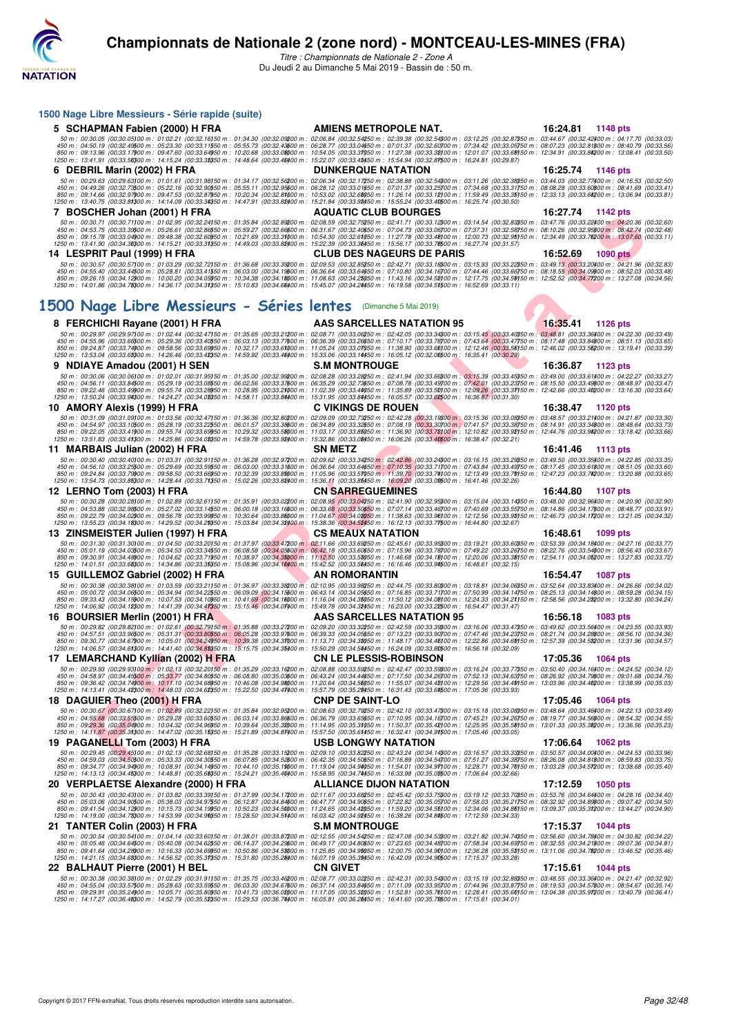# Championnats de Nationale 2 (zone nord) - MONTCEAU-LES-MINES (FRA)

*Titre : Championnats de Nationale 2 - Zone A*
Du Jeudi 2 au Dimanche 5 Mai 2019 - Bassin de : 50 m.

## 1500 Nage Libre Messieurs - Série rapide (suite)

**5 SCHAPMAN Fabien (2000) H FRA** — AMIENS METROPOLE NAT. — 16:24.81 — 1148 pts

50 m : 00:30.05 (00:30.05) 100 m : 01:02.21 (00:32.16) 150 m : 01:34.30 (00:32.09) 200 m : 02:06.84 (00:32.54) 250 m : 02:39.38 (00:32.54) 300 m : 03:12.25 (00:32.87) 350 m : 03:44.67 (00:32.42) 400 m : 04:17.70 (00:33.03)
450 m : 04:50.19 (00:32.49) 500 m : 05:23.30 (00:33.11) 550 m : 05:55.73 (00:32.43) 600 m : 06:28.77 (00:33.04) 650 m : 07:01.37 (00:32.60) 700 m : 07:34.42 (00:33.05) 750 m : 08:07.23 (00:32.81) 800 m : 08:40.79 (00:33.56)
850 m : 09:13.96 (00:33.17) 900 m : 09:47.60 (00:33.64) 950 m : 10:20.68 (00:33.08) 1000 m : 10:54.05 (00:33.37) 1050 m : 11:27.38 (00:33.33) 1100 m : 12:01.07 (00:33.69) 1150 m : 12:34.91 (00:33.84) 1200 m : 13:08.41 (00:33.50)
1250 m : 13:41.91 (00:33.50) 1300 m : 14:15.24 (00:33.33) 1350 m : 14:48.64 (00:33.40) 1400 m : 15:22.07 (00:33.43) 1450 m : 15:54.94 (00:32.87) 1500 m : 16:24.81 (00:29.87)

**6 DEBRIL Marin (2002) H FRA** — DUNKERQUE NATATION — 16:25.74 — 1146 pts

50 m : 00:29.63 (00:29.63) 100 m : 01:01.61 (00:31.98) 150 m : 01:34.17 (00:32.56) 200 m : 02:06.34 (00:32.17) 250 m : 02:38.88 (00:32.54) 300 m : 03:11.26 (00:32.38) 350 m : 03:44.03 (00:32.77) 400 m : 04:16.53 (00:32.50)
450 m : 04:49.26 (00:32.73) 500 m : 05:22.16 (00:32.90) 550 m : 05:55.11 (00:32.95) 600 m : 06:28.12 (00:33.01) 650 m : 07:01.37 (00:33.25) 700 m : 07:34.68 (00:33.31) 750 m : 08:08.28 (00:33.60) 800 m : 08:41.69 (00:33.41)
850 m : 09:14.66 (00:32.97) 900 m : 09:47.53 (00:32.87) 950 m : 10:20.34 (00:32.81) 1000 m : 10:53.02 (00:32.68) 1050 m : 11:26.14 (00:33.12) 1100 m : 11:59.49 (00:33.35) 1150 m : 12:33.13 (00:33.64) 1200 m : 13:06.94 (00:33.81)
1250 m : 13:40.75 (00:33.81) 1300 m : 14:14.09 (00:33.34) 1350 m : 14:47.91 (00:33.82) 1400 m : 15:21.84 (00:33.93) 1450 m : 15:55.24 (00:33.40) 1500 m : 16:25.74 (00:30.50)

**7 BOSCHER Johan (2001) H FRA** — AQUATIC CLUB BOURGES — 16:27.74 — 1142 pts

50 m : 00:30.71 (00:30.71) 100 m : 01:02.95 (00:32.24) 150 m : 01:35.84 (00:32.89) 200 m : 02:08.59 (00:32.75) 250 m : 02:41.71 (00:33.12) 300 m : 03:14.54 (00:32.83) 350 m : 03:47.76 (00:33.22) 400 m : 04:20.36 (00:32.60)
450 m : 04:53.75 (00:33.39) 500 m : 05:26.61 (00:32.86) 550 m : 05:59.27 (00:32.66) 600 m : 06:31.67 (00:32.40) 650 m : 07:04.73 (00:33.06) 700 m : 07:37.31 (00:32.58) 750 m : 08:10.26 (00:32.95) 800 m : 08:42.74 (00:32.48)
850 m : 09:15.78 (00:33.04) 900 m : 09:48.38 (00:32.60) 950 m : 10:21.69 (00:33.31) 1000 m : 10:54.30 (00:32.61) 1050 m : 11:27.78 (00:33.48) 1100 m : 12:00.73 (00:32.95) 1150 m : 12:34.49 (00:33.76) 1200 m : 13:07.60 (00:33.11)
1250 m : 13:41.90 (00:34.30) 1300 m : 14:15.21 (00:33.31) 1350 m : 14:49.03 (00:33.82) 1400 m : 15:22.39 (00:33.36) 1450 m : 15:56.17 (00:33.78) 1500 m : 16:27.74 (00:31.57)

**14 LESPRIT Paul (1999) H FRA** — CLUB DES NAGEURS DE PARIS — 16:52.69 — 1090 pts

50 m : 00:30.57 (00:30.57) 100 m : 01:03.29 (00:32.72) 150 m : 01:36.68 (00:33.39) 200 m : 02:09.53 (00:32.85) 250 m : 02:42.71 (00:33.18) 300 m : 03:15.93 (00:33.22) 350 m : 03:49.13 (00:33.20) 400 m : 04:21.96 (00:32.83)
450 m : 04:55.40 (00:33.44) 500 m : 05:28.81 (00:33.41) 550 m : 06:03.00 (00:34.19) 600 m : 06:36.64 (00:33.64) 650 m : 07:10.80 (00:34.16) 700 m : 07:44.46 (00:33.66) 750 m : 08:18.55 (00:34.09) 800 m : 08:52.03 (00:33.48)
850 m : 09:26.15 (00:34.12) 900 m : 10:00.20 (00:34.05) 950 m : 10:34.38 (00:34.18) 1000 m : 11:08.63 (00:34.25) 1050 m : 11:43.16 (00:34.53) 1100 m : 12:17.75 (00:34.59) 1150 m : 12:52.52 (00:34.77) 1200 m : 13:27.08 (00:34.56)
1250 m : 14:01.86 (00:34.78) 1300 m : 14:36.17 (00:34.31) 1350 m : 15:10.83 (00:34.66) 1400 m : 15:45.07 (00:34.24) 1450 m : 16:19.58 (00:34.51) 1500 m : 16:52.69 (00:33.11)

## 1500 Nage Libre Messieurs - Séries lentes (Dimanche 5 Mai 2019)

**8 FERCHICHI Rayane (2001) H FRA** — AAS SARCELLES NATATION 95 — 16:35.41 — 1126 pts

50 m : 00:29.97 (00:29.97) 100 m : 01:02.44 (00:32.47) 150 m : 01:35.65 (00:33.21) 200 m : 02:08.71 (00:33.06) 250 m : 02:42.05 (00:33.34) 300 m : 03:15.45 (00:33.40) 350 m : 03:48.81 (00:33.36) 400 m : 04:22.30 (00:33.49)
450 m : 04:55.96 (00:33.66) 500 m : 05:29.36 (00:33.40) 550 m : 06:03.13 (00:33.77) 600 m : 06:36.39 (00:33.26) 650 m : 07:10.17 (00:33.78) 700 m : 07:43.64 (00:33.47) 750 m : 08:17.48 (00:33.84) 800 m : 08:51.13 (00:33.65)
850 m : 09:24.87 (00:33.74) 900 m : 09:58.56 (00:33.69) 950 m : 10:32.17 (00:33.61) 1000 m : 11:05.24 (00:33.07) 1050 m : 11:38.90 (00:33.66) 1100 m : 12:12.46 (00:33.56) 1150 m : 12:46.02 (00:33.56) 1200 m : 13:19.41 (00:33.39)
1250 m : 13:53.04 (00:33.63) 1300 m : 14:26.46 (00:33.42) 1350 m : 14:59.92 (00:33.46) 1400 m : 15:33.06 (00:33.14) 1450 m : 16:05.12 (00:32.06) 1500 m : 16:35.41 (00:30.29)

**9 NDIAYE Amadou (2001) H SEN** — S.M MONTROUGE — 16:36.87 — 1123 pts

50 m : 00:30.06 (00:30.06) 100 m : 01:02.01 (00:31.95) 150 m : 01:35.00 (00:32.99) 200 m : 02:08.28 (00:33.28) 250 m : 02:41.94 (00:33.66) 300 m : 03:15.39 (00:33.45) 350 m : 03:49.00 (00:33.61) 400 m : 04:22.27 (00:33.27)
450 m : 04:56.11 (00:33.84) 500 m : 05:29.19 (00:33.08) 550 m : 06:02.56 (00:33.37) 600 m : 06:35.29 (00:32.73) 650 m : 07:08.78 (00:33.49) 700 m : 07:42.01 (00:33.23) 750 m : 08:15.50 (00:33.49) 800 m : 08:48.97 (00:33.47)
850 m : 09:22.46 (00:33.49) 900 m : 09:55.74 (00:33.28) 950 m : 10:28.95 (00:33.21) 1000 m : 11:02.39 (00:33.44) 1050 m : 11:35.89 (00:33.50) 1100 m : 12:09.26 (00:33.37) 1150 m : 12:42.66 (00:33.40) 1200 m : 13:16.30 (00:33.64)
1250 m : 13:50.24 (00:33.94) 1300 m : 14:24.27 (00:34.03) 1350 m : 14:58.11 (00:33.84) 1400 m : 15:31.95 (00:33.84) 1450 m : 16:05.57 (00:33.62) 1500 m : 16:36.87 (00:31.30)

**10 AMORY Alexis (1999) H FRA** — C VIKINGS DE ROUEN — 16:38.47 — 1120 pts

50 m : 00:31.09 (00:31.09) 100 m : 01:03.56 (00:32.47) 150 m : 01:36.36 (00:32.80) 200 m : 02:09.09 (00:32.73) 250 m : 02:42.28 (00:33.19) 300 m : 03:15.36 (00:33.08) 350 m : 03:48.57 (00:33.21) 400 m : 04:21.87 (00:33.30)
450 m : 04:54.97 (00:33.10) 500 m : 05:28.19 (00:33.22) 550 m : 06:01.57 (00:33.38) 600 m : 06:34.89 (00:33.32) 650 m : 07:08.19 (00:33.30) 700 m : 07:41.57 (00:33.38) 750 m : 08:14.91 (00:33.34) 800 m : 08:48.64 (00:33.73)
850 m : 09:22.05 (00:33.41) 900 m : 09:55.74 (00:33.69) 950 m : 10:29.32 (00:33.58) 1000 m : 11:03.17 (00:33.85) 1050 m : 11:36.90 (00:33.73) 1100 m : 12:10.82 (00:33.92) 1150 m : 12:44.76 (00:33.94) 1200 m : 13:18.42 (00:33.66)
1250 m : 13:51.83 (00:33.41) 1300 m : 14:25.86 (00:34.03) 1350 m : 14:59.78 (00:33.92) 1400 m : 15:32.86 (00:33.08) 1450 m : 16:06.26 (00:33.40) 1500 m : 16:38.47 (00:32.21)

**11 MARBAIS Julian (2002) H FRA** — SN METZ — 16:41.46 — 1113 pts

50 m : 00:30.40 (00:30.40) 100 m : 01:03.31 (00:32.91) 150 m : 01:36.28 (00:32.97) 200 m : 02:09.62 (00:33.34) 250 m : 02:42.86 (00:33.24) 300 m : 03:16.15 (00:33.29) 350 m : 03:49.50 (00:33.35) 400 m : 04:22.85 (00:33.35)
450 m : 04:56.10 (00:33.25) 500 m : 05:29.69 (00:33.59) 550 m : 06:03.00 (00:33.31) 600 m : 06:36.64 (00:33.64) 650 m : 07:10.35 (00:33.71) 700 m : 07:43.84 (00:33.49) 750 m : 08:17.45 (00:33.61) 800 m : 08:51.05 (00:33.60)
850 m : 09:24.84 (00:33.79) 900 m : 09:58.50 (00:33.66) 950 m : 10:32.39 (00:33.89) 1000 m : 11:05.96 (00:33.57) 1050 m : 11:39.70 (00:33.74) 1100 m : 12:13.49 (00:33.79) 1150 m : 12:47.23 (00:33.74) 1200 m : 13:20.88 (00:33.65)
1250 m : 13:54.73 (00:33.85) 1300 m : 14:28.44 (00:33.71) 1350 m : 15:02.26 (00:33.82) 1400 m : 15:36.11 (00:33.85) 1450 m : 16:09.20 (00:33.09) 1500 m : 16:41.46 (00:32.26)

**12 LERNO Tom (2003) H FRA** — CN SARREGUEMINES — 16:44.80 — 1107 pts

50 m : 00:30.28 (00:30.28) 100 m : 01:02.89 (00:32.61) 150 m : 01:35.91 (00:33.02) 200 m : 02:08.95 (00:33.04) 250 m : 02:41.90 (00:32.95) 300 m : 03:15.04 (00:33.14) 350 m : 03:48.00 (00:32.96) 400 m : 04:20.90 (00:32.90)
450 m : 04:53.88 (00:32.98) 500 m : 05:27.02 (00:33.14) 550 m : 06:00.18 (00:33.16) 600 m : 06:33.68 (00:33.50) 650 m : 07:07.14 (00:33.46) 700 m : 07:40.69 (00:33.55) 750 m : 08:14.86 (00:34.17) 800 m : 08:48.77 (00:33.91)
850 m : 09:22.79 (00:34.02) 900 m : 09:56.78 (00:33.99) 950 m : 10:30.64 (00:33.86) 1000 m : 11:04.67 (00:34.03) 1050 m : 11:38.63 (00:33.96) 1100 m : 12:12.56 (00:33.93) 1150 m : 12:46.73 (00:34.17) 1200 m : 13:21.05 (00:34.32)
1250 m : 13:55.23 (00:34.18) 1300 m : 14:29.52 (00:34.29) 1350 m : 15:03.84 (00:34.32) 1400 m : 15:38.36 (00:34.52) 1450 m : 16:12.13 (00:33.77) 1500 m : 16:44.80 (00:32.67)

**13 ZINSMEISTER Julien (1997) H FRA** — CS MEAUX NATATION — 16:48.61 — 1099 pts

50 m : 00:31.30 (00:31.30) 100 m : 01:04.50 (00:33.20) 150 m : 01:37.97 (00:33.47) 200 m : 02:11.66 (00:33.69) 250 m : 02:45.61 (00:33.95) 300 m : 03:19.21 (00:33.60) 350 m : 03:53.39 (00:34.18) 400 m : 04:27.16 (00:33.77)
450 m : 05:01.19 (00:34.03) 500 m : 05:34.53 (00:33.34) 550 m : 06:08.58 (00:34.05) 600 m : 06:42.18 (00:33.60) 650 m : 07:15.96 (00:33.78) 700 m : 07:49.22 (00:33.26) 750 m : 08:22.76 (00:33.54) 800 m : 08:56.43 (00:33.67)
850 m : 09:30.91 (00:34.48) 900 m : 10:04.62 (00:33.71) 950 m : 10:38.97 (00:34.35) 1000 m : 11:12.50 (00:33.53) 1050 m : 11:46.68 (00:34.18) 1100 m : 12:20.06 (00:33.38) 1150 m : 12:54.11 (00:34.05) 1200 m : 13:27.83 (00:33.72)
1250 m : 14:01.51 (00:33.68) 1300 m : 14:34.86 (00:33.35) 1350 m : 15:08.96 (00:34.10) 1400 m : 15:42.52 (00:33.56) 1450 m : 16:16.46 (00:33.94) 1500 m : 16:48.61 (00:32.15)

**15 GUILLEMOZ Gabriel (2002) H FRA** — AN ROMORANTIN — 16:54.47 — 1087 pts

50 m : 00:30.38 (00:30.38) 100 m : 01:03.59 (00:33.21) 150 m : 01:36.97 (00:33.38) 200 m : 02:10.95 (00:33.98) 250 m : 02:44.75 (00:33.80) 300 m : 03:18.81 (00:34.06) 350 m : 03:52.64 (00:33.83) 400 m : 04:26.66 (00:34.02)
450 m : 05:00.72 (00:34.06) 500 m : 05:34.94 (00:34.22) 550 m : 06:09.09 (00:34.15) 600 m : 06:43.14 (00:34.05) 650 m : 07:16.85 (00:33.71) 700 m : 07:50.99 (00:34.14) 750 m : 08:25.13 (00:34.14) 800 m : 08:59.28 (00:34.15)
850 m : 09:33.43 (00:34.15) 900 m : 10:07.53 (00:34.10) 950 m : 10:41.69 (00:34.16) 1000 m : 11:16.04 (00:34.35) 1050 m : 11:50.12 (00:34.08) 1100 m : 12:24.33 (00:34.21) 1150 m : 12:58.56 (00:34.23) 1200 m : 13:32.80 (00:34.24)
1250 m : 14:06.92 (00:34.12) 1300 m : 14:41.39 (00:34.47) 1350 m : 15:15.46 (00:34.07) 1400 m : 15:49.78 (00:34.32) 1450 m : 16:23.00 (00:33.22) 1500 m : 16:54.47 (00:31.47)

**16 BOURSIER Merlin (2001) H FRA** — AAS SARCELLES NATATION 95 — 16:56.18 — 1083 pts

50 m : 00:29.82 (00:29.82) 100 m : 01:02.61 (00:32.79) 150 m : 01:35.88 (00:33.27) 200 m : 02:09.20 (00:33.32) 250 m : 02:42.59 (00:33.39) 300 m : 03:16.06 (00:33.47) 350 m : 03:49.62 (00:33.56) 400 m : 04:23.55 (00:33.93)
450 m : 04:57.51 (00:33.96) 500 m : 05:31.31 (00:33.80) 550 m : 06:05.28 (00:33.97) 600 m : 06:39.33 (00:34.05) 650 m : 07:13.23 (00:33.90) 700 m : 07:47.46 (00:34.23) 750 m : 08:21.74 (00:34.28) 800 m : 08:56.10 (00:34.36)
850 m : 09:30.77 (00:34.67) 900 m : 10:05.01 (00:34.24) 950 m : 10:39.38 (00:34.37) 1000 m : 11:13.71 (00:34.33) 1050 m : 11:48.17 (00:34.46) 1100 m : 12:22.86 (00:34.69) 1150 m : 12:57.39 (00:34.53) 1200 m : 13:31.96 (00:34.57)
1250 m : 14:06.57 (00:34.61) 1300 m : 14:41.40 (00:34.83) 1350 m : 15:15.75 (00:34.35) 1400 m : 15:50.29 (00:34.54) 1450 m : 16:24.09 (00:33.80) 1500 m : 16:56.18 (00:32.09)

**17 LEMARCHAND Kyllian (2002) H FRA** — CN LE PLESSIS-ROBINSON — 17:05.36 — 1064 pts

50 m : 00:29.93 (00:29.93) 100 m : 01:02.13 (00:32.20) 150 m : 01:35.29 (00:33.16) 200 m : 02:08.88 (00:33.59) 250 m : 02:42.47 (00:33.59) 300 m : 03:16.24 (00:33.77) 350 m : 03:50.40 (00:34.16) 400 m : 04:24.52 (00:34.12)
450 m : 04:58.97 (00:34.45) 500 m : 05:33.77 (00:34.80) 550 m : 06:08.80 (00:35.03) 600 m : 06:43.24 (00:34.44) 650 m : 07:17.59 (00:34.35) 700 m : 07:52.13 (00:34.54) 750 m : 08:26.92 (00:34.79) 800 m : 09:01.68 (00:34.76)
850 m : 09:36.42 (00:34.74) 900 m : 10:11.10 (00:34.68) 950 m : 10:46.08 (00:34.98) 1000 m : 11:20.64 (00:34.56) 1050 m : 11:55.07 (00:34.43) 1100 m : 12:29.56 (00:34.49) 1150 m : 13:03.96 (00:34.40) 1200 m : 13:38.99 (00:35.03)
1250 m : 14:13.41 (00:34.42) 1300 m : 14:48.03 (00:34.62) 1350 m : 15:22.50 (00:34.47) 1400 m : 15:57.79 (00:35.29) 1450 m : 16:31.43 (00:33.64) 1500 m : 17:05.36 (00:33.93)

**18 DAGUIER Theo (2001) H FRA** — CNP DE SAINT-LO — 17:05.46 — 1064 pts

50 m : 00:30.67 (00:30.67) 100 m : 01:02.89 (00:32.22) 150 m : 01:35.84 (00:32.95) 200 m : 02:08.63 (00:32.79) 250 m : 02:42.10 (00:33.47) 300 m : 03:15.18 (00:33.08) 350 m : 03:48.64 (00:33.46) 400 m : 04:22.13 (00:33.49)
450 m : 04:55.68 (00:33.55) 500 m : 05:29.28 (00:33.60) 550 m : 06:03.14 (00:33.86) 600 m : 06:36.79 (00:33.65) 650 m : 07:10.95 (00:34.16) 700 m : 07:45.21 (00:34.26) 750 m : 08:19.77 (00:34.56) 800 m : 08:54.32 (00:34.55)
850 m : 09:29.36 (00:35.04) 900 m : 10:04.32 (00:34.96) 950 m : 10:39.64 (00:35.32) 1000 m : 11:14.95 (00:35.31) 1050 m : 11:50.37 (00:35.42) 1100 m : 12:25.95 (00:35.58) 1150 m : 13:01.33 (00:35.38) 1200 m : 13:36.56 (00:35.23)
1250 m : 14:11.87 (00:35.31) 1300 m : 14:47.02 (00:35.15) 1350 m : 15:21.89 (00:34.87) 1400 m : 15:57.50 (00:35.61) 1450 m : 16:32.41 (00:34.91) 1500 m : 17:05.46 (00:33.05)

**19 PAGANELLI Tom (2003) H FRA** — USB LONGWY NATATION — 17:06.64 — 1062 pts

50 m : 00:29.45 (00:29.45) 100 m : 01:02.13 (00:32.68) 150 m : 01:35.28 (00:33.15) 200 m : 02:09.10 (00:33.82) 250 m : 02:43.24 (00:34.14) 300 m : 03:16.57 (00:33.33) 350 m : 03:50.57 (00:34.00) 400 m : 04:24.53 (00:33.96)
450 m : 04:59.03 (00:34.50) 500 m : 05:33.33 (00:34.30) 550 m : 06:07.85 (00:34.52) 600 m : 06:42.35 (00:34.50) 650 m : 07:16.89 (00:34.54) 700 m : 07:51.27 (00:34.38) 750 m : 08:26.08 (00:34.81) 800 m : 08:59.83 (00:33.75)
850 m : 09:34.77 (00:34.94) 900 m : 10:08.91 (00:34.14) 950 m : 10:44.10 (00:35.19) 1000 m : 11:19.04 (00:34.94) 1050 m : 11:54.01 (00:34.97) 1100 m : 12:28.71 (00:34.70) 1150 m : 13:03.28 (00:34.57) 1200 m : 13:38.68 (00:35.40)
1250 m : 14:13.13 (00:34.45) 1300 m : 14:48.81 (00:35.68) 1350 m : 15:24.21 (00:35.40) 1400 m : 15:58.95 (00:34.74) 1450 m : 16:33.98 (00:35.03) 1500 m : 17:06.64 (00:32.66)

**20 VERPLAETSE Alexandre (2000) H FRA** — ALLIANCE DIJON NATATION — 17:12.59 — 1050 pts

50 m : 00:30.43 (00:30.43) 100 m : 01:03.82 (00:33.39) 150 m : 01:37.99 (00:34.17) 200 m : 02:11.67 (00:33.68) 250 m : 02:45.42 (00:33.75) 300 m : 03:19.12 (00:33.70) 350 m : 03:53.76 (00:34.64) 400 m : 04:28.16 (00:34.40)
450 m : 05:03.06 (00:34.90) 500 m : 05:38.03 (00:34.97) 550 m : 06:12.87 (00:34.84) 600 m : 06:47.77 (00:34.90) 650 m : 07:22.82 (00:35.05) 700 m : 07:58.03 (00:35.21) 750 m : 08:32.92 (00:34.89) 800 m : 09:07.42 (00:34.50)
850 m : 09:41.54 (00:34.12) 900 m : 10:15.73 (00:34.19) 950 m : 10:50.23 (00:34.50) 1000 m : 11:24.65 (00:34.42) 1050 m : 11:59.20 (00:34.55) 1100 m : 12:34.06 (00:34.86) 1150 m : 13:09.37 (00:35.31) 1200 m : 13:44.27 (00:34.90)
1250 m : 14:19.00 (00:34.73) 1300 m : 14:53.99 (00:34.99) 1350 m : 15:28.50 (00:34.51) 1400 m : 16:03.42 (00:34.92) 1450 m : 16:38.26 (00:34.84) 1500 m : 17:12.59 (00:34.33)

**21 TANTER Colin (2003) H FRA** — S.M MONTROUGE — 17:15.37 — 1044 pts

50 m : 00:30.54 (00:30.54) 100 m : 01:04.14 (00:33.60) 150 m : 01:38.01 (00:33.87) 200 m : 02:12.55 (00:34.54) 250 m : 02:47.08 (00:34.53) 300 m : 03:21.82 (00:34.74) 350 m : 03:56.60 (00:34.78) 400 m : 04:30.82 (00:34.22)
450 m : 05:05.46 (00:34.64) 500 m : 05:40.08 (00:34.62) 550 m : 06:14.37 (00:34.29) 600 m : 06:49.17 (00:34.80) 650 m : 07:23.65 (00:34.48) 700 m : 07:58.34 (00:34.69) 750 m : 08:32.55 (00:34.21) 800 m : 09:07.36 (00:34.81)
850 m : 09:41.64 (00:34.28) 900 m : 10:16.33 (00:34.69) 950 m : 10:50.86 (00:34.53) 1000 m : 11:25.85 (00:34.99) 1050 m : 12:00.75 (00:34.90) 1100 m : 12:36.28 (00:35.53) 1150 m : 13:11.06 (00:34.78) 1200 m : 13:46.52 (00:35.46)
1250 m : 14:21.15 (00:34.63) 1300 m : 14:56.52 (00:35.37) 1350 m : 15:31.80 (00:35.28) 1400 m : 16:07.19 (00:35.39) 1450 m : 16:42.09 (00:34.90) 1500 m : 17:15.37 (00:33.28)

**22 BALHAUT Pierre (2001) H BEL** — CN GIVET — 17:15.61 — 1044 pts

50 m : 00:30.38 (00:30.38) 100 m : 01:02.29 (00:31.91) 150 m : 01:35.75 (00:33.46) 200 m : 02:08.77 (00:33.02) 250 m : 02:42.31 (00:33.54) 300 m : 03:15.19 (00:32.88) 350 m : 03:48.55 (00:33.36) 400 m : 04:21.47 (00:32.92)
450 m : 04:55.04 (00:33.57) 500 m : 05:28.63 (00:33.59) 550 m : 06:03.30 (00:34.67) 600 m : 06:37.14 (00:33.84) 650 m : 07:11.09 (00:33.95) 700 m : 07:44.96 (00:33.87) 750 m : 08:19.53 (00:34.57) 800 m : 08:54.67 (00:35.14)
850 m : 09:29.91 (00:35.24) 900 m : 10:05.71 (00:35.80) 950 m : 10:41.74 (00:36.03) 1000 m : 11:17.05 (00:35.31) 1050 m : 11:52.81 (00:35.76) 1100 m : 12:28.41 (00:35.60) 1150 m : 13:04.38 (00:35.97) 1200 m : 13:40.79 (00:36.41)
1250 m : 14:17.27 (00:36.48) 1300 m : 14:52.79 (00:35.52) 1350 m : 15:29.53 (00:36.74) 1400 m : 16:05.81 (00:36.28) 1450 m : 16:41.60 (00:35.79) 1500 m : 17:15.61 (00:34.01)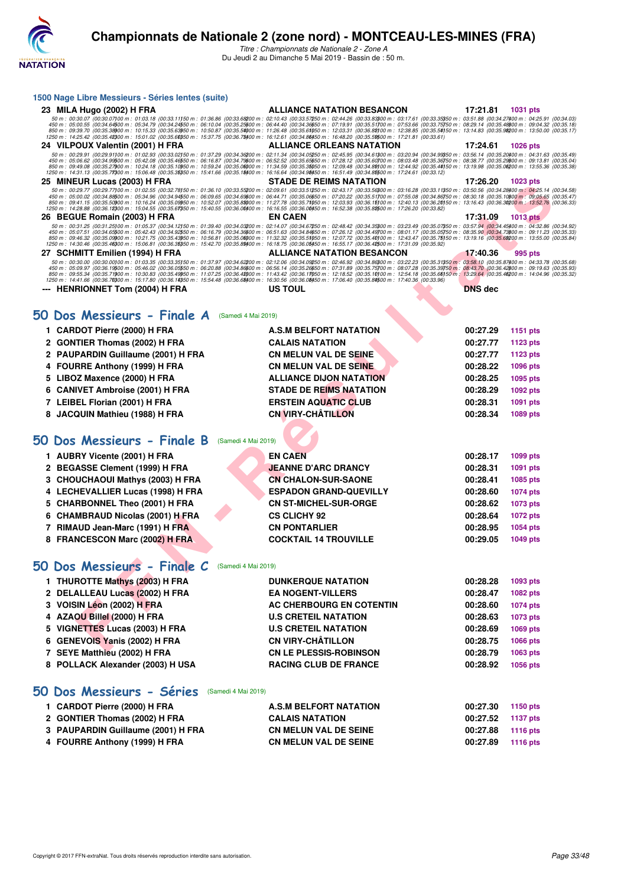# Championnats de Nationale 2 (zone nord) - MONTCEAU-LES-MINES (FRA)

*Titre : Championnats de Nationale 2 - Zone A*
Du Jeudi 2 au Dimanche 5 Mai 2019 - Bassin de : 50 m.

### 1500 Nage Libre Messieurs - Séries lentes (suite)

| | Nageur | Club | Temps | Points |
|---|---|---|---|---|
| 23 | MILA Hugo (2002) H FRA | ALLIANCE NATATION BESANCON | 17:21.81 | 1031 pts |

50 m : 00:30.07 (00:30.07) 100 m : 01:03.18 (00:33.11) 150 m : 01:36.86 (00:33.68) 200 m : 02:10.43 (00:33.57) 250 m : 02:44.26 (00:33.83) 300 m : 03:17.61 (00:33.35) 350 m : 03:51.88 (00:34.27) 400 m : 04:25.91 (00:34.03)
450 m : 05:00.55 (00:34.64) 500 m : 05:34.79 (00:34.24) 550 m : 06:10.04 (00:35.25) 600 m : 06:44.40 (00:34.36) 650 m : 07:19.91 (00:35.51) 700 m : 07:53.66 (00:33.75) 750 m : 08:29.14 (00:35.48) 800 m : 09:04.32 (00:35.18)
850 m : 09:39.70 (00:35.38) 900 m : 10:15.33 (00:35.63) 950 m : 10:50.87 (00:35.54) 1000 m : 11:26.48 (00:35.61) 1050 m : 12:03.31 (00:36.83) 1100 m : 12:38.85 (00:35.54) 1150 m : 13:14.83 (00:35.98) 1200 m : 13:50.00 (00:35.17)
1250 m : 14:25.42 (00:35.42) 1300 m : 15:01.02 (00:35.60) 1350 m : 15:37.75 (00:36.73) 1400 m : 16:12.61 (00:34.86) 1450 m : 16:48.20 (00:35.59) 1500 m : 17:21.81 (00:33.61)

| | Nageur | Club | Temps | Points |
|---|---|---|---|---|
| 24 | VILPOUX Valentin (2001) H FRA | ALLIANCE ORLEANS NATATION | 17:24.61 | 1026 pts |

50 m : 00:29.91 (00:29.91) 100 m : 01:02.93 (00:33.02) 150 m : 01:37.29 (00:34.36) 200 m : 02:11.34 (00:34.05) 250 m : 02:45.95 (00:34.61) 300 m : 03:20.94 (00:34.99) 350 m : 03:56.14 (00:35.20) 400 m : 04:31.63 (00:35.49)
450 m : 05:06.62 (00:34.99) 500 m : 05:42.08 (00:35.46) 550 m : 06:16.87 (00:34.79) 600 m : 06:52.52 (00:35.65) 650 m : 07:28.12 (00:35.60) 700 m : 08:03.48 (00:35.36) 750 m : 08:38.77 (00:35.29) 800 m : 09:13.81 (00:35.04)
850 m : 09:49.08 (00:35.27) 900 m : 10:24.18 (00:35.10) 950 m : 10:59.24 (00:35.06) 1000 m : 11:34.59 (00:35.35) 1050 m : 12:09.48 (00:34.89) 1100 m : 12:44.92 (00:35.44) 1150 m : 13:19.98 (00:35.06) 1200 m : 13:55.36 (00:35.38)
1250 m : 14:31.13 (00:35.77) 1300 m : 15:06.48 (00:35.35) 1350 m : 15:41.66 (00:35.18) 1400 m : 16:16.64 (00:34.98) 1450 m : 16:51.49 (00:34.85) 1500 m : 17:24.61 (00:33.12)

| | Nageur | Club | Temps | Points |
|---|---|---|---|---|
| 25 | MINEUR Lucas (2003) H FRA | STADE DE REIMS NATATION | 17:26.20 | 1023 pts |

50 m : 00:29.77 (00:29.77) 100 m : 01:02.55 (00:32.78) 150 m : 01:36.10 (00:33.55) 200 m : 02:09.61 (00:33.51) 250 m : 02:43.17 (00:33.56) 300 m : 03:16.28 (00:33.11) 350 m : 03:50.56 (00:34.28) 400 m : 04:25.14 (00:34.58)
450 m : 05:00.02 (00:34.88) 500 m : 05:34.96 (00:34.94) 550 m : 06:09.65 (00:34.69) 600 m : 06:44.71 (00:35.06) 650 m : 07:20.22 (00:35.51) 700 m : 07:55.08 (00:34.86) 750 m : 08:30.18 (00:35.10) 800 m : 09:05.65 (00:35.47)
850 m : 09:41.15 (00:35.50) 900 m : 10:16.24 (00:35.09) 950 m : 10:52.07 (00:35.83) 1000 m : 11:27.78 (00:35.71) 1050 m : 12:03.93 (00:36.15) 1100 m : 12:40.13 (00:36.20) 1150 m : 13:16.43 (00:36.30) 1200 m : 13:52.76 (00:36.33)
1250 m : 14:28.88 (00:36.12) 1300 m : 15:04.55 (00:35.67) 1350 m : 15:40.55 (00:36.00) 1400 m : 16:16.55 (00:36.00) 1450 m : 16:52.38 (00:35.83) 1500 m : 17:26.20 (00:33.82)

| | Nageur | Club | Temps | Points |
|---|---|---|---|---|
| 26 | BEGUE Romain (2003) H FRA | EN CAEN | 17:31.09 | 1013 pts |

50 m : 00:31.25 (00:31.25) 100 m : 01:05.37 (00:34.12) 150 m : 01:39.40 (00:34.03) 200 m : 02:14.07 (00:34.67) 250 m : 02:48.42 (00:34.35) 300 m : 03:23.49 (00:35.07) 350 m : 03:57.94 (00:34.45) 400 m : 04:32.86 (00:34.92)
450 m : 05:07.51 (00:34.65) 500 m : 05:42.43 (00:34.92) 550 m : 06:16.79 (00:34.36) 600 m : 06:51.63 (00:34.84) 650 m : 07:26.12 (00:34.49) 700 m : 08:01.17 (00:35.05) 750 m : 08:35.90 (00:34.73) 800 m : 09:11.23 (00:35.33)
850 m : 09:46.32 (00:35.09) 900 m : 10:21.75 (00:35.43) 950 m : 10:56.81 (00:35.06) 1000 m : 11:32.32 (00:35.51) 1050 m : 12:07.72 (00:35.40) 1100 m : 12:43.47 (00:35.75) 1150 m : 13:19.16 (00:35.69) 1200 m : 13:55.00 (00:35.84)
1250 m : 14:30.46 (00:35.46) 1300 m : 15:06.81 (00:36.35) 1350 m : 15:42.70 (00:35.89) 1400 m : 16:18.75 (00:36.05) 1450 m : 16:55.17 (00:36.42) 1500 m : 17:31.09 (00:35.92)

| | Nageur | Club | Temps | Points |
|---|---|---|---|---|
| 27 | SCHMITT Emilien (1994) H FRA | ALLIANCE NATATION BESANCON | 17:40.36 | 995 pts |

50 m : 00:30.00 (00:30.00) 100 m : 01:03.35 (00:33.35) 150 m : 01:37.97 (00:34.62) 200 m : 02:12.06 (00:34.09) 250 m : 02:46.92 (00:34.86) 300 m : 03:22.23 (00:35.31) 350 m : 03:58.10 (00:35.87) 400 m : 04:33.78 (00:35.68)
450 m : 05:09.97 (00:36.19) 500 m : 05:46.02 (00:36.05) 550 m : 06:20.88 (00:34.86) 600 m : 06:56.14 (00:35.26) 650 m : 07:31.89 (00:35.75) 700 m : 08:07.28 (00:35.39) 750 m : 08:43.70 (00:36.42) 800 m : 09:19.63 (00:35.93)
850 m : 09:55.34 (00:35.71) 900 m : 10:30.83 (00:35.49) 950 m : 11:07.25 (00:36.42) 1000 m : 11:43.42 (00:36.17) 1050 m : 12:18.52 (00:35.10) 1100 m : 12:54.18 (00:35.66) 1150 m : 13:29.64 (00:35.46) 1200 m : 14:04.96 (00:35.32)
1250 m : 14:41.66 (00:36.70) 1300 m : 15:17.80 (00:36.14) 1350 m : 15:54.48 (00:36.68) 1400 m : 16:30.56 (00:36.08) 1450 m : 17:06.40 (00:35.84) 1500 m : 17:40.36 (00:33.96)

| | Nageur | Club | Temps | Points |
|---|---|---|---|---|
| --- | HENRIONNET Tom (2004) H FRA | US TOUL | DNS dec | |

## 50 Dos Messieurs - Finale A (Samedi 4 Mai 2019)

| | Nageur | Club | Temps | Points |
|---|---|---|---|---|
| 1 | CARDOT Pierre (2000) H FRA | A.S.M BELFORT NATATION | 00:27.29 | 1151 pts |
| 2 | GONTIER Thomas (2002) H FRA | CALAIS NATATION | 00:27.77 | 1123 pts |
| 2 | PAUPARDIN Guillaume (2001) H FRA | CN MELUN VAL DE SEINE | 00:27.77 | 1123 pts |
| 4 | FOURRE Anthony (1999) H FRA | CN MELUN VAL DE SEINE | 00:28.22 | 1096 pts |
| 5 | LIBOZ Maxence (2000) H FRA | ALLIANCE DIJON NATATION | 00:28.25 | 1095 pts |
| 6 | CANIVET Ambroise (2001) H FRA | STADE DE REIMS NATATION | 00:28.29 | 1092 pts |
| 7 | LEIBEL Florian (2001) H FRA | ERSTEIN AQUATIC CLUB | 00:28.31 | 1091 pts |
| 8 | JACQUIN Mathieu (1988) H FRA | CN VIRY-CHÂTILLON | 00:28.34 | 1089 pts |

## 50 Dos Messieurs - Finale B (Samedi 4 Mai 2019)

| | Nageur | Club | Temps | Points |
|---|---|---|---|---|
| 1 | AUBRY Vicente (2001) H FRA | EN CAEN | 00:28.17 | 1099 pts |
| 2 | BEGASSE Clement (1999) H FRA | JEANNE D'ARC DRANCY | 00:28.31 | 1091 pts |
| 3 | CHOUCHAOUI Mathys (2003) H FRA | CN CHALON-SUR-SAONE | 00:28.41 | 1085 pts |
| 4 | LECHEVALLIER Lucas (1998) H FRA | ESPADON GRAND-QUEVILLY | 00:28.60 | 1074 pts |
| 5 | CHARBONNEL Theo (2001) H FRA | CN ST-MICHEL-SUR-ORGE | 00:28.62 | 1073 pts |
| 6 | CHAMBRAUD Nicolas (2001) H FRA | CS CLICHY 92 | 00:28.64 | 1072 pts |
| 7 | RIMAUD Jean-Marc (1991) H FRA | CN PONTARLIER | 00:28.95 | 1054 pts |
| 8 | FRANCESCON Marc (2002) H FRA | COCKTAIL 14 TROUVILLE | 00:29.05 | 1049 pts |

## 50 Dos Messieurs - Finale C (Samedi 4 Mai 2019)

| | Nageur | Club | Temps | Points |
|---|---|---|---|---|
| 1 | THUROTTE Mathys (2003) H FRA | DUNKERQUE NATATION | 00:28.28 | 1093 pts |
| 2 | DELALLEAU Lucas (2002) H FRA | EA NOGENT-VILLERS | 00:28.47 | 1082 pts |
| 3 | VOISIN Léon (2002) H FRA | AC CHERBOURG EN COTENTIN | 00:28.60 | 1074 pts |
| 4 | AZAOU Billel (2000) H FRA | U.S CRETEIL NATATION | 00:28.63 | 1073 pts |
| 5 | VIGNETTES Lucas (2003) H FRA | U.S CRETEIL NATATION | 00:28.69 | 1069 pts |
| 6 | GENEVOIS Yanis (2002) H FRA | CN VIRY-CHÂTILLON | 00:28.75 | 1066 pts |
| 7 | SEYE Matthieu (2002) H FRA | CN LE PLESSIS-ROBINSON | 00:28.79 | 1063 pts |
| 8 | POLLACK Alexander (2003) H USA | RACING CLUB DE FRANCE | 00:28.92 | 1056 pts |

## 50 Dos Messieurs - Séries (Samedi 4 Mai 2019)

| | Nageur | Club | Temps | Points |
|---|---|---|---|---|
| 1 | CARDOT Pierre (2000) H FRA | A.S.M BELFORT NATATION | 00:27.30 | 1150 pts |
| 2 | GONTIER Thomas (2002) H FRA | CALAIS NATATION | 00:27.52 | 1137 pts |
| 3 | PAUPARDIN Guillaume (2001) H FRA | CN MELUN VAL DE SEINE | 00:27.88 | 1116 pts |
| 4 | FOURRE Anthony (1999) H FRA | CN MELUN VAL DE SEINE | 00:27.89 | 1116 pts |

Copyright © 2017 FFN-extraNat. Tous droits réservés reproduction interdite sans autorisation.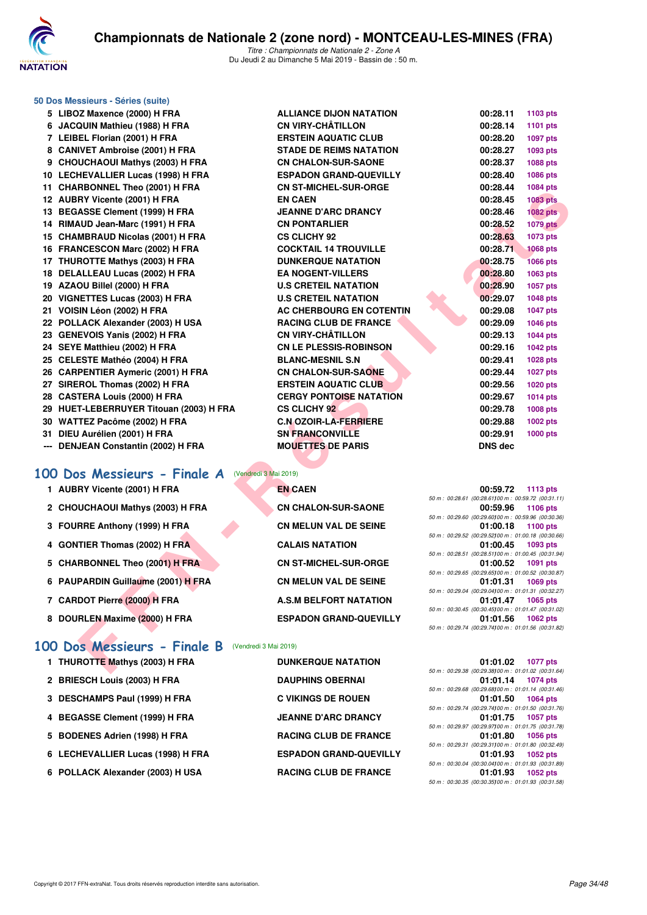### 50 Dos Messieurs - Séries (suite)

| | | | | |
|---|---|---|---|---|
| 5 | LIBOZ Maxence (2000) H FRA | ALLIANCE DIJON NATATION | 00:28.11 | 1103 pts |
| 6 | JACQUIN Mathieu (1988) H FRA | CN VIRY-CHÂTILLON | 00:28.14 | 1101 pts |
| 7 | LEIBEL Florian (2001) H FRA | ERSTEIN AQUATIC CLUB | 00:28.20 | 1097 pts |
| 8 | CANIVET Ambroise (2001) H FRA | STADE DE REIMS NATATION | 00:28.27 | 1093 pts |
| 9 | CHOUCHAOUI Mathys (2003) H FRA | CN CHALON-SUR-SAONE | 00:28.37 | 1088 pts |
| 10 | LECHEVALLIER Lucas (1998) H FRA | ESPADON GRAND-QUEVILLY | 00:28.40 | 1086 pts |
| 11 | CHARBONNEL Theo (2001) H FRA | CN ST-MICHEL-SUR-ORGE | 00:28.44 | 1084 pts |
| 12 | AUBRY Vicente (2001) H FRA | EN CAEN | 00:28.45 | 1083 pts |
| 13 | BEGASSE Clement (1999) H FRA | JEANNE D'ARC DRANCY | 00:28.46 | 1082 pts |
| 14 | RIMAUD Jean-Marc (1991) H FRA | CN PONTARLIER | 00:28.52 | 1079 pts |
| 15 | CHAMBRAUD Nicolas (2001) H FRA | CS CLICHY 92 | 00:28.63 | 1073 pts |
| 16 | FRANCESCON Marc (2002) H FRA | COCKTAIL 14 TROUVILLE | 00:28.71 | 1068 pts |
| 17 | THUROTTE Mathys (2003) H FRA | DUNKERQUE NATATION | 00:28.75 | 1066 pts |
| 18 | DELALLEAU Lucas (2002) H FRA | EA NOGENT-VILLERS | 00:28.80 | 1063 pts |
| 19 | AZAOU Billel (2000) H FRA | U.S CRETEIL NATATION | 00:28.90 | 1057 pts |
| 20 | VIGNETTES Lucas (2003) H FRA | U.S CRETEIL NATATION | 00:29.07 | 1048 pts |
| 21 | VOISIN Léon (2002) H FRA | AC CHERBOURG EN COTENTIN | 00:29.08 | 1047 pts |
| 22 | POLLACK Alexander (2003) H USA | RACING CLUB DE FRANCE | 00:29.09 | 1046 pts |
| 23 | GENEVOIS Yanis (2002) H FRA | CN VIRY-CHÂTILLON | 00:29.13 | 1044 pts |
| 24 | SEYE Matthieu (2002) H FRA | CN LE PLESSIS-ROBINSON | 00:29.16 | 1042 pts |
| 25 | CELESTE Mathéo (2004) H FRA | BLANC-MESNIL S.N | 00:29.41 | 1028 pts |
| 26 | CARPENTIER Aymeric (2001) H FRA | CN CHALON-SUR-SAONE | 00:29.44 | 1027 pts |
| 27 | SIREROL Thomas (2002) H FRA | ERSTEIN AQUATIC CLUB | 00:29.56 | 1020 pts |
| 28 | CASTERA Louis (2000) H FRA | CERGY PONTOISE NATATION | 00:29.67 | 1014 pts |
| 29 | HUET-LEBERRUYER Titouan (2003) H FRA | CS CLICHY 92 | 00:29.78 | 1008 pts |
| 30 | WATTEZ Pacôme (2002) H FRA | C.N OZOIR-LA-FERRIERE | 00:29.88 | 1002 pts |
| 31 | DIEU Aurélien (2001) H FRA | SN FRANCONVILLE | 00:29.91 | 1000 pts |
| --- | DENJEAN Constantin (2002) H FRA | MOUETTES DE PARIS | DNS dec | |

## 100 Dos Messieurs - Finale A (Vendredi 3 Mai 2019)

| | | | | |
|---|---|---|---|---|
| 1 | AUBRY Vicente (2001) H FRA | EN CAEN | 00:59.72 | 1113 pts |
| | | | 50 m : 00:28.61 (00:28.61) 100 m : 00:59.72 (00:31.11) | |
| 2 | CHOUCHAOUI Mathys (2003) H FRA | CN CHALON-SUR-SAONE | 00:59.96 | 1106 pts |
| | | | 50 m : 00:29.60 (00:29.60) 100 m : 00:59.96 (00:30.36) | |
| 3 | FOURRE Anthony (1999) H FRA | CN MELUN VAL DE SEINE | 01:00.18 | 1100 pts |
| | | | 50 m : 00:29.52 (00:29.52) 100 m : 01:00.18 (00:30.66) | |
| 4 | GONTIER Thomas (2002) H FRA | CALAIS NATATION | 01:00.45 | 1093 pts |
| | | | 50 m : 00:28.51 (00:28.51) 100 m : 01:00.45 (00:31.94) | |
| 5 | CHARBONNEL Theo (2001) H FRA | CN ST-MICHEL-SUR-ORGE | 01:00.52 | 1091 pts |
| | | | 50 m : 00:29.65 (00:29.65) 100 m : 01:00.52 (00:30.87) | |
| 6 | PAUPARDIN Guillaume (2001) H FRA | CN MELUN VAL DE SEINE | 01:01.31 | 1069 pts |
| | | | 50 m : 00:29.04 (00:29.04) 100 m : 01:01.31 (00:32.27) | |
| 7 | CARDOT Pierre (2000) H FRA | A.S.M BELFORT NATATION | 01:01.47 | 1065 pts |
| | | | 50 m : 00:30.45 (00:30.45) 100 m : 01:01.47 (00:31.02) | |
| 8 | DOURLEN Maxime (2000) H FRA | ESPADON GRAND-QUEVILLY | 01:01.56 | 1062 pts |
| | | | 50 m : 00:29.74 (00:29.74) 100 m : 01:01.56 (00:31.82) | |

## 100 Dos Messieurs - Finale B (Vendredi 3 Mai 2019)

| | | | | |
|---|---|---|---|---|
| 1 | THUROTTE Mathys (2003) H FRA | DUNKERQUE NATATION | 01:01.02 | 1077 pts |
| | | | 50 m : 00:29.38 (00:29.38) 100 m : 01:01.02 (00:31.64) | |
| 2 | BRIESCH Louis (2003) H FRA | DAUPHINS OBERNAI | 01:01.14 | 1074 pts |
| | | | 50 m : 00:29.68 (00:29.68) 100 m : 01:01.14 (00:31.46) | |
| 3 | DESCHAMPS Paul (1999) H FRA | C VIKINGS DE ROUEN | 01:01.50 | 1064 pts |
| | | | 50 m : 00:29.74 (00:29.74) 100 m : 01:01.50 (00:31.76) | |
| 4 | BEGASSE Clement (1999) H FRA | JEANNE D'ARC DRANCY | 01:01.75 | 1057 pts |
| | | | 50 m : 00:29.97 (00:29.97) 100 m : 01:01.75 (00:31.78) | |
| 5 | BODENES Adrien (1998) H FRA | RACING CLUB DE FRANCE | 01:01.80 | 1056 pts |
| | | | 50 m : 00:29.31 (00:29.31) 100 m : 01:01.80 (00:32.49) | |
| 6 | LECHEVALLIER Lucas (1998) H FRA | ESPADON GRAND-QUEVILLY | 01:01.93 | 1052 pts |
| | | | 50 m : 00:30.04 (00:30.04) 100 m : 01:01.93 (00:31.89) | |
| 6 | POLLACK Alexander (2003) H USA | RACING CLUB DE FRANCE | 01:01.93 | 1052 pts |
| | | | 50 m : 00:30.35 (00:30.35) 100 m : 01:01.93 (00:31.58) | |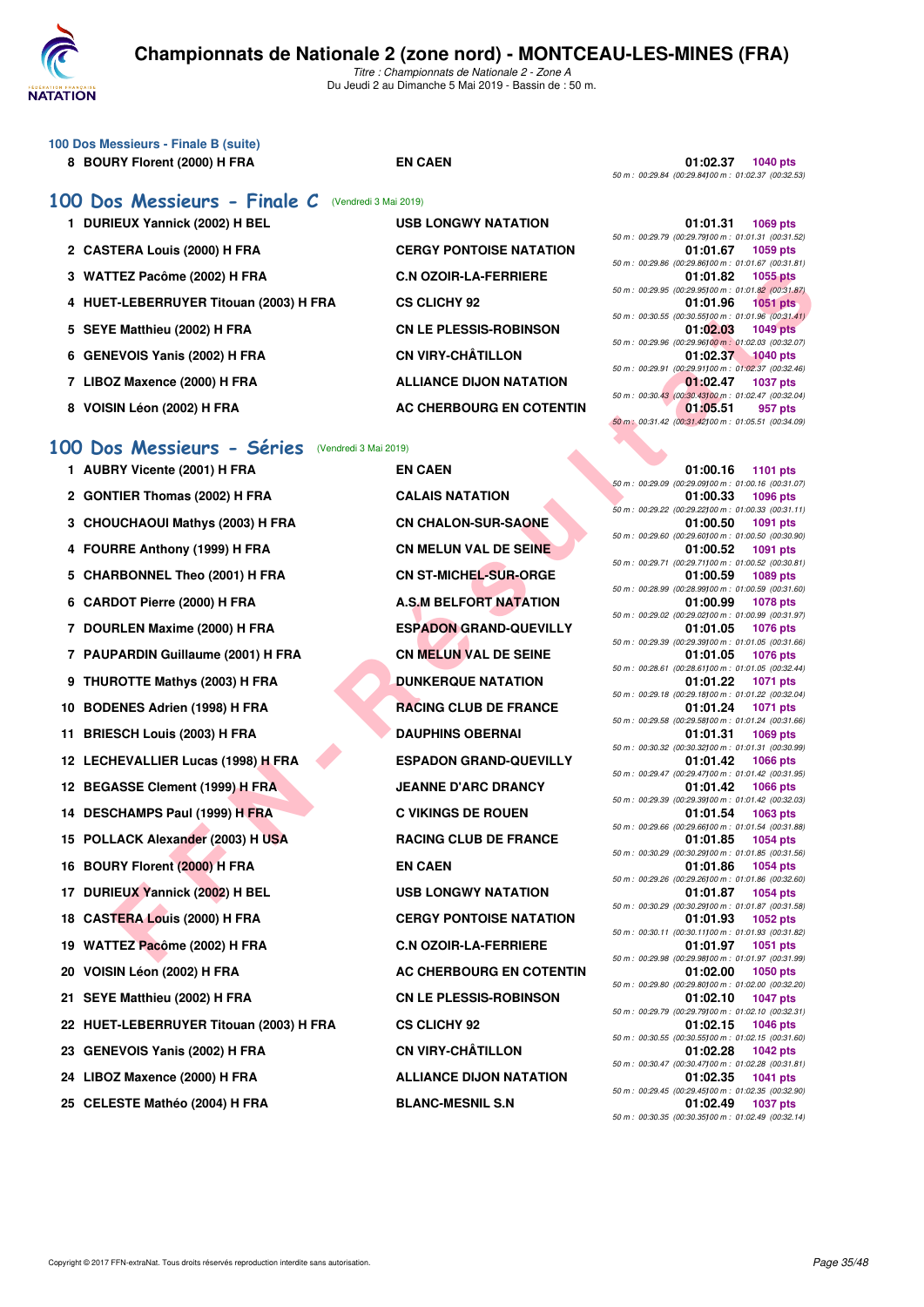### 100 Dos Messieurs - Finale B (suite)

| Rang | Nom | Club | Temps | Points | Splits |
|---|---|---|---|---|---|
| 8 | BOURY Florent (2000) H FRA | EN CAEN | 01:02.37 | 1040 pts | 50 m : 00:29.84 (00:29.84) 100 m : 01:02.37 (00:32.53) |

## 100 Dos Messieurs - Finale C (Vendredi 3 Mai 2019)

| Rang | Nom | Club | Temps | Points | Splits |
|---|---|---|---|---|---|
| 1 | DURIEUX Yannick (2002) H BEL | USB LONGWY NATATION | 01:01.31 | 1069 pts | 50 m : 00:29.79 (00:29.79) 100 m : 01:01.31 (00:31.52) |
| 2 | CASTERA Louis (2000) H FRA | CERGY PONTOISE NATATION | 01:01.67 | 1059 pts | 50 m : 00:29.86 (00:29.86) 100 m : 01:01.67 (00:31.81) |
| 3 | WATTEZ Pacôme (2002) H FRA | C.N OZOIR-LA-FERRIERE | 01:01.82 | 1055 pts | 50 m : 00:29.95 (00:29.95) 100 m : 01:01.82 (00:31.87) |
| 4 | HUET-LEBERRUYER Titouan (2003) H FRA | CS CLICHY 92 | 01:01.96 | 1051 pts | 50 m : 00:30.55 (00:30.55) 100 m : 01:01.96 (00:31.41) |
| 5 | SEYE Matthieu (2002) H FRA | CN LE PLESSIS-ROBINSON | 01:02.03 | 1049 pts | 50 m : 00:29.96 (00:29.96) 100 m : 01:02.03 (00:32.07) |
| 6 | GENEVOIS Yanis (2002) H FRA | CN VIRY-CHÂTILLON | 01:02.37 | 1040 pts | 50 m : 00:29.91 (00:29.91) 100 m : 01:02.37 (00:32.46) |
| 7 | LIBOZ Maxence (2000) H FRA | ALLIANCE DIJON NATATION | 01:02.47 | 1037 pts | 50 m : 00:30.43 (00:30.43) 100 m : 01:02.47 (00:32.04) |
| 8 | VOISIN Léon (2002) H FRA | AC CHERBOURG EN COTENTIN | 01:05.51 | 957 pts | 50 m : 00:31.42 (00:31.42) 100 m : 01:05.51 (00:34.09) |

## 100 Dos Messieurs - Séries (Vendredi 3 Mai 2019)

| Rang | Nom | Club | Temps | Points | Splits |
|---|---|---|---|---|---|
| 1 | AUBRY Vicente (2001) H FRA | EN CAEN | 01:00.16 | 1101 pts | 50 m : 00:29.09 (00:29.09) 100 m : 01:00.16 (00:31.07) |
| 2 | GONTIER Thomas (2002) H FRA | CALAIS NATATION | 01:00.33 | 1096 pts | 50 m : 00:29.22 (00:29.22) 100 m : 01:00.33 (00:31.11) |
| 3 | CHOUCHAOUI Mathys (2003) H FRA | CN CHALON-SUR-SAONE | 01:00.50 | 1091 pts | 50 m : 00:29.60 (00:29.60) 100 m : 01:00.50 (00:30.90) |
| 4 | FOURRE Anthony (1999) H FRA | CN MELUN VAL DE SEINE | 01:00.52 | 1091 pts | 50 m : 00:29.71 (00:29.71) 100 m : 01:00.52 (00:30.81) |
| 5 | CHARBONNEL Theo (2001) H FRA | CN ST-MICHEL-SUR-ORGE | 01:00.59 | 1089 pts | 50 m : 00:28.99 (00:28.99) 100 m : 01:00.59 (00:31.60) |
| 6 | CARDOT Pierre (2000) H FRA | A.S.M BELFORT NATATION | 01:00.99 | 1078 pts | 50 m : 00:29.02 (00:29.02) 100 m : 01:00.99 (00:31.97) |
| 7 | DOURLEN Maxime (2000) H FRA | ESPADON GRAND-QUEVILLY | 01:01.05 | 1076 pts | 50 m : 00:29.39 (00:29.39) 100 m : 01:01.05 (00:31.66) |
| 7 | PAUPARDIN Guillaume (2001) H FRA | CN MELUN VAL DE SEINE | 01:01.05 | 1076 pts | 50 m : 00:28.61 (00:28.61) 100 m : 01:01.05 (00:32.44) |
| 9 | THUROTTE Mathys (2003) H FRA | DUNKERQUE NATATION | 01:01.22 | 1071 pts | 50 m : 00:29.18 (00:29.18) 100 m : 01:01.22 (00:32.04) |
| 10 | BODENES Adrien (1998) H FRA | RACING CLUB DE FRANCE | 01:01.24 | 1071 pts | 50 m : 00:29.58 (00:29.58) 100 m : 01:01.24 (00:31.66) |
| 11 | BRIESCH Louis (2003) H FRA | DAUPHINS OBERNAI | 01:01.31 | 1069 pts | 50 m : 00:30.32 (00:30.32) 100 m : 01:01.31 (00:30.99) |
| 12 | LECHEVALLIER Lucas (1998) H FRA | ESPADON GRAND-QUEVILLY | 01:01.42 | 1066 pts | 50 m : 00:29.47 (00:29.47) 100 m : 01:01.42 (00:31.95) |
| 12 | BEGASSE Clement (1999) H FRA | JEANNE D'ARC DRANCY | 01:01.42 | 1066 pts | 50 m : 00:29.39 (00:29.39) 100 m : 01:01.42 (00:32.03) |
| 14 | DESCHAMPS Paul (1999) H FRA | C VIKINGS DE ROUEN | 01:01.54 | 1063 pts | 50 m : 00:29.66 (00:29.66) 100 m : 01:01.54 (00:31.88) |
| 15 | POLLACK Alexander (2003) H USA | RACING CLUB DE FRANCE | 01:01.85 | 1054 pts | 50 m : 00:30.29 (00:30.29) 100 m : 01:01.85 (00:31.56) |
| 16 | BOURY Florent (2000) H FRA | EN CAEN | 01:01.86 | 1054 pts | 50 m : 00:29.26 (00:29.26) 100 m : 01:01.86 (00:32.60) |
| 17 | DURIEUX Yannick (2002) H BEL | USB LONGWY NATATION | 01:01.87 | 1054 pts | 50 m : 00:30.29 (00:30.29) 100 m : 01:01.87 (00:31.58) |
| 18 | CASTERA Louis (2000) H FRA | CERGY PONTOISE NATATION | 01:01.93 | 1052 pts | 50 m : 00:30.11 (00:30.11) 100 m : 01:01.93 (00:31.82) |
| 19 | WATTEZ Pacôme (2002) H FRA | C.N OZOIR-LA-FERRIERE | 01:01.97 | 1051 pts | 50 m : 00:29.98 (00:29.98) 100 m : 01:01.97 (00:31.99) |
| 20 | VOISIN Léon (2002) H FRA | AC CHERBOURG EN COTENTIN | 01:02.00 | 1050 pts | 50 m : 00:29.80 (00:29.80) 100 m : 01:02.00 (00:32.20) |
| 21 | SEYE Matthieu (2002) H FRA | CN LE PLESSIS-ROBINSON | 01:02.10 | 1047 pts | 50 m : 00:29.79 (00:29.79) 100 m : 01:02.10 (00:32.31) |
| 22 | HUET-LEBERRUYER Titouan (2003) H FRA | CS CLICHY 92 | 01:02.15 | 1046 pts | 50 m : 00:30.55 (00:30.55) 100 m : 01:02.15 (00:31.60) |
| 23 | GENEVOIS Yanis (2002) H FRA | CN VIRY-CHÂTILLON | 01:02.28 | 1042 pts | 50 m : 00:30.47 (00:30.47) 100 m : 01:02.28 (00:31.81) |
| 24 | LIBOZ Maxence (2000) H FRA | ALLIANCE DIJON NATATION | 01:02.35 | 1041 pts | 50 m : 00:29.45 (00:29.45) 100 m : 01:02.35 (00:32.90) |
| 25 | CELESTE Mathéo (2004) H FRA | BLANC-MESNIL S.N | 01:02.49 | 1037 pts | 50 m : 00:30.35 (00:30.35) 100 m : 01:02.49 (00:32.14) |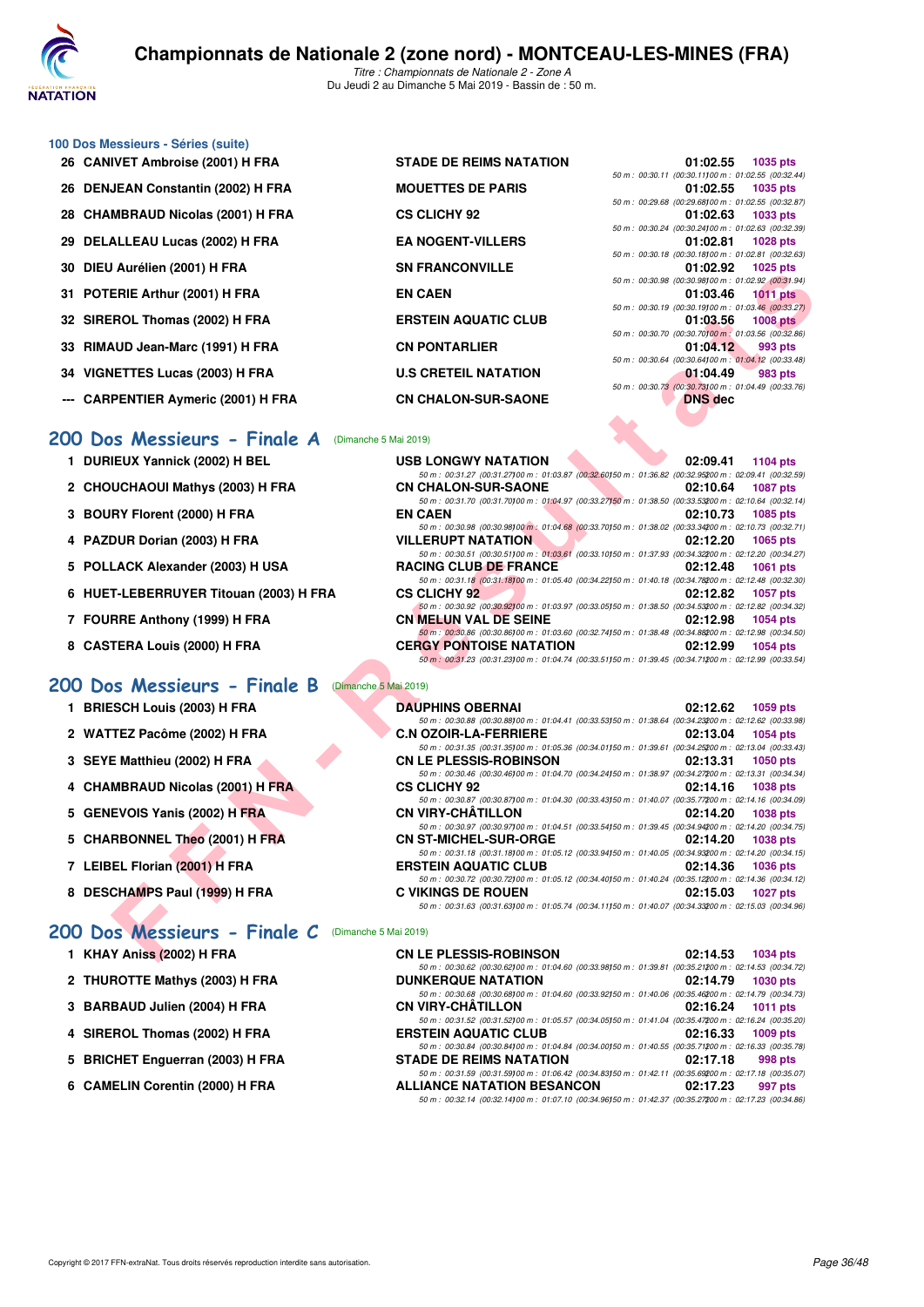# Championnats de Nationale 2 (zone nord) - MONTCEAU-LES-MINES (FRA)

*Titre : Championnats de Nationale 2 - Zone A*
Du Jeudi 2 au Dimanche 5 Mai 2019 - Bassin de : 50 m.

### 100 Dos Messieurs - Séries (suite)

| Rang | Nom | Club | Temps | Points |
|---|---|---|---|---|
| 26 | CANIVET Ambroise (2001) H FRA | STADE DE REIMS NATATION | 01:02.55 | 1035 pts |
| | | 50 m : 00:30.11 (00:30.11) 100 m : 01:02.55 (00:32.44) | | |
| 26 | DENJEAN Constantin (2002) H FRA | MOUETTES DE PARIS | 01:02.55 | 1035 pts |
| | | 50 m : 00:29.68 (00:29.68) 100 m : 01:02.55 (00:32.87) | | |
| 28 | CHAMBRAUD Nicolas (2001) H FRA | CS CLICHY 92 | 01:02.63 | 1033 pts |
| | | 50 m : 00:30.24 (00:30.24) 100 m : 01:02.63 (00:32.39) | | |
| 29 | DELALLEAU Lucas (2002) H FRA | EA NOGENT-VILLERS | 01:02.81 | 1028 pts |
| | | 50 m : 00:30.18 (00:30.18) 100 m : 01:02.81 (00:32.63) | | |
| 30 | DIEU Aurélien (2001) H FRA | SN FRANCONVILLE | 01:02.92 | 1025 pts |
| | | 50 m : 00:30.98 (00:30.98) 100 m : 01:02.92 (00:31.94) | | |
| 31 | POTERIE Arthur (2001) H FRA | EN CAEN | 01:03.46 | 1011 pts |
| | | 50 m : 00:30.19 (00:30.19) 100 m : 01:03.46 (00:33.27) | | |
| 32 | SIREROL Thomas (2002) H FRA | ERSTEIN AQUATIC CLUB | 01:03.56 | 1008 pts |
| | | 50 m : 00:30.70 (00:30.70) 100 m : 01:03.56 (00:32.86) | | |
| 33 | RIMAUD Jean-Marc (1991) H FRA | CN PONTARLIER | 01:04.12 | 993 pts |
| | | 50 m : 00:30.64 (00:30.64) 100 m : 01:04.12 (00:33.48) | | |
| 34 | VIGNETTES Lucas (2003) H FRA | U.S CRETEIL NATATION | 01:04.49 | 983 pts |
| | | 50 m : 00:30.73 (00:30.73) 100 m : 01:04.49 (00:33.76) | | |
| --- | CARPENTIER Aymeric (2001) H FRA | CN CHALON-SUR-SAONE | DNS dec | |

## 200 Dos Messieurs - Finale A (Dimanche 5 Mai 2019)

| Rang | Nom | Club | Temps | Points |
|---|---|---|---|---|
| 1 | DURIEUX Yannick (2002) H BEL | USB LONGWY NATATION | 02:09.41 | 1104 pts |
| | | 50 m : 00:31.27 (00:31.27) 100 m : 01:03.87 (00:32.60) 150 m : 01:36.82 (00:32.95) 200 m : 02:09.41 (00:32.59) | | |
| 2 | CHOUCHAOUI Mathys (2003) H FRA | CN CHALON-SUR-SAONE | 02:10.64 | 1087 pts |
| | | 50 m : 00:31.70 (00:31.70) 100 m : 01:04.97 (00:33.27) 150 m : 01:38.50 (00:33.53) 200 m : 02:10.64 (00:32.14) | | |
| 3 | BOURY Florent (2000) H FRA | EN CAEN | 02:10.73 | 1085 pts |
| | | 50 m : 00:30.98 (00:30.98) 100 m : 01:04.68 (00:33.70) 150 m : 01:38.02 (00:33.34) 200 m : 02:10.73 (00:32.71) | | |
| 4 | PAZDUR Dorian (2003) H FRA | VILLERUPT NATATION | 02:12.20 | 1065 pts |
| | | 50 m : 00:30.51 (00:30.51) 100 m : 01:03.61 (00:33.10) 150 m : 01:37.93 (00:34.32) 200 m : 02:12.20 (00:34.27) | | |
| 5 | POLLACK Alexander (2003) H USA | RACING CLUB DE FRANCE | 02:12.48 | 1061 pts |
| | | 50 m : 00:31.18 (00:31.18) 100 m : 01:05.40 (00:34.22) 150 m : 01:40.18 (00:34.78) 200 m : 02:12.48 (00:32.30) | | |
| 6 | HUET-LEBERRUYER Titouan (2003) H FRA | CS CLICHY 92 | 02:12.82 | 1057 pts |
| | | 50 m : 00:30.92 (00:30.92) 100 m : 01:03.97 (00:33.05) 150 m : 01:38.50 (00:34.53) 200 m : 02:12.82 (00:34.32) | | |
| 7 | FOURRE Anthony (1999) H FRA | CN MELUN VAL DE SEINE | 02:12.98 | 1054 pts |
| | | 50 m : 00:30.86 (00:30.86) 100 m : 01:03.60 (00:32.74) 150 m : 01:38.48 (00:34.88) 200 m : 02:12.98 (00:34.50) | | |
| 8 | CASTERA Louis (2000) H FRA | CERGY PONTOISE NATATION | 02:12.99 | 1054 pts |
| | | 50 m : 00:31.23 (00:31.23) 100 m : 01:04.74 (00:33.51) 150 m : 01:39.45 (00:34.71) 200 m : 02:12.99 (00:33.54) | | |

## 200 Dos Messieurs - Finale B (Dimanche 5 Mai 2019)

| Rang | Nom | Club | Temps | Points |
|---|---|---|---|---|
| 1 | BRIESCH Louis (2003) H FRA | DAUPHINS OBERNAI | 02:12.62 | 1059 pts |
| | | 50 m : 00:30.88 (00:30.88) 100 m : 01:04.41 (00:33.53) 150 m : 01:38.64 (00:34.23) 200 m : 02:12.62 (00:33.98) | | |
| 2 | WATTEZ Pacôme (2002) H FRA | C.N OZOIR-LA-FERRIERE | 02:13.04 | 1054 pts |
| | | 50 m : 00:31.35 (00:31.35) 100 m : 01:05.36 (00:34.01) 150 m : 01:39.61 (00:34.25) 200 m : 02:13.04 (00:33.43) | | |
| 3 | SEYE Matthieu (2002) H FRA | CN LE PLESSIS-ROBINSON | 02:13.31 | 1050 pts |
| | | 50 m : 00:30.46 (00:30.46) 100 m : 01:04.70 (00:34.24) 150 m : 01:38.97 (00:34.27) 200 m : 02:13.31 (00:34.34) | | |
| 4 | CHAMBRAUD Nicolas (2001) H FRA | CS CLICHY 92 | 02:14.16 | 1038 pts |
| | | 50 m : 00:30.87 (00:30.87) 100 m : 01:04.30 (00:33.43) 150 m : 01:40.07 (00:35.77) 200 m : 02:14.16 (00:34.09) | | |
| 5 | GENEVOIS Yanis (2002) H FRA | CN VIRY-CHÂTILLON | 02:14.20 | 1038 pts |
| | | 50 m : 00:30.97 (00:30.97) 100 m : 01:04.51 (00:33.54) 150 m : 01:39.45 (00:34.94) 200 m : 02:14.20 (00:34.75) | | |
| 5 | CHARBONNEL Theo (2001) H FRA | CN ST-MICHEL-SUR-ORGE | 02:14.20 | 1038 pts |
| | | 50 m : 00:31.18 (00:31.18) 100 m : 01:05.12 (00:33.94) 150 m : 01:40.05 (00:34.93) 200 m : 02:14.20 (00:34.15) | | |
| 7 | LEIBEL Florian (2001) H FRA | ERSTEIN AQUATIC CLUB | 02:14.36 | 1036 pts |
| | | 50 m : 00:30.72 (00:30.72) 100 m : 01:05.12 (00:34.40) 150 m : 01:40.24 (00:35.12) 200 m : 02:14.36 (00:34.12) | | |
| 8 | DESCHAMPS Paul (1999) H FRA | C VIKINGS DE ROUEN | 02:15.03 | 1027 pts |
| | | 50 m : 00:31.63 (00:31.63) 100 m : 01:05.74 (00:34.11) 150 m : 01:40.07 (00:34.33) 200 m : 02:15.03 (00:34.96) | | |

## 200 Dos Messieurs - Finale C (Dimanche 5 Mai 2019)

| Rang | Nom | Club | Temps | Points |
|---|---|---|---|---|
| 1 | KHAY Aniss (2002) H FRA | CN LE PLESSIS-ROBINSON | 02:14.53 | 1034 pts |
| | | 50 m : 00:30.62 (00:30.62) 100 m : 01:04.60 (00:33.98) 150 m : 01:39.81 (00:35.21) 200 m : 02:14.53 (00:34.72) | | |
| 2 | THUROTTE Mathys (2003) H FRA | DUNKERQUE NATATION | 02:14.79 | 1030 pts |
| | | 50 m : 00:30.68 (00:30.68) 100 m : 01:04.60 (00:33.92) 150 m : 01:40.06 (00:35.46) 200 m : 02:14.79 (00:34.73) | | |
| 3 | BARBAUD Julien (2004) H FRA | CN VIRY-CHÂTILLON | 02:16.24 | 1011 pts |
| | | 50 m : 00:31.52 (00:31.52) 100 m : 01:05.57 (00:34.05) 150 m : 01:41.04 (00:35.47) 200 m : 02:16.24 (00:35.20) | | |
| 4 | SIREROL Thomas (2002) H FRA | ERSTEIN AQUATIC CLUB | 02:16.33 | 1009 pts |
| | | 50 m : 00:30.84 (00:30.84) 100 m : 01:04.84 (00:34.00) 150 m : 01:40.55 (00:35.71) 200 m : 02:16.33 (00:35.78) | | |
| 5 | BRICHET Enguerran (2003) H FRA | STADE DE REIMS NATATION | 02:17.18 | 998 pts |
| | | 50 m : 00:31.59 (00:31.59) 100 m : 01:06.42 (00:34.83) 150 m : 01:42.11 (00:35.69) 200 m : 02:17.18 (00:35.07) | | |
| 6 | CAMELIN Corentin (2000) H FRA | ALLIANCE NATATION BESANCON | 02:17.23 | 997 pts |
| | | 50 m : 00:32.14 (00:32.14) 100 m : 01:07.10 (00:34.96) 150 m : 01:42.37 (00:35.27) 200 m : 02:17.23 (00:34.86) | | |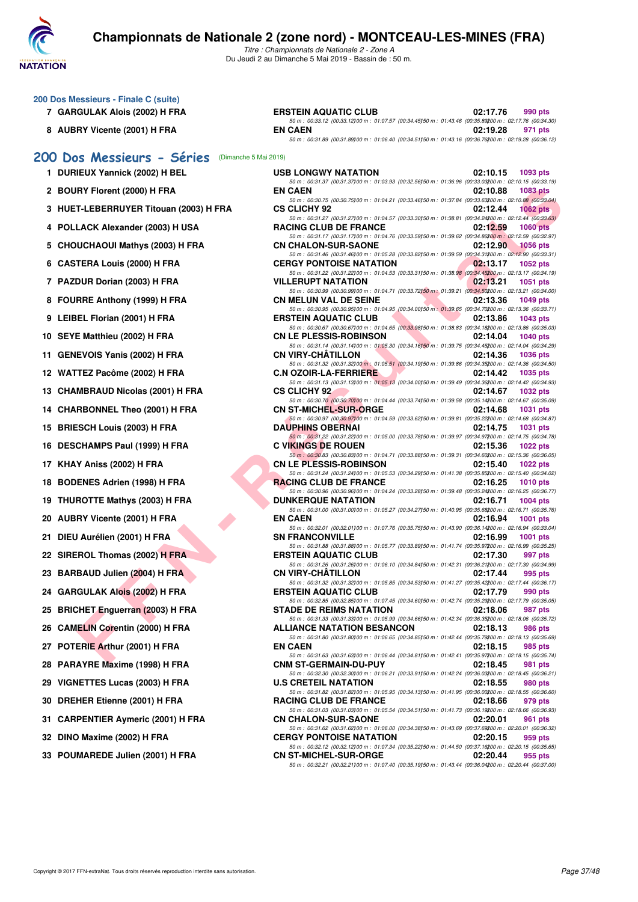### 200 Dos Messieurs - Finale C (suite)

| | Nom | Club | Temps | Points |
|---|---|---|---|---|
| 7 | GARGULAK Alois (2002) H FRA | ERSTEIN AQUATIC CLUB | 02:17.76 | 990 pts |
| | | 50 m : 00:33.12 (00:33.12) 100 m : 01:07.57 (00:34.45) 150 m : 01:43.46 (00:35.89) 200 m : 02:17.76 (00:34.30) | | |
| 8 | AUBRY Vicente (2001) H FRA | EN CAEN | 02:19.28 | 971 pts |
| | | 50 m : 00:31.89 (00:31.89) 100 m : 01:06.40 (00:34.51) 150 m : 01:43.16 (00:36.76) 200 m : 02:19.28 (00:36.12) | | |

## 200 Dos Messieurs - Séries (Dimanche 5 Mai 2019)

| | Nom | Club | Temps | Points |
|---|---|---|---|---|
| 1 | DURIEUX Yannick (2002) H BEL | USB LONGWY NATATION | 02:10.15 | 1093 pts |
| | | 50 m : 00:31.37 (00:31.37) 100 m : 01:03.93 (00:32.56) 150 m : 01:36.96 (00:33.03) 200 m : 02:10.15 (00:33.19) | | |
| 2 | BOURY Florent (2000) H FRA | EN CAEN | 02:10.88 | 1083 pts |
| | | 50 m : 00:30.75 (00:30.75) 100 m : 01:04.21 (00:33.46) 150 m : 01:37.84 (00:33.63) 200 m : 02:10.88 (00:33.04) | | |
| 3 | HUET-LEBERRUYER Titouan (2003) H FRA | CS CLICHY 92 | 02:12.44 | 1062 pts |
| | | 50 m : 00:31.27 (00:31.27) 100 m : 01:04.57 (00:33.30) 150 m : 01:38.81 (00:34.24) 200 m : 02:12.44 (00:33.63) | | |
| 4 | POLLACK Alexander (2003) H USA | RACING CLUB DE FRANCE | 02:12.59 | 1060 pts |
| | | 50 m : 00:31.17 (00:31.17) 100 m : 01:04.76 (00:33.59) 150 m : 01:39.62 (00:34.86) 200 m : 02:12.59 (00:32.97) | | |
| 5 | CHOUCHAOUI Mathys (2003) H FRA | CN CHALON-SUR-SAONE | 02:12.90 | 1056 pts |
| | | 50 m : 00:31.46 (00:31.46) 100 m : 01:05.28 (00:33.82) 150 m : 01:39.59 (00:34.31) 200 m : 02:12.90 (00:33.31) | | |
| 6 | CASTERA Louis (2000) H FRA | CERGY PONTOISE NATATION | 02:13.17 | 1052 pts |
| | | 50 m : 00:31.22 (00:31.22) 100 m : 01:04.53 (00:33.31) 150 m : 01:38.98 (00:34.45) 200 m : 02:13.17 (00:34.19) | | |
| 7 | PAZDUR Dorian (2003) H FRA | VILLERUPT NATATION | 02:13.21 | 1051 pts |
| | | 50 m : 00:30.99 (00:30.99) 100 m : 01:04.71 (00:33.72) 150 m : 01:39.21 (00:34.50) 200 m : 02:13.21 (00:34.00) | | |
| 8 | FOURRE Anthony (1999) H FRA | CN MELUN VAL DE SEINE | 02:13.36 | 1049 pts |
| | | 50 m : 00:30.95 (00:30.95) 100 m : 01:04.95 (00:34.00) 150 m : 01:39.65 (00:34.70) 200 m : 02:13.36 (00:33.71) | | |
| 9 | LEIBEL Florian (2001) H FRA | ERSTEIN AQUATIC CLUB | 02:13.86 | 1043 pts |
| | | 50 m : 00:30.67 (00:30.67) 100 m : 01:04.65 (00:33.98) 150 m : 01:38.83 (00:34.18) 200 m : 02:13.86 (00:35.03) | | |
| 10 | SEYE Matthieu (2002) H FRA | CN LE PLESSIS-ROBINSON | 02:14.04 | 1040 pts |
| | | 50 m : 00:31.14 (00:31.14) 100 m : 01:05.30 (00:34.16) 150 m : 01:39.75 (00:34.45) 200 m : 02:14.04 (00:34.29) | | |
| 11 | GENEVOIS Yanis (2002) H FRA | CN VIRY-CHÂTILLON | 02:14.36 | 1036 pts |
| | | 50 m : 00:31.32 (00:31.32) 100 m : 01:05.51 (00:34.19) 150 m : 01:39.86 (00:34.35) 200 m : 02:14.36 (00:34.50) | | |
| 12 | WATTEZ Pacôme (2002) H FRA | C.N OZOIR-LA-FERRIERE | 02:14.42 | 1035 pts |
| | | 50 m : 00:31.13 (00:31.13) 100 m : 01:05.13 (00:34.00) 150 m : 01:39.49 (00:34.36) 200 m : 02:14.42 (00:34.93) | | |
| 13 | CHAMBRAUD Nicolas (2001) H FRA | CS CLICHY 92 | 02:14.67 | 1032 pts |
| | | 50 m : 00:30.70 (00:30.70) 100 m : 01:04.44 (00:33.74) 150 m : 01:39.58 (00:35.14) 200 m : 02:14.67 (00:35.09) | | |
| 14 | CHARBONNEL Theo (2001) H FRA | CN ST-MICHEL-SUR-ORGE | 02:14.68 | 1031 pts |
| | | 50 m : 00:30.97 (00:30.97) 100 m : 01:04.59 (00:33.62) 150 m : 01:39.81 (00:35.22) 200 m : 02:14.68 (00:34.87) | | |
| 15 | BRIESCH Louis (2003) H FRA | DAUPHINS OBERNAI | 02:14.75 | 1031 pts |
| | | 50 m : 00:31.22 (00:31.22) 100 m : 01:05.00 (00:33.78) 150 m : 01:39.97 (00:34.97) 200 m : 02:14.75 (00:34.78) | | |
| 16 | DESCHAMPS Paul (1999) H FRA | C VIKINGS DE ROUEN | 02:15.36 | 1022 pts |
| | | 50 m : 00:30.83 (00:30.83) 100 m : 01:04.71 (00:33.88) 150 m : 01:39.31 (00:34.60) 200 m : 02:15.36 (00:36.05) | | |
| 17 | KHAY Aniss (2002) H FRA | CN LE PLESSIS-ROBINSON | 02:15.40 | 1022 pts |
| | | 50 m : 00:31.24 (00:31.24) 100 m : 01:05.53 (00:34.29) 150 m : 01:41.38 (00:35.85) 200 m : 02:15.40 (00:34.02) | | |
| 18 | BODENES Adrien (1998) H FRA | RACING CLUB DE FRANCE | 02:16.25 | 1010 pts |
| | | 50 m : 00:30.96 (00:30.96) 100 m : 01:04.24 (00:33.28) 150 m : 01:39.48 (00:35.24) 200 m : 02:16.25 (00:36.77) | | |
| 19 | THUROTTE Mathys (2003) H FRA | DUNKERQUE NATATION | 02:16.71 | 1004 pts |
| | | 50 m : 00:31.00 (00:31.00) 100 m : 01:05.27 (00:34.27) 150 m : 01:40.95 (00:35.68) 200 m : 02:16.71 (00:35.76) | | |
| 20 | AUBRY Vicente (2001) H FRA | EN CAEN | 02:16.94 | 1001 pts |
| | | 50 m : 00:32.01 (00:32.01) 100 m : 01:07.76 (00:35.75) 150 m : 01:43.90 (00:36.14) 200 m : 02:16.94 (00:33.04) | | |
| 21 | DIEU Aurélien (2001) H FRA | SN FRANCONVILLE | 02:16.99 | 1001 pts |
| | | 50 m : 00:31.88 (00:31.88) 100 m : 01:05.77 (00:33.89) 150 m : 01:41.74 (00:35.97) 200 m : 02:16.99 (00:35.25) | | |
| 22 | SIREROL Thomas (2002) H FRA | ERSTEIN AQUATIC CLUB | 02:17.30 | 997 pts |
| | | 50 m : 00:31.26 (00:31.26) 100 m : 01:06.10 (00:34.84) 150 m : 01:42.31 (00:36.21) 200 m : 02:17.30 (00:34.99) | | |
| 23 | BARBAUD Julien (2004) H FRA | CN VIRY-CHÂTILLON | 02:17.44 | 995 pts |
| | | 50 m : 00:31.32 (00:31.32) 100 m : 01:05.85 (00:34.53) 150 m : 01:41.27 (00:35.42) 200 m : 02:17.44 (00:36.17) | | |
| 24 | GARGULAK Alois (2002) H FRA | ERSTEIN AQUATIC CLUB | 02:17.79 | 990 pts |
| | | 50 m : 00:32.85 (00:32.85) 100 m : 01:07.45 (00:34.60) 150 m : 01:42.74 (00:35.29) 200 m : 02:17.79 (00:35.05) | | |
| 25 | BRICHET Enguerran (2003) H FRA | STADE DE REIMS NATATION | 02:18.06 | 987 pts |
| | | 50 m : 00:31.33 (00:31.33) 100 m : 01:05.99 (00:34.66) 150 m : 01:42.34 (00:36.35) 200 m : 02:18.06 (00:35.72) | | |
| 26 | CAMELIN Corentin (2000) H FRA | ALLIANCE NATATION BESANCON | 02:18.13 | 986 pts |
| | | 50 m : 00:31.80 (00:31.80) 100 m : 01:06.65 (00:34.85) 150 m : 01:42.44 (00:35.79) 200 m : 02:18.13 (00:35.69) | | |
| 27 | POTERIE Arthur (2001) H FRA | EN CAEN | 02:18.15 | 985 pts |
| | | 50 m : 00:31.63 (00:31.63) 100 m : 01:06.44 (00:34.81) 150 m : 01:42.41 (00:35.97) 200 m : 02:18.15 (00:35.74) | | |
| 28 | PARAYRE Maxime (1998) H FRA | CNM ST-GERMAIN-DU-PUY | 02:18.45 | 981 pts |
| | | 50 m : 00:32.30 (00:32.30) 100 m : 01:06.21 (00:33.91) 150 m : 01:42.24 (00:36.03) 200 m : 02:18.45 (00:36.21) | | |
| 29 | VIGNETTES Lucas (2003) H FRA | U.S CRETEIL NATATION | 02:18.55 | 980 pts |
| | | 50 m : 00:31.82 (00:31.82) 100 m : 01:05.95 (00:34.13) 150 m : 01:41.95 (00:36.00) 200 m : 02:18.55 (00:36.60) | | |
| 30 | DREHER Etienne (2001) H FRA | RACING CLUB DE FRANCE | 02:18.66 | 979 pts |
| | | 50 m : 00:31.03 (00:31.03) 100 m : 01:05.54 (00:34.51) 150 m : 01:41.73 (00:36.19) 200 m : 02:18.66 (00:36.93) | | |
| 31 | CARPENTIER Aymeric (2001) H FRA | CN CHALON-SUR-SAONE | 02:20.01 | 961 pts |
| | | 50 m : 00:31.62 (00:31.62) 100 m : 01:06.00 (00:34.38) 150 m : 01:43.69 (00:37.69) 200 m : 02:20.01 (00:36.32) | | |
| 32 | DINO Maxime (2002) H FRA | CERGY PONTOISE NATATION | 02:20.15 | 959 pts |
| | | 50 m : 00:32.12 (00:32.12) 100 m : 01:07.34 (00:35.22) 150 m : 01:44.50 (00:37.16) 200 m : 02:20.15 (00:35.65) | | |
| 33 | POUMAREDE Julien (2001) H FRA | CN ST-MICHEL-SUR-ORGE | 02:20.44 | 955 pts |
| | | 50 m : 00:32.21 (00:32.21) 100 m : 01:07.40 (00:35.19) 150 m : 01:43.44 (00:36.04) 200 m : 02:20.44 (00:37.00) | | |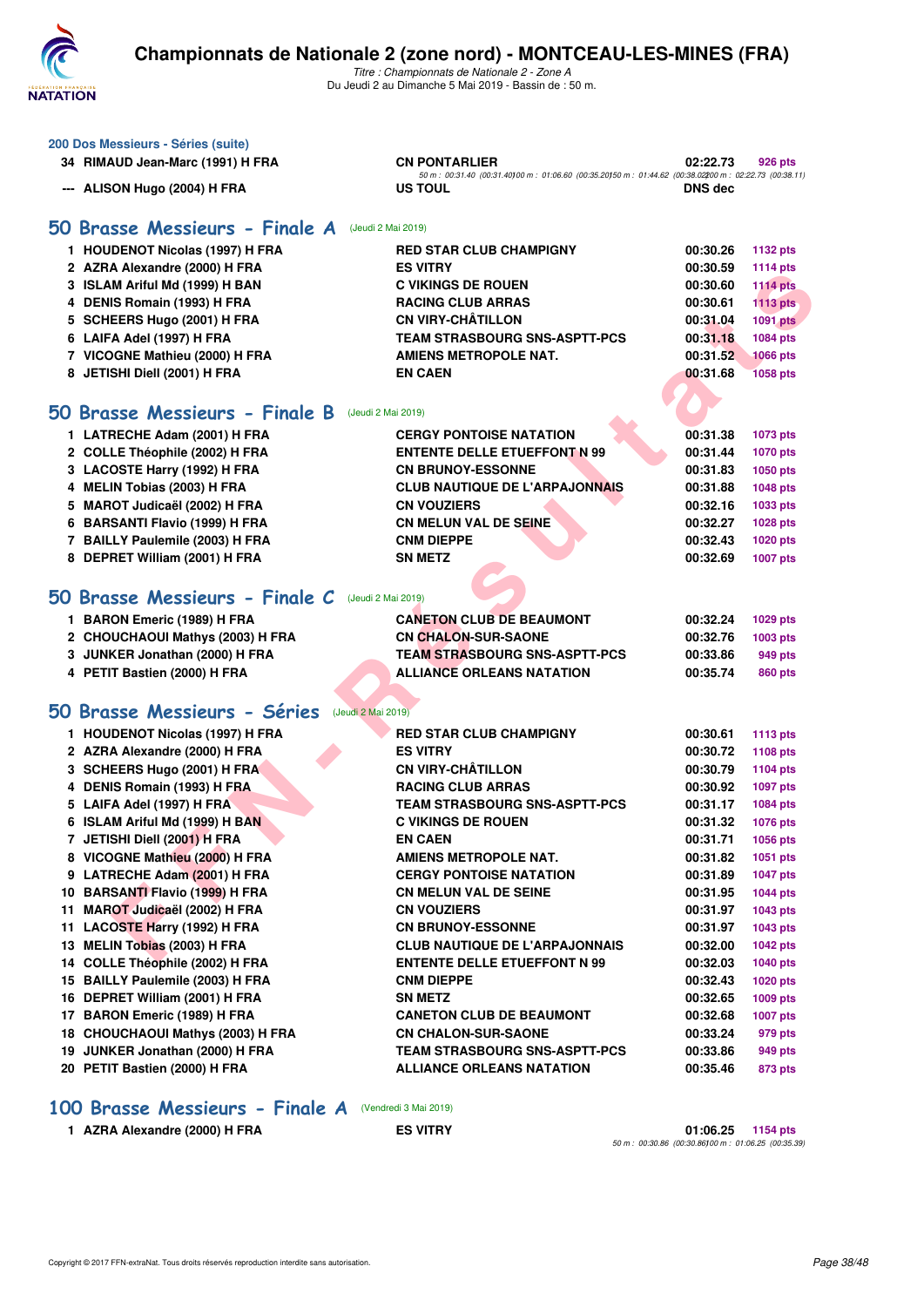## 200 Dos Messieurs - Séries (suite)

| | | | | |
|---|---|---|---|---|
| 34 | RIMAUD Jean-Marc (1991) H FRA | CN PONTARLIER | 02:22.73 | 926 pts |
| | | 50 m : 00:31.40 (00:31.40) 100 m : 01:06.60 (00:35.20) 150 m : 01:44.62 (00:38.02) 200 m : 02:22.73 (00:38.11) | | |
| --- | ALISON Hugo (2004) H FRA | US TOUL | DNS dec | |

## 50 Brasse Messieurs - Finale A (Jeudi 2 Mai 2019)

| | | | | |
|---|---|---|---|---|
| 1 | HOUDENOT Nicolas (1997) H FRA | RED STAR CLUB CHAMPIGNY | 00:30.26 | 1132 pts |
| 2 | AZRA Alexandre (2000) H FRA | ES VITRY | 00:30.59 | 1114 pts |
| 3 | ISLAM Ariful Md (1999) H BAN | C VIKINGS DE ROUEN | 00:30.60 | 1114 pts |
| 4 | DENIS Romain (1993) H FRA | RACING CLUB ARRAS | 00:30.61 | 1113 pts |
| 5 | SCHEERS Hugo (2001) H FRA | CN VIRY-CHÂTILLON | 00:31.04 | 1091 pts |
| 6 | LAIFA Adel (1997) H FRA | TEAM STRASBOURG SNS-ASPTT-PCS | 00:31.18 | 1084 pts |
| 7 | VICOGNE Mathieu (2000) H FRA | AMIENS METROPOLE NAT. | 00:31.52 | 1066 pts |
| 8 | JETISHI Diell (2001) H FRA | EN CAEN | 00:31.68 | 1058 pts |

## 50 Brasse Messieurs - Finale B (Jeudi 2 Mai 2019)

| | | | | |
|---|---|---|---|---|
| 1 | LATRECHE Adam (2001) H FRA | CERGY PONTOISE NATATION | 00:31.38 | 1073 pts |
| 2 | COLLE Théophile (2002) H FRA | ENTENTE DELLE ETUEFFONT N 99 | 00:31.44 | 1070 pts |
| 3 | LACOSTE Harry (1992) H FRA | CN BRUNOY-ESSONNE | 00:31.83 | 1050 pts |
| 4 | MELIN Tobias (2003) H FRA | CLUB NAUTIQUE DE L'ARPAJONNAIS | 00:31.88 | 1048 pts |
| 5 | MAROT Judicaël (2002) H FRA | CN VOUZIERS | 00:32.16 | 1033 pts |
| 6 | BARSANTI Flavio (1999) H FRA | CN MELUN VAL DE SEINE | 00:32.27 | 1028 pts |
| 7 | BAILLY Paulemile (2003) H FRA | CNM DIEPPE | 00:32.43 | 1020 pts |
| 8 | DEPRET William (2001) H FRA | SN METZ | 00:32.69 | 1007 pts |

## 50 Brasse Messieurs - Finale C (Jeudi 2 Mai 2019)

| | | | | |
|---|---|---|---|---|
| 1 | BARON Emeric (1989) H FRA | CANETON CLUB DE BEAUMONT | 00:32.24 | 1029 pts |
| 2 | CHOUCHAOUI Mathys (2003) H FRA | CN CHALON-SUR-SAONE | 00:32.76 | 1003 pts |
| 3 | JUNKER Jonathan (2000) H FRA | TEAM STRASBOURG SNS-ASPTT-PCS | 00:33.86 | 949 pts |
| 4 | PETIT Bastien (2000) H FRA | ALLIANCE ORLEANS NATATION | 00:35.74 | 860 pts |

## 50 Brasse Messieurs - Séries (Jeudi 2 Mai 2019)

| | | | | |
|---|---|---|---|---|
| 1 | HOUDENOT Nicolas (1997) H FRA | RED STAR CLUB CHAMPIGNY | 00:30.61 | 1113 pts |
| 2 | AZRA Alexandre (2000) H FRA | ES VITRY | 00:30.72 | 1108 pts |
| 3 | SCHEERS Hugo (2001) H FRA | CN VIRY-CHÂTILLON | 00:30.79 | 1104 pts |
| 4 | DENIS Romain (1993) H FRA | RACING CLUB ARRAS | 00:30.92 | 1097 pts |
| 5 | LAIFA Adel (1997) H FRA | TEAM STRASBOURG SNS-ASPTT-PCS | 00:31.17 | 1084 pts |
| 6 | ISLAM Ariful Md (1999) H BAN | C VIKINGS DE ROUEN | 00:31.32 | 1076 pts |
| 7 | JETISHI Diell (2001) H FRA | EN CAEN | 00:31.71 | 1056 pts |
| 8 | VICOGNE Mathieu (2000) H FRA | AMIENS METROPOLE NAT. | 00:31.82 | 1051 pts |
| 9 | LATRECHE Adam (2001) H FRA | CERGY PONTOISE NATATION | 00:31.89 | 1047 pts |
| 10 | BARSANTI Flavio (1999) H FRA | CN MELUN VAL DE SEINE | 00:31.95 | 1044 pts |
| 11 | MAROT Judicaël (2002) H FRA | CN VOUZIERS | 00:31.97 | 1043 pts |
| 11 | LACOSTE Harry (1992) H FRA | CN BRUNOY-ESSONNE | 00:31.97 | 1043 pts |
| 13 | MELIN Tobias (2003) H FRA | CLUB NAUTIQUE DE L'ARPAJONNAIS | 00:32.00 | 1042 pts |
| 14 | COLLE Théophile (2002) H FRA | ENTENTE DELLE ETUEFFONT N 99 | 00:32.03 | 1040 pts |
| 15 | BAILLY Paulemile (2003) H FRA | CNM DIEPPE | 00:32.43 | 1020 pts |
| 16 | DEPRET William (2001) H FRA | SN METZ | 00:32.65 | 1009 pts |
| 17 | BARON Emeric (1989) H FRA | CANETON CLUB DE BEAUMONT | 00:32.68 | 1007 pts |
| 18 | CHOUCHAOUI Mathys (2003) H FRA | CN CHALON-SUR-SAONE | 00:33.24 | 979 pts |
| 19 | JUNKER Jonathan (2000) H FRA | TEAM STRASBOURG SNS-ASPTT-PCS | 00:33.86 | 949 pts |
| 20 | PETIT Bastien (2000) H FRA | ALLIANCE ORLEANS NATATION | 00:35.46 | 873 pts |

## 100 Brasse Messieurs - Finale A (Vendredi 3 Mai 2019)

| | | | | |
|---|---|---|---|---|
| 1 | AZRA Alexandre (2000) H FRA | ES VITRY | 01:06.25 | 1154 pts |
| | | 50 m : 00:30.86 (00:30.86) 100 m : 01:06.25 (00:35.39) | | |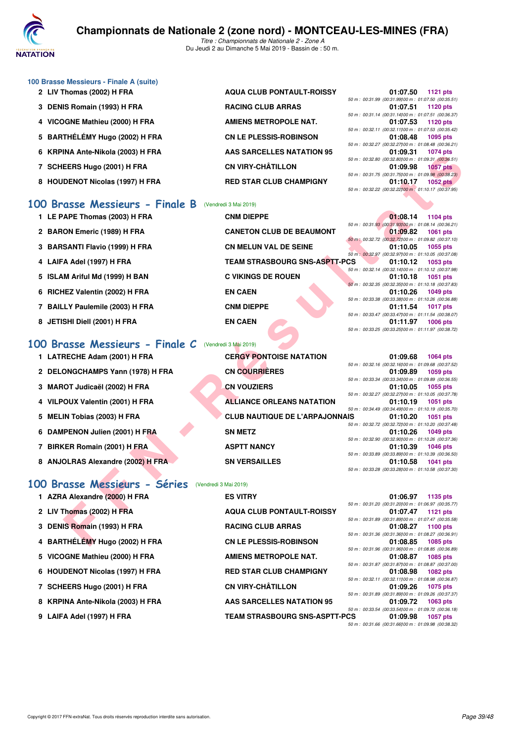### 100 Brasse Messieurs - Finale A (suite)

| Rang | Nom | Club | Temps | Points | Splits |
|---|---|---|---|---|---|
| 2 | LIV Thomas (2002) H FRA | AQUA CLUB PONTAULT-ROISSY | 01:07.50 | 1121 pts | 50 m : 00:31.99 (00:31.99) 100 m : 01:07.50 (00:35.51) |
| 3 | DENIS Romain (1993) H FRA | RACING CLUB ARRAS | 01:07.51 | 1120 pts | 50 m : 00:31.14 (00:31.14) 100 m : 01:07.51 (00:36.37) |
| 4 | VICOGNE Mathieu (2000) H FRA | AMIENS METROPOLE NAT. | 01:07.53 | 1120 pts | 50 m : 00:32.11 (00:32.11) 100 m : 01:07.53 (00:35.42) |
| 5 | BARTHÉLÉMY Hugo (2002) H FRA | CN LE PLESSIS-ROBINSON | 01:08.48 | 1095 pts | 50 m : 00:32.27 (00:32.27) 100 m : 01:08.48 (00:36.21) |
| 6 | KRPINA Ante-Nikola (2003) H FRA | AAS SARCELLES NATATION 95 | 01:09.31 | 1074 pts | 50 m : 00:32.80 (00:32.80) 100 m : 01:09.31 (00:36.51) |
| 7 | SCHEERS Hugo (2001) H FRA | CN VIRY-CHÂTILLON | 01:09.98 | 1057 pts | 50 m : 00:31.75 (00:31.75) 100 m : 01:09.98 (00:38.23) |
| 8 | HOUDENOT Nicolas (1997) H FRA | RED STAR CLUB CHAMPIGNY | 01:10.17 | 1052 pts | 50 m : 00:32.22 (00:32.22) 100 m : 01:10.17 (00:37.95) |

## 100 Brasse Messieurs - Finale B (Vendredi 3 Mai 2019)

| Rang | Nom | Club | Temps | Points | Splits |
|---|---|---|---|---|---|
| 1 | LE PAPE Thomas (2003) H FRA | CNM DIEPPE | 01:08.14 | 1104 pts | 50 m : 00:31.93 (00:31.93) 100 m : 01:08.14 (00:36.21) |
| 2 | BARON Emeric (1989) H FRA | CANETON CLUB DE BEAUMONT | 01:09.82 | 1061 pts | 50 m : 00:32.72 (00:32.72) 100 m : 01:09.82 (00:37.10) |
| 3 | BARSANTI Flavio (1999) H FRA | CN MELUN VAL DE SEINE | 01:10.05 | 1055 pts | 50 m : 00:32.97 (00:32.97) 100 m : 01:10.05 (00:37.08) |
| 4 | LAIFA Adel (1997) H FRA | TEAM STRASBOURG SNS-ASPTT-PCS | 01:10.12 | 1053 pts | 50 m : 00:32.14 (00:32.14) 100 m : 01:10.12 (00:37.98) |
| 5 | ISLAM Ariful Md (1999) H BAN | C VIKINGS DE ROUEN | 01:10.18 | 1051 pts | 50 m : 00:32.35 (00:32.35) 100 m : 01:10.18 (00:37.83) |
| 6 | RICHEZ Valentin (2002) H FRA | EN CAEN | 01:10.26 | 1049 pts | 50 m : 00:33.38 (00:33.38) 100 m : 01:10.26 (00:36.88) |
| 7 | BAILLY Paulemile (2003) H FRA | CNM DIEPPE | 01:11.54 | 1017 pts | 50 m : 00:33.47 (00:33.47) 100 m : 01:11.54 (00:38.07) |
| 8 | JETISHI Diell (2001) H FRA | EN CAEN | 01:11.97 | 1006 pts | 50 m : 00:33.25 (00:33.25) 100 m : 01:11.97 (00:38.72) |

## 100 Brasse Messieurs - Finale C (Vendredi 3 Mai 2019)

| Rang | Nom | Club | Temps | Points | Splits |
|---|---|---|---|---|---|
| 1 | LATRECHE Adam (2001) H FRA | CERGY PONTOISE NATATION | 01:09.68 | 1064 pts | 50 m : 00:32.16 (00:32.16) 100 m : 01:09.68 (00:37.52) |
| 2 | DELONGCHAMPS Yann (1978) H FRA | CN COURRIÈRES | 01:09.89 | 1059 pts | 50 m : 00:33.34 (00:33.34) 100 m : 01:09.89 (00:36.55) |
| 3 | MAROT Judicaël (2002) H FRA | CN VOUZIERS | 01:10.05 | 1055 pts | 50 m : 00:32.27 (00:32.27) 100 m : 01:10.05 (00:37.78) |
| 4 | VILPOUX Valentin (2001) H FRA | ALLIANCE ORLEANS NATATION | 01:10.19 | 1051 pts | 50 m : 00:34.49 (00:34.49) 100 m : 01:10.19 (00:35.70) |
| 5 | MELIN Tobias (2003) H FRA | CLUB NAUTIQUE DE L'ARPAJONNAIS | 01:10.20 | 1051 pts | 50 m : 00:32.72 (00:32.72) 100 m : 01:10.20 (00:37.48) |
| 6 | DAMPENON Julien (2001) H FRA | SN METZ | 01:10.26 | 1049 pts | 50 m : 00:32.90 (00:32.90) 100 m : 01:10.26 (00:37.36) |
| 7 | BIRKER Romain (2001) H FRA | ASPTT NANCY | 01:10.39 | 1046 pts | 50 m : 00:33.89 (00:33.89) 100 m : 01:10.39 (00:36.50) |
| 8 | ANJOLRAS Alexandre (2002) H FRA | SN VERSAILLES | 01:10.58 | 1041 pts | 50 m : 00:33.28 (00:33.28) 100 m : 01:10.58 (00:37.30) |

## 100 Brasse Messieurs - Séries (Vendredi 3 Mai 2019)

| Rang | Nom | Club | Temps | Points | Splits |
|---|---|---|---|---|---|
| 1 | AZRA Alexandre (2000) H FRA | ES VITRY | 01:06.97 | 1135 pts | 50 m : 00:31.20 (00:31.20) 100 m : 01:06.97 (00:35.77) |
| 2 | LIV Thomas (2002) H FRA | AQUA CLUB PONTAULT-ROISSY | 01:07.47 | 1121 pts | 50 m : 00:31.89 (00:31.89) 100 m : 01:07.47 (00:35.58) |
| 3 | DENIS Romain (1993) H FRA | RACING CLUB ARRAS | 01:08.27 | 1100 pts | 50 m : 00:31.36 (00:31.36) 100 m : 01:08.27 (00:36.91) |
| 4 | BARTHÉLÉMY Hugo (2002) H FRA | CN LE PLESSIS-ROBINSON | 01:08.85 | 1085 pts | 50 m : 00:31.96 (00:31.96) 100 m : 01:08.85 (00:36.89) |
| 5 | VICOGNE Mathieu (2000) H FRA | AMIENS METROPOLE NAT. | 01:08.87 | 1085 pts | 50 m : 00:31.87 (00:31.87) 100 m : 01:08.87 (00:37.00) |
| 6 | HOUDENOT Nicolas (1997) H FRA | RED STAR CLUB CHAMPIGNY | 01:08.98 | 1082 pts | 50 m : 00:32.11 (00:32.11) 100 m : 01:08.98 (00:36.87) |
| 7 | SCHEERS Hugo (2001) H FRA | CN VIRY-CHÂTILLON | 01:09.26 | 1075 pts | 50 m : 00:31.89 (00:31.89) 100 m : 01:09.26 (00:37.37) |
| 8 | KRPINA Ante-Nikola (2003) H FRA | AAS SARCELLES NATATION 95 | 01:09.72 | 1063 pts | 50 m : 00:33.54 (00:33.54) 100 m : 01:09.72 (00:36.18) |
| 9 | LAIFA Adel (1997) H FRA | TEAM STRASBOURG SNS-ASPTT-PCS | 01:09.98 | 1057 pts | 50 m : 00:31.66 (00:31.66) 100 m : 01:09.98 (00:38.32) |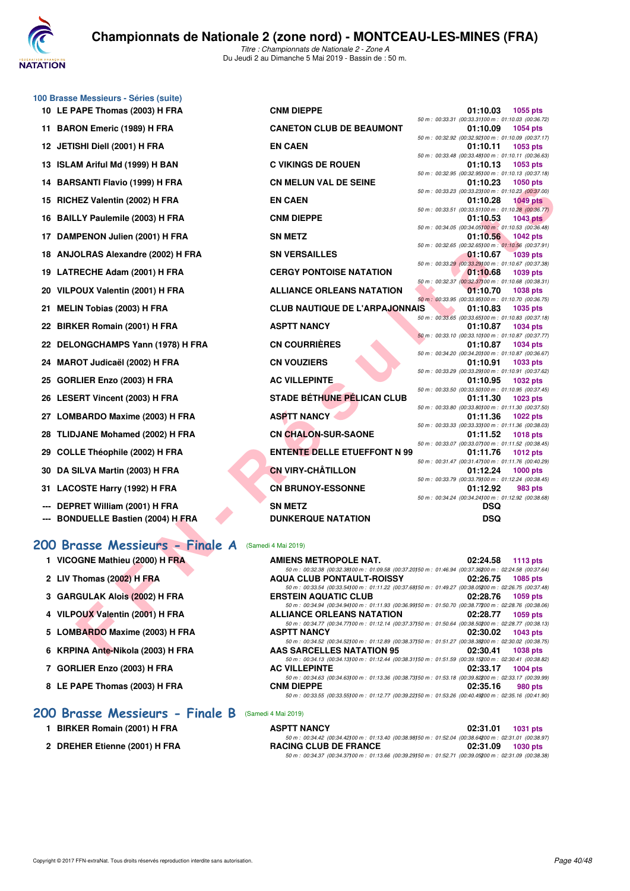### 100 Brasse Messieurs - Séries (suite)

| Rg | Nom | Club | Temps | Points | Splits |
|---|---|---|---|---|---|
| 10 | LE PAPE Thomas (2003) H FRA | CNM DIEPPE | 01:10.03 | 1055 pts | 50 m : 00:33.31 (00:33.31) 100 m : 01:10.03 (00:36.72) |
| 11 | BARON Emeric (1989) H FRA | CANETON CLUB DE BEAUMONT | 01:10.09 | 1054 pts | 50 m : 00:32.92 (00:32.92) 100 m : 01:10.09 (00:37.17) |
| 12 | JETISHI Diell (2001) H FRA | EN CAEN | 01:10.11 | 1053 pts | 50 m : 00:33.48 (00:33.48) 100 m : 01:10.11 (00:36.63) |
| 13 | ISLAM Ariful Md (1999) H BAN | C VIKINGS DE ROUEN | 01:10.13 | 1053 pts | 50 m : 00:32.95 (00:32.95) 100 m : 01:10.13 (00:37.18) |
| 14 | BARSANTI Flavio (1999) H FRA | CN MELUN VAL DE SEINE | 01:10.23 | 1050 pts | 50 m : 00:33.23 (00:33.23) 100 m : 01:10.23 (00:37.00) |
| 15 | RICHEZ Valentin (2002) H FRA | EN CAEN | 01:10.28 | 1049 pts | 50 m : 00:33.51 (00:33.51) 100 m : 01:10.28 (00:36.77) |
| 16 | BAILLY Paulemile (2003) H FRA | CNM DIEPPE | 01:10.53 | 1043 pts | 50 m : 00:34.05 (00:34.05) 100 m : 01:10.53 (00:36.48) |
| 17 | DAMPENON Julien (2001) H FRA | SN METZ | 01:10.56 | 1042 pts | 50 m : 00:32.65 (00:32.65) 100 m : 01:10.56 (00:37.91) |
| 18 | ANJOLRAS Alexandre (2002) H FRA | SN VERSAILLES | 01:10.67 | 1039 pts | 50 m : 00:33.29 (00:33.29) 100 m : 01:10.67 (00:37.38) |
| 19 | LATRECHE Adam (2001) H FRA | CERGY PONTOISE NATATION | 01:10.68 | 1039 pts | 50 m : 00:32.37 (00:32.37) 100 m : 01:10.68 (00:38.31) |
| 20 | VILPOUX Valentin (2001) H FRA | ALLIANCE ORLEANS NATATION | 01:10.70 | 1038 pts | 50 m : 00:33.95 (00:33.95) 100 m : 01:10.70 (00:36.75) |
| 21 | MELIN Tobias (2003) H FRA | CLUB NAUTIQUE DE L'ARPAJONNAIS | 01:10.83 | 1035 pts | 50 m : 00:33.65 (00:33.65) 100 m : 01:10.83 (00:37.18) |
| 22 | BIRKER Romain (2001) H FRA | ASPTT NANCY | 01:10.87 | 1034 pts | 50 m : 00:33.10 (00:33.10) 100 m : 01:10.87 (00:37.77) |
| 22 | DELONGCHAMPS Yann (1978) H FRA | CN COURRIÈRES | 01:10.87 | 1034 pts | 50 m : 00:34.20 (00:34.20) 100 m : 01:10.87 (00:36.67) |
| 24 | MAROT Judicaël (2002) H FRA | CN VOUZIERS | 01:10.91 | 1033 pts | 50 m : 00:33.29 (00:33.29) 100 m : 01:10.91 (00:37.62) |
| 25 | GORLIER Enzo (2003) H FRA | AC VILLEPINTE | 01:10.95 | 1032 pts | 50 m : 00:33.50 (00:33.50) 100 m : 01:10.95 (00:37.45) |
| 26 | LESERT Vincent (2003) H FRA | STADE BÉTHUNE PÉLICAN CLUB | 01:11.30 | 1023 pts | 50 m : 00:33.80 (00:33.80) 100 m : 01:11.30 (00:37.50) |
| 27 | LOMBARDO Maxime (2003) H FRA | ASPTT NANCY | 01:11.36 | 1022 pts | 50 m : 00:33.33 (00:33.33) 100 m : 01:11.36 (00:38.03) |
| 28 | TLIDJANE Mohamed (2002) H FRA | CN CHALON-SUR-SAONE | 01:11.52 | 1018 pts | 50 m : 00:33.07 (00:33.07) 100 m : 01:11.52 (00:38.45) |
| 29 | COLLE Théophile (2002) H FRA | ENTENTE DELLE ETUEFFONT N 99 | 01:11.76 | 1012 pts | 50 m : 00:31.47 (00:31.47) 100 m : 01:11.76 (00:40.29) |
| 30 | DA SILVA Martin (2003) H FRA | CN VIRY-CHÂTILLON | 01:12.24 | 1000 pts | 50 m : 00:33.79 (00:33.79) 100 m : 01:12.24 (00:38.45) |
| 31 | LACOSTE Harry (1992) H FRA | CN BRUNOY-ESSONNE | 01:12.92 | 983 pts | 50 m : 00:34.24 (00:34.24) 100 m : 01:12.92 (00:38.68) |
| --- | DEPRET William (2001) H FRA | SN METZ | DSQ | | |
| --- | BONDUELLE Bastien (2004) H FRA | DUNKERQUE NATATION | DSQ | | |

## 200 Brasse Messieurs - Finale A (Samedi 4 Mai 2019)

| Rg | Nom | Club | Temps | Points | Splits |
|---|---|---|---|---|---|
| 1 | VICOGNE Mathieu (2000) H FRA | AMIENS METROPOLE NAT. | 02:24.58 | 1113 pts | 50 m : 00:32.38 (00:32.38) 100 m : 01:09.58 (00:37.20) 150 m : 01:46.94 (00:37.36) 200 m : 02:24.58 (00:37.64) |
| 2 | LIV Thomas (2002) H FRA | AQUA CLUB PONTAULT-ROISSY | 02:26.75 | 1085 pts | 50 m : 00:33.54 (00:33.54) 100 m : 01:11.22 (00:37.68) 150 m : 01:49.27 (00:38.05) 200 m : 02:26.75 (00:37.48) |
| 3 | GARGULAK Alois (2002) H FRA | ERSTEIN AQUATIC CLUB | 02:28.76 | 1059 pts | 50 m : 00:34.94 (00:34.94) 100 m : 01:11.93 (00:36.99) 150 m : 01:50.70 (00:38.77) 200 m : 02:28.76 (00:38.06) |
| 4 | VILPOUX Valentin (2001) H FRA | ALLIANCE ORLEANS NATATION | 02:28.77 | 1059 pts | 50 m : 00:34.77 (00:34.77) 100 m : 01:12.14 (00:37.37) 150 m : 01:50.64 (00:38.50) 200 m : 02:28.77 (00:38.13) |
| 5 | LOMBARDO Maxime (2003) H FRA | ASPTT NANCY | 02:30.02 | 1043 pts | 50 m : 00:34.52 (00:34.52) 100 m : 01:12.89 (00:38.37) 150 m : 01:51.27 (00:38.38) 200 m : 02:30.02 (00:38.75) |
| 6 | KRPINA Ante-Nikola (2003) H FRA | AAS SARCELLES NATATION 95 | 02:30.41 | 1038 pts | 50 m : 00:34.13 (00:34.13) 100 m : 01:12.44 (00:38.31) 150 m : 01:51.59 (00:39.15) 200 m : 02:30.41 (00:38.82) |
| 7 | GORLIER Enzo (2003) H FRA | AC VILLEPINTE | 02:33.17 | 1004 pts | 50 m : 00:34.63 (00:34.63) 100 m : 01:13.36 (00:38.73) 150 m : 01:53.18 (00:39.82) 200 m : 02:33.17 (00:39.99) |
| 8 | LE PAPE Thomas (2003) H FRA | CNM DIEPPE | 02:35.16 | 980 pts | 50 m : 00:33.55 (00:33.55) 100 m : 01:12.77 (00:39.22) 150 m : 01:53.26 (00:40.49) 200 m : 02:35.16 (00:41.90) |

## 200 Brasse Messieurs - Finale B (Samedi 4 Mai 2019)

| Rg | Nom | Club | Temps | Points | Splits |
|---|---|---|---|---|---|
| 1 | BIRKER Romain (2001) H FRA | ASPTT NANCY | 02:31.01 | 1031 pts | 50 m : 00:34.42 (00:34.42) 100 m : 01:13.40 (00:38.98) 150 m : 01:52.04 (00:38.64) 200 m : 02:31.01 (00:38.97) |
| 2 | DREHER Etienne (2001) H FRA | RACING CLUB DE FRANCE | 02:31.09 | 1030 pts | 50 m : 00:34.37 (00:34.37) 100 m : 01:13.66 (00:39.29) 150 m : 01:52.71 (00:39.05) 200 m : 02:31.09 (00:38.38) |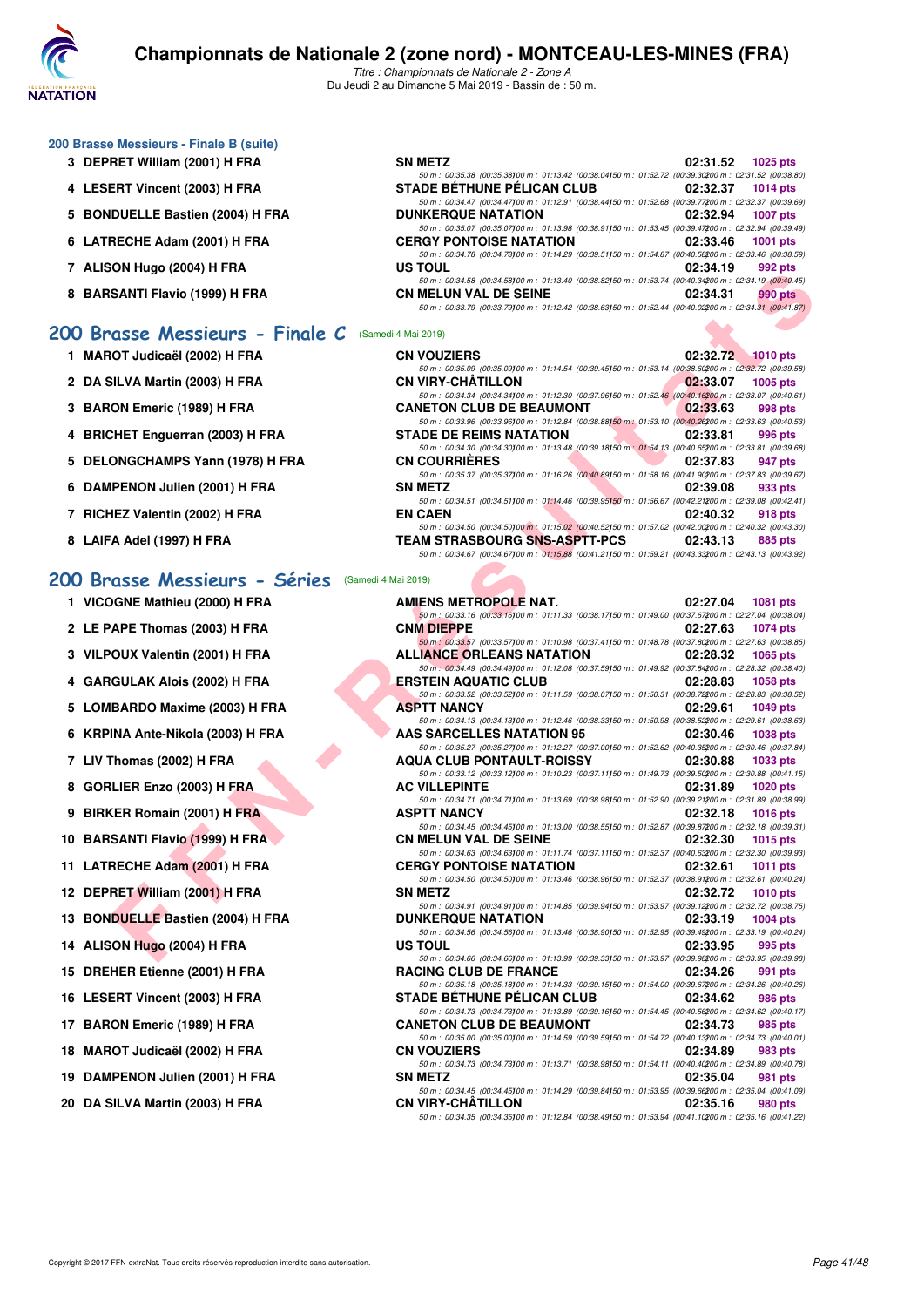### 200 Brasse Messieurs - Finale B (suite)

| Place | Nageur | Club | Temps | Points |
|---|---|---|---|---|
| 3 | DEPRET William (2001) H FRA | SN METZ | 02:31.52 | 1025 pts |
| | | 50 m : 00:35.38 (00:35.38) 100 m : 01:13.42 (00:38.04) 150 m : 01:52.72 (00:39.30) 200 m : 02:31.52 (00:38.80) | | |
| 4 | LESERT Vincent (2003) H FRA | STADE BÉTHUNE PÉLICAN CLUB | 02:32.37 | 1014 pts |
| | | 50 m : 00:34.47 (00:34.47) 100 m : 01:12.91 (00:38.44) 150 m : 01:52.68 (00:39.77) 200 m : 02:32.37 (00:39.69) | | |
| 5 | BONDUELLE Bastien (2004) H FRA | DUNKERQUE NATATION | 02:32.94 | 1007 pts |
| | | 50 m : 00:35.07 (00:35.07) 100 m : 01:13.98 (00:38.91) 150 m : 01:53.45 (00:39.47) 200 m : 02:32.94 (00:39.49) | | |
| 6 | LATRECHE Adam (2001) H FRA | CERGY PONTOISE NATATION | 02:33.46 | 1001 pts |
| | | 50 m : 00:34.78 (00:34.78) 100 m : 01:14.29 (00:39.51) 150 m : 01:54.87 (00:40.58) 200 m : 02:33.46 (00:38.59) | | |
| 7 | ALISON Hugo (2004) H FRA | US TOUL | 02:34.19 | 992 pts |
| | | 50 m : 00:34.58 (00:34.58) 100 m : 01:13.40 (00:38.82) 150 m : 01:53.74 (00:40.34) 200 m : 02:34.19 (00:40.45) | | |
| 8 | BARSANTI Flavio (1999) H FRA | CN MELUN VAL DE SEINE | 02:34.31 | 990 pts |
| | | 50 m : 00:33.79 (00:33.79) 100 m : 01:12.42 (00:38.63) 150 m : 01:52.44 (00:40.02) 200 m : 02:34.31 (00:41.87) | | |

## 200 Brasse Messieurs - Finale C (Samedi 4 Mai 2019)

| Place | Nageur | Club | Temps | Points |
|---|---|---|---|---|
| 1 | MAROT Judicaël (2002) H FRA | CN VOUZIERS | 02:32.72 | 1010 pts |
| | | 50 m : 00:35.09 (00:35.09) 100 m : 01:14.54 (00:39.45) 150 m : 01:53.14 (00:38.60) 200 m : 02:32.72 (00:39.58) | | |
| 2 | DA SILVA Martin (2003) H FRA | CN VIRY-CHÂTILLON | 02:33.07 | 1005 pts |
| | | 50 m : 00:34.34 (00:34.34) 100 m : 01:12.30 (00:37.96) 150 m : 01:52.46 (00:40.16) 200 m : 02:33.07 (00:40.61) | | |
| 3 | BARON Emeric (1989) H FRA | CANETON CLUB DE BEAUMONT | 02:33.63 | 998 pts |
| | | 50 m : 00:33.96 (00:33.96) 100 m : 01:12.84 (00:38.88) 150 m : 01:53.10 (00:40.26) 200 m : 02:33.63 (00:40.53) | | |
| 4 | BRICHET Enguerran (2003) H FRA | STADE DE REIMS NATATION | 02:33.81 | 996 pts |
| | | 50 m : 00:34.30 (00:34.30) 100 m : 01:13.48 (00:39.18) 150 m : 01:54.13 (00:40.65) 200 m : 02:33.81 (00:39.68) | | |
| 5 | DELONGCHAMPS Yann (1978) H FRA | CN COURRIÈRES | 02:37.83 | 947 pts |
| | | 50 m : 00:35.37 (00:35.37) 100 m : 01:16.26 (00:40.89) 150 m : 01:58.16 (00:41.90) 200 m : 02:37.83 (00:39.67) | | |
| 6 | DAMPENON Julien (2001) H FRA | SN METZ | 02:39.08 | 933 pts |
| | | 50 m : 00:34.51 (00:34.51) 100 m : 01:14.46 (00:39.95) 150 m : 01:56.67 (00:42.21) 200 m : 02:39.08 (00:42.41) | | |
| 7 | RICHEZ Valentin (2002) H FRA | EN CAEN | 02:40.32 | 918 pts |
| | | 50 m : 00:34.50 (00:34.50) 100 m : 01:15.02 (00:40.52) 150 m : 01:57.02 (00:42.00) 200 m : 02:40.32 (00:43.30) | | |
| 8 | LAIFA Adel (1997) H FRA | TEAM STRASBOURG SNS-ASPTT-PCS | 02:43.13 | 885 pts |
| | | 50 m : 00:34.67 (00:34.67) 100 m : 01:15.88 (00:41.21) 150 m : 01:59.21 (00:43.33) 200 m : 02:43.13 (00:43.92) | | |

## 200 Brasse Messieurs - Séries (Samedi 4 Mai 2019)

| Place | Nageur | Club | Temps | Points |
|---|---|---|---|---|
| 1 | VICOGNE Mathieu (2000) H FRA | AMIENS METROPOLE NAT. | 02:27.04 | 1081 pts |
| | | 50 m : 00:33.16 (00:33.16) 100 m : 01:11.33 (00:38.17) 150 m : 01:49.00 (00:37.67) 200 m : 02:27.04 (00:38.04) | | |
| 2 | LE PAPE Thomas (2003) H FRA | CNM DIEPPE | 02:27.63 | 1074 pts |
| | | 50 m : 00:33.57 (00:33.57) 100 m : 01:10.98 (00:37.41) 150 m : 01:48.78 (00:37.80) 200 m : 02:27.63 (00:38.85) | | |
| 3 | VILPOUX Valentin (2001) H FRA | ALLIANCE ORLEANS NATATION | 02:28.32 | 1065 pts |
| | | 50 m : 00:34.49 (00:34.49) 100 m : 01:12.08 (00:37.59) 150 m : 01:49.92 (00:37.84) 200 m : 02:28.32 (00:38.40) | | |
| 4 | GARGULAK Alois (2002) H FRA | ERSTEIN AQUATIC CLUB | 02:28.83 | 1058 pts |
| | | 50 m : 00:33.52 (00:33.52) 100 m : 01:11.59 (00:38.07) 150 m : 01:50.31 (00:38.72) 200 m : 02:28.83 (00:38.52) | | |
| 5 | LOMBARDO Maxime (2003) H FRA | ASPTT NANCY | 02:29.61 | 1049 pts |
| | | 50 m : 00:34.13 (00:34.13) 100 m : 01:12.46 (00:38.33) 150 m : 01:50.98 (00:38.52) 200 m : 02:29.61 (00:38.63) | | |
| 6 | KRPINA Ante-Nikola (2003) H FRA | AAS SARCELLES NATATION 95 | 02:30.46 | 1038 pts |
| | | 50 m : 00:35.27 (00:35.27) 100 m : 01:12.27 (00:37.00) 150 m : 01:52.62 (00:40.35) 200 m : 02:30.46 (00:37.84) | | |
| 7 | LIV Thomas (2002) H FRA | AQUA CLUB PONTAULT-ROISSY | 02:30.88 | 1033 pts |
| | | 50 m : 00:33.12 (00:33.12) 100 m : 01:10.23 (00:37.11) 150 m : 01:49.73 (00:39.50) 200 m : 02:30.88 (00:41.15) | | |
| 8 | GORLIER Enzo (2003) H FRA | AC VILLEPINTE | 02:31.89 | 1020 pts |
| | | 50 m : 00:34.71 (00:34.71) 100 m : 01:13.69 (00:38.98) 150 m : 01:52.90 (00:39.21) 200 m : 02:31.89 (00:38.99) | | |
| 9 | BIRKER Romain (2001) H FRA | ASPTT NANCY | 02:32.18 | 1016 pts |
| | | 50 m : 00:34.45 (00:34.45) 100 m : 01:13.00 (00:38.55) 150 m : 01:52.87 (00:39.87) 200 m : 02:32.18 (00:39.31) | | |
| 10 | BARSANTI Flavio (1999) H FRA | CN MELUN VAL DE SEINE | 02:32.30 | 1015 pts |
| | | 50 m : 00:34.63 (00:34.63) 100 m : 01:11.74 (00:37.11) 150 m : 01:52.37 (00:40.63) 200 m : 02:32.30 (00:39.93) | | |
| 11 | LATRECHE Adam (2001) H FRA | CERGY PONTOISE NATATION | 02:32.61 | 1011 pts |
| | | 50 m : 00:34.50 (00:34.50) 100 m : 01:13.46 (00:38.96) 150 m : 01:52.37 (00:38.91) 200 m : 02:32.61 (00:40.24) | | |
| 12 | DEPRET William (2001) H FRA | SN METZ | 02:32.72 | 1010 pts |
| | | 50 m : 00:34.91 (00:34.91) 100 m : 01:14.85 (00:39.94) 150 m : 01:53.97 (00:39.12) 200 m : 02:32.72 (00:38.75) | | |
| 13 | BONDUELLE Bastien (2004) H FRA | DUNKERQUE NATATION | 02:33.19 | 1004 pts |
| | | 50 m : 00:34.56 (00:34.56) 100 m : 01:13.46 (00:38.90) 150 m : 01:52.95 (00:39.49) 200 m : 02:33.19 (00:40.24) | | |
| 14 | ALISON Hugo (2004) H FRA | US TOUL | 02:33.95 | 995 pts |
| | | 50 m : 00:34.66 (00:34.66) 100 m : 01:13.99 (00:39.33) 150 m : 01:53.97 (00:39.98) 200 m : 02:33.95 (00:39.98) | | |
| 15 | DREHER Etienne (2001) H FRA | RACING CLUB DE FRANCE | 02:34.26 | 991 pts |
| | | 50 m : 00:35.18 (00:35.18) 100 m : 01:14.33 (00:39.15) 150 m : 01:54.00 (00:39.67) 200 m : 02:34.26 (00:40.26) | | |
| 16 | LESERT Vincent (2003) H FRA | STADE BÉTHUNE PÉLICAN CLUB | 02:34.62 | 986 pts |
| | | 50 m : 00:34.73 (00:34.73) 100 m : 01:13.89 (00:39.16) 150 m : 01:54.45 (00:40.56) 200 m : 02:34.62 (00:40.17) | | |
| 17 | BARON Emeric (1989) H FRA | CANETON CLUB DE BEAUMONT | 02:34.73 | 985 pts |
| | | 50 m : 00:35.00 (00:35.00) 100 m : 01:14.59 (00:39.59) 150 m : 01:54.72 (00:40.13) 200 m : 02:34.73 (00:40.01) | | |
| 18 | MAROT Judicaël (2002) H FRA | CN VOUZIERS | 02:34.89 | 983 pts |
| | | 50 m : 00:34.73 (00:34.73) 100 m : 01:13.71 (00:38.98) 150 m : 01:54.11 (00:40.40) 200 m : 02:34.89 (00:40.78) | | |
| 19 | DAMPENON Julien (2001) H FRA | SN METZ | 02:35.04 | 981 pts |
| | | 50 m : 00:34.45 (00:34.45) 100 m : 01:14.29 (00:39.84) 150 m : 01:53.95 (00:39.66) 200 m : 02:35.04 (00:41.09) | | |
| 20 | DA SILVA Martin (2003) H FRA | CN VIRY-CHÂTILLON | 02:35.16 | 980 pts |
| | | 50 m : 00:34.35 (00:34.35) 100 m : 01:12.84 (00:38.49) 150 m : 01:53.94 (00:41.10) 200 m : 02:35.16 (00:41.22) | | |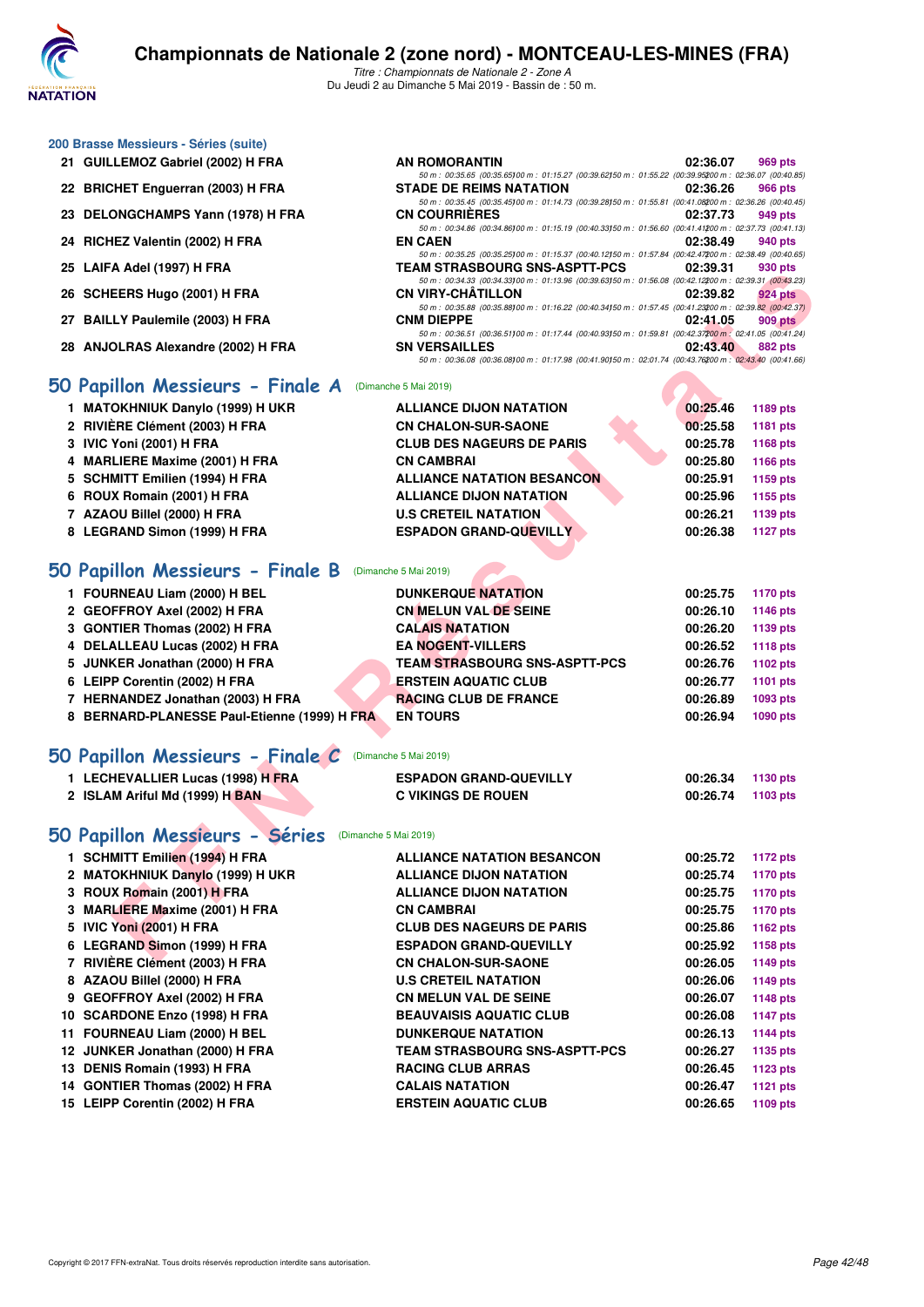# Championnats de Nationale 2 (zone nord) - MONTCEAU-LES-MINES (FRA)

*Titre : Championnats de Nationale 2 - Zone A*
Du Jeudi 2 au Dimanche 5 Mai 2019 - Bassin de : 50 m.

### 200 Brasse Messieurs - Séries (suite)

| Rang | Nom | Club | Temps | Points |
|---|---|---|---|---|
| 21 | GUILLEMOZ Gabriel (2002) H FRA | AN ROMORANTIN | 02:36.07 | 969 pts |
| | | 50 m : 00:35.65 (00:35.65) 100 m : 01:15.27 (00:39.62) 150 m : 01:55.22 (00:39.95) 200 m : 02:36.07 (00:40.85) | | |
| 22 | BRICHET Enguerran (2003) H FRA | STADE DE REIMS NATATION | 02:36.26 | 966 pts |
| | | 50 m : 00:35.45 (00:35.45) 100 m : 01:14.73 (00:39.28) 150 m : 01:55.81 (00:41.08) 200 m : 02:36.26 (00:40.45) | | |
| 23 | DELONGCHAMPS Yann (1978) H FRA | CN COURRIÈRES | 02:37.73 | 949 pts |
| | | 50 m : 00:34.86 (00:34.86) 100 m : 01:15.19 (00:40.33) 150 m : 01:56.60 (00:41.41) 200 m : 02:37.73 (00:41.13) | | |
| 24 | RICHEZ Valentin (2002) H FRA | EN CAEN | 02:38.49 | 940 pts |
| | | 50 m : 00:35.25 (00:35.25) 100 m : 01:15.37 (00:40.12) 150 m : 01:57.84 (00:42.47) 200 m : 02:38.49 (00:40.65) | | |
| 25 | LAIFA Adel (1997) H FRA | TEAM STRASBOURG SNS-ASPTT-PCS | 02:39.31 | 930 pts |
| | | 50 m : 00:34.33 (00:34.33) 100 m : 01:13.96 (00:39.63) 150 m : 01:56.08 (00:42.12) 200 m : 02:39.31 (00:43.23) | | |
| 26 | SCHEERS Hugo (2001) H FRA | CN VIRY-CHÂTILLON | 02:39.82 | 924 pts |
| | | 50 m : 00:35.88 (00:35.88) 100 m : 01:16.22 (00:40.34) 150 m : 01:57.45 (00:41.23) 200 m : 02:39.82 (00:42.37) | | |
| 27 | BAILLY Paulemile (2003) H FRA | CNM DIEPPE | 02:41.05 | 909 pts |
| | | 50 m : 00:36.51 (00:36.51) 100 m : 01:17.44 (00:40.93) 150 m : 01:59.81 (00:42.37) 200 m : 02:41.05 (00:41.24) | | |
| 28 | ANJOLRAS Alexandre (2002) H FRA | SN VERSAILLES | 02:43.40 | 882 pts |
| | | 50 m : 00:36.08 (00:36.08) 100 m : 01:17.98 (00:41.90) 150 m : 02:01.74 (00:43.76) 200 m : 02:43.40 (00:41.66) | | |

## 50 Papillon Messieurs - Finale A (Dimanche 5 Mai 2019)

| Rang | Nom | Club | Temps | Points |
|---|---|---|---|---|
| 1 | MATOKHNIUK Danylo (1999) H UKR | ALLIANCE DIJON NATATION | 00:25.46 | 1189 pts |
| 2 | RIVIÈRE Clément (2003) H FRA | CN CHALON-SUR-SAONE | 00:25.58 | 1181 pts |
| 3 | IVIC Yoni (2001) H FRA | CLUB DES NAGEURS DE PARIS | 00:25.78 | 1168 pts |
| 4 | MARLIERE Maxime (2001) H FRA | CN CAMBRAI | 00:25.80 | 1166 pts |
| 5 | SCHMITT Emilien (1994) H FRA | ALLIANCE NATATION BESANCON | 00:25.91 | 1159 pts |
| 6 | ROUX Romain (2001) H FRA | ALLIANCE DIJON NATATION | 00:25.96 | 1155 pts |
| 7 | AZAOU Billel (2000) H FRA | U.S CRETEIL NATATION | 00:26.21 | 1139 pts |
| 8 | LEGRAND Simon (1999) H FRA | ESPADON GRAND-QUEVILLY | 00:26.38 | 1127 pts |

## 50 Papillon Messieurs - Finale B (Dimanche 5 Mai 2019)

| Rang | Nom | Club | Temps | Points |
|---|---|---|---|---|
| 1 | FOURNEAU Liam (2000) H BEL | DUNKERQUE NATATION | 00:25.75 | 1170 pts |
| 2 | GEOFFROY Axel (2002) H FRA | CN MELUN VAL DE SEINE | 00:26.10 | 1146 pts |
| 3 | GONTIER Thomas (2002) H FRA | CALAIS NATATION | 00:26.20 | 1139 pts |
| 4 | DELALLEAU Lucas (2002) H FRA | EA NOGENT-VILLERS | 00:26.52 | 1118 pts |
| 5 | JUNKER Jonathan (2000) H FRA | TEAM STRASBOURG SNS-ASPTT-PCS | 00:26.76 | 1102 pts |
| 6 | LEIPP Corentin (2002) H FRA | ERSTEIN AQUATIC CLUB | 00:26.77 | 1101 pts |
| 7 | HERNANDEZ Jonathan (2003) H FRA | RACING CLUB DE FRANCE | 00:26.89 | 1093 pts |
| 8 | BERNARD-PLANESSE Paul-Etienne (1999) H FRA | EN TOURS | 00:26.94 | 1090 pts |

## 50 Papillon Messieurs - Finale C (Dimanche 5 Mai 2019)

| Rang | Nom | Club | Temps | Points |
|---|---|---|---|---|
| 1 | LECHEVALLIER Lucas (1998) H FRA | ESPADON GRAND-QUEVILLY | 00:26.34 | 1130 pts |
| 2 | ISLAM Ariful Md (1999) H BAN | C VIKINGS DE ROUEN | 00:26.74 | 1103 pts |

## 50 Papillon Messieurs - Séries (Dimanche 5 Mai 2019)

| Rang | Nom | Club | Temps | Points |
|---|---|---|---|---|
| 1 | SCHMITT Emilien (1994) H FRA | ALLIANCE NATATION BESANCON | 00:25.72 | 1172 pts |
| 2 | MATOKHNIUK Danylo (1999) H UKR | ALLIANCE DIJON NATATION | 00:25.74 | 1170 pts |
| 3 | ROUX Romain (2001) H FRA | ALLIANCE DIJON NATATION | 00:25.75 | 1170 pts |
| 3 | MARLIERE Maxime (2001) H FRA | CN CAMBRAI | 00:25.75 | 1170 pts |
| 5 | IVIC Yoni (2001) H FRA | CLUB DES NAGEURS DE PARIS | 00:25.86 | 1162 pts |
| 6 | LEGRAND Simon (1999) H FRA | ESPADON GRAND-QUEVILLY | 00:25.92 | 1158 pts |
| 7 | RIVIÈRE Clément (2003) H FRA | CN CHALON-SUR-SAONE | 00:26.05 | 1149 pts |
| 8 | AZAOU Billel (2000) H FRA | U.S CRETEIL NATATION | 00:26.06 | 1149 pts |
| 9 | GEOFFROY Axel (2002) H FRA | CN MELUN VAL DE SEINE | 00:26.07 | 1148 pts |
| 10 | SCARDONE Enzo (1998) H FRA | BEAUVAISIS AQUATIC CLUB | 00:26.08 | 1147 pts |
| 11 | FOURNEAU Liam (2000) H BEL | DUNKERQUE NATATION | 00:26.13 | 1144 pts |
| 12 | JUNKER Jonathan (2000) H FRA | TEAM STRASBOURG SNS-ASPTT-PCS | 00:26.27 | 1135 pts |
| 13 | DENIS Romain (1993) H FRA | RACING CLUB ARRAS | 00:26.45 | 1123 pts |
| 14 | GONTIER Thomas (2002) H FRA | CALAIS NATATION | 00:26.47 | 1121 pts |
| 15 | LEIPP Corentin (2002) H FRA | ERSTEIN AQUATIC CLUB | 00:26.65 | 1109 pts |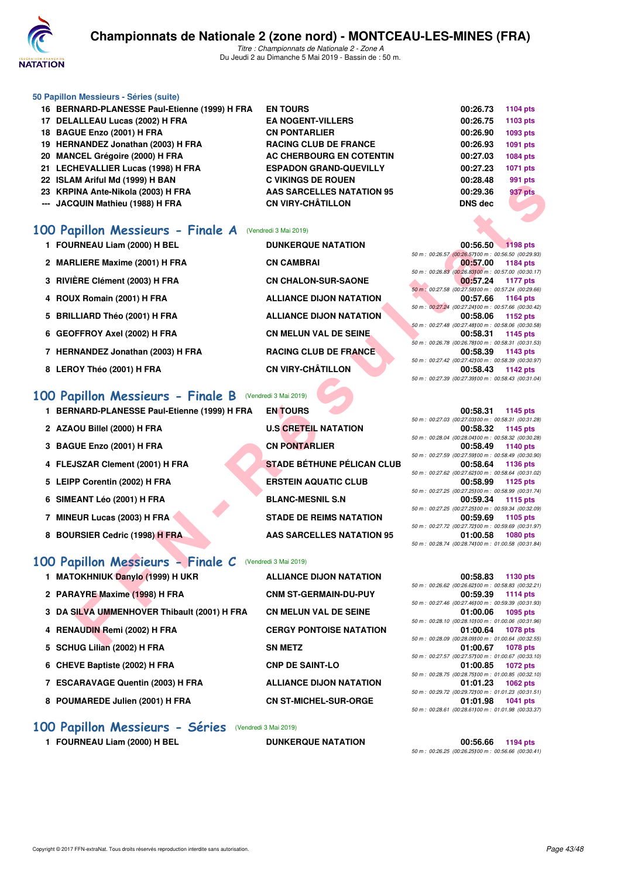### 50 Papillon Messieurs - Séries (suite)

| Rang | Nom | Club | Temps | Points |
|---|---|---|---|---|
| 16 | BERNARD-PLANESSE Paul-Etienne (1999) H FRA | EN TOURS | 00:26.73 | 1104 pts |
| 17 | DELALLEAU Lucas (2002) H FRA | EA NOGENT-VILLERS | 00:26.75 | 1103 pts |
| 18 | BAGUE Enzo (2001) H FRA | CN PONTARLIER | 00:26.90 | 1093 pts |
| 19 | HERNANDEZ Jonathan (2003) H FRA | RACING CLUB DE FRANCE | 00:26.93 | 1091 pts |
| 20 | MANCEL Grégoire (2000) H FRA | AC CHERBOURG EN COTENTIN | 00:27.03 | 1084 pts |
| 21 | LECHEVALLIER Lucas (1998) H FRA | ESPADON GRAND-QUEVILLY | 00:27.23 | 1071 pts |
| 22 | ISLAM Ariful Md (1999) H BAN | C VIKINGS DE ROUEN | 00:28.48 | 991 pts |
| 23 | KRPINA Ante-Nikola (2003) H FRA | AAS SARCELLES NATATION 95 | 00:29.36 | 937 pts |
| --- | JACQUIN Mathieu (1988) H FRA | CN VIRY-CHÂTILLON | DNS dec | |

## 100 Papillon Messieurs - Finale A (Vendredi 3 Mai 2019)

| Rang | Nom | Club | Temps | Points |
|---|---|---|---|---|
| 1 | FOURNEAU Liam (2000) H BEL | DUNKERQUE NATATION | 00:56.50 | 1198 pts |
| | | 50 m : 00:26.57 (00:26.57) 100 m : 00:56.50 (00:29.93) | | |
| 2 | MARLIERE Maxime (2001) H FRA | CN CAMBRAI | 00:57.00 | 1184 pts |
| | | 50 m : 00:26.83 (00:26.83) 100 m : 00:57.00 (00:30.17) | | |
| 3 | RIVIÈRE Clément (2003) H FRA | CN CHALON-SUR-SAONE | 00:57.24 | 1177 pts |
| | | 50 m : 00:27.58 (00:27.58) 100 m : 00:57.24 (00:29.66) | | |
| 4 | ROUX Romain (2001) H FRA | ALLIANCE DIJON NATATION | 00:57.66 | 1164 pts |
| | | 50 m : 00:27.24 (00:27.24) 100 m : 00:57.66 (00:30.42) | | |
| 5 | BRILLIARD Théo (2001) H FRA | ALLIANCE DIJON NATATION | 00:58.06 | 1152 pts |
| | | 50 m : 00:27.48 (00:27.48) 100 m : 00:58.06 (00:30.58) | | |
| 6 | GEOFFROY Axel (2002) H FRA | CN MELUN VAL DE SEINE | 00:58.31 | 1145 pts |
| | | 50 m : 00:26.78 (00:26.78) 100 m : 00:58.31 (00:31.53) | | |
| 7 | HERNANDEZ Jonathan (2003) H FRA | RACING CLUB DE FRANCE | 00:58.39 | 1143 pts |
| | | 50 m : 00:27.42 (00:27.42) 100 m : 00:58.39 (00:30.97) | | |
| 8 | LEROY Théo (2001) H FRA | CN VIRY-CHÂTILLON | 00:58.43 | 1142 pts |
| | | 50 m : 00:27.39 (00:27.39) 100 m : 00:58.43 (00:31.04) | | |

## 100 Papillon Messieurs - Finale B (Vendredi 3 Mai 2019)

| Rang | Nom | Club | Temps | Points |
|---|---|---|---|---|
| 1 | BERNARD-PLANESSE Paul-Etienne (1999) H FRA | EN TOURS | 00:58.31 | 1145 pts |
| | | 50 m : 00:27.03 (00:27.03) 100 m : 00:58.31 (00:31.28) | | |
| 2 | AZAOU Billel (2000) H FRA | U.S CRETEIL NATATION | 00:58.32 | 1145 pts |
| | | 50 m : 00:28.04 (00:28.04) 100 m : 00:58.32 (00:30.28) | | |
| 3 | BAGUE Enzo (2001) H FRA | CN PONTARLIER | 00:58.49 | 1140 pts |
| | | 50 m : 00:27.59 (00:27.59) 100 m : 00:58.49 (00:30.90) | | |
| 4 | FLEJSZAR Clement (2001) H FRA | STADE BÉTHUNE PÉLICAN CLUB | 00:58.64 | 1136 pts |
| | | 50 m : 00:27.62 (00:27.62) 100 m : 00:58.64 (00:31.02) | | |
| 5 | LEIPP Corentin (2002) H FRA | ERSTEIN AQUATIC CLUB | 00:58.99 | 1125 pts |
| | | 50 m : 00:27.25 (00:27.25) 100 m : 00:58.99 (00:31.74) | | |
| 6 | SIMEANT Léo (2001) H FRA | BLANC-MESNIL S.N | 00:59.34 | 1115 pts |
| | | 50 m : 00:27.25 (00:27.25) 100 m : 00:59.34 (00:32.09) | | |
| 7 | MINEUR Lucas (2003) H FRA | STADE DE REIMS NATATION | 00:59.69 | 1105 pts |
| | | 50 m : 00:27.72 (00:27.72) 100 m : 00:59.69 (00:31.97) | | |
| 8 | BOURSIER Cedric (1998) H FRA | AAS SARCELLES NATATION 95 | 01:00.58 | 1080 pts |
| | | 50 m : 00:28.74 (00:28.74) 100 m : 01:00.58 (00:31.84) | | |

## 100 Papillon Messieurs - Finale C (Vendredi 3 Mai 2019)

| Rang | Nom | Club | Temps | Points |
|---|---|---|---|---|
| 1 | MATOKHNIUK Danylo (1999) H UKR | ALLIANCE DIJON NATATION | 00:58.83 | 1130 pts |
| | | 50 m : 00:26.62 (00:26.62) 100 m : 00:58.83 (00:32.21) | | |
| 2 | PARAYRE Maxime (1998) H FRA | CNM ST-GERMAIN-DU-PUY | 00:59.39 | 1114 pts |
| | | 50 m : 00:27.46 (00:27.46) 100 m : 00:59.39 (00:31.93) | | |
| 3 | DA SILVA UMMENHOVER Thibault (2001) H FRA | CN MELUN VAL DE SEINE | 01:00.06 | 1095 pts |
| | | 50 m : 00:28.10 (00:28.10) 100 m : 01:00.06 (00:31.96) | | |
| 4 | RENAUDIN Remi (2002) H FRA | CERGY PONTOISE NATATION | 01:00.64 | 1078 pts |
| | | 50 m : 00:28.09 (00:28.09) 100 m : 01:00.64 (00:32.55) | | |
| 5 | SCHUG Lilian (2002) H FRA | SN METZ | 01:00.67 | 1078 pts |
| | | 50 m : 00:27.57 (00:27.57) 100 m : 01:00.67 (00:33.10) | | |
| 6 | CHEVE Baptiste (2002) H FRA | CNP DE SAINT-LO | 01:00.85 | 1072 pts |
| | | 50 m : 00:28.75 (00:28.75) 100 m : 01:00.85 (00:32.10) | | |
| 7 | ESCARAVAGE Quentin (2003) H FRA | ALLIANCE DIJON NATATION | 01:01.23 | 1062 pts |
| | | 50 m : 00:29.72 (00:29.72) 100 m : 01:01.23 (00:31.51) | | |
| 8 | POUMAREDE Julien (2001) H FRA | CN ST-MICHEL-SUR-ORGE | 01:01.98 | 1041 pts |
| | | 50 m : 00:28.61 (00:28.61) 100 m : 01:01.98 (00:33.37) | | |

## 100 Papillon Messieurs - Séries (Vendredi 3 Mai 2019)

| Rang | Nom | Club | Temps | Points |
|---|---|---|---|---|
| 1 | FOURNEAU Liam (2000) H BEL | DUNKERQUE NATATION | 00:56.66 | 1194 pts |
| | | 50 m : 00:26.25 (00:26.25) 100 m : 00:56.66 (00:30.41) | | |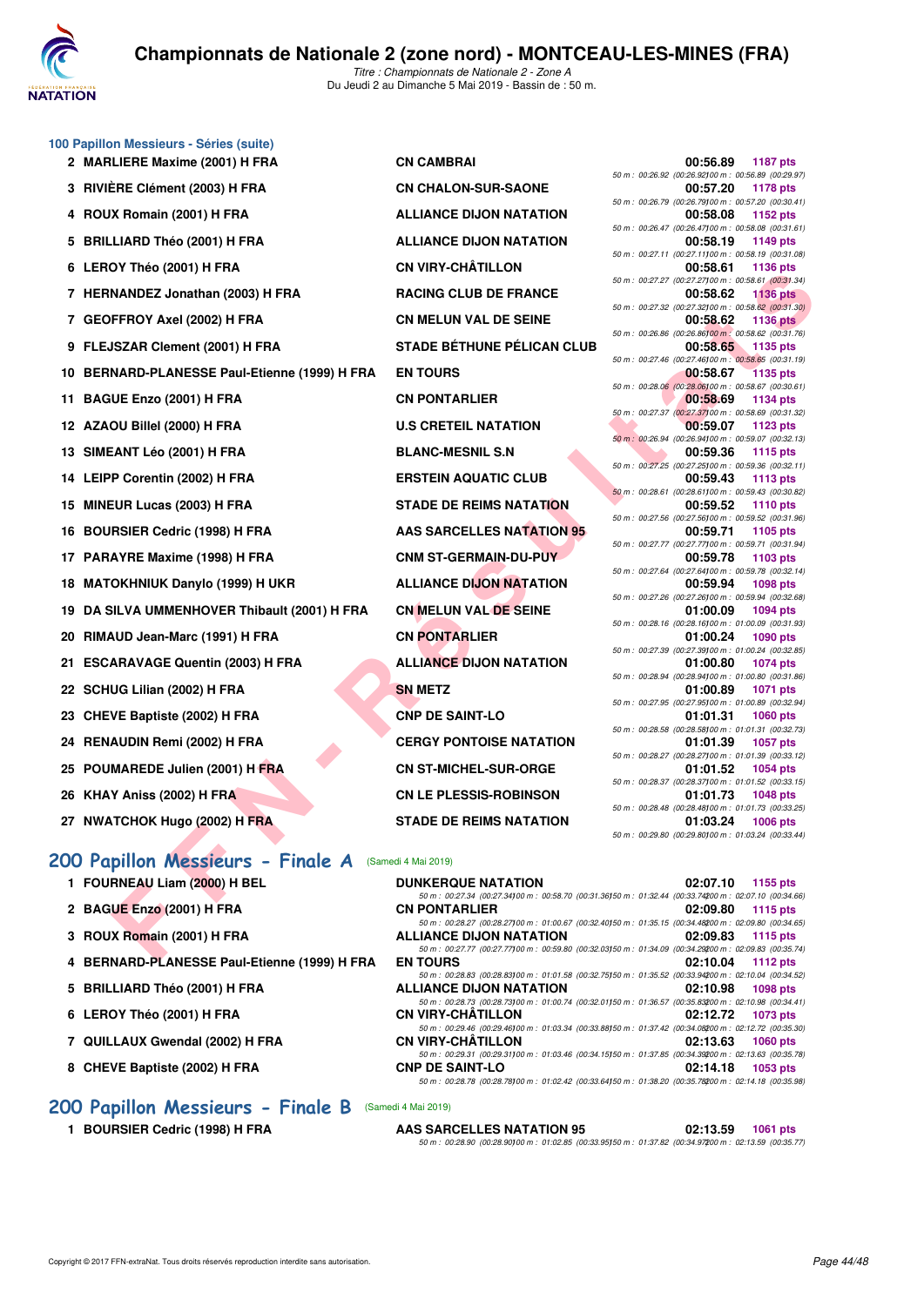# Championnats de Nationale 2 (zone nord) - MONTCEAU-LES-MINES (FRA)

*Titre : Championnats de Nationale 2 - Zone A*
Du Jeudi 2 au Dimanche 5 Mai 2019 - Bassin de : 50 m.

## 100 Papillon Messieurs - Séries (suite)

| Rang | Nom | Club | Temps | Points | Splits |
|---|---|---|---|---|---|
| 2 | MARLIERE Maxime (2001) H FRA | CN CAMBRAI | 00:56.89 | 1187 pts | 50 m : 00:26.92 (00:26.92) 100 m : 00:56.89 (00:29.97) |
| 3 | RIVIÈRE Clément (2003) H FRA | CN CHALON-SUR-SAONE | 00:57.20 | 1178 pts | 50 m : 00:26.79 (00:26.79) 100 m : 00:57.20 (00:30.41) |
| 4 | ROUX Romain (2001) H FRA | ALLIANCE DIJON NATATION | 00:58.08 | 1152 pts | 50 m : 00:26.47 (00:26.47) 100 m : 00:58.08 (00:31.61) |
| 5 | BRILLIARD Théo (2001) H FRA | ALLIANCE DIJON NATATION | 00:58.19 | 1149 pts | 50 m : 00:27.11 (00:27.11) 100 m : 00:58.19 (00:31.08) |
| 6 | LEROY Théo (2001) H FRA | CN VIRY-CHÂTILLON | 00:58.61 | 1136 pts | 50 m : 00:27.27 (00:27.27) 100 m : 00:58.61 (00:31.34) |
| 7 | HERNANDEZ Jonathan (2003) H FRA | RACING CLUB DE FRANCE | 00:58.62 | 1136 pts | 50 m : 00:27.32 (00:27.32) 100 m : 00:58.62 (00:31.30) |
| 7 | GEOFFROY Axel (2002) H FRA | CN MELUN VAL DE SEINE | 00:58.62 | 1136 pts | 50 m : 00:26.86 (00:26.86) 100 m : 00:58.62 (00:31.76) |
| 9 | FLEJSZAR Clement (2001) H FRA | STADE BÉTHUNE PÉLICAN CLUB | 00:58.65 | 1135 pts | 50 m : 00:27.46 (00:27.46) 100 m : 00:58.65 (00:31.19) |
| 10 | BERNARD-PLANESSE Paul-Etienne (1999) H FRA | EN TOURS | 00:58.67 | 1135 pts | 50 m : 00:28.06 (00:28.06) 100 m : 00:58.67 (00:30.61) |
| 11 | BAGUE Enzo (2001) H FRA | CN PONTARLIER | 00:58.69 | 1134 pts | 50 m : 00:27.37 (00:27.37) 100 m : 00:58.69 (00:31.32) |
| 12 | AZAOU Billel (2000) H FRA | U.S CRETEIL NATATION | 00:59.07 | 1123 pts | 50 m : 00:26.94 (00:26.94) 100 m : 00:59.07 (00:32.13) |
| 13 | SIMEANT Léo (2001) H FRA | BLANC-MESNIL S.N | 00:59.36 | 1115 pts | 50 m : 00:27.25 (00:27.25) 100 m : 00:59.36 (00:32.11) |
| 14 | LEIPP Corentin (2002) H FRA | ERSTEIN AQUATIC CLUB | 00:59.43 | 1113 pts | 50 m : 00:28.61 (00:28.61) 100 m : 00:59.43 (00:30.82) |
| 15 | MINEUR Lucas (2003) H FRA | STADE DE REIMS NATATION | 00:59.52 | 1110 pts | 50 m : 00:27.56 (00:27.56) 100 m : 00:59.52 (00:31.96) |
| 16 | BOURSIER Cedric (1998) H FRA | AAS SARCELLES NATATION 95 | 00:59.71 | 1105 pts | 50 m : 00:27.77 (00:27.77) 100 m : 00:59.71 (00:31.94) |
| 17 | PARAYRE Maxime (1998) H FRA | CNM ST-GERMAIN-DU-PUY | 00:59.78 | 1103 pts | 50 m : 00:27.64 (00:27.64) 100 m : 00:59.78 (00:32.14) |
| 18 | MATOKHNIUK Danylo (1999) H UKR | ALLIANCE DIJON NATATION | 00:59.94 | 1098 pts | 50 m : 00:27.26 (00:27.26) 100 m : 00:59.94 (00:32.68) |
| 19 | DA SILVA UMMENHOVER Thibault (2001) H FRA | CN MELUN VAL DE SEINE | 01:00.09 | 1094 pts | 50 m : 00:28.16 (00:28.16) 100 m : 01:00.09 (00:31.93) |
| 20 | RIMAUD Jean-Marc (1991) H FRA | CN PONTARLIER | 01:00.24 | 1090 pts | 50 m : 00:27.39 (00:27.39) 100 m : 01:00.24 (00:32.85) |
| 21 | ESCARAVAGE Quentin (2003) H FRA | ALLIANCE DIJON NATATION | 01:00.80 | 1074 pts | 50 m : 00:28.94 (00:28.94) 100 m : 01:00.80 (00:31.86) |
| 22 | SCHUG Lilian (2002) H FRA | SN METZ | 01:00.89 | 1071 pts | 50 m : 00:27.95 (00:27.95) 100 m : 01:00.89 (00:32.94) |
| 23 | CHEVE Baptiste (2002) H FRA | CNP DE SAINT-LO | 01:01.31 | 1060 pts | 50 m : 00:28.58 (00:28.58) 100 m : 01:01.31 (00:32.73) |
| 24 | RENAUDIN Remi (2002) H FRA | CERGY PONTOISE NATATION | 01:01.39 | 1057 pts | 50 m : 00:28.27 (00:28.27) 100 m : 01:01.39 (00:33.12) |
| 25 | POUMAREDE Julien (2001) H FRA | CN ST-MICHEL-SUR-ORGE | 01:01.52 | 1054 pts | 50 m : 00:28.37 (00:28.37) 100 m : 01:01.52 (00:33.15) |
| 26 | KHAY Aniss (2002) H FRA | CN LE PLESSIS-ROBINSON | 01:01.73 | 1048 pts | 50 m : 00:28.48 (00:28.48) 100 m : 01:01.73 (00:33.25) |
| 27 | NWATCHOK Hugo (2002) H FRA | STADE DE REIMS NATATION | 01:03.24 | 1006 pts | 50 m : 00:29.80 (00:29.80) 100 m : 01:03.24 (00:33.44) |

## 200 Papillon Messieurs - Finale A (Samedi 4 Mai 2019)

| Rang | Nom | Club | Temps | Points | Splits |
|---|---|---|---|---|---|
| 1 | FOURNEAU Liam (2000) H BEL | DUNKERQUE NATATION | 02:07.10 | 1155 pts | 50 m : 00:27.34 (00:27.34) 100 m : 00:58.70 (00:31.36) 150 m : 01:32.44 (00:33.74) 200 m : 02:07.10 (00:34.66) |
| 2 | BAGUE Enzo (2001) H FRA | CN PONTARLIER | 02:09.80 | 1115 pts | 50 m : 00:28.27 (00:28.27) 100 m : 01:00.67 (00:32.40) 150 m : 01:35.15 (00:34.48) 200 m : 02:09.80 (00:34.65) |
| 3 | ROUX Romain (2001) H FRA | ALLIANCE DIJON NATATION | 02:09.83 | 1115 pts | 50 m : 00:27.77 (00:27.77) 100 m : 00:59.80 (00:32.03) 150 m : 01:34.09 (00:34.29) 200 m : 02:09.83 (00:35.74) |
| 4 | BERNARD-PLANESSE Paul-Etienne (1999) H FRA | EN TOURS | 02:10.04 | 1112 pts | 50 m : 00:28.83 (00:28.83) 100 m : 01:01.58 (00:32.75) 150 m : 01:35.52 (00:33.94) 200 m : 02:10.04 (00:34.52) |
| 5 | BRILLIARD Théo (2001) H FRA | ALLIANCE DIJON NATATION | 02:10.98 | 1098 pts | 50 m : 00:28.73 (00:28.73) 100 m : 01:00.74 (00:32.01) 150 m : 01:36.57 (00:35.83) 200 m : 02:10.98 (00:34.41) |
| 6 | LEROY Théo (2001) H FRA | CN VIRY-CHÂTILLON | 02:12.72 | 1073 pts | 50 m : 00:29.46 (00:29.46) 100 m : 01:03.34 (00:33.88) 150 m : 01:37.42 (00:34.08) 200 m : 02:12.72 (00:35.30) |
| 7 | QUILLAUX Gwendal (2002) H FRA | CN VIRY-CHÂTILLON | 02:13.63 | 1060 pts | 50 m : 00:29.31 (00:29.31) 100 m : 01:03.46 (00:34.15) 150 m : 01:37.85 (00:34.39) 200 m : 02:13.63 (00:35.78) |
| 8 | CHEVE Baptiste (2002) H FRA | CNP DE SAINT-LO | 02:14.18 | 1053 pts | 50 m : 00:28.78 (00:28.78) 100 m : 01:02.42 (00:33.64) 150 m : 01:38.20 (00:35.78) 200 m : 02:14.18 (00:35.98) |

## 200 Papillon Messieurs - Finale B (Samedi 4 Mai 2019)

| Rang | Nom | Club | Temps | Points | Splits |
|---|---|---|---|---|---|
| 1 | BOURSIER Cedric (1998) H FRA | AAS SARCELLES NATATION 95 | 02:13.59 | 1061 pts | 50 m : 00:28.90 (00:28.90) 100 m : 01:02.85 (00:33.95) 150 m : 01:37.82 (00:34.97) 200 m : 02:13.59 (00:35.77) |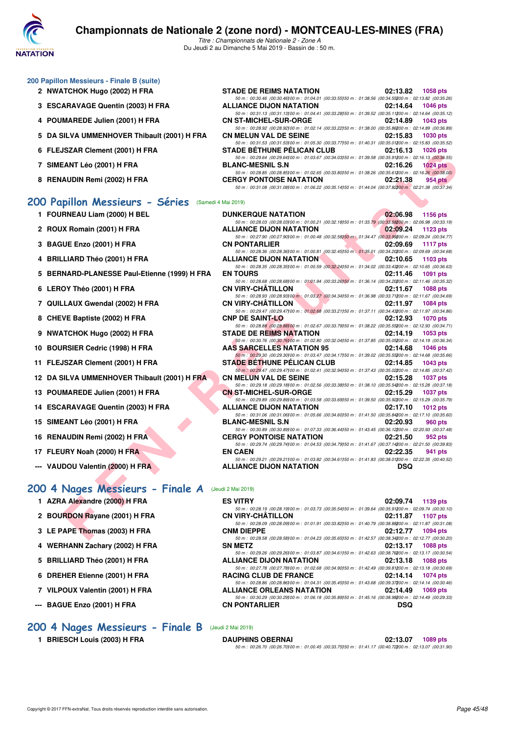# Championnats de Nationale 2 (zone nord) - MONTCEAU-LES-MINES (FRA)

*Titre : Championnats de Nationale 2 - Zone A*
Du Jeudi 2 au Dimanche 5 Mai 2019 - Bassin de : 50 m.

### 200 Papillon Messieurs - Finale B (suite)

| | Nom | Club | Temps | Points |
|---|---|---|---|---|
| 2 | NWATCHOK Hugo (2002) H FRA | STADE DE REIMS NATATION | 02:13.82 | 1058 pts |
| | | 50 m : 00:30.46 (00:30.46) 100 m : 01:04.01 (00:33.55) 150 m : 01:38.56 (00:34.55) 200 m : 02:13.82 (00:35.26) | | |
| 3 | ESCARAVAGE Quentin (2003) H FRA | ALLIANCE DIJON NATATION | 02:14.64 | 1046 pts |
| | | 50 m : 00:31.13 (00:31.13) 100 m : 01:04.41 (00:33.28) 150 m : 01:39.52 (00:35.11) 200 m : 02:14.64 (00:35.12) | | |
| 4 | POUMAREDE Julien (2001) H FRA | CN ST-MICHEL-SUR-ORGE | 02:14.89 | 1043 pts |
| | | 50 m : 00:28.92 (00:28.92) 100 m : 01:02.14 (00:33.22) 150 m : 01:38.00 (00:35.86) 200 m : 02:14.89 (00:36.89) | | |
| 5 | DA SILVA UMMENHOVER Thibault (2001) H FRA | CN MELUN VAL DE SEINE | 02:15.83 | 1030 pts |
| | | 50 m : 00:31.53 (00:31.53) 100 m : 01:05.30 (00:33.77) 150 m : 01:40.31 (00:35.01) 200 m : 02:15.83 (00:35.52) | | |
| 6 | FLEJSZAR Clement (2001) H FRA | STADE BÉTHUNE PÉLICAN CLUB | 02:16.13 | 1026 pts |
| | | 50 m : 00:29.64 (00:29.64) 100 m : 01:03.67 (00:34.03) 150 m : 01:39.58 (00:35.91) 200 m : 02:16.13 (00:36.55) | | |
| 7 | SIMEANT Léo (2001) H FRA | BLANC-MESNIL S.N | 02:16.26 | 1024 pts |
| | | 50 m : 00:28.85 (00:28.85) 100 m : 01:02.65 (00:33.80) 150 m : 01:38.26 (00:35.61) 200 m : 02:16.26 (00:38.00) | | |
| 8 | RENAUDIN Remi (2002) H FRA | CERGY PONTOISE NATATION | 02:21.38 | 954 pts |
| | | 50 m : 00:31.08 (00:31.08) 100 m : 01:06.22 (00:35.14) 150 m : 01:44.04 (00:37.82) 200 m : 02:21.38 (00:37.34) | | |

## 200 Papillon Messieurs - Séries (Samedi 4 Mai 2019)

| | Nom | Club | Temps | Points |
|---|---|---|---|---|
| 1 | FOURNEAU Liam (2000) H BEL | DUNKERQUE NATATION | 02:06.98 | 1156 pts |
| | | 50 m : 00:28.03 (00:28.03) 100 m : 01:00.21 (00:32.18) 150 m : 01:33.79 (00:33.58) 200 m : 02:06.98 (00:33.19) | | |
| 2 | ROUX Romain (2001) H FRA | ALLIANCE DIJON NATATION | 02:09.24 | 1123 pts |
| | | 50 m : 00:27.90 (00:27.90) 100 m : 01:00.48 (00:32.58) 150 m : 01:34.47 (00:33.99) 200 m : 02:09.24 (00:34.77) | | |
| 3 | BAGUE Enzo (2001) H FRA | CN PONTARLIER | 02:09.69 | 1117 pts |
| | | 50 m : 00:28.36 (00:28.36) 100 m : 01:00.81 (00:32.45) 150 m : 01:35.01 (00:34.20) 200 m : 02:09.69 (00:34.68) | | |
| 4 | BRILLIARD Théo (2001) H FRA | ALLIANCE DIJON NATATION | 02:10.65 | 1103 pts |
| | | 50 m : 00:28.35 (00:28.35) 100 m : 01:00.59 (00:32.24) 150 m : 01:34.02 (00:33.43) 200 m : 02:10.65 (00:36.63) | | |
| 5 | BERNARD-PLANESSE Paul-Etienne (1999) H FRA | EN TOURS | 02:11.46 | 1091 pts |
| | | 50 m : 00:28.68 (00:28.68) 100 m : 01:01.94 (00:33.26) 150 m : 01:36.14 (00:34.20) 200 m : 02:11.46 (00:35.32) | | |
| 6 | LEROY Théo (2001) H FRA | CN VIRY-CHÂTILLON | 02:11.67 | 1088 pts |
| | | 50 m : 00:28.93 (00:28.93) 100 m : 01:03.27 (00:34.34) 150 m : 01:36.98 (00:33.71) 200 m : 02:11.67 (00:34.69) | | |
| 7 | QUILLAUX Gwendal (2002) H FRA | CN VIRY-CHÂTILLON | 02:11.97 | 1084 pts |
| | | 50 m : 00:29.47 (00:29.47) 100 m : 01:02.68 (00:33.21) 150 m : 01:37.11 (00:34.43) 200 m : 02:11.97 (00:34.86) | | |
| 8 | CHEVE Baptiste (2002) H FRA | CNP DE SAINT-LO | 02:12.93 | 1070 pts |
| | | 50 m : 00:28.88 (00:28.88) 100 m : 01:02.67 (00:33.79) 150 m : 01:38.22 (00:35.55) 200 m : 02:12.93 (00:34.71) | | |
| 9 | NWATCHOK Hugo (2002) H FRA | STADE DE REIMS NATATION | 02:14.19 | 1053 pts |
| | | 50 m : 00:30.76 (00:30.76) 100 m : 01:02.80 (00:32.04) 150 m : 01:37.85 (00:35.05) 200 m : 02:14.19 (00:36.34) | | |
| 10 | BOURSIER Cedric (1998) H FRA | AAS SARCELLES NATATION 95 | 02:14.68 | 1046 pts |
| | | 50 m : 00:29.30 (00:29.30) 100 m : 01:03.47 (00:34.17) 150 m : 01:39.02 (00:35.55) 200 m : 02:14.68 (00:35.66) | | |
| 11 | FLEJSZAR Clement (2001) H FRA | STADE BÉTHUNE PÉLICAN CLUB | 02:14.85 | 1043 pts |
| | | 50 m : 00:29.47 (00:29.47) 100 m : 01:02.41 (00:32.94) 150 m : 01:37.43 (00:35.02) 200 m : 02:14.85 (00:37.42) | | |
| 12 | DA SILVA UMMENHOVER Thibault (2001) H FRA | CN MELUN VAL DE SEINE | 02:15.28 | 1037 pts |
| | | 50 m : 00:29.18 (00:29.18) 100 m : 01:02.56 (00:33.38) 150 m : 01:38.10 (00:35.54) 200 m : 02:15.28 (00:37.18) | | |
| 13 | POUMAREDE Julien (2001) H FRA | CN ST-MICHEL-SUR-ORGE | 02:15.29 | 1037 pts |
| | | 50 m : 00:29.89 (00:29.89) 100 m : 01:03.58 (00:33.69) 150 m : 01:39.50 (00:35.92) 200 m : 02:15.29 (00:35.79) | | |
| 14 | ESCARAVAGE Quentin (2003) H FRA | ALLIANCE DIJON NATATION | 02:17.10 | 1012 pts |
| | | 50 m : 00:31.06 (00:31.06) 100 m : 01:05.66 (00:34.60) 150 m : 01:41.50 (00:35.84) 200 m : 02:17.10 (00:35.60) | | |
| 15 | SIMEANT Léo (2001) H FRA | BLANC-MESNIL S.N | 02:20.93 | 960 pts |
| | | 50 m : 00:30.89 (00:30.89) 100 m : 01:07.33 (00:36.44) 150 m : 01:43.45 (00:36.12) 200 m : 02:20.93 (00:37.48) | | |
| 16 | RENAUDIN Remi (2002) H FRA | CERGY PONTOISE NATATION | 02:21.50 | 952 pts |
| | | 50 m : 00:29.74 (00:29.74) 100 m : 01:04.53 (00:34.79) 150 m : 01:41.67 (00:37.14) 200 m : 02:21.50 (00:39.83) | | |
| 17 | FLEURY Noah (2000) H FRA | EN CAEN | 02:22.35 | 941 pts |
| | | 50 m : 00:29.21 (00:29.21) 100 m : 01:03.82 (00:34.61) 150 m : 01:41.83 (00:38.01) 200 m : 02:22.35 (00:40.52) | | |
| --- | VAUDOU Valentin (2000) H FRA | ALLIANCE DIJON NATATION | DSQ | |

## 200 4 Nages Messieurs - Finale A (Jeudi 2 Mai 2019)

| | Nom | Club | Temps | Points |
|---|---|---|---|---|
| 1 | AZRA Alexandre (2000) H FRA | ES VITRY | 02:09.74 | 1139 pts |
| | | 50 m : 00:28.19 (00:28.19) 100 m : 01:03.73 (00:35.54) 150 m : 01:39.64 (00:35.91) 200 m : 02:09.74 (00:30.10) | | |
| 2 | BOURDON Rayane (2001) H FRA | CN VIRY-CHÂTILLON | 02:11.87 | 1107 pts |
| | | 50 m : 00:28.09 (00:28.09) 100 m : 01:01.91 (00:33.82) 150 m : 01:40.79 (00:38.88) 200 m : 02:11.87 (00:31.08) | | |
| 3 | LE PAPE Thomas (2003) H FRA | CNM DIEPPE | 02:12.77 | 1094 pts |
| | | 50 m : 00:28.58 (00:28.58) 100 m : 01:04.23 (00:35.65) 150 m : 01:42.57 (00:38.34) 200 m : 02:12.77 (00:30.20) | | |
| 4 | WERHANN Zachary (2002) H FRA | SN METZ | 02:13.17 | 1088 pts |
| | | 50 m : 00:29.26 (00:29.26) 100 m : 01:03.87 (00:34.61) 150 m : 01:42.63 (00:38.76) 200 m : 02:13.17 (00:30.54) | | |
| 5 | BRILLIARD Théo (2001) H FRA | ALLIANCE DIJON NATATION | 02:13.18 | 1088 pts |
| | | 50 m : 00:27.78 (00:27.78) 100 m : 01:02.68 (00:34.90) 150 m : 01:42.49 (00:39.81) 200 m : 02:13.18 (00:30.69) | | |
| 6 | DREHER Etienne (2001) H FRA | RACING CLUB DE FRANCE | 02:14.14 | 1074 pts |
| | | 50 m : 00:28.86 (00:28.86) 100 m : 01:04.31 (00:35.45) 150 m : 01:43.68 (00:39.37) 200 m : 02:14.14 (00:30.46) | | |
| 7 | VILPOUX Valentin (2001) H FRA | ALLIANCE ORLEANS NATATION | 02:14.49 | 1069 pts |
| | | 50 m : 00:30.29 (00:30.29) 100 m : 01:06.18 (00:35.89) 150 m : 01:45.16 (00:38.98) 200 m : 02:14.49 (00:29.33) | | |
| --- | BAGUE Enzo (2001) H FRA | CN PONTARLIER | DSQ | |

## 200 4 Nages Messieurs - Finale B (Jeudi 2 Mai 2019)

| | Nom | Club | Temps | Points |
|---|---|---|---|---|
| 1 | BRIESCH Louis (2003) H FRA | DAUPHINS OBERNAI | 02:13.07 | 1089 pts |
| | | 50 m : 00:26.70 (00:26.70) 100 m : 01:00.45 (00:33.75) 150 m : 01:41.17 (00:40.72) 200 m : 02:13.07 (00:31.90) | | |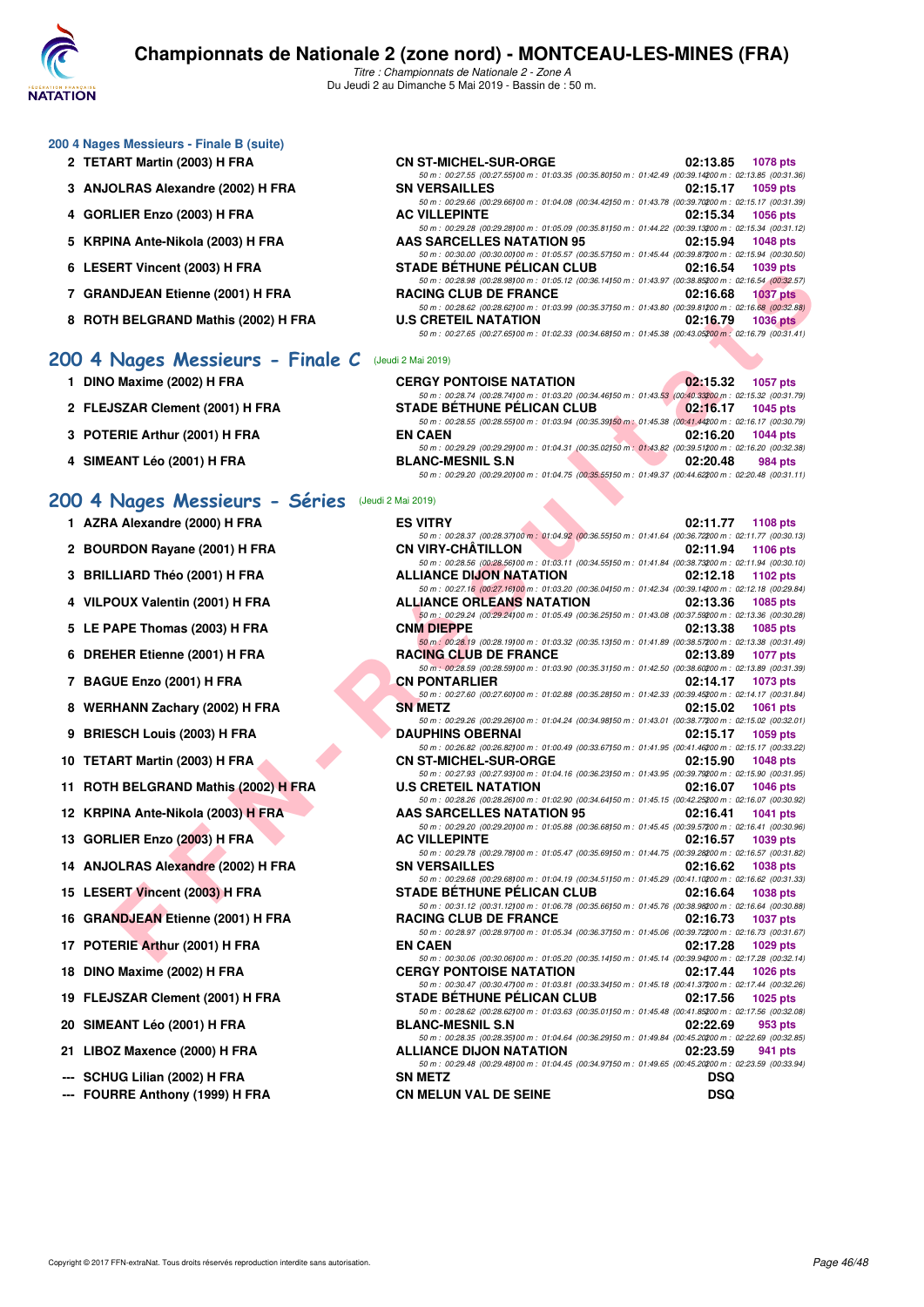### 200 4 Nages Messieurs - Finale B (suite)

| Rang | Nom | Club | Temps | Points |
|---|---|---|---|---|
| 2 | TETART Martin (2003) H FRA | CN ST-MICHEL-SUR-ORGE | 02:13.85 | 1078 pts |
| | | 50 m : 00:27.55 (00:27.55) 100 m : 01:03.35 (00:35.80) 150 m : 01:42.49 (00:39.14) 200 m : 02:13.85 (00:31.36) | | |
| 3 | ANJOLRAS Alexandre (2002) H FRA | SN VERSAILLES | 02:15.17 | 1059 pts |
| | | 50 m : 00:29.66 (00:29.66) 100 m : 01:04.08 (00:34.42) 150 m : 01:43.78 (00:39.70) 200 m : 02:15.17 (00:31.39) | | |
| 4 | GORLIER Enzo (2003) H FRA | AC VILLEPINTE | 02:15.34 | 1056 pts |
| | | 50 m : 00:29.28 (00:29.28) 100 m : 01:05.09 (00:35.81) 150 m : 01:44.22 (00:39.13) 200 m : 02:15.34 (00:31.12) | | |
| 5 | KRPINA Ante-Nikola (2003) H FRA | AAS SARCELLES NATATION 95 | 02:15.94 | 1048 pts |
| | | 50 m : 00:30.00 (00:30.00) 100 m : 01:05.57 (00:35.57) 150 m : 01:45.44 (00:39.87) 200 m : 02:15.94 (00:30.50) | | |
| 6 | LESERT Vincent (2003) H FRA | STADE BÉTHUNE PÉLICAN CLUB | 02:16.54 | 1039 pts |
| | | 50 m : 00:28.98 (00:28.98) 100 m : 01:05.12 (00:36.14) 150 m : 01:43.97 (00:38.85) 200 m : 02:16.54 (00:32.57) | | |
| 7 | GRANDJEAN Etienne (2001) H FRA | RACING CLUB DE FRANCE | 02:16.68 | 1037 pts |
| | | 50 m : 00:28.62 (00:28.62) 100 m : 01:03.99 (00:35.37) 150 m : 01:43.80 (00:39.81) 200 m : 02:16.68 (00:32.88) | | |
| 8 | ROTH BELGRAND Mathis (2002) H FRA | U.S CRETEIL NATATION | 02:16.79 | 1036 pts |
| | | 50 m : 00:27.65 (00:27.65) 100 m : 01:02.33 (00:34.68) 150 m : 01:45.38 (00:43.05) 200 m : 02:16.79 (00:31.41) | | |

## 200 4 Nages Messieurs - Finale C (Jeudi 2 Mai 2019)

| Rang | Nom | Club | Temps | Points |
|---|---|---|---|---|
| 1 | DINO Maxime (2002) H FRA | CERGY PONTOISE NATATION | 02:15.32 | 1057 pts |
| | | 50 m : 00:28.74 (00:28.74) 100 m : 01:03.20 (00:34.46) 150 m : 01:43.53 (00:40.33) 200 m : 02:15.32 (00:31.79) | | |
| 2 | FLEJSZAR Clement (2001) H FRA | STADE BÉTHUNE PÉLICAN CLUB | 02:16.17 | 1045 pts |
| | | 50 m : 00:28.55 (00:28.55) 100 m : 01:03.94 (00:35.39) 150 m : 01:45.38 (00:41.44) 200 m : 02:16.17 (00:30.79) | | |
| 3 | POTERIE Arthur (2001) H FRA | EN CAEN | 02:16.20 | 1044 pts |
| | | 50 m : 00:29.29 (00:29.29) 100 m : 01:04.31 (00:35.02) 150 m : 01:43.82 (00:39.51) 200 m : 02:16.20 (00:32.38) | | |
| 4 | SIMEANT Léo (2001) H FRA | BLANC-MESNIL S.N | 02:20.48 | 984 pts |
| | | 50 m : 00:29.20 (00:29.20) 100 m : 01:04.75 (00:35.55) 150 m : 01:49.37 (00:44.62) 200 m : 02:20.48 (00:31.11) | | |

## 200 4 Nages Messieurs - Séries (Jeudi 2 Mai 2019)

| Rang | Nom | Club | Temps | Points |
|---|---|---|---|---|
| 1 | AZRA Alexandre (2000) H FRA | ES VITRY | 02:11.77 | 1108 pts |
| | | 50 m : 00:28.37 (00:28.37) 100 m : 01:04.92 (00:36.55) 150 m : 01:41.64 (00:36.72) 200 m : 02:11.77 (00:30.13) | | |
| 2 | BOURDON Rayane (2001) H FRA | CN VIRY-CHÂTILLON | 02:11.94 | 1106 pts |
| | | 50 m : 00:28.56 (00:28.56) 100 m : 01:03.11 (00:34.55) 150 m : 01:41.84 (00:38.73) 200 m : 02:11.94 (00:30.10) | | |
| 3 | BRILLIARD Théo (2001) H FRA | ALLIANCE DIJON NATATION | 02:12.18 | 1102 pts |
| | | 50 m : 00:27.16 (00:27.16) 100 m : 01:03.20 (00:36.04) 150 m : 01:42.34 (00:39.14) 200 m : 02:12.18 (00:29.84) | | |
| 4 | VILPOUX Valentin (2001) H FRA | ALLIANCE ORLEANS NATATION | 02:13.36 | 1085 pts |
| | | 50 m : 00:29.24 (00:29.24) 100 m : 01:05.49 (00:36.25) 150 m : 01:43.08 (00:37.59) 200 m : 02:13.36 (00:30.28) | | |
| 5 | LE PAPE Thomas (2003) H FRA | CNM DIEPPE | 02:13.38 | 1085 pts |
| | | 50 m : 00:28.19 (00:28.19) 100 m : 01:03.32 (00:35.13) 150 m : 01:41.89 (00:38.57) 200 m : 02:13.38 (00:31.49) | | |
| 6 | DREHER Etienne (2001) H FRA | RACING CLUB DE FRANCE | 02:13.89 | 1077 pts |
| | | 50 m : 00:28.59 (00:28.59) 100 m : 01:03.90 (00:35.31) 150 m : 01:42.50 (00:38.60) 200 m : 02:13.89 (00:31.39) | | |
| 7 | BAGUE Enzo (2001) H FRA | CN PONTARLIER | 02:14.17 | 1073 pts |
| | | 50 m : 00:27.60 (00:27.60) 100 m : 01:02.88 (00:35.28) 150 m : 01:42.33 (00:39.45) 200 m : 02:14.17 (00:31.84) | | |
| 8 | WERHANN Zachary (2002) H FRA | SN METZ | 02:15.02 | 1061 pts |
| | | 50 m : 00:29.26 (00:29.26) 100 m : 01:04.24 (00:34.98) 150 m : 01:43.01 (00:38.77) 200 m : 02:15.02 (00:32.01) | | |
| 9 | BRIESCH Louis (2003) H FRA | DAUPHINS OBERNAI | 02:15.17 | 1059 pts |
| | | 50 m : 00:26.82 (00:26.82) 100 m : 01:00.49 (00:33.67) 150 m : 01:41.95 (00:41.46) 200 m : 02:15.17 (00:33.22) | | |
| 10 | TETART Martin (2003) H FRA | CN ST-MICHEL-SUR-ORGE | 02:15.90 | 1048 pts |
| | | 50 m : 00:27.93 (00:27.93) 100 m : 01:04.16 (00:36.23) 150 m : 01:43.95 (00:39.79) 200 m : 02:15.90 (00:31.95) | | |
| 11 | ROTH BELGRAND Mathis (2002) H FRA | U.S CRETEIL NATATION | 02:16.07 | 1046 pts |
| | | 50 m : 00:28.26 (00:28.26) 100 m : 01:02.90 (00:34.64) 150 m : 01:45.15 (00:42.25) 200 m : 02:16.07 (00:30.92) | | |
| 12 | KRPINA Ante-Nikola (2003) H FRA | AAS SARCELLES NATATION 95 | 02:16.41 | 1041 pts |
| | | 50 m : 00:29.20 (00:29.20) 100 m : 01:05.88 (00:36.68) 150 m : 01:45.45 (00:39.57) 200 m : 02:16.41 (00:30.96) | | |
| 13 | GORLIER Enzo (2003) H FRA | AC VILLEPINTE | 02:16.57 | 1039 pts |
| | | 50 m : 00:29.78 (00:29.78) 100 m : 01:05.47 (00:35.69) 150 m : 01:44.75 (00:39.28) 200 m : 02:16.57 (00:31.82) | | |
| 14 | ANJOLRAS Alexandre (2002) H FRA | SN VERSAILLES | 02:16.62 | 1038 pts |
| | | 50 m : 00:29.68 (00:29.68) 100 m : 01:04.19 (00:34.51) 150 m : 01:45.29 (00:41.10) 200 m : 02:16.62 (00:31.33) | | |
| 15 | LESERT Vincent (2003) H FRA | STADE BÉTHUNE PÉLICAN CLUB | 02:16.64 | 1038 pts |
| | | 50 m : 00:31.12 (00:31.12) 100 m : 01:06.78 (00:35.66) 150 m : 01:45.76 (00:38.98) 200 m : 02:16.64 (00:30.88) | | |
| 16 | GRANDJEAN Etienne (2001) H FRA | RACING CLUB DE FRANCE | 02:16.73 | 1037 pts |
| | | 50 m : 00:28.97 (00:28.97) 100 m : 01:05.34 (00:36.37) 150 m : 01:45.06 (00:39.72) 200 m : 02:16.73 (00:31.67) | | |
| 17 | POTERIE Arthur (2001) H FRA | EN CAEN | 02:17.28 | 1029 pts |
| | | 50 m : 00:30.06 (00:30.06) 100 m : 01:05.20 (00:35.14) 150 m : 01:45.14 (00:39.94) 200 m : 02:17.28 (00:32.14) | | |
| 18 | DINO Maxime (2002) H FRA | CERGY PONTOISE NATATION | 02:17.44 | 1026 pts |
| | | 50 m : 00:30.47 (00:30.47) 100 m : 01:03.81 (00:33.34) 150 m : 01:45.18 (00:41.37) 200 m : 02:17.44 (00:32.26) | | |
| 19 | FLEJSZAR Clement (2001) H FRA | STADE BÉTHUNE PÉLICAN CLUB | 02:17.56 | 1025 pts |
| | | 50 m : 00:28.62 (00:28.62) 100 m : 01:03.63 (00:35.01) 150 m : 01:45.48 (00:41.85) 200 m : 02:17.56 (00:32.08) | | |
| 20 | SIMEANT Léo (2001) H FRA | BLANC-MESNIL S.N | 02:22.69 | 953 pts |
| | | 50 m : 00:28.35 (00:28.35) 100 m : 01:04.64 (00:36.29) 150 m : 01:49.84 (00:45.20) 200 m : 02:22.69 (00:32.85) | | |
| 21 | LIBOZ Maxence (2000) H FRA | ALLIANCE DIJON NATATION | 02:23.59 | 941 pts |
| | | 50 m : 00:29.48 (00:29.48) 100 m : 01:04.45 (00:34.97) 150 m : 01:49.65 (00:45.20) 200 m : 02:23.59 (00:33.94) | | |
| --- | SCHUG Lilian (2002) H FRA | SN METZ | DSQ | |
| --- | FOURRE Anthony (1999) H FRA | CN MELUN VAL DE SEINE | DSQ | |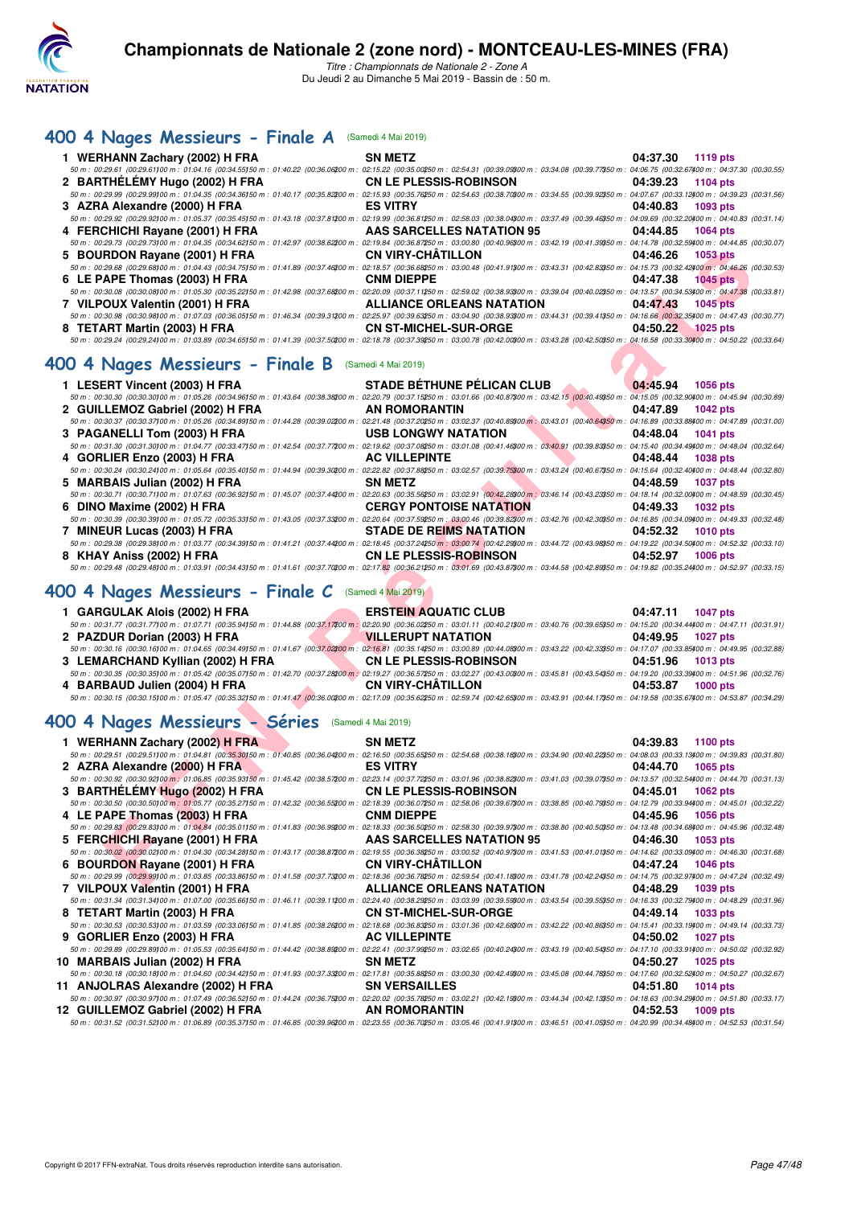# Championnats de Nationale 2 (zone nord) - MONTCEAU-LES-MINES (FRA)

*Titre : Championnats de Nationale 2 - Zone A*
Du Jeudi 2 au Dimanche 5 Mai 2019 - Bassin de : 50 m.

## 400 4 Nages Messieurs - Finale A (Samedi 4 Mai 2019)

| Rang | Nom | Club | Temps | Points |
|---|---|---|---|---|
| 1 | WERHANN Zachary (2002) H FRA | SN METZ | 04:37.30 | 1119 pts |
| | 50 m : 00:29.61 (00:29.61) 100 m : 01:04.16 (00:34.55) 150 m : 01:40.22 (00:36.06) 200 m : 02:15.22 (00:35.00) 250 m : 02:54.31 (00:39.09) 300 m : 03:34.08 (00:39.77) 350 m : 04:06.75 (00:32.67) 400 m : 04:37.30 (00:30.55) | | | |
| 2 | BARTHÉLÉMY Hugo (2002) H FRA | CN LE PLESSIS-ROBINSON | 04:39.23 | 1104 pts |
| | 50 m : 00:29.99 (00:29.99) 100 m : 01:04.35 (00:34.36) 150 m : 01:40.17 (00:35.82) 200 m : 02:15.93 (00:35.76) 250 m : 02:54.63 (00:38.70) 300 m : 03:34.55 (00:39.92) 350 m : 04:07.67 (00:33.12) 400 m : 04:39.23 (00:31.56) | | | |
| 3 | AZRA Alexandre (2000) H FRA | ES VITRY | 04:40.83 | 1093 pts |
| | 50 m : 00:29.92 (00:29.92) 100 m : 01:05.37 (00:35.45) 150 m : 01:43.18 (00:37.81) 200 m : 02:19.99 (00:36.81) 250 m : 02:58.03 (00:38.04) 300 m : 03:37.49 (00:39.46) 350 m : 04:09.69 (00:32.20) 400 m : 04:40.83 (00:31.14) | | | |
| 4 | FERCHICHI Rayane (2001) H FRA | AAS SARCELLES NATATION 95 | 04:44.85 | 1064 pts |
| | 50 m : 00:29.73 (00:29.73) 100 m : 01:04.35 (00:34.62) 150 m : 01:42.97 (00:38.62) 200 m : 02:19.84 (00:36.87) 250 m : 03:00.80 (00:40.96) 300 m : 03:42.19 (00:41.39) 350 m : 04:14.78 (00:32.59) 400 m : 04:44.85 (00:30.07) | | | |
| 5 | BOURDON Rayane (2001) H FRA | CN VIRY-CHÂTILLON | 04:46.26 | 1053 pts |
| | 50 m : 00:29.68 (00:29.68) 100 m : 01:04.43 (00:34.75) 150 m : 01:41.89 (00:37.46) 200 m : 02:18.57 (00:36.68) 250 m : 03:00.48 (00:41.91) 300 m : 03:43.31 (00:42.83) 350 m : 04:15.73 (00:32.42) 400 m : 04:46.26 (00:30.53) | | | |
| 6 | LE PAPE Thomas (2003) H FRA | CNM DIEPPE | 04:47.38 | 1045 pts |
| | 50 m : 00:30.08 (00:30.08) 100 m : 01:05.30 (00:35.22) 150 m : 01:42.98 (00:37.68) 200 m : 02:20.09 (00:37.11) 250 m : 02:59.02 (00:38.93) 300 m : 03:39.04 (00:40.02) 350 m : 04:13.57 (00:34.53) 400 m : 04:47.38 (00:33.81) | | | |
| 7 | VILPOUX Valentin (2001) H FRA | ALLIANCE ORLEANS NATATION | 04:47.43 | 1045 pts |
| | 50 m : 00:30.98 (00:30.98) 100 m : 01:07.03 (00:36.05) 150 m : 01:46.34 (00:39.31) 200 m : 02:25.97 (00:39.63) 250 m : 03:04.90 (00:38.93) 300 m : 03:44.31 (00:39.41) 350 m : 04:16.66 (00:32.35) 400 m : 04:47.43 (00:30.77) | | | |
| 8 | TETART Martin (2003) H FRA | CN ST-MICHEL-SUR-ORGE | 04:50.22 | 1025 pts |
| | 50 m : 00:29.24 (00:29.24) 100 m : 01:03.89 (00:34.65) 150 m : 01:41.39 (00:37.50) 200 m : 02:18.78 (00:37.39) 250 m : 03:00.78 (00:42.00) 300 m : 03:43.28 (00:42.50) 350 m : 04:16.58 (00:33.30) 400 m : 04:50.22 (00:33.64) | | | |

## 400 4 Nages Messieurs - Finale B (Samedi 4 Mai 2019)

| Rang | Nom | Club | Temps | Points |
|---|---|---|---|---|
| 1 | LESERT Vincent (2003) H FRA | STADE BÉTHUNE PÉLICAN CLUB | 04:45.94 | 1056 pts |
| | 50 m : 00:30.30 (00:30.30) 100 m : 01:05.26 (00:34.96) 150 m : 01:43.64 (00:38.38) 200 m : 02:20.79 (00:37.15) 250 m : 03:01.66 (00:40.87) 300 m : 03:42.15 (00:40.49) 350 m : 04:15.05 (00:32.90) 400 m : 04:45.94 (00:30.89) | | | |
| 2 | GUILLEMOZ Gabriel (2002) H FRA | AN ROMORANTIN | 04:47.89 | 1042 pts |
| | 50 m : 00:30.37 (00:30.37) 100 m : 01:05.26 (00:34.89) 150 m : 01:44.28 (00:39.02) 200 m : 02:21.48 (00:37.20) 250 m : 03:02.37 (00:40.89) 300 m : 03:43.01 (00:40.64) 350 m : 04:16.89 (00:33.88) 400 m : 04:47.89 (00:31.00) | | | |
| 3 | PAGANELLI Tom (2003) H FRA | USB LONGWY NATATION | 04:48.04 | 1041 pts |
| | 50 m : 00:31.30 (00:31.30) 100 m : 01:04.77 (00:33.47) 150 m : 01:42.54 (00:37.77) 200 m : 02:19.62 (00:37.08) 250 m : 03:01.08 (00:41.46) 300 m : 03:40.91 (00:39.83) 350 m : 04:15.40 (00:34.49) 400 m : 04:48.04 (00:32.64) | | | |
| 4 | GORLIER Enzo (2003) H FRA | AC VILLEPINTE | 04:48.44 | 1038 pts |
| | 50 m : 00:30.24 (00:30.24) 100 m : 01:05.64 (00:35.40) 150 m : 01:44.94 (00:39.30) 200 m : 02:22.82 (00:37.88) 250 m : 03:02.57 (00:39.75) 300 m : 03:43.24 (00:40.67) 350 m : 04:15.64 (00:32.40) 400 m : 04:48.44 (00:32.80) | | | |
| 5 | MARBAIS Julian (2002) H FRA | SN METZ | 04:48.59 | 1037 pts |
| | 50 m : 00:30.71 (00:30.71) 100 m : 01:07.63 (00:36.92) 150 m : 01:45.07 (00:37.44) 200 m : 02:20.63 (00:35.56) 250 m : 03:02.91 (00:42.28) 300 m : 03:46.14 (00:43.23) 350 m : 04:18.14 (00:32.00) 400 m : 04:48.59 (00:30.45) | | | |
| 6 | DINO Maxime (2002) H FRA | CERGY PONTOISE NATATION | 04:49.33 | 1032 pts |
| | 50 m : 00:30.39 (00:30.39) 100 m : 01:05.72 (00:35.33) 150 m : 01:43.05 (00:37.33) 200 m : 02:20.64 (00:37.59) 250 m : 03:00.46 (00:39.82) 300 m : 03:42.76 (00:42.30) 350 m : 04:16.85 (00:34.09) 400 m : 04:49.33 (00:32.48) | | | |
| 7 | MINEUR Lucas (2003) H FRA | STADE DE REIMS NATATION | 04:52.32 | 1010 pts |
| | 50 m : 00:29.38 (00:29.38) 100 m : 01:03.77 (00:34.39) 150 m : 01:41.21 (00:37.44) 200 m : 02:18.45 (00:37.24) 250 m : 03:00.74 (00:42.29) 300 m : 03:44.72 (00:43.98) 350 m : 04:19.22 (00:34.50) 400 m : 04:52.32 (00:33.10) | | | |
| 8 | KHAY Aniss (2002) H FRA | CN LE PLESSIS-ROBINSON | 04:52.97 | 1006 pts |
| | 50 m : 00:29.48 (00:29.48) 100 m : 01:03.91 (00:34.43) 150 m : 01:41.61 (00:37.70) 200 m : 02:17.82 (00:36.21) 250 m : 03:01.69 (00:43.87) 300 m : 03:44.58 (00:42.89) 350 m : 04:19.82 (00:35.24) 400 m : 04:52.97 (00:33.15) | | | |

## 400 4 Nages Messieurs - Finale C (Samedi 4 Mai 2019)

| Rang | Nom | Club | Temps | Points |
|---|---|---|---|---|
| 1 | GARGULAK Alois (2002) H FRA | ERSTEIN AQUATIC CLUB | 04:47.11 | 1047 pts |
| | 50 m : 00:31.77 (00:31.77) 100 m : 01:07.71 (00:35.94) 150 m : 01:44.88 (00:37.17) 200 m : 02:20.90 (00:36.02) 250 m : 03:01.11 (00:40.21) 300 m : 03:40.76 (00:39.65) 350 m : 04:15.20 (00:34.44) 400 m : 04:47.11 (00:31.91) | | | |
| 2 | PAZDUR Dorian (2003) H FRA | VILLERUPT NATATION | 04:49.95 | 1027 pts |
| | 50 m : 00:30.16 (00:30.16) 100 m : 01:04.65 (00:34.49) 150 m : 01:41.67 (00:37.02) 200 m : 02:16.81 (00:35.14) 250 m : 03:00.89 (00:44.08) 300 m : 03:43.22 (00:42.33) 350 m : 04:17.07 (00:33.85) 400 m : 04:49.95 (00:32.88) | | | |
| 3 | LEMARCHAND Kyllian (2002) H FRA | CN LE PLESSIS-ROBINSON | 04:51.96 | 1013 pts |
| | 50 m : 00:30.35 (00:30.35) 100 m : 01:05.42 (00:35.07) 150 m : 01:42.70 (00:37.28) 200 m : 02:19.27 (00:36.57) 250 m : 03:02.27 (00:43.00) 300 m : 03:45.81 (00:43.54) 350 m : 04:19.20 (00:33.39) 400 m : 04:51.96 (00:32.76) | | | |
| 4 | BARBAUD Julien (2004) H FRA | CN VIRY-CHÂTILLON | 04:53.87 | 1000 pts |
| | 50 m : 00:30.15 (00:30.15) 100 m : 01:05.47 (00:35.32) 150 m : 01:41.47 (00:36.00) 200 m : 02:17.09 (00:35.62) 250 m : 02:59.74 (00:42.65) 300 m : 03:43.91 (00:44.17) 350 m : 04:19.58 (00:35.67) 400 m : 04:53.87 (00:34.29) | | | |

## 400 4 Nages Messieurs - Séries (Samedi 4 Mai 2019)

| Rang | Nom | Club | Temps | Points |
|---|---|---|---|---|
| 1 | WERHANN Zachary (2002) H FRA | SN METZ | 04:39.83 | 1100 pts |
| | 50 m : 00:29.51 (00:29.51) 100 m : 01:04.81 (00:35.30) 150 m : 01:40.85 (00:36.04) 200 m : 02:16.50 (00:35.65) 250 m : 02:54.68 (00:38.18) 300 m : 03:34.90 (00:40.22) 350 m : 04:08.03 (00:33.13) 400 m : 04:39.83 (00:31.80) | | | |
| 2 | AZRA Alexandre (2000) H FRA | ES VITRY | 04:44.70 | 1065 pts |
| | 50 m : 00:30.92 (00:30.92) 100 m : 01:06.85 (00:35.93) 150 m : 01:45.42 (00:38.57) 200 m : 02:23.14 (00:37.72) 250 m : 03:01.96 (00:38.82) 300 m : 03:41.03 (00:39.07) 350 m : 04:13.57 (00:32.54) 400 m : 04:44.70 (00:31.13) | | | |
| 3 | BARTHÉLÉMY Hugo (2002) H FRA | CN LE PLESSIS-ROBINSON | 04:45.01 | 1062 pts |
| | 50 m : 00:30.50 (00:30.50) 100 m : 01:05.77 (00:35.27) 150 m : 01:42.32 (00:36.55) 200 m : 02:18.39 (00:36.07) 250 m : 02:58.06 (00:39.67) 300 m : 03:38.85 (00:40.79) 350 m : 04:12.79 (00:33.94) 400 m : 04:45.01 (00:32.22) | | | |
| 4 | LE PAPE Thomas (2003) H FRA | CNM DIEPPE | 04:45.96 | 1056 pts |
| | 50 m : 00:29.83 (00:29.83) 100 m : 01:04.84 (00:35.01) 150 m : 01:41.83 (00:36.99) 200 m : 02:18.33 (00:36.50) 250 m : 02:58.30 (00:39.97) 300 m : 03:38.80 (00:40.50) 350 m : 04:13.48 (00:34.68) 400 m : 04:45.96 (00:32.48) | | | |
| 5 | FERCHICHI Rayane (2001) H FRA | AAS SARCELLES NATATION 95 | 04:46.30 | 1053 pts |
| | 50 m : 00:30.02 (00:30.02) 100 m : 01:04.30 (00:34.28) 150 m : 01:43.17 (00:38.87) 200 m : 02:19.55 (00:36.38) 250 m : 03:00.52 (00:40.97) 300 m : 03:41.53 (00:41.01) 350 m : 04:14.62 (00:33.09) 400 m : 04:46.30 (00:31.68) | | | |
| 6 | BOURDON Rayane (2001) H FRA | CN VIRY-CHÂTILLON | 04:47.24 | 1046 pts |
| | 50 m : 00:29.99 (00:29.99) 100 m : 01:03.85 (00:33.86) 150 m : 01:41.58 (00:37.73) 200 m : 02:18.36 (00:36.78) 250 m : 02:59.54 (00:41.18) 300 m : 03:41.78 (00:42.24) 350 m : 04:14.75 (00:32.97) 400 m : 04:47.24 (00:32.49) | | | |
| 7 | VILPOUX Valentin (2001) H FRA | ALLIANCE ORLEANS NATATION | 04:48.29 | 1039 pts |
| | 50 m : 00:31.34 (00:31.34) 100 m : 01:07.00 (00:35.66) 150 m : 01:46.11 (00:39.11) 200 m : 02:24.40 (00:38.29) 250 m : 03:03.99 (00:39.59) 300 m : 03:43.54 (00:39.55) 350 m : 04:16.33 (00:32.79) 400 m : 04:48.29 (00:31.96) | | | |
| 8 | TETART Martin (2003) H FRA | CN ST-MICHEL-SUR-ORGE | 04:49.14 | 1033 pts |
| | 50 m : 00:30.53 (00:30.53) 100 m : 01:03.59 (00:33.06) 150 m : 01:41.85 (00:38.26) 200 m : 02:18.68 (00:36.83) 250 m : 03:01.36 (00:42.68) 300 m : 03:42.22 (00:40.86) 350 m : 04:15.41 (00:33.19) 400 m : 04:49.14 (00:33.73) | | | |
| 9 | GORLIER Enzo (2003) H FRA | AC VILLEPINTE | 04:50.02 | 1027 pts |
| | 50 m : 00:29.89 (00:29.89) 100 m : 01:05.53 (00:35.64) 150 m : 01:44.42 (00:38.89) 200 m : 02:22.41 (00:37.99) 250 m : 03:02.65 (00:40.24) 300 m : 03:43.19 (00:40.54) 350 m : 04:17.10 (00:33.91) 400 m : 04:50.02 (00:32.92) | | | |
| 10 | MARBAIS Julian (2002) H FRA | SN METZ | 04:50.27 | 1025 pts |
| | 50 m : 00:30.18 (00:30.18) 100 m : 01:04.60 (00:34.42) 150 m : 01:41.93 (00:37.33) 200 m : 02:17.81 (00:35.88) 250 m : 03:00.30 (00:42.49) 300 m : 03:45.08 (00:44.78) 350 m : 04:17.60 (00:32.52) 400 m : 04:50.27 (00:32.67) | | | |
| 11 | ANJOLRAS Alexandre (2002) H FRA | SN VERSAILLES | 04:51.80 | 1014 pts |
| | 50 m : 00:30.97 (00:30.97) 100 m : 01:07.49 (00:36.52) 150 m : 01:44.24 (00:36.75) 200 m : 02:20.02 (00:35.78) 250 m : 03:02.21 (00:42.19) 300 m : 03:44.34 (00:42.13) 350 m : 04:18.63 (00:34.29) 400 m : 04:51.80 (00:33.17) | | | |
| 12 | GUILLEMOZ Gabriel (2002) H FRA | AN ROMORANTIN | 04:52.53 | 1009 pts |
| | 50 m : 00:31.52 (00:31.52) 100 m : 01:06.89 (00:35.37) 150 m : 01:46.85 (00:39.96) 200 m : 02:23.55 (00:36.70) 250 m : 03:05.46 (00:41.91) 300 m : 03:46.51 (00:41.05) 350 m : 04:20.99 (00:34.48) 400 m : 04:52.53 (00:31.54) | | | |

Copyright © 2017 FFN-extraNat. Tous droits réservés reproduction interdite sans autorisation.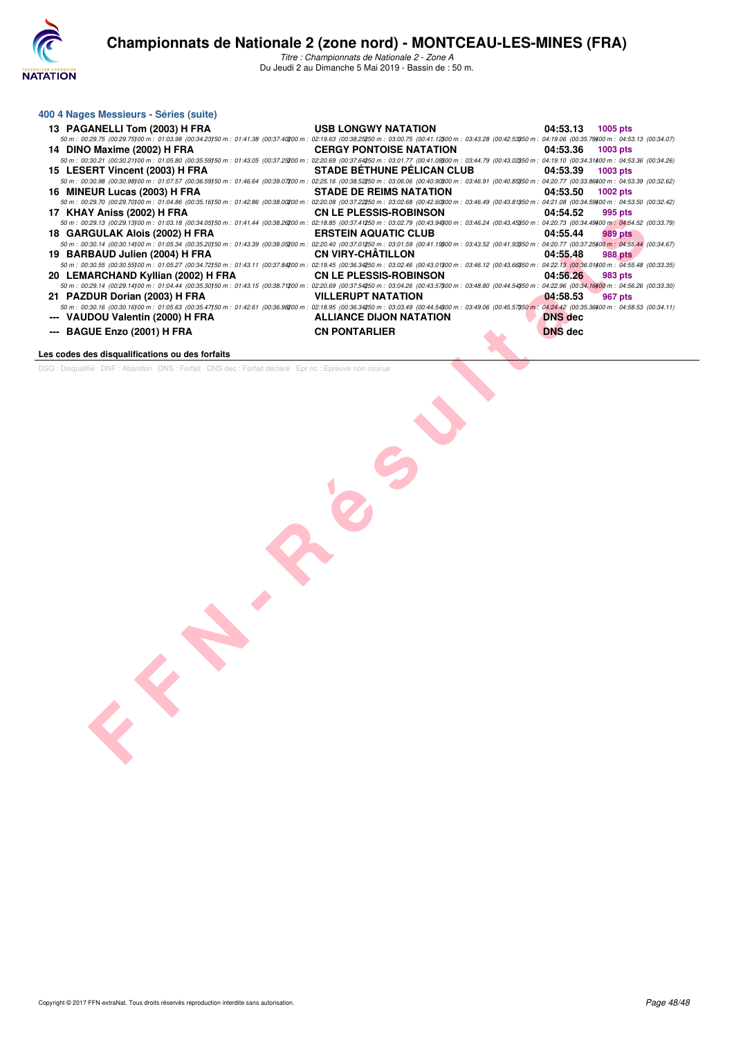# Championnats de Nationale 2 (zone nord) - MONTCEAU-LES-MINES (FRA)

*Titre : Championnats de Nationale 2 - Zone A*
Du Jeudi 2 au Dimanche 5 Mai 2019 - Bassin de : 50 m.

## 400 4 Nages Messieurs - Séries (suite)

| | | | |
|---|---|---|---|
| 13 PAGANELLI Tom (2003) H FRA | USB LONGWY NATATION | 04:53.13 | 1005 pts |
| *50 m : 00:29.75 (00:29.75) 100 m : 01:03.98 (00:34.23) 150 m : 01:41.38 (00:37.40) 200 m : 02:19.63 (00:38.25) 250 m : 03:00.75 (00:41.12) 300 m : 03:43.28 (00:42.53) 350 m : 04:19.06 (00:35.78) 400 m : 04:53.13 (00:34.07)* | | | |
| 14 DINO Maxime (2002) H FRA | CERGY PONTOISE NATATION | 04:53.36 | 1003 pts |
| *50 m : 00:30.21 (00:30.21) 100 m : 01:05.80 (00:35.59) 150 m : 01:43.05 (00:37.25) 200 m : 02:20.69 (00:37.64) 250 m : 03:01.77 (00:41.08) 300 m : 03:44.79 (00:43.02) 350 m : 04:19.10 (00:34.31) 400 m : 04:53.36 (00:34.26)* | | | |
| 15 LESERT Vincent (2003) H FRA | STADE BÉTHUNE PÉLICAN CLUB | 04:53.39 | 1003 pts |
| *50 m : 00:30.98 (00:30.98) 100 m : 01:07.57 (00:36.59) 150 m : 01:46.64 (00:39.07) 200 m : 02:25.16 (00:38.52) 250 m : 03:06.06 (00:40.90) 300 m : 03:46.91 (00:40.85) 350 m : 04:20.77 (00:33.86) 400 m : 04:53.39 (00:32.62)* | | | |
| 16 MINEUR Lucas (2003) H FRA | STADE DE REIMS NATATION | 04:53.50 | 1002 pts |
| *50 m : 00:29.70 (00:29.70) 100 m : 01:04.86 (00:35.16) 150 m : 01:42.86 (00:38.00) 200 m : 02:20.08 (00:37.22) 250 m : 03:02.68 (00:42.60) 300 m : 03:46.49 (00:43.81) 350 m : 04:21.08 (00:34.59) 400 m : 04:53.50 (00:32.42)* | | | |
| 17 KHAY Aniss (2002) H FRA | CN LE PLESSIS-ROBINSON | 04:54.52 | 995 pts |
| *50 m : 00:29.13 (00:29.13) 100 m : 01:03.18 (00:34.05) 150 m : 01:41.44 (00:38.26) 200 m : 02:18.85 (00:37.41) 250 m : 03:02.79 (00:43.94) 300 m : 03:46.24 (00:43.45) 350 m : 04:20.73 (00:34.49) 400 m : 04:54.52 (00:33.79)* | | | |
| 18 GARGULAK Alois (2002) H FRA | ERSTEIN AQUATIC CLUB | 04:55.44 | 989 pts |
| *50 m : 00:30.14 (00:30.14) 100 m : 01:05.34 (00:35.20) 150 m : 01:43.39 (00:38.05) 200 m : 02:20.40 (00:37.01) 250 m : 03:01.59 (00:41.19) 300 m : 03:43.52 (00:41.93) 350 m : 04:20.77 (00:37.25) 400 m : 04:55.44 (00:34.67)* | | | |
| 19 BARBAUD Julien (2004) H FRA | CN VIRY-CHÂTILLON | 04:55.48 | 988 pts |
| *50 m : 00:30.55 (00:30.55) 100 m : 01:05.27 (00:34.72) 150 m : 01:43.11 (00:37.84) 200 m : 02:19.45 (00:36.34) 250 m : 03:02.46 (00:43.01) 300 m : 03:46.12 (00:43.66) 350 m : 04:22.13 (00:36.01) 400 m : 04:55.48 (00:33.35)* | | | |
| 20 LEMARCHAND Kyllian (2002) H FRA | CN LE PLESSIS-ROBINSON | 04:56.26 | 983 pts |
| *50 m : 00:29.14 (00:29.14) 100 m : 01:04.44 (00:35.30) 150 m : 01:43.15 (00:38.71) 200 m : 02:20.69 (00:37.54) 250 m : 03:04.26 (00:43.57) 300 m : 03:48.80 (00:44.54) 350 m : 04:22.96 (00:34.16) 400 m : 04:56.26 (00:33.30)* | | | |
| 21 PAZDUR Dorian (2003) H FRA | VILLERUPT NATATION | 04:58.53 | 967 pts |
| *50 m : 00:30.16 (00:30.16) 100 m : 01:05.63 (00:35.47) 150 m : 01:42.61 (00:36.98) 200 m : 02:18.95 (00:36.34) 250 m : 03:03.49 (00:44.54) 300 m : 03:49.06 (00:45.57) 350 m : 04:24.42 (00:35.36) 400 m : 04:58.53 (00:34.11)* | | | |
| --- VAUDOU Valentin (2000) H FRA | ALLIANCE DIJON NATATION | DNS dec | |
| --- BAGUE Enzo (2001) H FRA | CN PONTARLIER | DNS dec | |

**Les codes des disqualifications ou des forfaits**

DSQ : Disqualifié DNF : Abandon DNS : Forfait DNS dec : Forfait déclaré Epr nc : Epreuve non courue